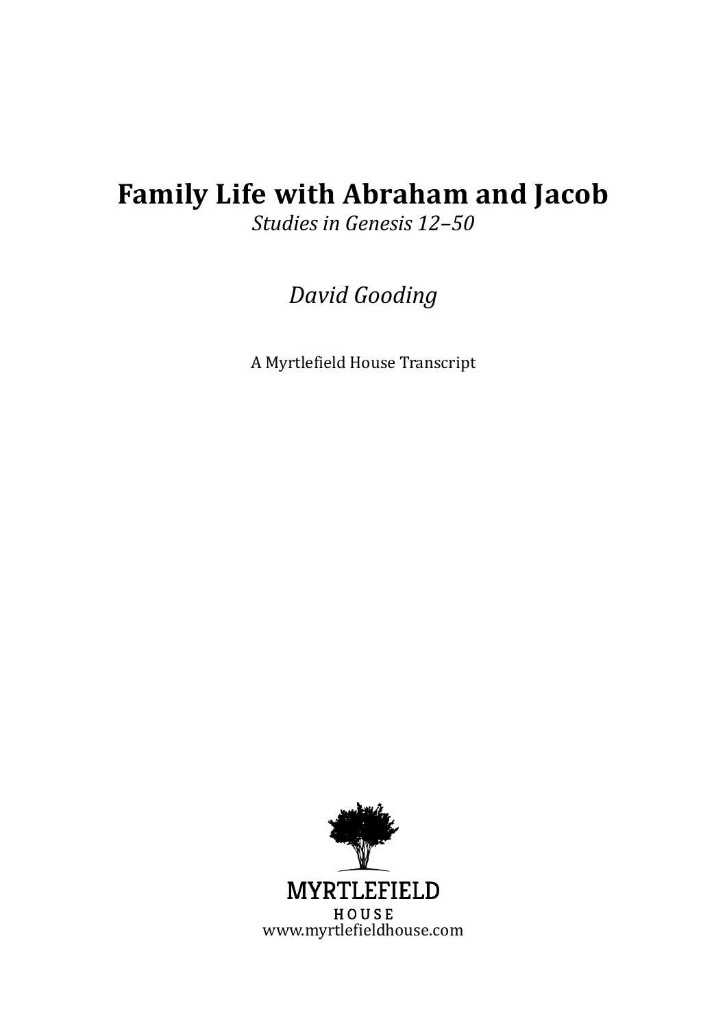# Family Life with Abraham and Jacob

*Studies in Genesis 12–50*

*David Gooding*

A Myrtlefield House Transcript

MYRTLEFIELD
HOUSE
www.myrtlefieldhouse.com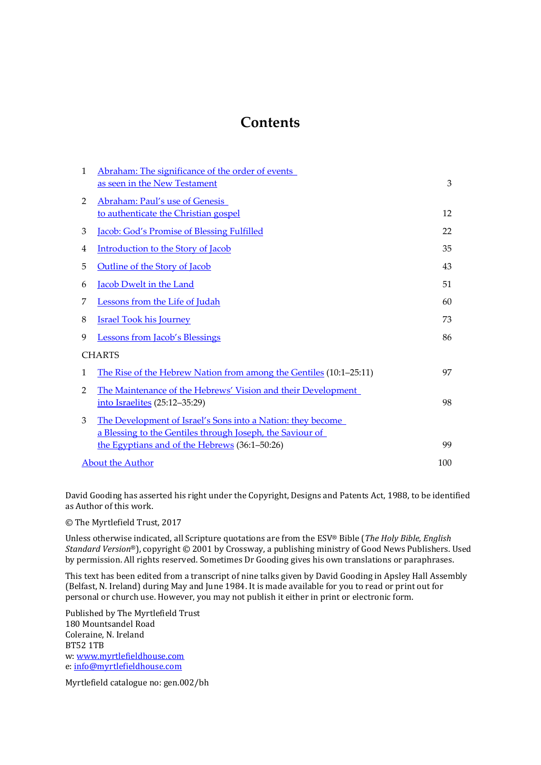# Contents

| | | |
|---|---|---|
| 1 | Abraham: The significance of the order of events as seen in the New Testament | 3 |
| 2 | Abraham: Paul's use of Genesis to authenticate the Christian gospel | 12 |
| 3 | Jacob: God's Promise of Blessing Fulfilled | 22 |
| 4 | Introduction to the Story of Jacob | 35 |
| 5 | Outline of the Story of Jacob | 43 |
| 6 | Jacob Dwelt in the Land | 51 |
| 7 | Lessons from the Life of Judah | 60 |
| 8 | Israel Took his Journey | 73 |
| 9 | Lessons from Jacob's Blessings | 86 |
| CHARTS | | |
| 1 | The Rise of the Hebrew Nation from among the Gentiles (10:1–25:11) | 97 |
| 2 | The Maintenance of the Hebrews' Vision and their Development into Israelites (25:12–35:29) | 98 |
| 3 | The Development of Israel's Sons into a Nation: they become a Blessing to the Gentiles through Joseph, the Saviour of the Egyptians and of the Hebrews (36:1–50:26) | 99 |
| About the Author | | 100 |

David Gooding has asserted his right under the Copyright, Designs and Patents Act, 1988, to be identified as Author of this work.

© The Myrtlefield Trust, 2017

Unless otherwise indicated, all Scripture quotations are from the ESV® Bible (*The Holy Bible, English Standard Version*®), copyright © 2001 by Crossway, a publishing ministry of Good News Publishers. Used by permission. All rights reserved. Sometimes Dr Gooding gives his own translations or paraphrases.

This text has been edited from a transcript of nine talks given by David Gooding in Apsley Hall Assembly (Belfast, N. Ireland) during May and June 1984. It is made available for you to read or print out for personal or church use. However, you may not publish it either in print or electronic form.

Published by The Myrtlefield Trust
180 Mountsandel Road
Coleraine, N. Ireland
BT52 1TB
w: www.myrtlefieldhouse.com
e: info@myrtlefieldhouse.com

Myrtlefield catalogue no: gen.002/bh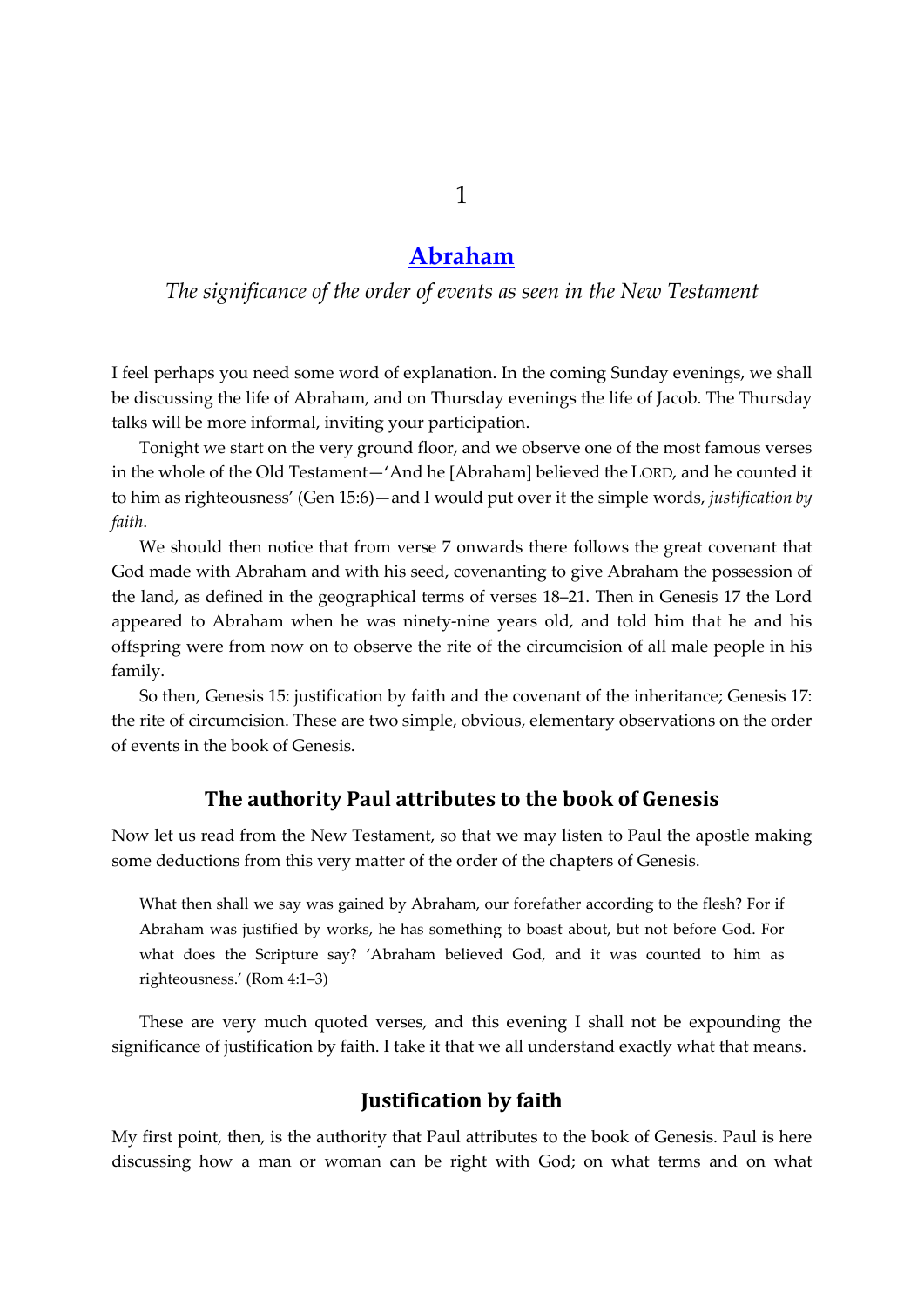# 1

## Abraham

*The significance of the order of events as seen in the New Testament*

I feel perhaps you need some word of explanation. In the coming Sunday evenings, we shall be discussing the life of Abraham, and on Thursday evenings the life of Jacob. The Thursday talks will be more informal, inviting your participation.

Tonight we start on the very ground floor, and we observe one of the most famous verses in the whole of the Old Testament—'And he [Abraham] believed the LORD, and he counted it to him as righteousness' (Gen 15:6)—and I would put over it the simple words, *justification by faith*.

We should then notice that from verse 7 onwards there follows the great covenant that God made with Abraham and with his seed, covenanting to give Abraham the possession of the land, as defined in the geographical terms of verses 18–21. Then in Genesis 17 the Lord appeared to Abraham when he was ninety-nine years old, and told him that he and his offspring were from now on to observe the rite of the circumcision of all male people in his family.

So then, Genesis 15: justification by faith and the covenant of the inheritance; Genesis 17: the rite of circumcision. These are two simple, obvious, elementary observations on the order of events in the book of Genesis.

### The authority Paul attributes to the book of Genesis

Now let us read from the New Testament, so that we may listen to Paul the apostle making some deductions from this very matter of the order of the chapters of Genesis.

> What then shall we say was gained by Abraham, our forefather according to the flesh? For if Abraham was justified by works, he has something to boast about, but not before God. For what does the Scripture say? 'Abraham believed God, and it was counted to him as righteousness.' (Rom 4:1–3)

These are very much quoted verses, and this evening I shall not be expounding the significance of justification by faith. I take it that we all understand exactly what that means.

### Justification by faith

My first point, then, is the authority that Paul attributes to the book of Genesis. Paul is here discussing how a man or woman can be right with God; on what terms and on what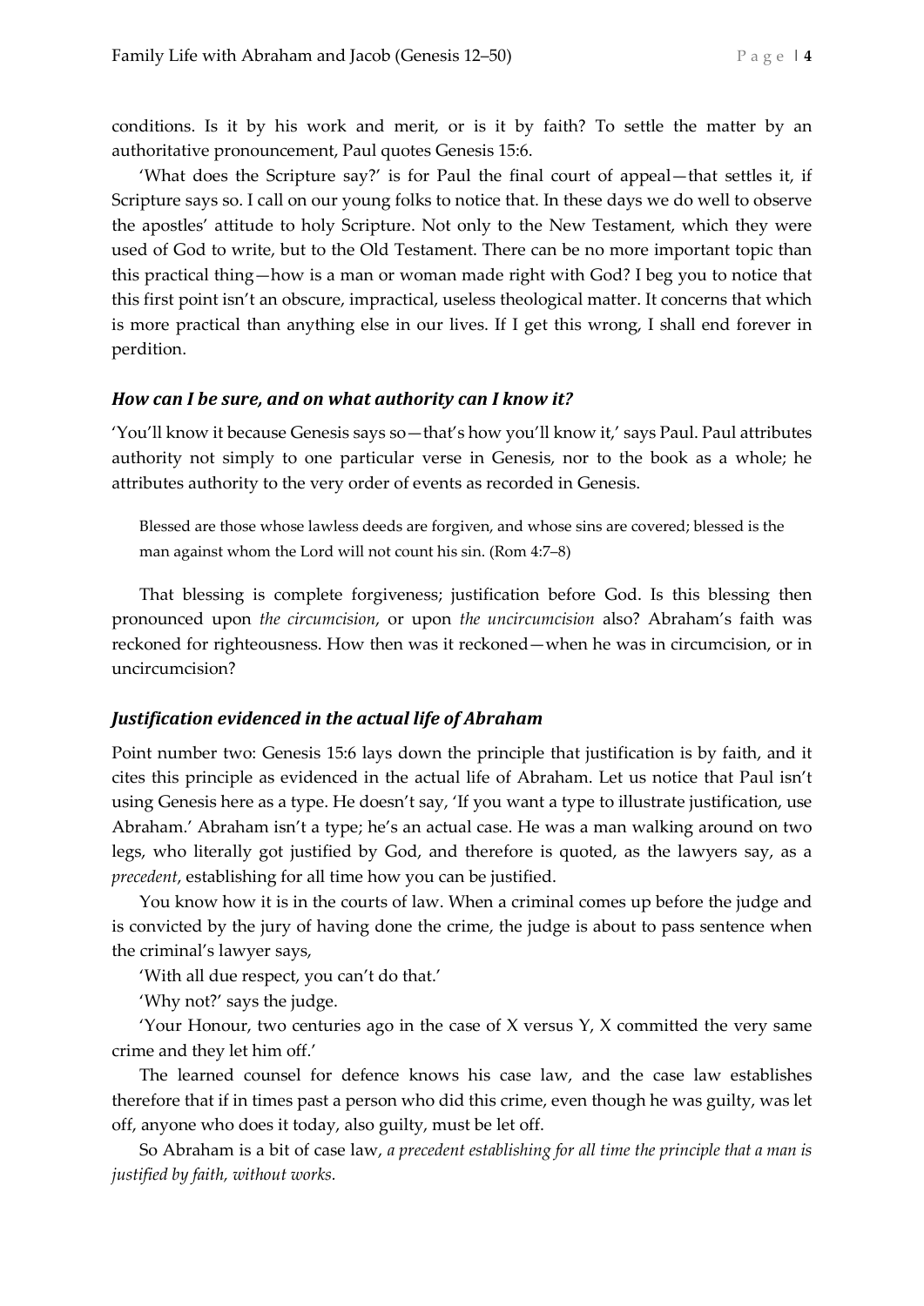conditions. Is it by his work and merit, or is it by faith? To settle the matter by an authoritative pronouncement, Paul quotes Genesis 15:6.

'What does the Scripture say?' is for Paul the final court of appeal—that settles it, if Scripture says so. I call on our young folks to notice that. In these days we do well to observe the apostles' attitude to holy Scripture. Not only to the New Testament, which they were used of God to write, but to the Old Testament. There can be no more important topic than this practical thing—how is a man or woman made right with God? I beg you to notice that this first point isn't an obscure, impractical, useless theological matter. It concerns that which is more practical than anything else in our lives. If I get this wrong, I shall end forever in perdition.

### *How can I be sure, and on what authority can I know it?*

'You'll know it because Genesis says so—that's how you'll know it,' says Paul. Paul attributes authority not simply to one particular verse in Genesis, nor to the book as a whole; he attributes authority to the very order of events as recorded in Genesis.

> Blessed are those whose lawless deeds are forgiven, and whose sins are covered; blessed is the man against whom the Lord will not count his sin. (Rom 4:7–8)

That blessing is complete forgiveness; justification before God. Is this blessing then pronounced upon *the circumcision*, or upon *the uncircumcision* also? Abraham's faith was reckoned for righteousness. How then was it reckoned—when he was in circumcision, or in uncircumcision?

### *Justification evidenced in the actual life of Abraham*

Point number two: Genesis 15:6 lays down the principle that justification is by faith, and it cites this principle as evidenced in the actual life of Abraham. Let us notice that Paul isn't using Genesis here as a type. He doesn't say, 'If you want a type to illustrate justification, use Abraham.' Abraham isn't a type; he's an actual case. He was a man walking around on two legs, who literally got justified by God, and therefore is quoted, as the lawyers say, as a *precedent*, establishing for all time how you can be justified.

You know how it is in the courts of law. When a criminal comes up before the judge and is convicted by the jury of having done the crime, the judge is about to pass sentence when the criminal's lawyer says,

'With all due respect, you can't do that.'

'Why not?' says the judge.

'Your Honour, two centuries ago in the case of X versus Y, X committed the very same crime and they let him off.'

The learned counsel for defence knows his case law, and the case law establishes therefore that if in times past a person who did this crime, even though he was guilty, was let off, anyone who does it today, also guilty, must be let off.

So Abraham is a bit of case law, *a precedent establishing for all time the principle that a man is justified by faith, without works.*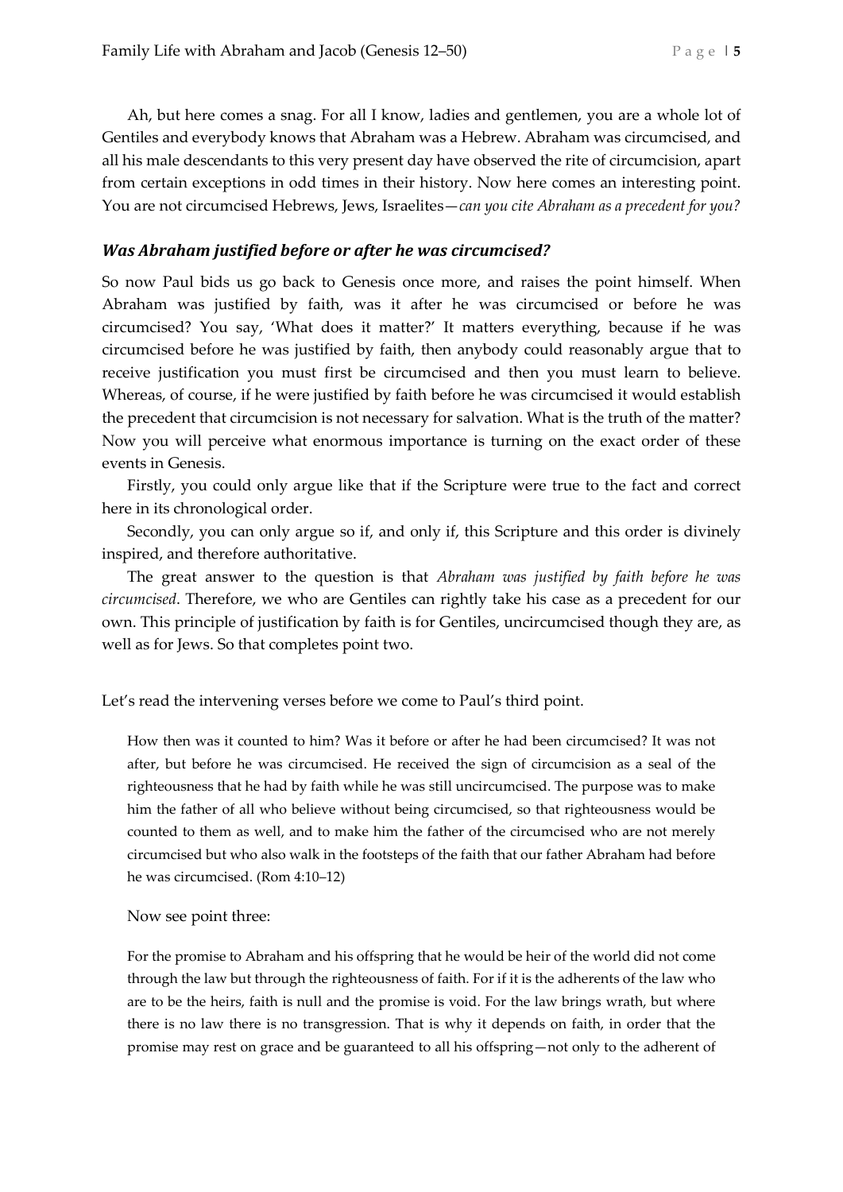Ah, but here comes a snag. For all I know, ladies and gentlemen, you are a whole lot of Gentiles and everybody knows that Abraham was a Hebrew. Abraham was circumcised, and all his male descendants to this very present day have observed the rite of circumcision, apart from certain exceptions in odd times in their history. Now here comes an interesting point. You are not circumcised Hebrews, Jews, Israelites—*can you cite Abraham as a precedent for you?*

### *Was Abraham justified before or after he was circumcised?*

So now Paul bids us go back to Genesis once more, and raises the point himself. When Abraham was justified by faith, was it after he was circumcised or before he was circumcised? You say, 'What does it matter?' It matters everything, because if he was circumcised before he was justified by faith, then anybody could reasonably argue that to receive justification you must first be circumcised and then you must learn to believe. Whereas, of course, if he were justified by faith before he was circumcised it would establish the precedent that circumcision is not necessary for salvation. What is the truth of the matter? Now you will perceive what enormous importance is turning on the exact order of these events in Genesis.

Firstly, you could only argue like that if the Scripture were true to the fact and correct here in its chronological order.

Secondly, you can only argue so if, and only if, this Scripture and this order is divinely inspired, and therefore authoritative.

The great answer to the question is that *Abraham was justified by faith before he was circumcised*. Therefore, we who are Gentiles can rightly take his case as a precedent for our own. This principle of justification by faith is for Gentiles, uncircumcised though they are, as well as for Jews. So that completes point two.

Let's read the intervening verses before we come to Paul's third point.

> How then was it counted to him? Was it before or after he had been circumcised? It was not after, but before he was circumcised. He received the sign of circumcision as a seal of the righteousness that he had by faith while he was still uncircumcised. The purpose was to make him the father of all who believe without being circumcised, so that righteousness would be counted to them as well, and to make him the father of the circumcised who are not merely circumcised but who also walk in the footsteps of the faith that our father Abraham had before he was circumcised. (Rom 4:10–12)

Now see point three:

> For the promise to Abraham and his offspring that he would be heir of the world did not come through the law but through the righteousness of faith. For if it is the adherents of the law who are to be the heirs, faith is null and the promise is void. For the law brings wrath, but where there is no law there is no transgression. That is why it depends on faith, in order that the promise may rest on grace and be guaranteed to all his offspring—not only to the adherent of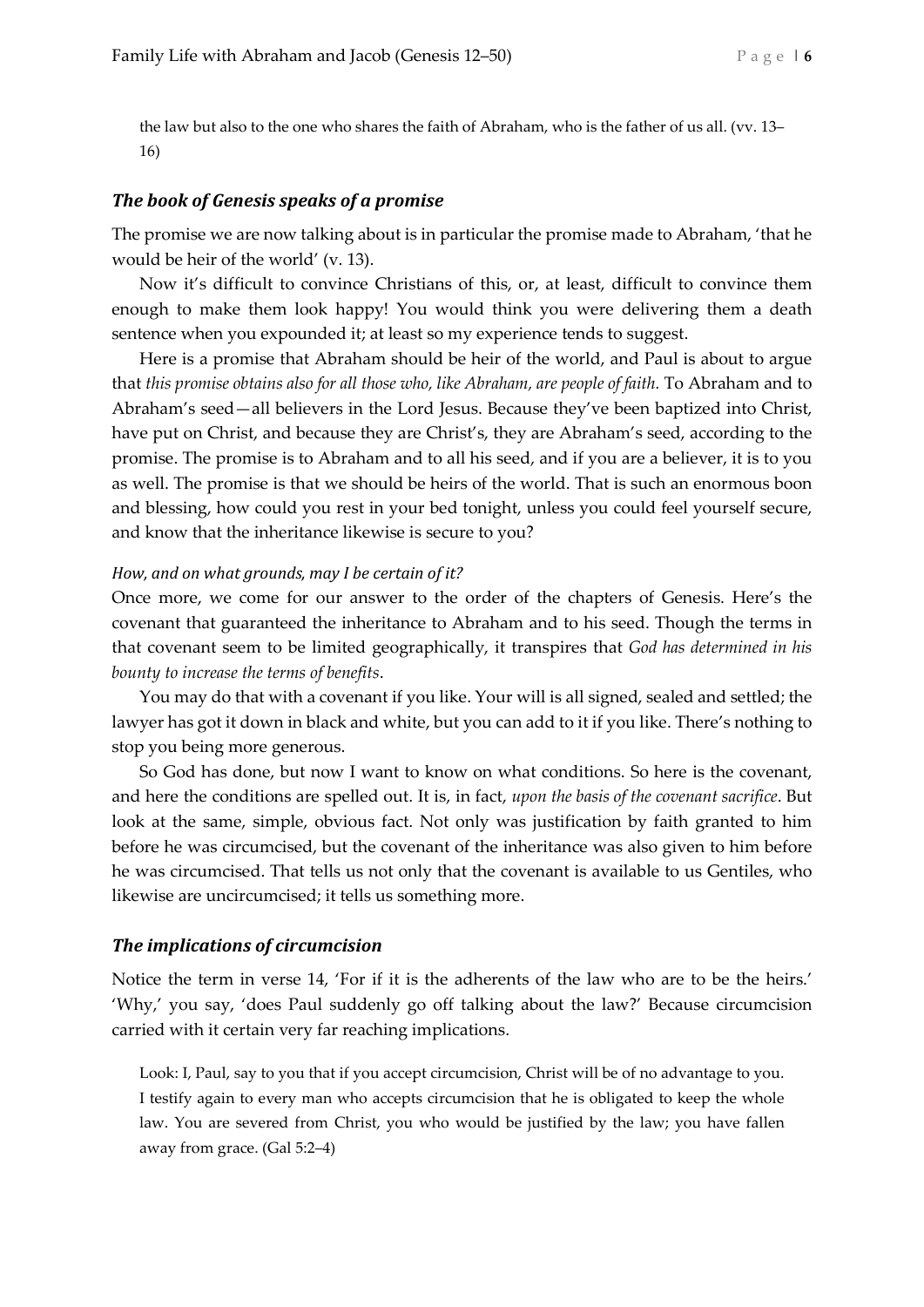the law but also to the one who shares the faith of Abraham, who is the father of us all. (vv. 13–16)

### *The book of Genesis speaks of a promise*

The promise we are now talking about is in particular the promise made to Abraham, 'that he would be heir of the world' (v. 13).

Now it's difficult to convince Christians of this, or, at least, difficult to convince them enough to make them look happy! You would think you were delivering them a death sentence when you expounded it; at least so my experience tends to suggest.

Here is a promise that Abraham should be heir of the world, and Paul is about to argue that *this promise obtains also for all those who, like Abraham, are people of faith.* To Abraham and to Abraham's seed—all believers in the Lord Jesus. Because they've been baptized into Christ, have put on Christ, and because they are Christ's, they are Abraham's seed, according to the promise. The promise is to Abraham and to all his seed, and if you are a believer, it is to you as well. The promise is that we should be heirs of the world. That is such an enormous boon and blessing, how could you rest in your bed tonight, unless you could feel yourself secure, and know that the inheritance likewise is secure to you?

#### *How, and on what grounds, may I be certain of it?*

Once more, we come for our answer to the order of the chapters of Genesis. Here's the covenant that guaranteed the inheritance to Abraham and to his seed. Though the terms in that covenant seem to be limited geographically, it transpires that *God has determined in his bounty to increase the terms of benefits*.

You may do that with a covenant if you like. Your will is all signed, sealed and settled; the lawyer has got it down in black and white, but you can add to it if you like. There's nothing to stop you being more generous.

So God has done, but now I want to know on what conditions. So here is the covenant, and here the conditions are spelled out. It is, in fact, *upon the basis of the covenant sacrifice*. But look at the same, simple, obvious fact. Not only was justification by faith granted to him before he was circumcised, but the covenant of the inheritance was also given to him before he was circumcised. That tells us not only that the covenant is available to us Gentiles, who likewise are uncircumcised; it tells us something more.

### *The implications of circumcision*

Notice the term in verse 14, 'For if it is the adherents of the law who are to be the heirs.' 'Why,' you say, 'does Paul suddenly go off talking about the law?' Because circumcision carried with it certain very far reaching implications.

> Look: I, Paul, say to you that if you accept circumcision, Christ will be of no advantage to you. I testify again to every man who accepts circumcision that he is obligated to keep the whole law. You are severed from Christ, you who would be justified by the law; you have fallen away from grace. (Gal 5:2–4)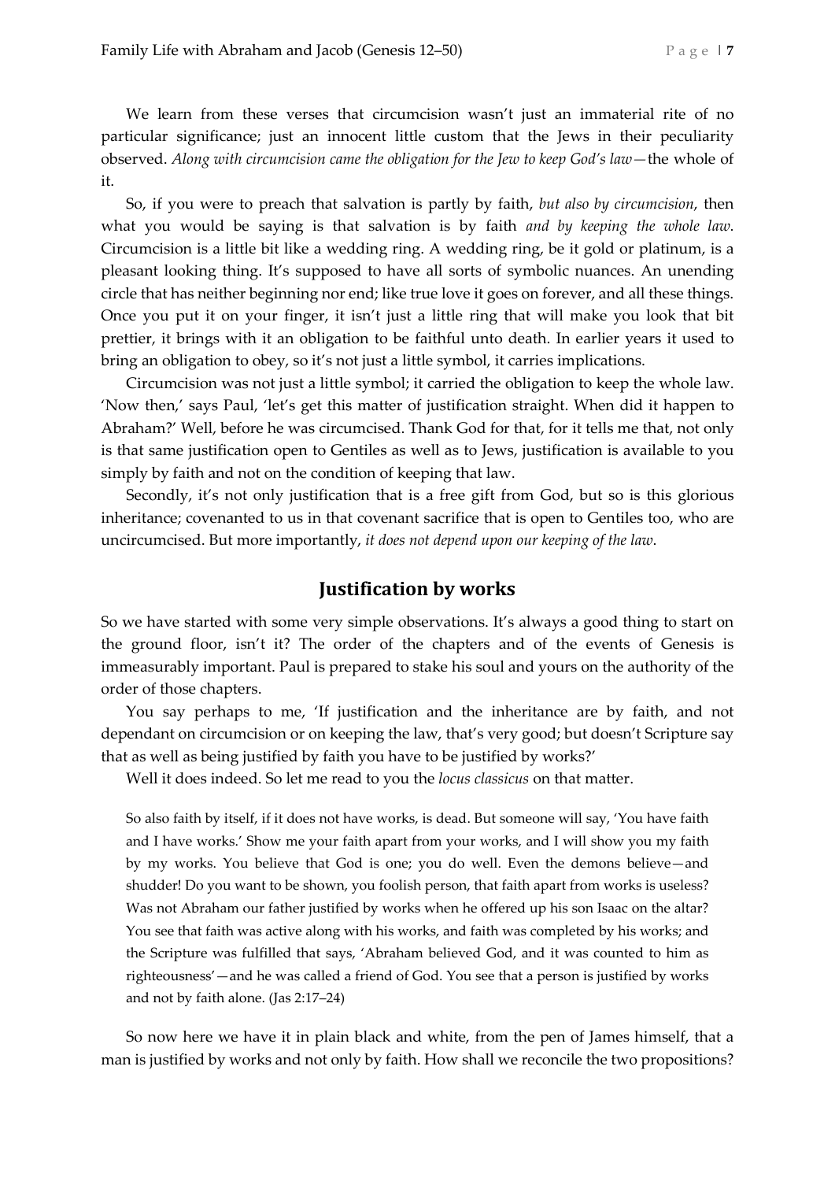We learn from these verses that circumcision wasn't just an immaterial rite of no particular significance; just an innocent little custom that the Jews in their peculiarity observed. *Along with circumcision came the obligation for the Jew to keep God's law*—the whole of it.

So, if you were to preach that salvation is partly by faith, *but also by circumcision*, then what you would be saying is that salvation is by faith *and by keeping the whole law*. Circumcision is a little bit like a wedding ring. A wedding ring, be it gold or platinum, is a pleasant looking thing. It's supposed to have all sorts of symbolic nuances. An unending circle that has neither beginning nor end; like true love it goes on forever, and all these things. Once you put it on your finger, it isn't just a little ring that will make you look that bit prettier, it brings with it an obligation to be faithful unto death. In earlier years it used to bring an obligation to obey, so it's not just a little symbol, it carries implications.

Circumcision was not just a little symbol; it carried the obligation to keep the whole law. 'Now then,' says Paul, 'let's get this matter of justification straight. When did it happen to Abraham?' Well, before he was circumcised. Thank God for that, for it tells me that, not only is that same justification open to Gentiles as well as to Jews, justification is available to you simply by faith and not on the condition of keeping that law.

Secondly, it's not only justification that is a free gift from God, but so is this glorious inheritance; covenanted to us in that covenant sacrifice that is open to Gentiles too, who are uncircumcised. But more importantly, *it does not depend upon our keeping of the law*.

## Justification by works

So we have started with some very simple observations. It's always a good thing to start on the ground floor, isn't it? The order of the chapters and of the events of Genesis is immeasurably important. Paul is prepared to stake his soul and yours on the authority of the order of those chapters.

You say perhaps to me, 'If justification and the inheritance are by faith, and not dependant on circumcision or on keeping the law, that's very good; but doesn't Scripture say that as well as being justified by faith you have to be justified by works?'

Well it does indeed. So let me read to you the *locus classicus* on that matter.

> So also faith by itself, if it does not have works, is dead. But someone will say, 'You have faith and I have works.' Show me your faith apart from your works, and I will show you my faith by my works. You believe that God is one; you do well. Even the demons believe—and shudder! Do you want to be shown, you foolish person, that faith apart from works is useless? Was not Abraham our father justified by works when he offered up his son Isaac on the altar? You see that faith was active along with his works, and faith was completed by his works; and the Scripture was fulfilled that says, 'Abraham believed God, and it was counted to him as righteousness'—and he was called a friend of God. You see that a person is justified by works and not by faith alone. (Jas 2:17–24)

So now here we have it in plain black and white, from the pen of James himself, that a man is justified by works and not only by faith. How shall we reconcile the two propositions?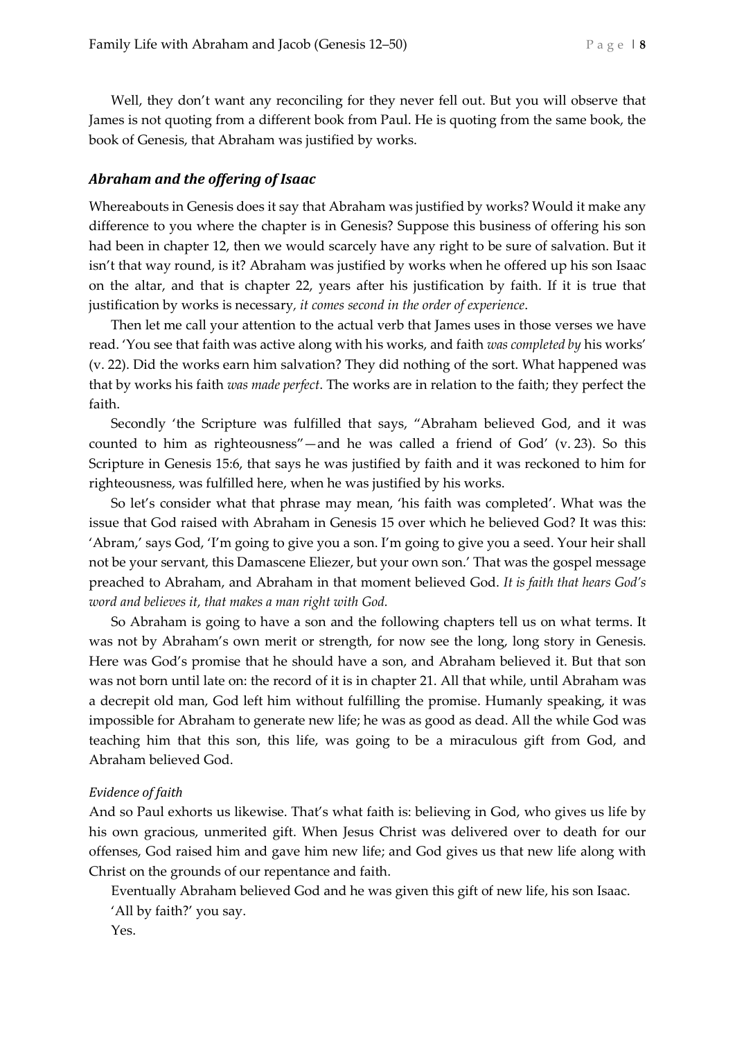Well, they don't want any reconciling for they never fell out. But you will observe that James is not quoting from a different book from Paul. He is quoting from the same book, the book of Genesis, that Abraham was justified by works.

### *Abraham and the offering of Isaac*

Whereabouts in Genesis does it say that Abraham was justified by works? Would it make any difference to you where the chapter is in Genesis? Suppose this business of offering his son had been in chapter 12, then we would scarcely have any right to be sure of salvation. But it isn't that way round, is it? Abraham was justified by works when he offered up his son Isaac on the altar, and that is chapter 22, years after his justification by faith. If it is true that justification by works is necessary, *it comes second in the order of experience*.

Then let me call your attention to the actual verb that James uses in those verses we have read. 'You see that faith was active along with his works, and faith *was completed by* his works' (v. 22). Did the works earn him salvation? They did nothing of the sort. What happened was that by works his faith *was made perfect*. The works are in relation to the faith; they perfect the faith.

Secondly 'the Scripture was fulfilled that says, "Abraham believed God, and it was counted to him as righteousness"—and he was called a friend of God' (v. 23). So this Scripture in Genesis 15:6, that says he was justified by faith and it was reckoned to him for righteousness, was fulfilled here, when he was justified by his works.

So let's consider what that phrase may mean, 'his faith was completed'. What was the issue that God raised with Abraham in Genesis 15 over which he believed God? It was this: 'Abram,' says God, 'I'm going to give you a son. I'm going to give you a seed. Your heir shall not be your servant, this Damascene Eliezer, but your own son.' That was the gospel message preached to Abraham, and Abraham in that moment believed God. *It is faith that hears God's word and believes it, that makes a man right with God.*

So Abraham is going to have a son and the following chapters tell us on what terms. It was not by Abraham's own merit or strength, for now see the long, long story in Genesis. Here was God's promise that he should have a son, and Abraham believed it. But that son was not born until late on: the record of it is in chapter 21. All that while, until Abraham was a decrepit old man, God left him without fulfilling the promise. Humanly speaking, it was impossible for Abraham to generate new life; he was as good as dead. All the while God was teaching him that this son, this life, was going to be a miraculous gift from God, and Abraham believed God.

#### *Evidence of faith*

And so Paul exhorts us likewise. That's what faith is: believing in God, who gives us life by his own gracious, unmerited gift. When Jesus Christ was delivered over to death for our offenses, God raised him and gave him new life; and God gives us that new life along with Christ on the grounds of our repentance and faith.

Eventually Abraham believed God and he was given this gift of new life, his son Isaac.

'All by faith?' you say.

Yes.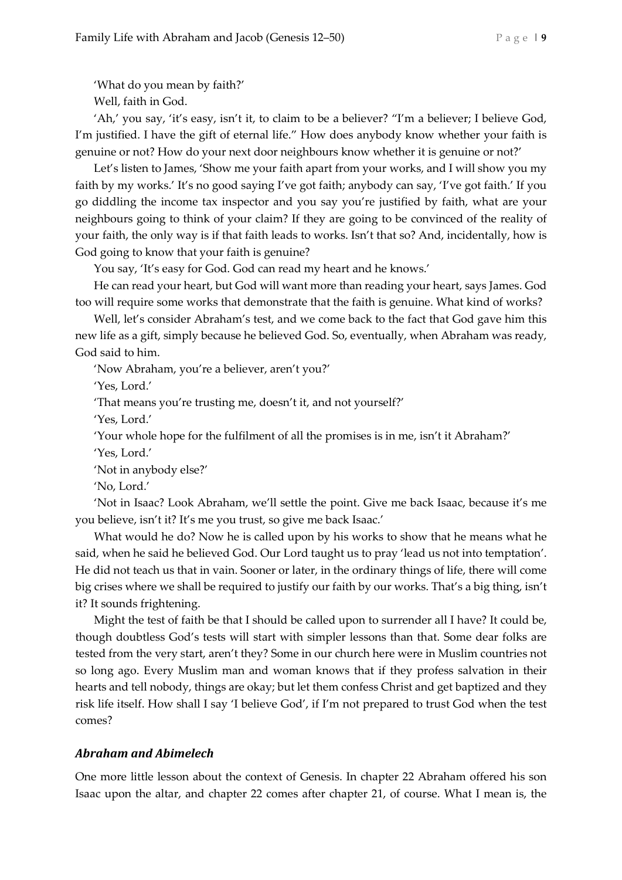'What do you mean by faith?'

Well, faith in God.

'Ah,' you say, 'it's easy, isn't it, to claim to be a believer? "I'm a believer; I believe God, I'm justified. I have the gift of eternal life." How does anybody know whether your faith is genuine or not? How do your next door neighbours know whether it is genuine or not?'

Let's listen to James, 'Show me your faith apart from your works, and I will show you my faith by my works.' It's no good saying I've got faith; anybody can say, 'I've got faith.' If you go diddling the income tax inspector and you say you're justified by faith, what are your neighbours going to think of your claim? If they are going to be convinced of the reality of your faith, the only way is if that faith leads to works. Isn't that so? And, incidentally, how is God going to know that your faith is genuine?

You say, 'It's easy for God. God can read my heart and he knows.'

He can read your heart, but God will want more than reading your heart, says James. God too will require some works that demonstrate that the faith is genuine. What kind of works?

Well, let's consider Abraham's test, and we come back to the fact that God gave him this new life as a gift, simply because he believed God. So, eventually, when Abraham was ready, God said to him.

'Now Abraham, you're a believer, aren't you?'

'Yes, Lord.'

'That means you're trusting me, doesn't it, and not yourself?'

'Yes, Lord.'

'Your whole hope for the fulfilment of all the promises is in me, isn't it Abraham?'

'Yes, Lord.'

'Not in anybody else?'

'No, Lord.'

'Not in Isaac? Look Abraham, we'll settle the point. Give me back Isaac, because it's me you believe, isn't it? It's me you trust, so give me back Isaac.'

What would he do? Now he is called upon by his works to show that he means what he said, when he said he believed God. Our Lord taught us to pray 'lead us not into temptation'. He did not teach us that in vain. Sooner or later, in the ordinary things of life, there will come big crises where we shall be required to justify our faith by our works. That's a big thing, isn't it? It sounds frightening.

Might the test of faith be that I should be called upon to surrender all I have? It could be, though doubtless God's tests will start with simpler lessons than that. Some dear folks are tested from the very start, aren't they? Some in our church here were in Muslim countries not so long ago. Every Muslim man and woman knows that if they profess salvation in their hearts and tell nobody, things are okay; but let them confess Christ and get baptized and they risk life itself. How shall I say 'I believe God', if I'm not prepared to trust God when the test comes?

### *Abraham and Abimelech*

One more little lesson about the context of Genesis. In chapter 22 Abraham offered his son Isaac upon the altar, and chapter 22 comes after chapter 21, of course. What I mean is, the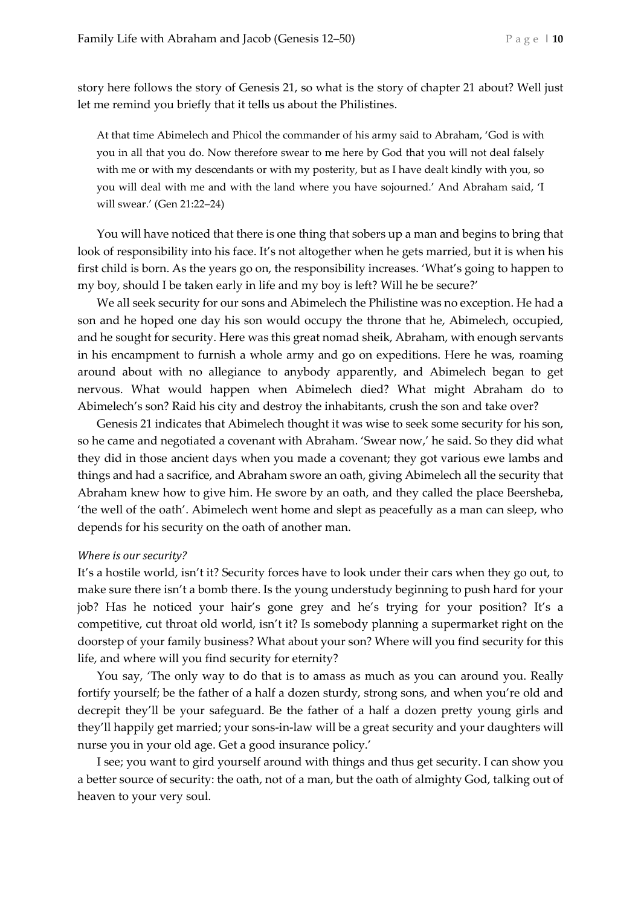story here follows the story of Genesis 21, so what is the story of chapter 21 about? Well just let me remind you briefly that it tells us about the Philistines.

> At that time Abimelech and Phicol the commander of his army said to Abraham, 'God is with you in all that you do. Now therefore swear to me here by God that you will not deal falsely with me or with my descendants or with my posterity, but as I have dealt kindly with you, so you will deal with me and with the land where you have sojourned.' And Abraham said, 'I will swear.' (Gen 21:22–24)

You will have noticed that there is one thing that sobers up a man and begins to bring that look of responsibility into his face. It's not altogether when he gets married, but it is when his first child is born. As the years go on, the responsibility increases. 'What's going to happen to my boy, should I be taken early in life and my boy is left? Will he be secure?'

We all seek security for our sons and Abimelech the Philistine was no exception. He had a son and he hoped one day his son would occupy the throne that he, Abimelech, occupied, and he sought for security. Here was this great nomad sheik, Abraham, with enough servants in his encampment to furnish a whole army and go on expeditions. Here he was, roaming around about with no allegiance to anybody apparently, and Abimelech began to get nervous. What would happen when Abimelech died? What might Abraham do to Abimelech's son? Raid his city and destroy the inhabitants, crush the son and take over?

Genesis 21 indicates that Abimelech thought it was wise to seek some security for his son, so he came and negotiated a covenant with Abraham. 'Swear now,' he said. So they did what they did in those ancient days when you made a covenant; they got various ewe lambs and things and had a sacrifice, and Abraham swore an oath, giving Abimelech all the security that Abraham knew how to give him. He swore by an oath, and they called the place Beersheba, 'the well of the oath'. Abimelech went home and slept as peacefully as a man can sleep, who depends for his security on the oath of another man.

*Where is our security?*

It's a hostile world, isn't it? Security forces have to look under their cars when they go out, to make sure there isn't a bomb there. Is the young understudy beginning to push hard for your job? Has he noticed your hair's gone grey and he's trying for your position? It's a competitive, cut throat old world, isn't it? Is somebody planning a supermarket right on the doorstep of your family business? What about your son? Where will you find security for this life, and where will you find security for eternity?

You say, 'The only way to do that is to amass as much as you can around you. Really fortify yourself; be the father of a half a dozen sturdy, strong sons, and when you're old and decrepit they'll be your safeguard. Be the father of a half a dozen pretty young girls and they'll happily get married; your sons-in-law will be a great security and your daughters will nurse you in your old age. Get a good insurance policy.'

I see; you want to gird yourself around with things and thus get security. I can show you a better source of security: the oath, not of a man, but the oath of almighty God, talking out of heaven to your very soul.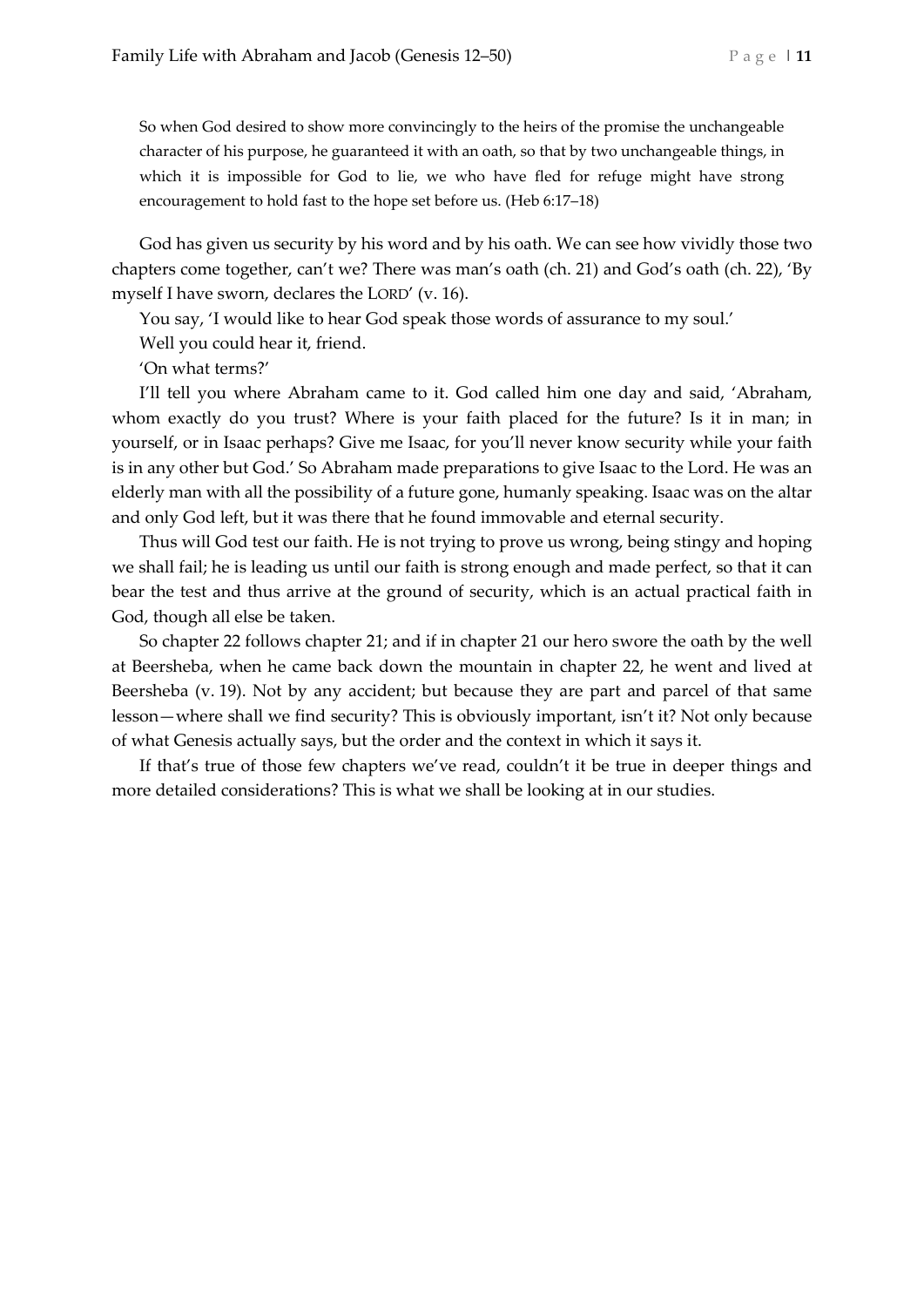> So when God desired to show more convincingly to the heirs of the promise the unchangeable character of his purpose, he guaranteed it with an oath, so that by two unchangeable things, in which it is impossible for God to lie, we who have fled for refuge might have strong encouragement to hold fast to the hope set before us. (Heb 6:17–18)

God has given us security by his word and by his oath. We can see how vividly those two chapters come together, can't we? There was man's oath (ch. 21) and God's oath (ch. 22), 'By myself I have sworn, declares the LORD' (v. 16).

You say, 'I would like to hear God speak those words of assurance to my soul.'

Well you could hear it, friend.

'On what terms?'

I'll tell you where Abraham came to it. God called him one day and said, 'Abraham, whom exactly do you trust? Where is your faith placed for the future? Is it in man; in yourself, or in Isaac perhaps? Give me Isaac, for you'll never know security while your faith is in any other but God.' So Abraham made preparations to give Isaac to the Lord. He was an elderly man with all the possibility of a future gone, humanly speaking. Isaac was on the altar and only God left, but it was there that he found immovable and eternal security.

Thus will God test our faith. He is not trying to prove us wrong, being stingy and hoping we shall fail; he is leading us until our faith is strong enough and made perfect, so that it can bear the test and thus arrive at the ground of security, which is an actual practical faith in God, though all else be taken.

So chapter 22 follows chapter 21; and if in chapter 21 our hero swore the oath by the well at Beersheba, when he came back down the mountain in chapter 22, he went and lived at Beersheba (v. 19). Not by any accident; but because they are part and parcel of that same lesson—where shall we find security? This is obviously important, isn't it? Not only because of what Genesis actually says, but the order and the context in which it says it.

If that's true of those few chapters we've read, couldn't it be true in deeper things and more detailed considerations? This is what we shall be looking at in our studies.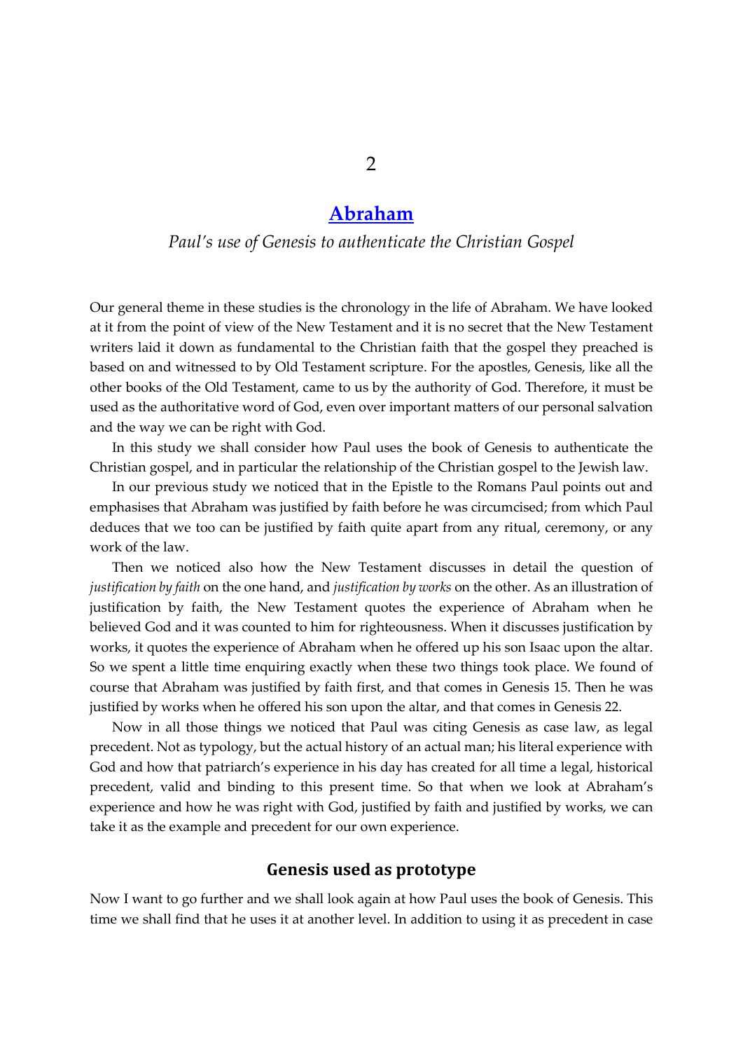# 2

## [Abraham](#)

*Paul's use of Genesis to authenticate the Christian Gospel*

Our general theme in these studies is the chronology in the life of Abraham. We have looked at it from the point of view of the New Testament and it is no secret that the New Testament writers laid it down as fundamental to the Christian faith that the gospel they preached is based on and witnessed to by Old Testament scripture. For the apostles, Genesis, like all the other books of the Old Testament, came to us by the authority of God. Therefore, it must be used as the authoritative word of God, even over important matters of our personal salvation and the way we can be right with God.

In this study we shall consider how Paul uses the book of Genesis to authenticate the Christian gospel, and in particular the relationship of the Christian gospel to the Jewish law.

In our previous study we noticed that in the Epistle to the Romans Paul points out and emphasises that Abraham was justified by faith before he was circumcised; from which Paul deduces that we too can be justified by faith quite apart from any ritual, ceremony, or any work of the law.

Then we noticed also how the New Testament discusses in detail the question of *justification by faith* on the one hand, and *justification by works* on the other. As an illustration of justification by faith, the New Testament quotes the experience of Abraham when he believed God and it was counted to him for righteousness. When it discusses justification by works, it quotes the experience of Abraham when he offered up his son Isaac upon the altar. So we spent a little time enquiring exactly when these two things took place. We found of course that Abraham was justified by faith first, and that comes in Genesis 15. Then he was justified by works when he offered his son upon the altar, and that comes in Genesis 22.

Now in all those things we noticed that Paul was citing Genesis as case law, as legal precedent. Not as typology, but the actual history of an actual man; his literal experience with God and how that patriarch's experience in his day has created for all time a legal, historical precedent, valid and binding to this present time. So that when we look at Abraham's experience and how he was right with God, justified by faith and justified by works, we can take it as the example and precedent for our own experience.

### Genesis used as prototype

Now I want to go further and we shall look again at how Paul uses the book of Genesis. This time we shall find that he uses it at another level. In addition to using it as precedent in case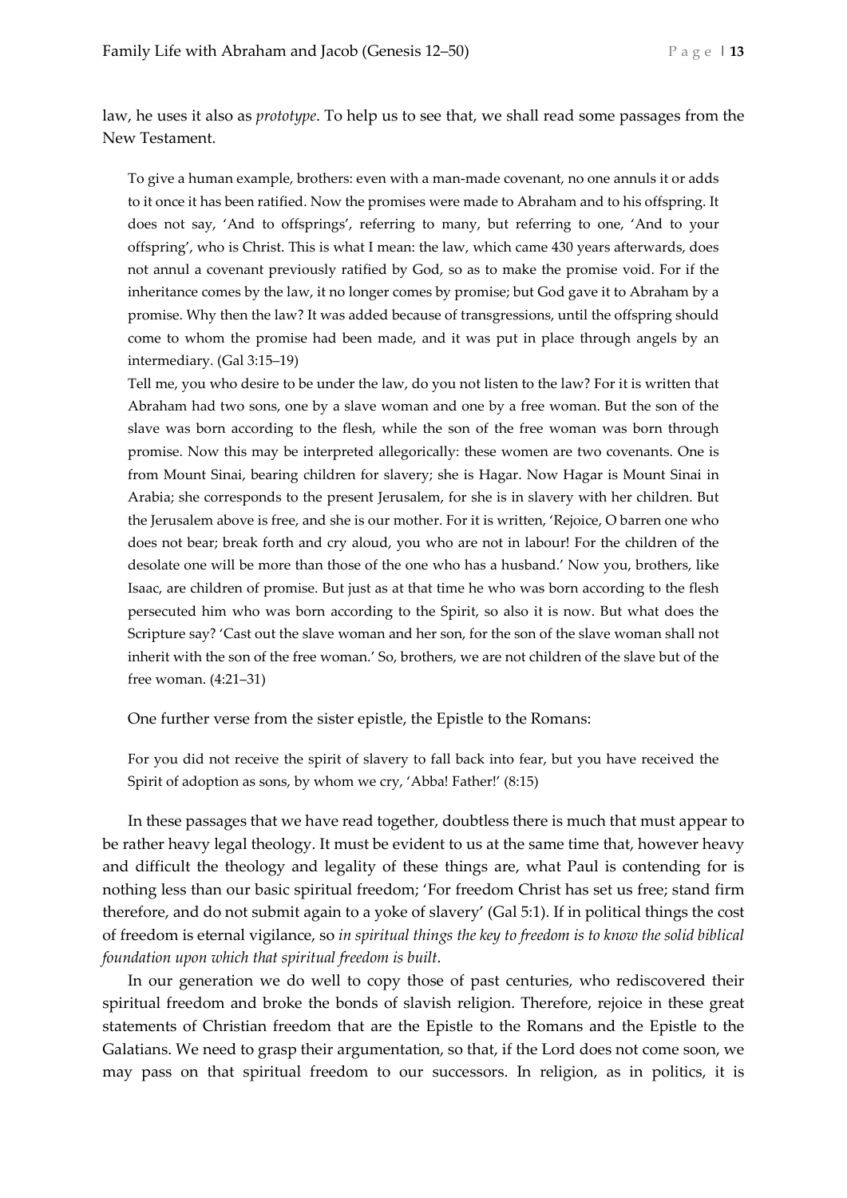law, he uses it also as *prototype*. To help us to see that, we shall read some passages from the New Testament.

> To give a human example, brothers: even with a man-made covenant, no one annuls it or adds to it once it has been ratified. Now the promises were made to Abraham and to his offspring. It does not say, 'And to offsprings', referring to many, but referring to one, 'And to your offspring', who is Christ. This is what I mean: the law, which came 430 years afterwards, does not annul a covenant previously ratified by God, so as to make the promise void. For if the inheritance comes by the law, it no longer comes by promise; but God gave it to Abraham by a promise. Why then the law? It was added because of transgressions, until the offspring should come to whom the promise had been made, and it was put in place through angels by an intermediary. (Gal 3:15–19)
>
> Tell me, you who desire to be under the law, do you not listen to the law? For it is written that Abraham had two sons, one by a slave woman and one by a free woman. But the son of the slave was born according to the flesh, while the son of the free woman was born through promise. Now this may be interpreted allegorically: these women are two covenants. One is from Mount Sinai, bearing children for slavery; she is Hagar. Now Hagar is Mount Sinai in Arabia; she corresponds to the present Jerusalem, for she is in slavery with her children. But the Jerusalem above is free, and she is our mother. For it is written, 'Rejoice, O barren one who does not bear; break forth and cry aloud, you who are not in labour! For the children of the desolate one will be more than those of the one who has a husband.' Now you, brothers, like Isaac, are children of promise. But just as at that time he who was born according to the flesh persecuted him who was born according to the Spirit, so also it is now. But what does the Scripture say? 'Cast out the slave woman and her son, for the son of the slave woman shall not inherit with the son of the free woman.' So, brothers, we are not children of the slave but of the free woman. (4:21–31)

One further verse from the sister epistle, the Epistle to the Romans:

> For you did not receive the spirit of slavery to fall back into fear, but you have received the Spirit of adoption as sons, by whom we cry, 'Abba! Father!' (8:15)

In these passages that we have read together, doubtless there is much that must appear to be rather heavy legal theology. It must be evident to us at the same time that, however heavy and difficult the theology and legality of these things are, what Paul is contending for is nothing less than our basic spiritual freedom; 'For freedom Christ has set us free; stand firm therefore, and do not submit again to a yoke of slavery' (Gal 5:1). If in political things the cost of freedom is eternal vigilance, so *in spiritual things the key to freedom is to know the solid biblical foundation upon which that spiritual freedom is built*.

In our generation we do well to copy those of past centuries, who rediscovered their spiritual freedom and broke the bonds of slavish religion. Therefore, rejoice in these great statements of Christian freedom that are the Epistle to the Romans and the Epistle to the Galatians. We need to grasp their argumentation, so that, if the Lord does not come soon, we may pass on that spiritual freedom to our successors. In religion, as in politics, it is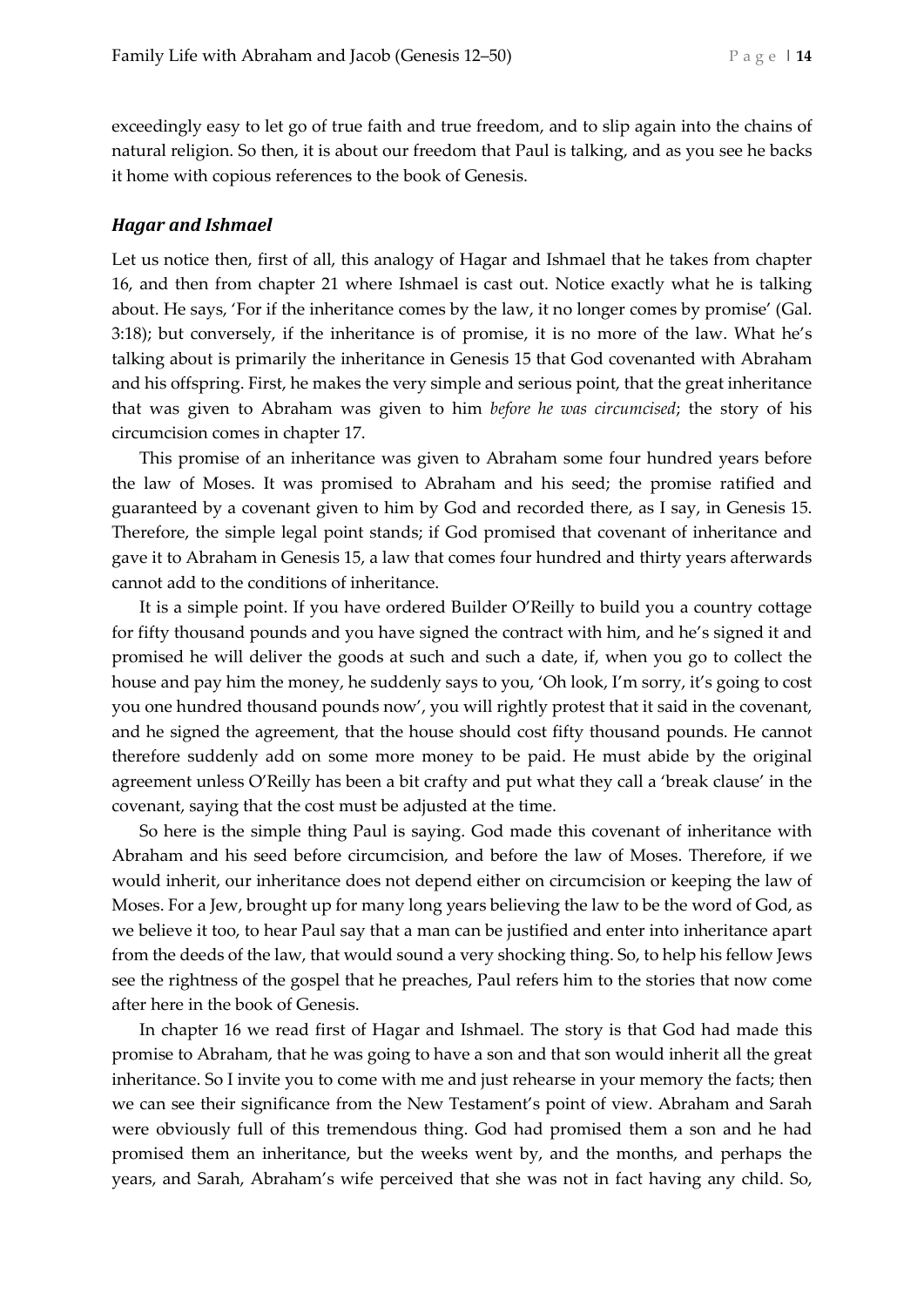exceedingly easy to let go of true faith and true freedom, and to slip again into the chains of natural religion. So then, it is about our freedom that Paul is talking, and as you see he backs it home with copious references to the book of Genesis.

### *Hagar and Ishmael*

Let us notice then, first of all, this analogy of Hagar and Ishmael that he takes from chapter 16, and then from chapter 21 where Ishmael is cast out. Notice exactly what he is talking about. He says, 'For if the inheritance comes by the law, it no longer comes by promise' (Gal. 3:18); but conversely, if the inheritance is of promise, it is no more of the law. What he's talking about is primarily the inheritance in Genesis 15 that God covenanted with Abraham and his offspring. First, he makes the very simple and serious point, that the great inheritance that was given to Abraham was given to him *before he was circumcised*; the story of his circumcision comes in chapter 17.

This promise of an inheritance was given to Abraham some four hundred years before the law of Moses. It was promised to Abraham and his seed; the promise ratified and guaranteed by a covenant given to him by God and recorded there, as I say, in Genesis 15. Therefore, the simple legal point stands; if God promised that covenant of inheritance and gave it to Abraham in Genesis 15, a law that comes four hundred and thirty years afterwards cannot add to the conditions of inheritance.

It is a simple point. If you have ordered Builder O'Reilly to build you a country cottage for fifty thousand pounds and you have signed the contract with him, and he's signed it and promised he will deliver the goods at such and such a date, if, when you go to collect the house and pay him the money, he suddenly says to you, 'Oh look, I'm sorry, it's going to cost you one hundred thousand pounds now', you will rightly protest that it said in the covenant, and he signed the agreement, that the house should cost fifty thousand pounds. He cannot therefore suddenly add on some more money to be paid. He must abide by the original agreement unless O'Reilly has been a bit crafty and put what they call a 'break clause' in the covenant, saying that the cost must be adjusted at the time.

So here is the simple thing Paul is saying. God made this covenant of inheritance with Abraham and his seed before circumcision, and before the law of Moses. Therefore, if we would inherit, our inheritance does not depend either on circumcision or keeping the law of Moses. For a Jew, brought up for many long years believing the law to be the word of God, as we believe it too, to hear Paul say that a man can be justified and enter into inheritance apart from the deeds of the law, that would sound a very shocking thing. So, to help his fellow Jews see the rightness of the gospel that he preaches, Paul refers him to the stories that now come after here in the book of Genesis.

In chapter 16 we read first of Hagar and Ishmael. The story is that God had made this promise to Abraham, that he was going to have a son and that son would inherit all the great inheritance. So I invite you to come with me and just rehearse in your memory the facts; then we can see their significance from the New Testament's point of view. Abraham and Sarah were obviously full of this tremendous thing. God had promised them a son and he had promised them an inheritance, but the weeks went by, and the months, and perhaps the years, and Sarah, Abraham's wife perceived that she was not in fact having any child. So,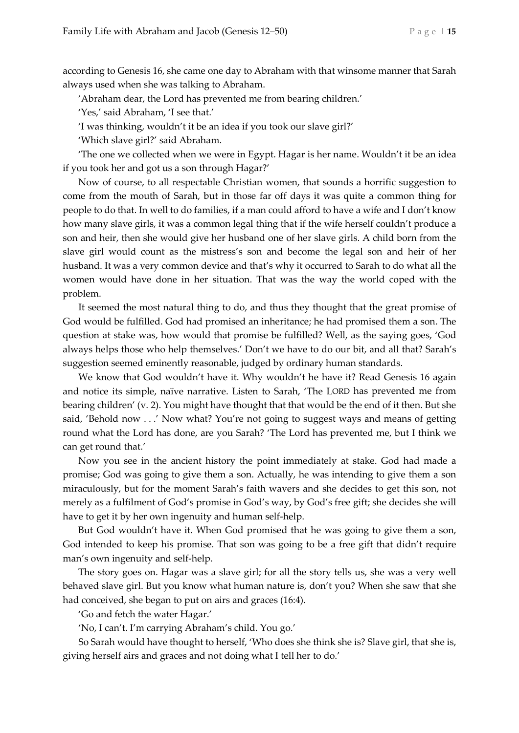according to Genesis 16, she came one day to Abraham with that winsome manner that Sarah always used when she was talking to Abraham.

'Abraham dear, the Lord has prevented me from bearing children.'

'Yes,' said Abraham, 'I see that.'

'I was thinking, wouldn't it be an idea if you took our slave girl?'

'Which slave girl?' said Abraham.

'The one we collected when we were in Egypt. Hagar is her name. Wouldn't it be an idea if you took her and got us a son through Hagar?'

Now of course, to all respectable Christian women, that sounds a horrific suggestion to come from the mouth of Sarah, but in those far off days it was quite a common thing for people to do that. In well to do families, if a man could afford to have a wife and I don't know how many slave girls, it was a common legal thing that if the wife herself couldn't produce a son and heir, then she would give her husband one of her slave girls. A child born from the slave girl would count as the mistress's son and become the legal son and heir of her husband. It was a very common device and that's why it occurred to Sarah to do what all the women would have done in her situation. That was the way the world coped with the problem.

It seemed the most natural thing to do, and thus they thought that the great promise of God would be fulfilled. God had promised an inheritance; he had promised them a son. The question at stake was, how would that promise be fulfilled? Well, as the saying goes, 'God always helps those who help themselves.' Don't we have to do our bit, and all that? Sarah's suggestion seemed eminently reasonable, judged by ordinary human standards.

We know that God wouldn't have it. Why wouldn't he have it? Read Genesis 16 again and notice its simple, naïve narrative. Listen to Sarah, 'The LORD has prevented me from bearing children' (v. 2). You might have thought that that would be the end of it then. But she said, 'Behold now . . .' Now what? You're not going to suggest ways and means of getting round what the Lord has done, are you Sarah? 'The Lord has prevented me, but I think we can get round that.'

Now you see in the ancient history the point immediately at stake. God had made a promise; God was going to give them a son. Actually, he was intending to give them a son miraculously, but for the moment Sarah's faith wavers and she decides to get this son, not merely as a fulfilment of God's promise in God's way, by God's free gift; she decides she will have to get it by her own ingenuity and human self-help.

But God wouldn't have it. When God promised that he was going to give them a son, God intended to keep his promise. That son was going to be a free gift that didn't require man's own ingenuity and self-help.

The story goes on. Hagar was a slave girl; for all the story tells us, she was a very well behaved slave girl. But you know what human nature is, don't you? When she saw that she had conceived, she began to put on airs and graces (16:4).

'Go and fetch the water Hagar.'

'No, I can't. I'm carrying Abraham's child. You go.'

So Sarah would have thought to herself, 'Who does she think she is? Slave girl, that she is, giving herself airs and graces and not doing what I tell her to do.'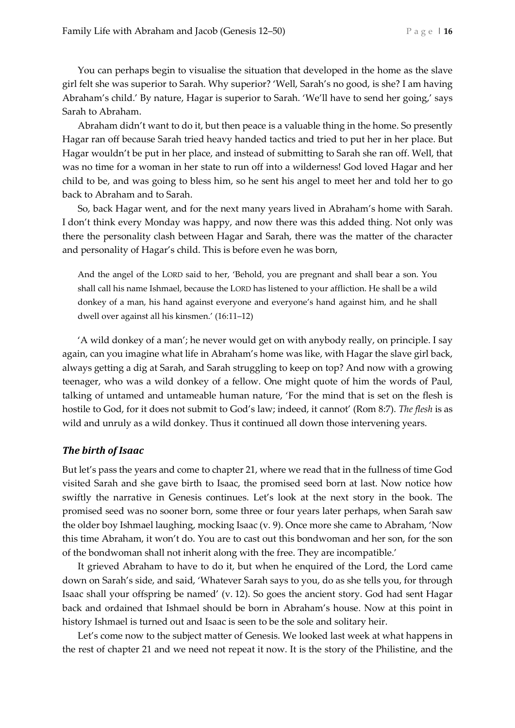You can perhaps begin to visualise the situation that developed in the home as the slave girl felt she was superior to Sarah. Why superior? 'Well, Sarah's no good, is she? I am having Abraham's child.' By nature, Hagar is superior to Sarah. 'We'll have to send her going,' says Sarah to Abraham.

Abraham didn't want to do it, but then peace is a valuable thing in the home. So presently Hagar ran off because Sarah tried heavy handed tactics and tried to put her in her place. But Hagar wouldn't be put in her place, and instead of submitting to Sarah she ran off. Well, that was no time for a woman in her state to run off into a wilderness! God loved Hagar and her child to be, and was going to bless him, so he sent his angel to meet her and told her to go back to Abraham and to Sarah.

So, back Hagar went, and for the next many years lived in Abraham's home with Sarah. I don't think every Monday was happy, and now there was this added thing. Not only was there the personality clash between Hagar and Sarah, there was the matter of the character and personality of Hagar's child. This is before even he was born,

> And the angel of the LORD said to her, 'Behold, you are pregnant and shall bear a son. You shall call his name Ishmael, because the LORD has listened to your affliction. He shall be a wild donkey of a man, his hand against everyone and everyone's hand against him, and he shall dwell over against all his kinsmen.' (16:11–12)

'A wild donkey of a man'; he never would get on with anybody really, on principle. I say again, can you imagine what life in Abraham's home was like, with Hagar the slave girl back, always getting a dig at Sarah, and Sarah struggling to keep on top? And now with a growing teenager, who was a wild donkey of a fellow. One might quote of him the words of Paul, talking of untamed and untameable human nature, 'For the mind that is set on the flesh is hostile to God, for it does not submit to God's law; indeed, it cannot' (Rom 8:7). *The flesh* is as wild and unruly as a wild donkey. Thus it continued all down those intervening years.

### *The birth of Isaac*

But let's pass the years and come to chapter 21, where we read that in the fullness of time God visited Sarah and she gave birth to Isaac, the promised seed born at last. Now notice how swiftly the narrative in Genesis continues. Let's look at the next story in the book. The promised seed was no sooner born, some three or four years later perhaps, when Sarah saw the older boy Ishmael laughing, mocking Isaac (v. 9). Once more she came to Abraham, 'Now this time Abraham, it won't do. You are to cast out this bondwoman and her son, for the son of the bondwoman shall not inherit along with the free. They are incompatible.'

It grieved Abraham to have to do it, but when he enquired of the Lord, the Lord came down on Sarah's side, and said, 'Whatever Sarah says to you, do as she tells you, for through Isaac shall your offspring be named' (v. 12). So goes the ancient story. God had sent Hagar back and ordained that Ishmael should be born in Abraham's house. Now at this point in history Ishmael is turned out and Isaac is seen to be the sole and solitary heir.

Let's come now to the subject matter of Genesis. We looked last week at what happens in the rest of chapter 21 and we need not repeat it now. It is the story of the Philistine, and the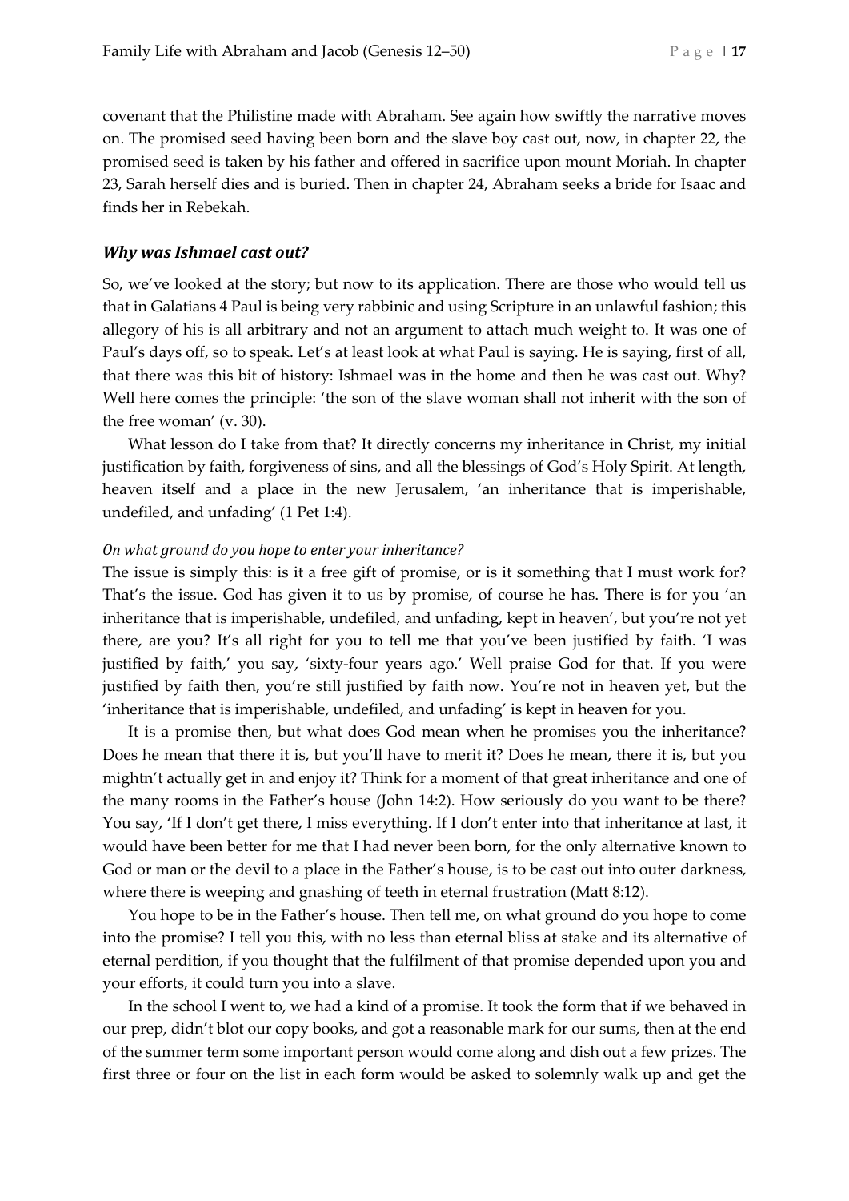covenant that the Philistine made with Abraham. See again how swiftly the narrative moves on. The promised seed having been born and the slave boy cast out, now, in chapter 22, the promised seed is taken by his father and offered in sacrifice upon mount Moriah. In chapter 23, Sarah herself dies and is buried. Then in chapter 24, Abraham seeks a bride for Isaac and finds her in Rebekah.

### *Why was Ishmael cast out?*

So, we've looked at the story; but now to its application. There are those who would tell us that in Galatians 4 Paul is being very rabbinic and using Scripture in an unlawful fashion; this allegory of his is all arbitrary and not an argument to attach much weight to. It was one of Paul's days off, so to speak. Let's at least look at what Paul is saying. He is saying, first of all, that there was this bit of history: Ishmael was in the home and then he was cast out. Why? Well here comes the principle: 'the son of the slave woman shall not inherit with the son of the free woman' (v. 30).

What lesson do I take from that? It directly concerns my inheritance in Christ, my initial justification by faith, forgiveness of sins, and all the blessings of God's Holy Spirit. At length, heaven itself and a place in the new Jerusalem, 'an inheritance that is imperishable, undefiled, and unfading' (1 Pet 1:4).

#### *On what ground do you hope to enter your inheritance?*

The issue is simply this: is it a free gift of promise, or is it something that I must work for? That's the issue. God has given it to us by promise, of course he has. There is for you 'an inheritance that is imperishable, undefiled, and unfading, kept in heaven', but you're not yet there, are you? It's all right for you to tell me that you've been justified by faith. 'I was justified by faith,' you say, 'sixty-four years ago.' Well praise God for that. If you were justified by faith then, you're still justified by faith now. You're not in heaven yet, but the 'inheritance that is imperishable, undefiled, and unfading' is kept in heaven for you.

It is a promise then, but what does God mean when he promises you the inheritance? Does he mean that there it is, but you'll have to merit it? Does he mean, there it is, but you mightn't actually get in and enjoy it? Think for a moment of that great inheritance and one of the many rooms in the Father's house (John 14:2). How seriously do you want to be there? You say, 'If I don't get there, I miss everything. If I don't enter into that inheritance at last, it would have been better for me that I had never been born, for the only alternative known to God or man or the devil to a place in the Father's house, is to be cast out into outer darkness, where there is weeping and gnashing of teeth in eternal frustration (Matt 8:12).

You hope to be in the Father's house. Then tell me, on what ground do you hope to come into the promise? I tell you this, with no less than eternal bliss at stake and its alternative of eternal perdition, if you thought that the fulfilment of that promise depended upon you and your efforts, it could turn you into a slave.

In the school I went to, we had a kind of a promise. It took the form that if we behaved in our prep, didn't blot our copy books, and got a reasonable mark for our sums, then at the end of the summer term some important person would come along and dish out a few prizes. The first three or four on the list in each form would be asked to solemnly walk up and get the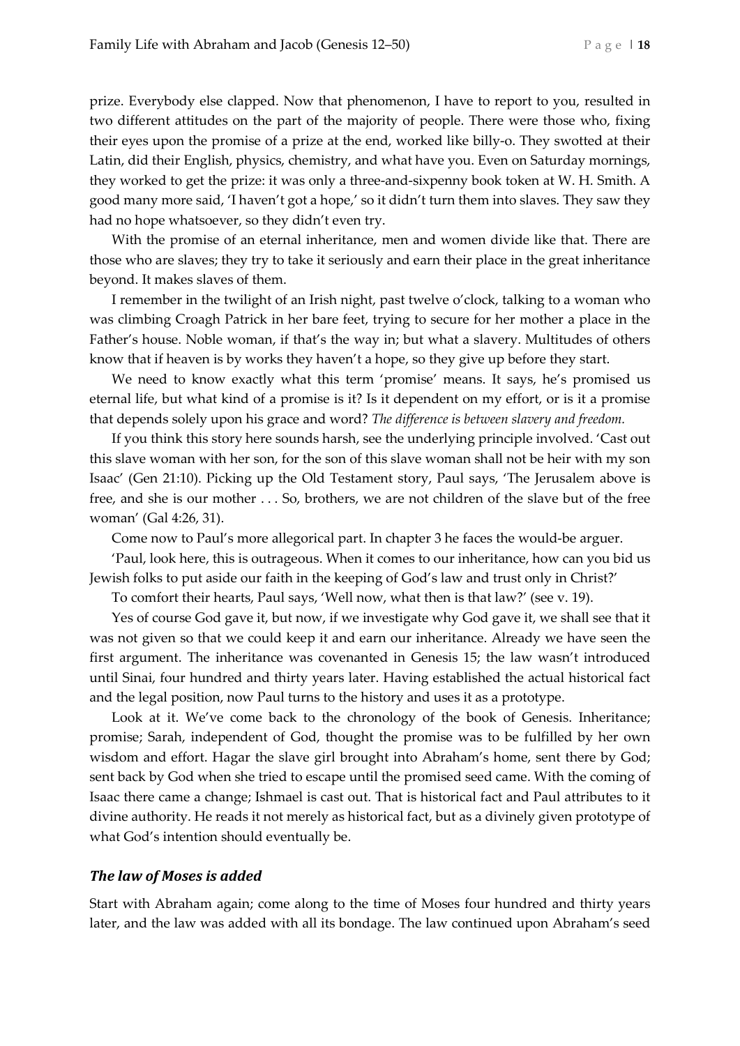prize. Everybody else clapped. Now that phenomenon, I have to report to you, resulted in two different attitudes on the part of the majority of people. There were those who, fixing their eyes upon the promise of a prize at the end, worked like billy-o. They swotted at their Latin, did their English, physics, chemistry, and what have you. Even on Saturday mornings, they worked to get the prize: it was only a three-and-sixpenny book token at W. H. Smith. A good many more said, 'I haven't got a hope,' so it didn't turn them into slaves. They saw they had no hope whatsoever, so they didn't even try.

With the promise of an eternal inheritance, men and women divide like that. There are those who are slaves; they try to take it seriously and earn their place in the great inheritance beyond. It makes slaves of them.

I remember in the twilight of an Irish night, past twelve o'clock, talking to a woman who was climbing Croagh Patrick in her bare feet, trying to secure for her mother a place in the Father's house. Noble woman, if that's the way in; but what a slavery. Multitudes of others know that if heaven is by works they haven't a hope, so they give up before they start.

We need to know exactly what this term 'promise' means. It says, he's promised us eternal life, but what kind of a promise is it? Is it dependent on my effort, or is it a promise that depends solely upon his grace and word? *The difference is between slavery and freedom.*

If you think this story here sounds harsh, see the underlying principle involved. 'Cast out this slave woman with her son, for the son of this slave woman shall not be heir with my son Isaac' (Gen 21:10). Picking up the Old Testament story, Paul says, 'The Jerusalem above is free, and she is our mother . . . So, brothers, we are not children of the slave but of the free woman' (Gal 4:26, 31).

Come now to Paul's more allegorical part. In chapter 3 he faces the would-be arguer.

'Paul, look here, this is outrageous. When it comes to our inheritance, how can you bid us Jewish folks to put aside our faith in the keeping of God's law and trust only in Christ?'

To comfort their hearts, Paul says, 'Well now, what then is that law?' (see v. 19).

Yes of course God gave it, but now, if we investigate why God gave it, we shall see that it was not given so that we could keep it and earn our inheritance. Already we have seen the first argument. The inheritance was covenanted in Genesis 15; the law wasn't introduced until Sinai, four hundred and thirty years later. Having established the actual historical fact and the legal position, now Paul turns to the history and uses it as a prototype.

Look at it. We've come back to the chronology of the book of Genesis. Inheritance; promise; Sarah, independent of God, thought the promise was to be fulfilled by her own wisdom and effort. Hagar the slave girl brought into Abraham's home, sent there by God; sent back by God when she tried to escape until the promised seed came. With the coming of Isaac there came a change; Ishmael is cast out. That is historical fact and Paul attributes to it divine authority. He reads it not merely as historical fact, but as a divinely given prototype of what God's intention should eventually be.

### *The law of Moses is added*

Start with Abraham again; come along to the time of Moses four hundred and thirty years later, and the law was added with all its bondage. The law continued upon Abraham's seed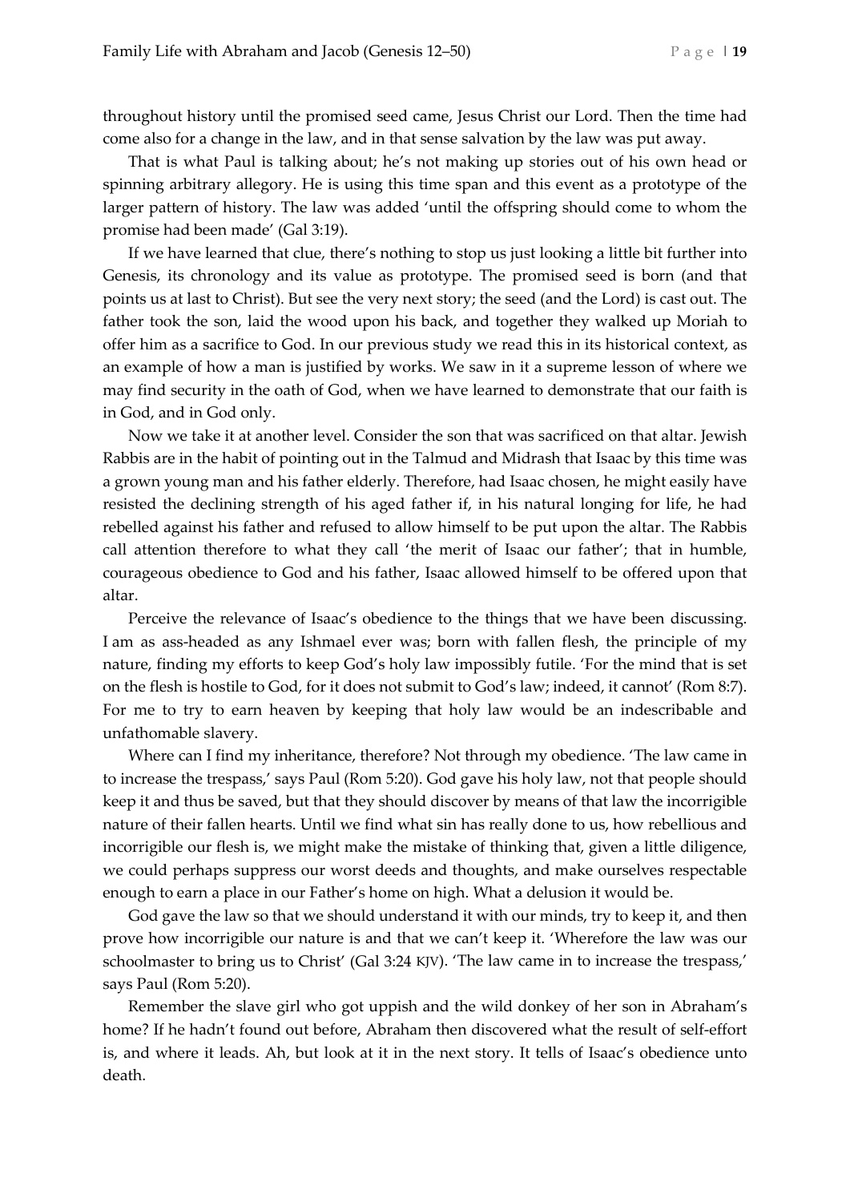throughout history until the promised seed came, Jesus Christ our Lord. Then the time had come also for a change in the law, and in that sense salvation by the law was put away.

That is what Paul is talking about; he's not making up stories out of his own head or spinning arbitrary allegory. He is using this time span and this event as a prototype of the larger pattern of history. The law was added 'until the offspring should come to whom the promise had been made' (Gal 3:19).

If we have learned that clue, there's nothing to stop us just looking a little bit further into Genesis, its chronology and its value as prototype. The promised seed is born (and that points us at last to Christ). But see the very next story; the seed (and the Lord) is cast out. The father took the son, laid the wood upon his back, and together they walked up Moriah to offer him as a sacrifice to God. In our previous study we read this in its historical context, as an example of how a man is justified by works. We saw in it a supreme lesson of where we may find security in the oath of God, when we have learned to demonstrate that our faith is in God, and in God only.

Now we take it at another level. Consider the son that was sacrificed on that altar. Jewish Rabbis are in the habit of pointing out in the Talmud and Midrash that Isaac by this time was a grown young man and his father elderly. Therefore, had Isaac chosen, he might easily have resisted the declining strength of his aged father if, in his natural longing for life, he had rebelled against his father and refused to allow himself to be put upon the altar. The Rabbis call attention therefore to what they call 'the merit of Isaac our father'; that in humble, courageous obedience to God and his father, Isaac allowed himself to be offered upon that altar.

Perceive the relevance of Isaac's obedience to the things that we have been discussing. I am as ass-headed as any Ishmael ever was; born with fallen flesh, the principle of my nature, finding my efforts to keep God's holy law impossibly futile. 'For the mind that is set on the flesh is hostile to God, for it does not submit to God's law; indeed, it cannot' (Rom 8:7). For me to try to earn heaven by keeping that holy law would be an indescribable and unfathomable slavery.

Where can I find my inheritance, therefore? Not through my obedience. 'The law came in to increase the trespass,' says Paul (Rom 5:20). God gave his holy law, not that people should keep it and thus be saved, but that they should discover by means of that law the incorrigible nature of their fallen hearts. Until we find what sin has really done to us, how rebellious and incorrigible our flesh is, we might make the mistake of thinking that, given a little diligence, we could perhaps suppress our worst deeds and thoughts, and make ourselves respectable enough to earn a place in our Father's home on high. What a delusion it would be.

God gave the law so that we should understand it with our minds, try to keep it, and then prove how incorrigible our nature is and that we can't keep it. 'Wherefore the law was our schoolmaster to bring us to Christ' (Gal 3:24 KJV). 'The law came in to increase the trespass,' says Paul (Rom 5:20).

Remember the slave girl who got uppish and the wild donkey of her son in Abraham's home? If he hadn't found out before, Abraham then discovered what the result of self-effort is, and where it leads. Ah, but look at it in the next story. It tells of Isaac's obedience unto death.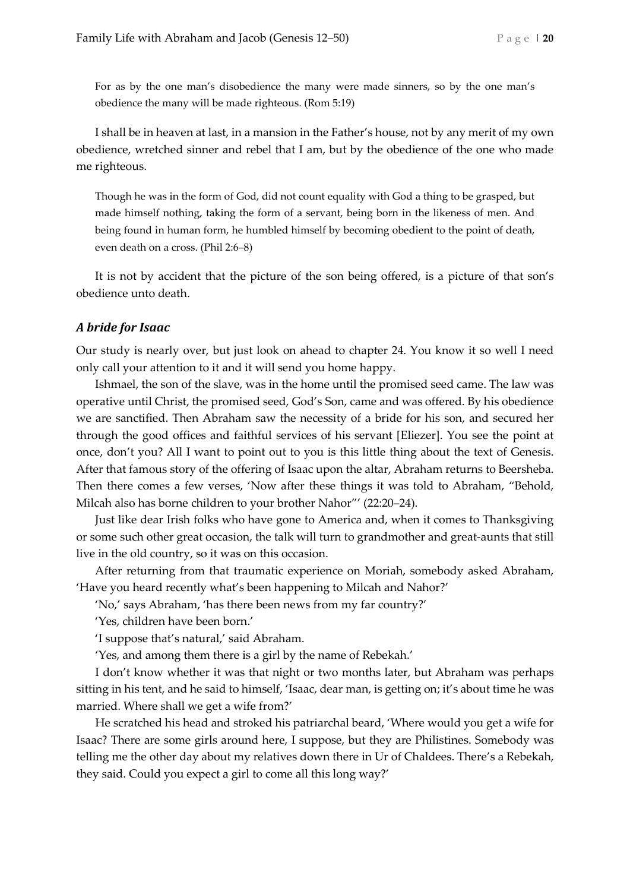For as by the one man's disobedience the many were made sinners, so by the one man's obedience the many will be made righteous. (Rom 5:19)

I shall be in heaven at last, in a mansion in the Father's house, not by any merit of my own obedience, wretched sinner and rebel that I am, but by the obedience of the one who made me righteous.

Though he was in the form of God, did not count equality with God a thing to be grasped, but made himself nothing, taking the form of a servant, being born in the likeness of men. And being found in human form, he humbled himself by becoming obedient to the point of death, even death on a cross. (Phil 2:6–8)

It is not by accident that the picture of the son being offered, is a picture of that son's obedience unto death.

### *A bride for Isaac*

Our study is nearly over, but just look on ahead to chapter 24. You know it so well I need only call your attention to it and it will send you home happy.

Ishmael, the son of the slave, was in the home until the promised seed came. The law was operative until Christ, the promised seed, God's Son, came and was offered. By his obedience we are sanctified. Then Abraham saw the necessity of a bride for his son, and secured her through the good offices and faithful services of his servant [Eliezer]. You see the point at once, don't you? All I want to point out to you is this little thing about the text of Genesis. After that famous story of the offering of Isaac upon the altar, Abraham returns to Beersheba. Then there comes a few verses, 'Now after these things it was told to Abraham, "Behold, Milcah also has borne children to your brother Nahor"' (22:20–24).

Just like dear Irish folks who have gone to America and, when it comes to Thanksgiving or some such other great occasion, the talk will turn to grandmother and great-aunts that still live in the old country, so it was on this occasion.

After returning from that traumatic experience on Moriah, somebody asked Abraham, 'Have you heard recently what's been happening to Milcah and Nahor?'

'No,' says Abraham, 'has there been news from my far country?'

'Yes, children have been born.'

'I suppose that's natural,' said Abraham.

'Yes, and among them there is a girl by the name of Rebekah.'

I don't know whether it was that night or two months later, but Abraham was perhaps sitting in his tent, and he said to himself, 'Isaac, dear man, is getting on; it's about time he was married. Where shall we get a wife from?'

He scratched his head and stroked his patriarchal beard, 'Where would you get a wife for Isaac? There are some girls around here, I suppose, but they are Philistines. Somebody was telling me the other day about my relatives down there in Ur of Chaldees. There's a Rebekah, they said. Could you expect a girl to come all this long way?'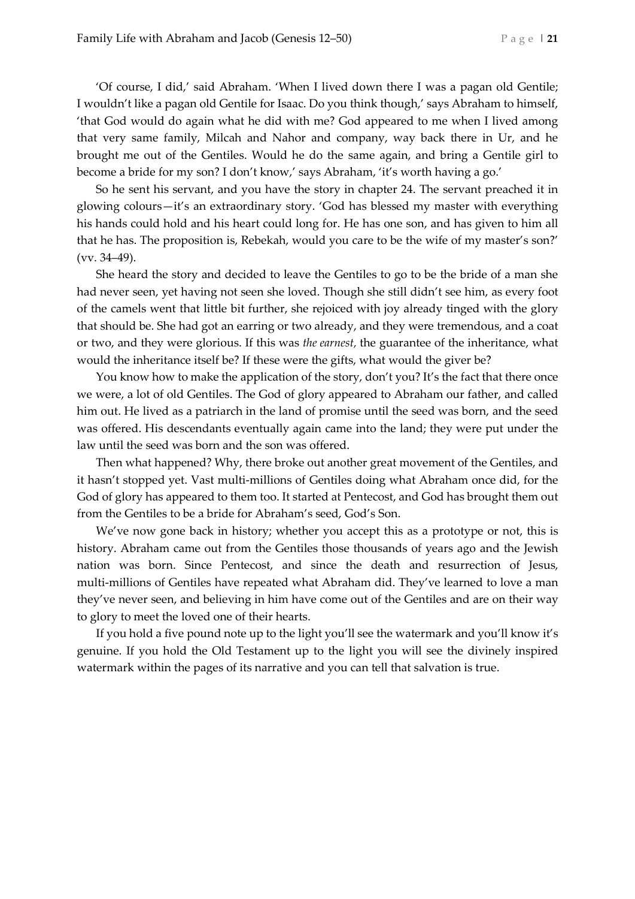'Of course, I did,' said Abraham. 'When I lived down there I was a pagan old Gentile; I wouldn't like a pagan old Gentile for Isaac. Do you think though,' says Abraham to himself, 'that God would do again what he did with me? God appeared to me when I lived among that very same family, Milcah and Nahor and company, way back there in Ur, and he brought me out of the Gentiles. Would he do the same again, and bring a Gentile girl to become a bride for my son? I don't know,' says Abraham, 'it's worth having a go.'

So he sent his servant, and you have the story in chapter 24. The servant preached it in glowing colours—it's an extraordinary story. 'God has blessed my master with everything his hands could hold and his heart could long for. He has one son, and has given to him all that he has. The proposition is, Rebekah, would you care to be the wife of my master's son?' (vv. 34–49).

She heard the story and decided to leave the Gentiles to go to be the bride of a man she had never seen, yet having not seen she loved. Though she still didn't see him, as every foot of the camels went that little bit further, she rejoiced with joy already tinged with the glory that should be. She had got an earring or two already, and they were tremendous, and a coat or two, and they were glorious. If this was *the earnest*, the guarantee of the inheritance, what would the inheritance itself be? If these were the gifts, what would the giver be?

You know how to make the application of the story, don't you? It's the fact that there once we were, a lot of old Gentiles. The God of glory appeared to Abraham our father, and called him out. He lived as a patriarch in the land of promise until the seed was born, and the seed was offered. His descendants eventually again came into the land; they were put under the law until the seed was born and the son was offered.

Then what happened? Why, there broke out another great movement of the Gentiles, and it hasn't stopped yet. Vast multi-millions of Gentiles doing what Abraham once did, for the God of glory has appeared to them too. It started at Pentecost, and God has brought them out from the Gentiles to be a bride for Abraham's seed, God's Son.

We've now gone back in history; whether you accept this as a prototype or not, this is history. Abraham came out from the Gentiles those thousands of years ago and the Jewish nation was born. Since Pentecost, and since the death and resurrection of Jesus, multi-millions of Gentiles have repeated what Abraham did. They've learned to love a man they've never seen, and believing in him have come out of the Gentiles and are on their way to glory to meet the loved one of their hearts.

If you hold a five pound note up to the light you'll see the watermark and you'll know it's genuine. If you hold the Old Testament up to the light you will see the divinely inspired watermark within the pages of its narrative and you can tell that salvation is true.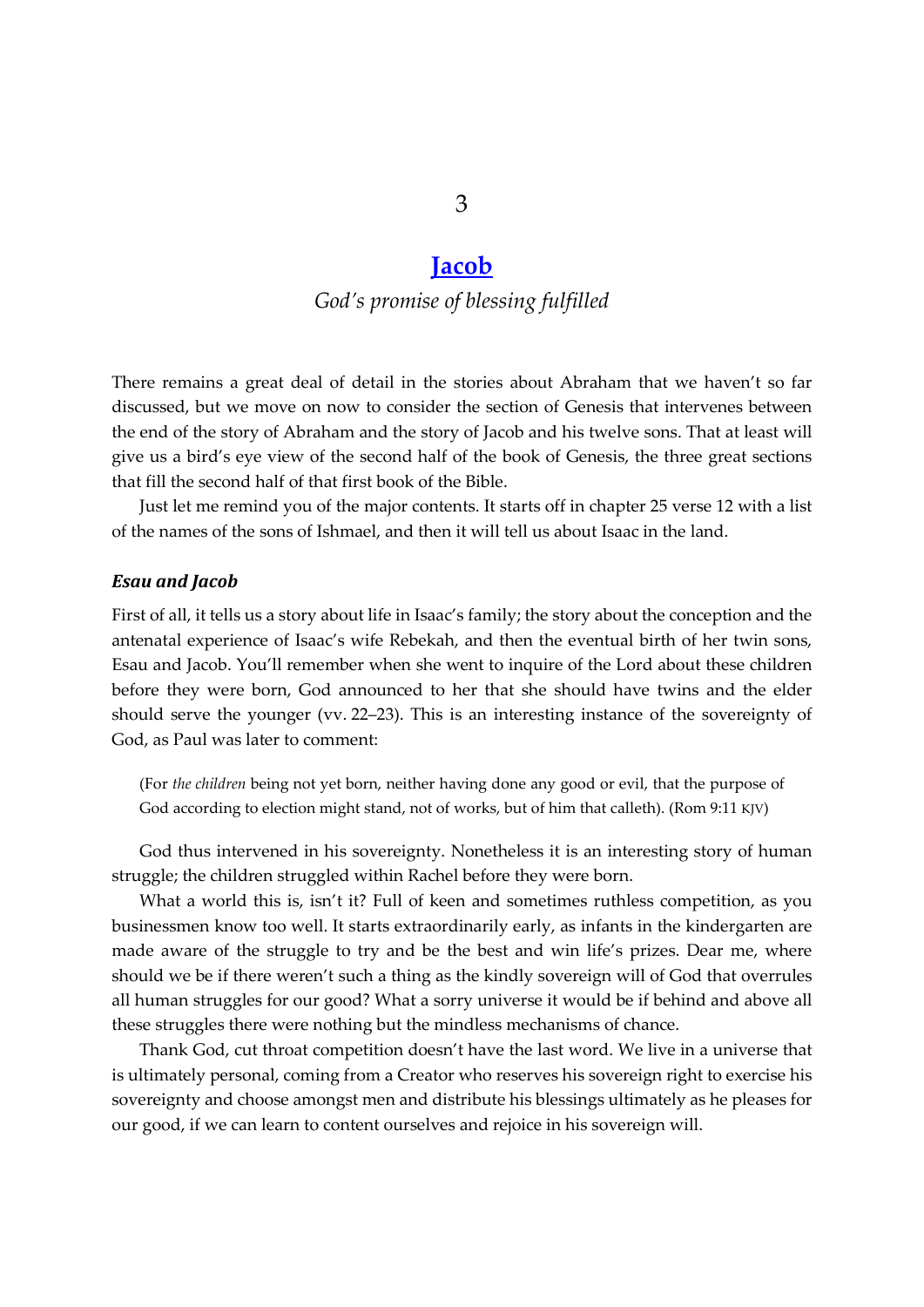# 3

## [Jacob](#)

*God's promise of blessing fulfilled*

There remains a great deal of detail in the stories about Abraham that we haven't so far discussed, but we move on now to consider the section of Genesis that intervenes between the end of the story of Abraham and the story of Jacob and his twelve sons. That at least will give us a bird's eye view of the second half of the book of Genesis, the three great sections that fill the second half of that first book of the Bible.

Just let me remind you of the major contents. It starts off in chapter 25 verse 12 with a list of the names of the sons of Ishmael, and then it will tell us about Isaac in the land.

### *Esau and Jacob*

First of all, it tells us a story about life in Isaac's family; the story about the conception and the antenatal experience of Isaac's wife Rebekah, and then the eventual birth of her twin sons, Esau and Jacob. You'll remember when she went to inquire of the Lord about these children before they were born, God announced to her that she should have twins and the elder should serve the younger (vv. 22–23). This is an interesting instance of the sovereignty of God, as Paul was later to comment:

> (For *the children* being not yet born, neither having done any good or evil, that the purpose of God according to election might stand, not of works, but of him that calleth). (Rom 9:11 KJV)

God thus intervened in his sovereignty. Nonetheless it is an interesting story of human struggle; the children struggled within Rachel before they were born.

What a world this is, isn't it? Full of keen and sometimes ruthless competition, as you businessmen know too well. It starts extraordinarily early, as infants in the kindergarten are made aware of the struggle to try and be the best and win life's prizes. Dear me, where should we be if there weren't such a thing as the kindly sovereign will of God that overrules all human struggles for our good? What a sorry universe it would be if behind and above all these struggles there were nothing but the mindless mechanisms of chance.

Thank God, cut throat competition doesn't have the last word. We live in a universe that is ultimately personal, coming from a Creator who reserves his sovereign right to exercise his sovereignty and choose amongst men and distribute his blessings ultimately as he pleases for our good, if we can learn to content ourselves and rejoice in his sovereign will.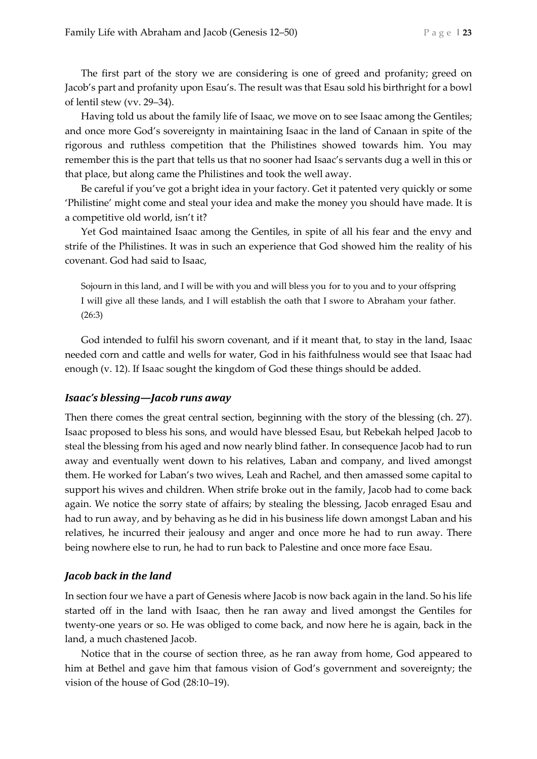The first part of the story we are considering is one of greed and profanity; greed on Jacob's part and profanity upon Esau's. The result was that Esau sold his birthright for a bowl of lentil stew (vv. 29–34).

Having told us about the family life of Isaac, we move on to see Isaac among the Gentiles; and once more God's sovereignty in maintaining Isaac in the land of Canaan in spite of the rigorous and ruthless competition that the Philistines showed towards him. You may remember this is the part that tells us that no sooner had Isaac's servants dug a well in this or that place, but along came the Philistines and took the well away.

Be careful if you've got a bright idea in your factory. Get it patented very quickly or some 'Philistine' might come and steal your idea and make the money you should have made. It is a competitive old world, isn't it?

Yet God maintained Isaac among the Gentiles, in spite of all his fear and the envy and strife of the Philistines. It was in such an experience that God showed him the reality of his covenant. God had said to Isaac,

> Sojourn in this land, and I will be with you and will bless you for to you and to your offspring I will give all these lands, and I will establish the oath that I swore to Abraham your father. (26:3)

God intended to fulfil his sworn covenant, and if it meant that, to stay in the land, Isaac needed corn and cattle and wells for water, God in his faithfulness would see that Isaac had enough (v. 12). If Isaac sought the kingdom of God these things should be added.

### *Isaac's blessing—Jacob runs away*

Then there comes the great central section, beginning with the story of the blessing (ch. 27). Isaac proposed to bless his sons, and would have blessed Esau, but Rebekah helped Jacob to steal the blessing from his aged and now nearly blind father. In consequence Jacob had to run away and eventually went down to his relatives, Laban and company, and lived amongst them. He worked for Laban's two wives, Leah and Rachel, and then amassed some capital to support his wives and children. When strife broke out in the family, Jacob had to come back again. We notice the sorry state of affairs; by stealing the blessing, Jacob enraged Esau and had to run away, and by behaving as he did in his business life down amongst Laban and his relatives, he incurred their jealousy and anger and once more he had to run away. There being nowhere else to run, he had to run back to Palestine and once more face Esau.

### *Jacob back in the land*

In section four we have a part of Genesis where Jacob is now back again in the land. So his life started off in the land with Isaac, then he ran away and lived amongst the Gentiles for twenty-one years or so. He was obliged to come back, and now here he is again, back in the land, a much chastened Jacob.

Notice that in the course of section three, as he ran away from home, God appeared to him at Bethel and gave him that famous vision of God's government and sovereignty; the vision of the house of God (28:10–19).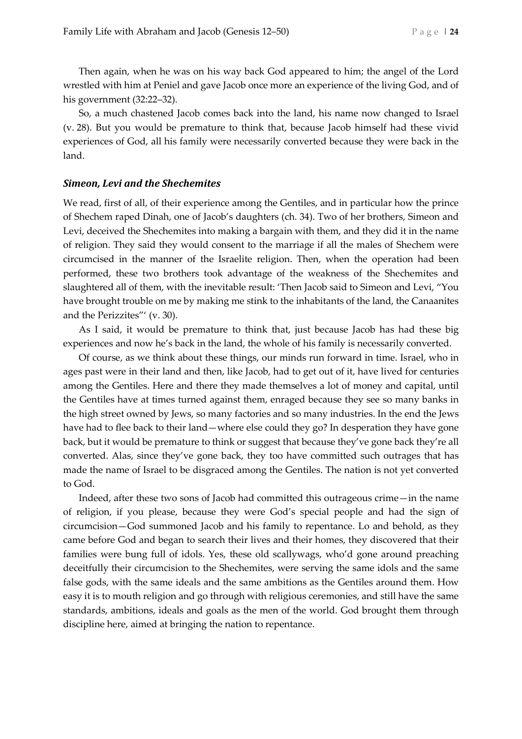Then again, when he was on his way back God appeared to him; the angel of the Lord wrestled with him at Peniel and gave Jacob once more an experience of the living God, and of his government (32:22–32).

So, a much chastened Jacob comes back into the land, his name now changed to Israel (v. 28). But you would be premature to think that, because Jacob himself had these vivid experiences of God, all his family were necessarily converted because they were back in the land.

### *Simeon, Levi and the Shechemites*

We read, first of all, of their experience among the Gentiles, and in particular how the prince of Shechem raped Dinah, one of Jacob's daughters (ch. 34). Two of her brothers, Simeon and Levi, deceived the Shechemites into making a bargain with them, and they did it in the name of religion. They said they would consent to the marriage if all the males of Shechem were circumcised in the manner of the Israelite religion. Then, when the operation had been performed, these two brothers took advantage of the weakness of the Shechemites and slaughtered all of them, with the inevitable result: 'Then Jacob said to Simeon and Levi, "You have brought trouble on me by making me stink to the inhabitants of the land, the Canaanites and the Perizzites"' (v. 30).

As I said, it would be premature to think that, just because Jacob has had these big experiences and now he's back in the land, the whole of his family is necessarily converted.

Of course, as we think about these things, our minds run forward in time. Israel, who in ages past were in their land and then, like Jacob, had to get out of it, have lived for centuries among the Gentiles. Here and there they made themselves a lot of money and capital, until the Gentiles have at times turned against them, enraged because they see so many banks in the high street owned by Jews, so many factories and so many industries. In the end the Jews have had to flee back to their land—where else could they go? In desperation they have gone back, but it would be premature to think or suggest that because they've gone back they're all converted. Alas, since they've gone back, they too have committed such outrages that has made the name of Israel to be disgraced among the Gentiles. The nation is not yet converted to God.

Indeed, after these two sons of Jacob had committed this outrageous crime—in the name of religion, if you please, because they were God's special people and had the sign of circumcision—God summoned Jacob and his family to repentance. Lo and behold, as they came before God and began to search their lives and their homes, they discovered that their families were bung full of idols. Yes, these old scallywags, who'd gone around preaching deceitfully their circumcision to the Shechemites, were serving the same idols and the same false gods, with the same ideals and the same ambitions as the Gentiles around them. How easy it is to mouth religion and go through with religious ceremonies, and still have the same standards, ambitions, ideals and goals as the men of the world. God brought them through discipline here, aimed at bringing the nation to repentance.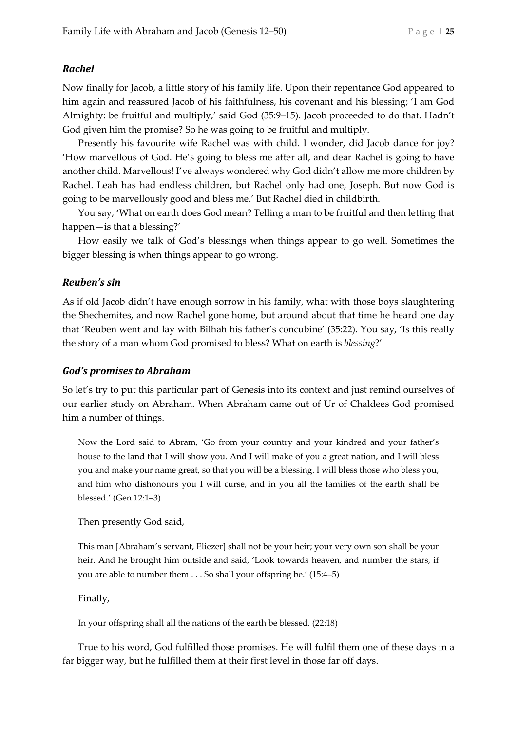### *Rachel*

Now finally for Jacob, a little story of his family life. Upon their repentance God appeared to him again and reassured Jacob of his faithfulness, his covenant and his blessing; 'I am God Almighty: be fruitful and multiply,' said God (35:9–15). Jacob proceeded to do that. Hadn't God given him the promise? So he was going to be fruitful and multiply.

Presently his favourite wife Rachel was with child. I wonder, did Jacob dance for joy? 'How marvellous of God. He's going to bless me after all, and dear Rachel is going to have another child. Marvellous! I've always wondered why God didn't allow me more children by Rachel. Leah has had endless children, but Rachel only had one, Joseph. But now God is going to be marvellously good and bless me.' But Rachel died in childbirth.

You say, 'What on earth does God mean? Telling a man to be fruitful and then letting that happen—is that a blessing?'

How easily we talk of God's blessings when things appear to go well. Sometimes the bigger blessing is when things appear to go wrong.

### *Reuben's sin*

As if old Jacob didn't have enough sorrow in his family, what with those boys slaughtering the Shechemites, and now Rachel gone home, but around about that time he heard one day that 'Reuben went and lay with Bilhah his father's concubine' (35:22). You say, 'Is this really the story of a man whom God promised to bless? What on earth is *blessing*?'

### *God's promises to Abraham*

So let's try to put this particular part of Genesis into its context and just remind ourselves of our earlier study on Abraham. When Abraham came out of Ur of Chaldees God promised him a number of things.

> Now the Lord said to Abram, 'Go from your country and your kindred and your father's house to the land that I will show you. And I will make of you a great nation, and I will bless you and make your name great, so that you will be a blessing. I will bless those who bless you, and him who dishonours you I will curse, and in you all the families of the earth shall be blessed.' (Gen 12:1–3)

Then presently God said,

> This man [Abraham's servant, Eliezer] shall not be your heir; your very own son shall be your heir. And he brought him outside and said, 'Look towards heaven, and number the stars, if you are able to number them . . . So shall your offspring be.' (15:4–5)

Finally,

> In your offspring shall all the nations of the earth be blessed. (22:18)

True to his word, God fulfilled those promises. He will fulfil them one of these days in a far bigger way, but he fulfilled them at their first level in those far off days.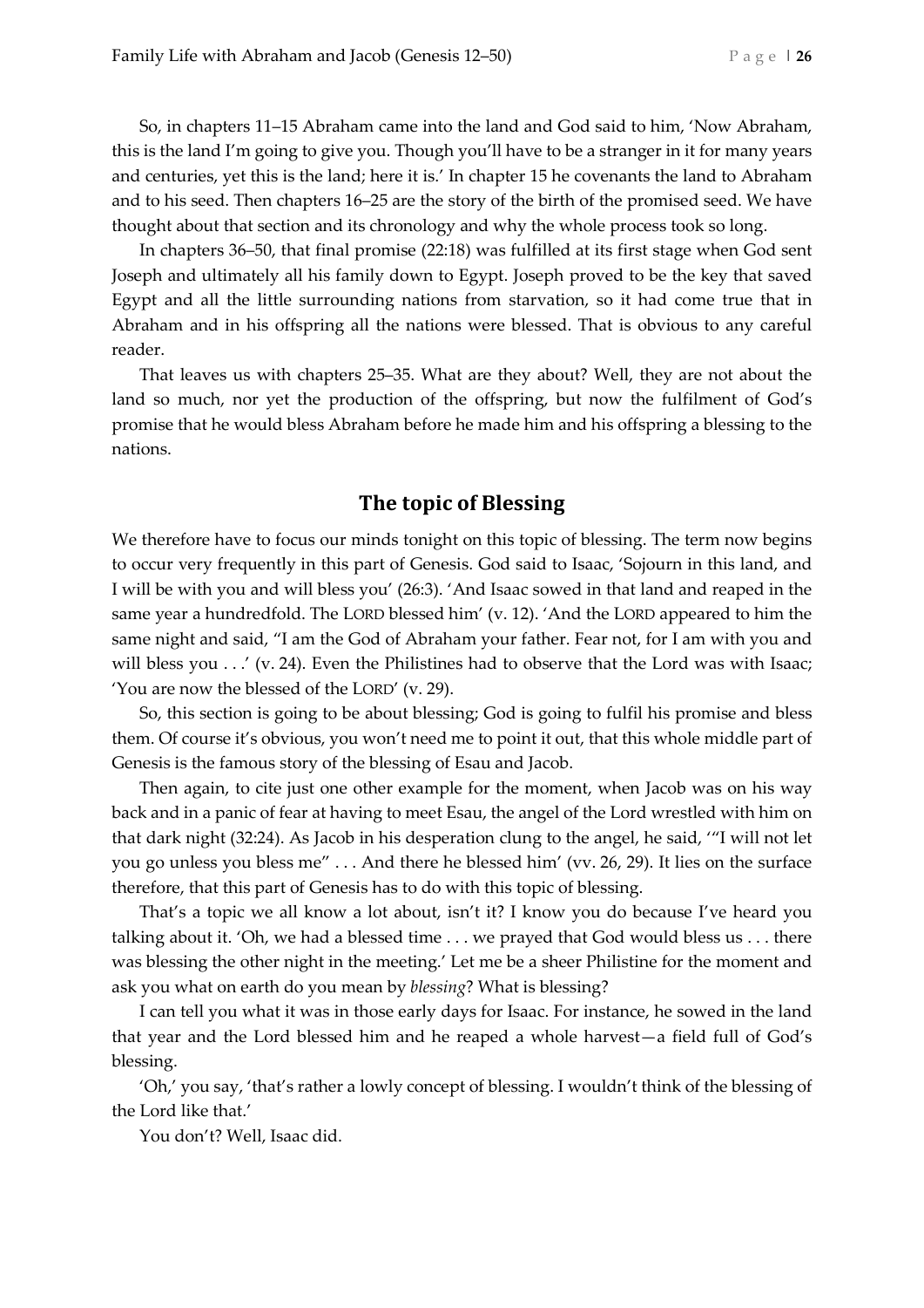So, in chapters 11–15 Abraham came into the land and God said to him, 'Now Abraham, this is the land I'm going to give you. Though you'll have to be a stranger in it for many years and centuries, yet this is the land; here it is.' In chapter 15 he covenants the land to Abraham and to his seed. Then chapters 16–25 are the story of the birth of the promised seed. We have thought about that section and its chronology and why the whole process took so long.

In chapters 36–50, that final promise (22:18) was fulfilled at its first stage when God sent Joseph and ultimately all his family down to Egypt. Joseph proved to be the key that saved Egypt and all the little surrounding nations from starvation, so it had come true that in Abraham and in his offspring all the nations were blessed. That is obvious to any careful reader.

That leaves us with chapters 25–35. What are they about? Well, they are not about the land so much, nor yet the production of the offspring, but now the fulfilment of God's promise that he would bless Abraham before he made him and his offspring a blessing to the nations.

## The topic of Blessing

We therefore have to focus our minds tonight on this topic of blessing. The term now begins to occur very frequently in this part of Genesis. God said to Isaac, 'Sojourn in this land, and I will be with you and will bless you' (26:3). 'And Isaac sowed in that land and reaped in the same year a hundredfold. The LORD blessed him' (v. 12). 'And the LORD appeared to him the same night and said, "I am the God of Abraham your father. Fear not, for I am with you and will bless you . . .' (v. 24). Even the Philistines had to observe that the Lord was with Isaac; 'You are now the blessed of the LORD' (v. 29).

So, this section is going to be about blessing; God is going to fulfil his promise and bless them. Of course it's obvious, you won't need me to point it out, that this whole middle part of Genesis is the famous story of the blessing of Esau and Jacob.

Then again, to cite just one other example for the moment, when Jacob was on his way back and in a panic of fear at having to meet Esau, the angel of the Lord wrestled with him on that dark night (32:24). As Jacob in his desperation clung to the angel, he said, '"I will not let you go unless you bless me" . . . And there he blessed him' (vv. 26, 29). It lies on the surface therefore, that this part of Genesis has to do with this topic of blessing.

That's a topic we all know a lot about, isn't it? I know you do because I've heard you talking about it. 'Oh, we had a blessed time . . . we prayed that God would bless us . . . there was blessing the other night in the meeting.' Let me be a sheer Philistine for the moment and ask you what on earth do you mean by *blessing*? What is blessing?

I can tell you what it was in those early days for Isaac. For instance, he sowed in the land that year and the Lord blessed him and he reaped a whole harvest—a field full of God's blessing.

'Oh,' you say, 'that's rather a lowly concept of blessing. I wouldn't think of the blessing of the Lord like that.'

You don't? Well, Isaac did.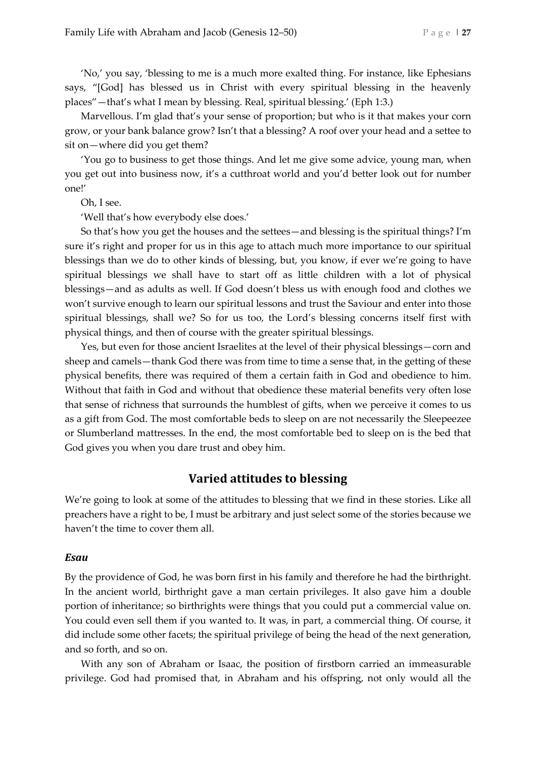'No,' you say, 'blessing to me is a much more exalted thing. For instance, like Ephesians says, "[God] has blessed us in Christ with every spiritual blessing in the heavenly places"—that's what I mean by blessing. Real, spiritual blessing.' (Eph 1:3.)

Marvellous. I'm glad that's your sense of proportion; but who is it that makes your corn grow, or your bank balance grow? Isn't that a blessing? A roof over your head and a settee to sit on—where did you get them?

'You go to business to get those things. And let me give some advice, young man, when you get out into business now, it's a cutthroat world and you'd better look out for number one!'

Oh, I see.

'Well that's how everybody else does.'

So that's how you get the houses and the settees—and blessing is the spiritual things? I'm sure it's right and proper for us in this age to attach much more importance to our spiritual blessings than we do to other kinds of blessing, but, you know, if ever we're going to have spiritual blessings we shall have to start off as little children with a lot of physical blessings—and as adults as well. If God doesn't bless us with enough food and clothes we won't survive enough to learn our spiritual lessons and trust the Saviour and enter into those spiritual blessings, shall we? So for us too, the Lord's blessing concerns itself first with physical things, and then of course with the greater spiritual blessings.

Yes, but even for those ancient Israelites at the level of their physical blessings—corn and sheep and camels—thank God there was from time to time a sense that, in the getting of these physical benefits, there was required of them a certain faith in God and obedience to him. Without that faith in God and without that obedience these material benefits very often lose that sense of richness that surrounds the humblest of gifts, when we perceive it comes to us as a gift from God. The most comfortable beds to sleep on are not necessarily the Sleepeezee or Slumberland mattresses. In the end, the most comfortable bed to sleep on is the bed that God gives you when you dare trust and obey him.

## Varied attitudes to blessing

We're going to look at some of the attitudes to blessing that we find in these stories. Like all preachers have a right to be, I must be arbitrary and just select some of the stories because we haven't the time to cover them all.

### *Esau*

By the providence of God, he was born first in his family and therefore he had the birthright. In the ancient world, birthright gave a man certain privileges. It also gave him a double portion of inheritance; so birthrights were things that you could put a commercial value on. You could even sell them if you wanted to. It was, in part, a commercial thing. Of course, it did include some other facets; the spiritual privilege of being the head of the next generation, and so forth, and so on.

With any son of Abraham or Isaac, the position of firstborn carried an immeasurable privilege. God had promised that, in Abraham and his offspring, not only would all the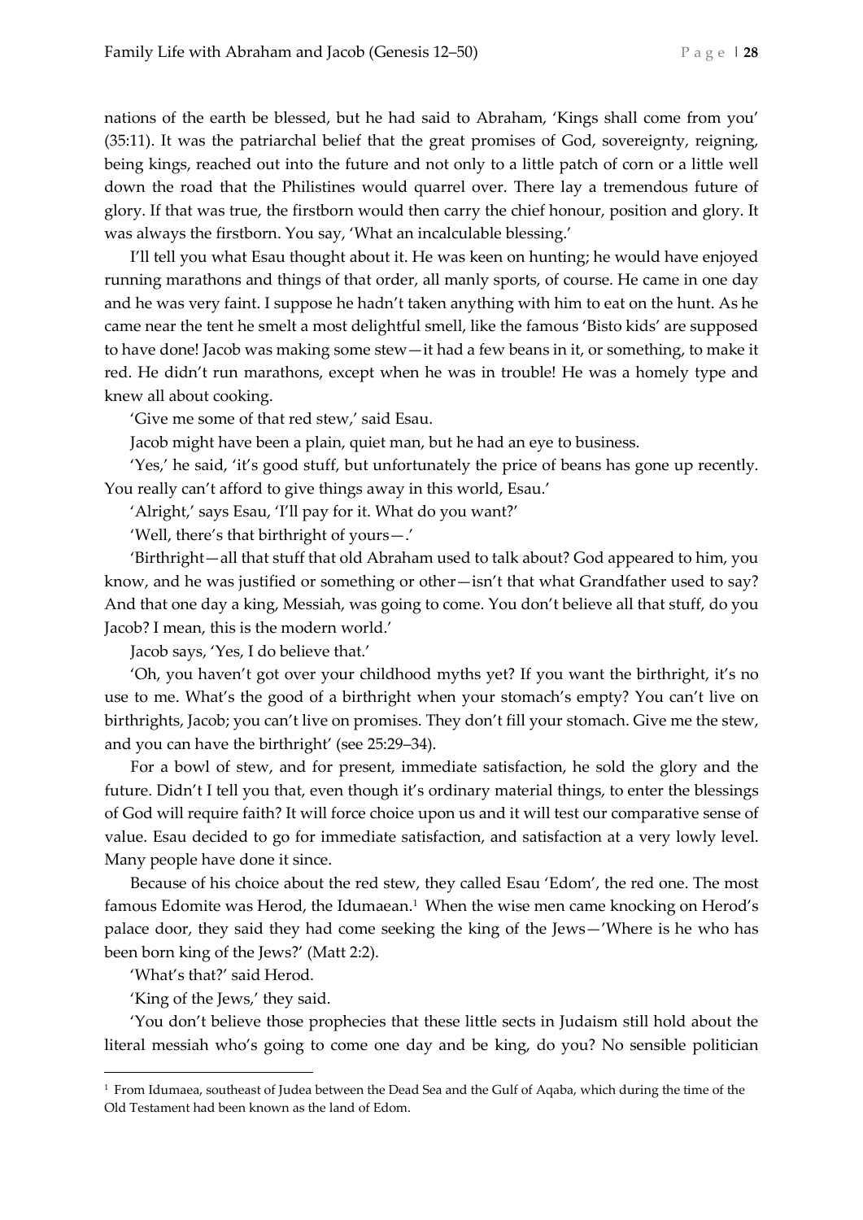nations of the earth be blessed, but he had said to Abraham, 'Kings shall come from you' (35:11). It was the patriarchal belief that the great promises of God, sovereignty, reigning, being kings, reached out into the future and not only to a little patch of corn or a little well down the road that the Philistines would quarrel over. There lay a tremendous future of glory. If that was true, the firstborn would then carry the chief honour, position and glory. It was always the firstborn. You say, 'What an incalculable blessing.'

I'll tell you what Esau thought about it. He was keen on hunting; he would have enjoyed running marathons and things of that order, all manly sports, of course. He came in one day and he was very faint. I suppose he hadn't taken anything with him to eat on the hunt. As he came near the tent he smelt a most delightful smell, like the famous 'Bisto kids' are supposed to have done! Jacob was making some stew—it had a few beans in it, or something, to make it red. He didn't run marathons, except when he was in trouble! He was a homely type and knew all about cooking.

'Give me some of that red stew,' said Esau.

Jacob might have been a plain, quiet man, but he had an eye to business.

'Yes,' he said, 'it's good stuff, but unfortunately the price of beans has gone up recently. You really can't afford to give things away in this world, Esau.'

'Alright,' says Esau, 'I'll pay for it. What do you want?'

'Well, there's that birthright of yours—.'

'Birthright—all that stuff that old Abraham used to talk about? God appeared to him, you know, and he was justified or something or other—isn't that what Grandfather used to say? And that one day a king, Messiah, was going to come. You don't believe all that stuff, do you Jacob? I mean, this is the modern world.'

Jacob says, 'Yes, I do believe that.'

'Oh, you haven't got over your childhood myths yet? If you want the birthright, it's no use to me. What's the good of a birthright when your stomach's empty? You can't live on birthrights, Jacob; you can't live on promises. They don't fill your stomach. Give me the stew, and you can have the birthright' (see 25:29–34).

For a bowl of stew, and for present, immediate satisfaction, he sold the glory and the future. Didn't I tell you that, even though it's ordinary material things, to enter the blessings of God will require faith? It will force choice upon us and it will test our comparative sense of value. Esau decided to go for immediate satisfaction, and satisfaction at a very lowly level. Many people have done it since.

Because of his choice about the red stew, they called Esau 'Edom', the red one. The most famous Edomite was Herod, the Idumaean.[1] When the wise men came knocking on Herod's palace door, they said they had come seeking the king of the Jews—'Where is he who has been born king of the Jews?' (Matt 2:2).

'What's that?' said Herod.

'King of the Jews,' they said.

'You don't believe those prophecies that these little sects in Judaism still hold about the literal messiah who's going to come one day and be king, do you? No sensible politician

[1] From Idumaea, southeast of Judea between the Dead Sea and the Gulf of Aqaba, which during the time of the Old Testament had been known as the land of Edom.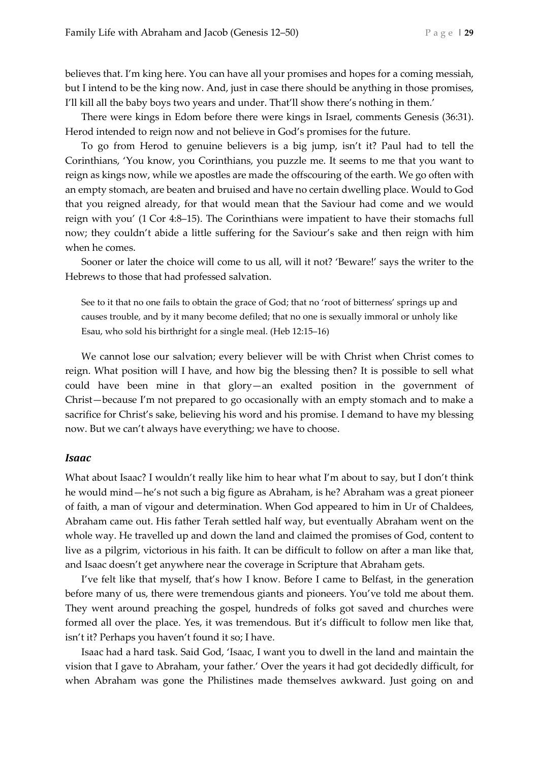believes that. I'm king here. You can have all your promises and hopes for a coming messiah, but I intend to be the king now. And, just in case there should be anything in those promises, I'll kill all the baby boys two years and under. That'll show there's nothing in them.'

There were kings in Edom before there were kings in Israel, comments Genesis (36:31). Herod intended to reign now and not believe in God's promises for the future.

To go from Herod to genuine believers is a big jump, isn't it? Paul had to tell the Corinthians, 'You know, you Corinthians, you puzzle me. It seems to me that you want to reign as kings now, while we apostles are made the offscouring of the earth. We go often with an empty stomach, are beaten and bruised and have no certain dwelling place. Would to God that you reigned already, for that would mean that the Saviour had come and we would reign with you' (1 Cor 4:8–15). The Corinthians were impatient to have their stomachs full now; they couldn't abide a little suffering for the Saviour's sake and then reign with him when he comes.

Sooner or later the choice will come to us all, will it not? 'Beware!' says the writer to the Hebrews to those that had professed salvation.

> See to it that no one fails to obtain the grace of God; that no 'root of bitterness' springs up and causes trouble, and by it many become defiled; that no one is sexually immoral or unholy like Esau, who sold his birthright for a single meal. (Heb 12:15–16)

We cannot lose our salvation; every believer will be with Christ when Christ comes to reign. What position will I have, and how big the blessing then? It is possible to sell what could have been mine in that glory—an exalted position in the government of Christ—because I'm not prepared to go occasionally with an empty stomach and to make a sacrifice for Christ's sake, believing his word and his promise. I demand to have my blessing now. But we can't always have everything; we have to choose.

### *Isaac*

What about Isaac? I wouldn't really like him to hear what I'm about to say, but I don't think he would mind—he's not such a big figure as Abraham, is he? Abraham was a great pioneer of faith, a man of vigour and determination. When God appeared to him in Ur of Chaldees, Abraham came out. His father Terah settled half way, but eventually Abraham went on the whole way. He travelled up and down the land and claimed the promises of God, content to live as a pilgrim, victorious in his faith. It can be difficult to follow on after a man like that, and Isaac doesn't get anywhere near the coverage in Scripture that Abraham gets.

I've felt like that myself, that's how I know. Before I came to Belfast, in the generation before many of us, there were tremendous giants and pioneers. You've told me about them. They went around preaching the gospel, hundreds of folks got saved and churches were formed all over the place. Yes, it was tremendous. But it's difficult to follow men like that, isn't it? Perhaps you haven't found it so; I have.

Isaac had a hard task. Said God, 'Isaac, I want you to dwell in the land and maintain the vision that I gave to Abraham, your father.' Over the years it had got decidedly difficult, for when Abraham was gone the Philistines made themselves awkward. Just going on and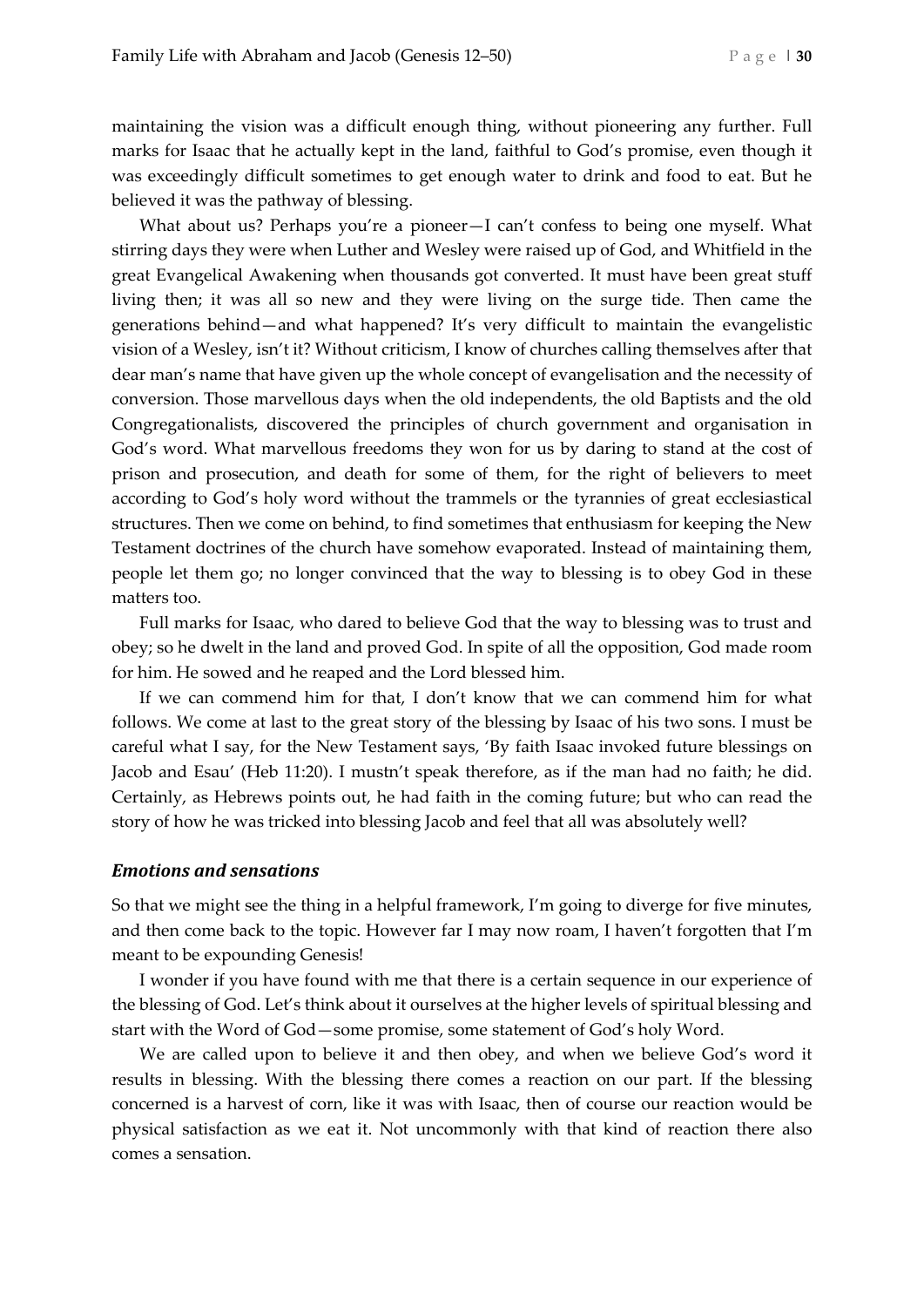maintaining the vision was a difficult enough thing, without pioneering any further. Full marks for Isaac that he actually kept in the land, faithful to God's promise, even though it was exceedingly difficult sometimes to get enough water to drink and food to eat. But he believed it was the pathway of blessing.

What about us? Perhaps you're a pioneer—I can't confess to being one myself. What stirring days they were when Luther and Wesley were raised up of God, and Whitfield in the great Evangelical Awakening when thousands got converted. It must have been great stuff living then; it was all so new and they were living on the surge tide. Then came the generations behind—and what happened? It's very difficult to maintain the evangelistic vision of a Wesley, isn't it? Without criticism, I know of churches calling themselves after that dear man's name that have given up the whole concept of evangelisation and the necessity of conversion. Those marvellous days when the old independents, the old Baptists and the old Congregationalists, discovered the principles of church government and organisation in God's word. What marvellous freedoms they won for us by daring to stand at the cost of prison and prosecution, and death for some of them, for the right of believers to meet according to God's holy word without the trammels or the tyrannies of great ecclesiastical structures. Then we come on behind, to find sometimes that enthusiasm for keeping the New Testament doctrines of the church have somehow evaporated. Instead of maintaining them, people let them go; no longer convinced that the way to blessing is to obey God in these matters too.

Full marks for Isaac, who dared to believe God that the way to blessing was to trust and obey; so he dwelt in the land and proved God. In spite of all the opposition, God made room for him. He sowed and he reaped and the Lord blessed him.

If we can commend him for that, I don't know that we can commend him for what follows. We come at last to the great story of the blessing by Isaac of his two sons. I must be careful what I say, for the New Testament says, 'By faith Isaac invoked future blessings on Jacob and Esau' (Heb 11:20). I mustn't speak therefore, as if the man had no faith; he did. Certainly, as Hebrews points out, he had faith in the coming future; but who can read the story of how he was tricked into blessing Jacob and feel that all was absolutely well?

### *Emotions and sensations*

So that we might see the thing in a helpful framework, I'm going to diverge for five minutes, and then come back to the topic. However far I may now roam, I haven't forgotten that I'm meant to be expounding Genesis!

I wonder if you have found with me that there is a certain sequence in our experience of the blessing of God. Let's think about it ourselves at the higher levels of spiritual blessing and start with the Word of God—some promise, some statement of God's holy Word.

We are called upon to believe it and then obey, and when we believe God's word it results in blessing. With the blessing there comes a reaction on our part. If the blessing concerned is a harvest of corn, like it was with Isaac, then of course our reaction would be physical satisfaction as we eat it. Not uncommonly with that kind of reaction there also comes a sensation.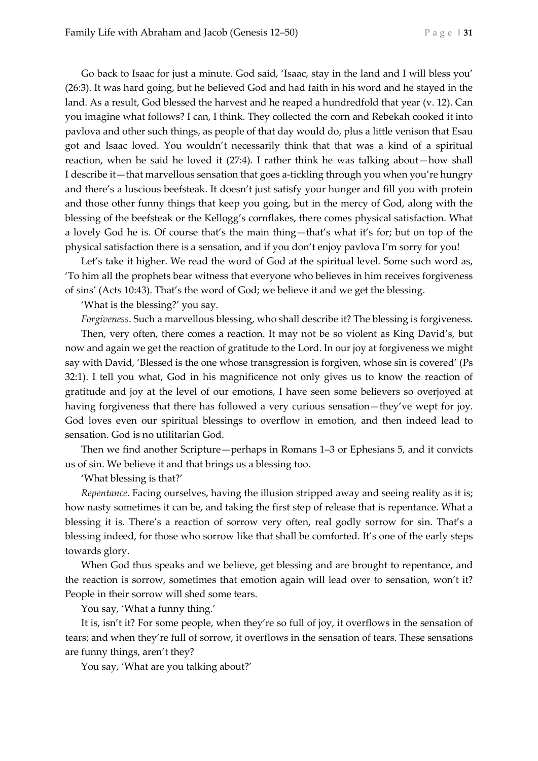Go back to Isaac for just a minute. God said, 'Isaac, stay in the land and I will bless you' (26:3). It was hard going, but he believed God and had faith in his word and he stayed in the land. As a result, God blessed the harvest and he reaped a hundredfold that year (v. 12). Can you imagine what follows? I can, I think. They collected the corn and Rebekah cooked it into pavlova and other such things, as people of that day would do, plus a little venison that Esau got and Isaac loved. You wouldn't necessarily think that that was a kind of a spiritual reaction, when he said he loved it (27:4). I rather think he was talking about—how shall I describe it—that marvellous sensation that goes a-tickling through you when you're hungry and there's a luscious beefsteak. It doesn't just satisfy your hunger and fill you with protein and those other funny things that keep you going, but in the mercy of God, along with the blessing of the beefsteak or the Kellogg's cornflakes, there comes physical satisfaction. What a lovely God he is. Of course that's the main thing—that's what it's for; but on top of the physical satisfaction there is a sensation, and if you don't enjoy pavlova I'm sorry for you!

Let's take it higher. We read the word of God at the spiritual level. Some such word as, 'To him all the prophets bear witness that everyone who believes in him receives forgiveness of sins' (Acts 10:43). That's the word of God; we believe it and we get the blessing.

'What is the blessing?' you say.

*Forgiveness*. Such a marvellous blessing, who shall describe it? The blessing is forgiveness.

Then, very often, there comes a reaction. It may not be so violent as King David's, but now and again we get the reaction of gratitude to the Lord. In our joy at forgiveness we might say with David, 'Blessed is the one whose transgression is forgiven, whose sin is covered' (Ps 32:1). I tell you what, God in his magnificence not only gives us to know the reaction of gratitude and joy at the level of our emotions, I have seen some believers so overjoyed at having forgiveness that there has followed a very curious sensation—they've wept for joy. God loves even our spiritual blessings to overflow in emotion, and then indeed lead to sensation. God is no utilitarian God.

Then we find another Scripture—perhaps in Romans 1–3 or Ephesians 5, and it convicts us of sin. We believe it and that brings us a blessing too.

'What blessing is that?'

*Repentance*. Facing ourselves, having the illusion stripped away and seeing reality as it is; how nasty sometimes it can be, and taking the first step of release that is repentance. What a blessing it is. There's a reaction of sorrow very often, real godly sorrow for sin. That's a blessing indeed, for those who sorrow like that shall be comforted. It's one of the early steps towards glory.

When God thus speaks and we believe, get blessing and are brought to repentance, and the reaction is sorrow, sometimes that emotion again will lead over to sensation, won't it? People in their sorrow will shed some tears.

You say, 'What a funny thing.'

It is, isn't it? For some people, when they're so full of joy, it overflows in the sensation of tears; and when they're full of sorrow, it overflows in the sensation of tears. These sensations are funny things, aren't they?

You say, 'What are you talking about?'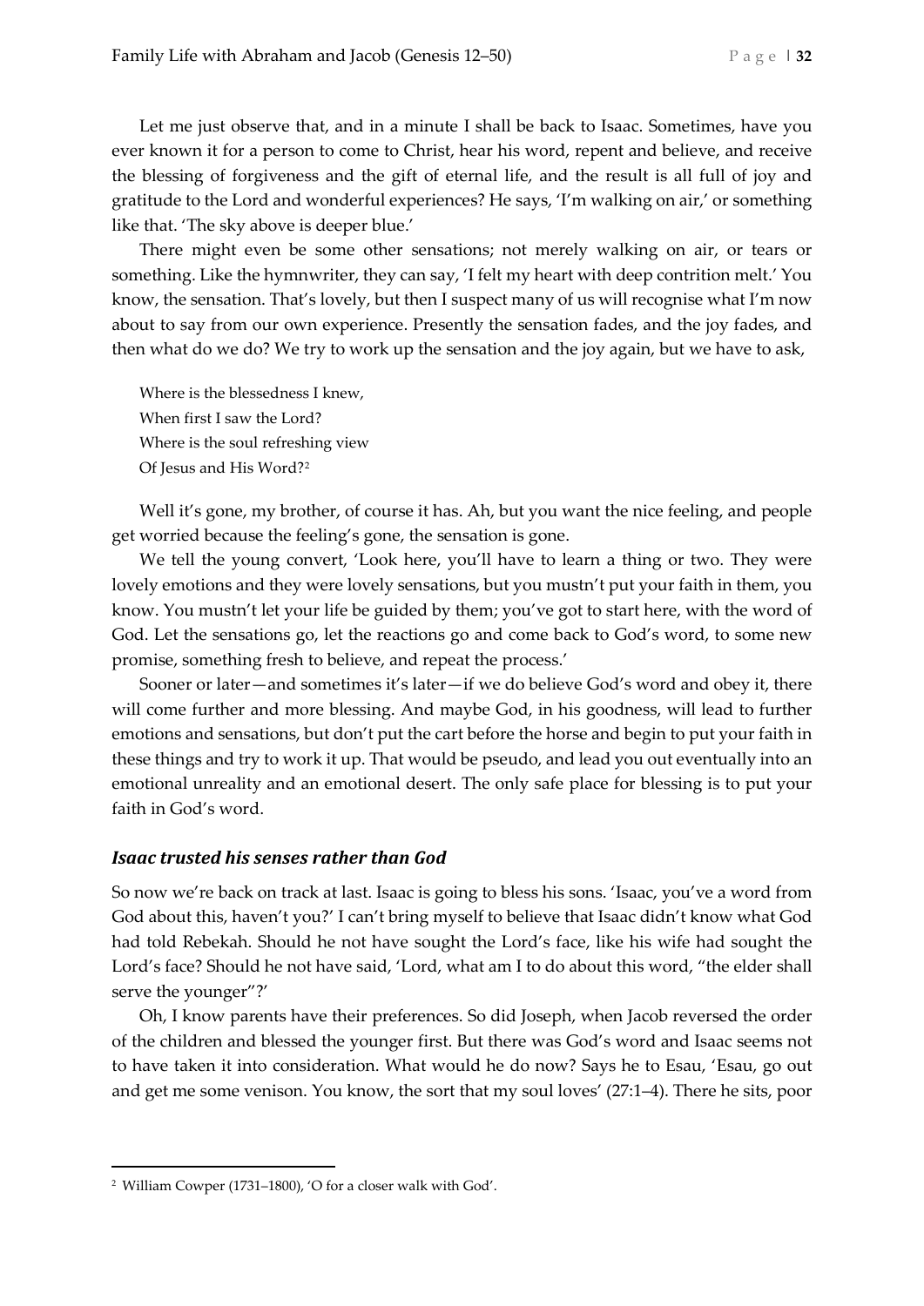Let me just observe that, and in a minute I shall be back to Isaac. Sometimes, have you ever known it for a person to come to Christ, hear his word, repent and believe, and receive the blessing of forgiveness and the gift of eternal life, and the result is all full of joy and gratitude to the Lord and wonderful experiences? He says, 'I'm walking on air,' or something like that. 'The sky above is deeper blue.'

There might even be some other sensations; not merely walking on air, or tears or something. Like the hymnwriter, they can say, 'I felt my heart with deep contrition melt.' You know, the sensation. That's lovely, but then I suspect many of us will recognise what I'm now about to say from our own experience. Presently the sensation fades, and the joy fades, and then what do we do? We try to work up the sensation and the joy again, but we have to ask,

> Where is the blessedness I knew,
> When first I saw the Lord?
> Where is the soul refreshing view
> Of Jesus and His Word?[2]

Well it's gone, my brother, of course it has. Ah, but you want the nice feeling, and people get worried because the feeling's gone, the sensation is gone.

We tell the young convert, 'Look here, you'll have to learn a thing or two. They were lovely emotions and they were lovely sensations, but you mustn't put your faith in them, you know. You mustn't let your life be guided by them; you've got to start here, with the word of God. Let the sensations go, let the reactions go and come back to God's word, to some new promise, something fresh to believe, and repeat the process.'

Sooner or later—and sometimes it's later—if we do believe God's word and obey it, there will come further and more blessing. And maybe God, in his goodness, will lead to further emotions and sensations, but don't put the cart before the horse and begin to put your faith in these things and try to work it up. That would be pseudo, and lead you out eventually into an emotional unreality and an emotional desert. The only safe place for blessing is to put your faith in God's word.

### *Isaac trusted his senses rather than God*

So now we're back on track at last. Isaac is going to bless his sons. 'Isaac, you've a word from God about this, haven't you?' I can't bring myself to believe that Isaac didn't know what God had told Rebekah. Should he not have sought the Lord's face, like his wife had sought the Lord's face? Should he not have said, 'Lord, what am I to do about this word, "the elder shall serve the younger"?'

Oh, I know parents have their preferences. So did Joseph, when Jacob reversed the order of the children and blessed the younger first. But there was God's word and Isaac seems not to have taken it into consideration. What would he do now? Says he to Esau, 'Esau, go out and get me some venison. You know, the sort that my soul loves' (27:1–4). There he sits, poor

---

[2] William Cowper (1731–1800), 'O for a closer walk with God'.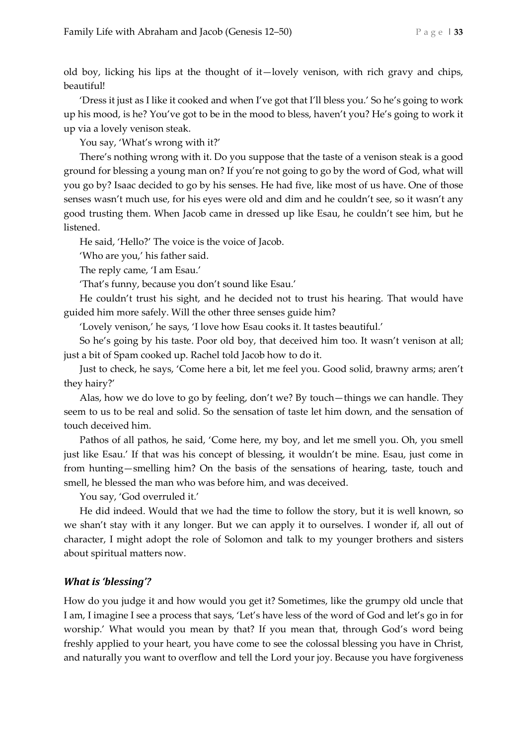old boy, licking his lips at the thought of it—lovely venison, with rich gravy and chips, beautiful!

'Dress it just as I like it cooked and when I've got that I'll bless you.' So he's going to work up his mood, is he? You've got to be in the mood to bless, haven't you? He's going to work it up via a lovely venison steak.

You say, 'What's wrong with it?'

There's nothing wrong with it. Do you suppose that the taste of a venison steak is a good ground for blessing a young man on? If you're not going to go by the word of God, what will you go by? Isaac decided to go by his senses. He had five, like most of us have. One of those senses wasn't much use, for his eyes were old and dim and he couldn't see, so it wasn't any good trusting them. When Jacob came in dressed up like Esau, he couldn't see him, but he listened.

He said, 'Hello?' The voice is the voice of Jacob.

'Who are you,' his father said.

The reply came, 'I am Esau.'

'That's funny, because you don't sound like Esau.'

He couldn't trust his sight, and he decided not to trust his hearing. That would have guided him more safely. Will the other three senses guide him?

'Lovely venison,' he says, 'I love how Esau cooks it. It tastes beautiful.'

So he's going by his taste. Poor old boy, that deceived him too. It wasn't venison at all; just a bit of Spam cooked up. Rachel told Jacob how to do it.

Just to check, he says, 'Come here a bit, let me feel you. Good solid, brawny arms; aren't they hairy?'

Alas, how we do love to go by feeling, don't we? By touch—things we can handle. They seem to us to be real and solid. So the sensation of taste let him down, and the sensation of touch deceived him.

Pathos of all pathos, he said, 'Come here, my boy, and let me smell you. Oh, you smell just like Esau.' If that was his concept of blessing, it wouldn't be mine. Esau, just come in from hunting—smelling him? On the basis of the sensations of hearing, taste, touch and smell, he blessed the man who was before him, and was deceived.

You say, 'God overruled it.'

He did indeed. Would that we had the time to follow the story, but it is well known, so we shan't stay with it any longer. But we can apply it to ourselves. I wonder if, all out of character, I might adopt the role of Solomon and talk to my younger brothers and sisters about spiritual matters now.

### *What is 'blessing'?*

How do you judge it and how would you get it? Sometimes, like the grumpy old uncle that I am, I imagine I see a process that says, 'Let's have less of the word of God and let's go in for worship.' What would you mean by that? If you mean that, through God's word being freshly applied to your heart, you have come to see the colossal blessing you have in Christ, and naturally you want to overflow and tell the Lord your joy. Because you have forgiveness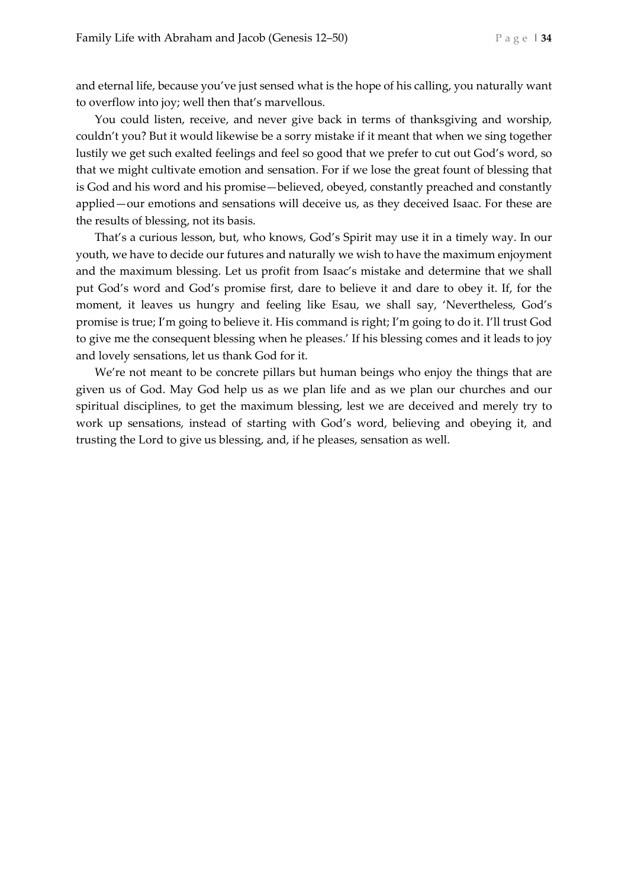and eternal life, because you've just sensed what is the hope of his calling, you naturally want to overflow into joy; well then that's marvellous.

You could listen, receive, and never give back in terms of thanksgiving and worship, couldn't you? But it would likewise be a sorry mistake if it meant that when we sing together lustily we get such exalted feelings and feel so good that we prefer to cut out God's word, so that we might cultivate emotion and sensation. For if we lose the great fount of blessing that is God and his word and his promise—believed, obeyed, constantly preached and constantly applied—our emotions and sensations will deceive us, as they deceived Isaac. For these are the results of blessing, not its basis.

That's a curious lesson, but, who knows, God's Spirit may use it in a timely way. In our youth, we have to decide our futures and naturally we wish to have the maximum enjoyment and the maximum blessing. Let us profit from Isaac's mistake and determine that we shall put God's word and God's promise first, dare to believe it and dare to obey it. If, for the moment, it leaves us hungry and feeling like Esau, we shall say, 'Nevertheless, God's promise is true; I'm going to believe it. His command is right; I'm going to do it. I'll trust God to give me the consequent blessing when he pleases.' If his blessing comes and it leads to joy and lovely sensations, let us thank God for it.

We're not meant to be concrete pillars but human beings who enjoy the things that are given us of God. May God help us as we plan life and as we plan our churches and our spiritual disciplines, to get the maximum blessing, lest we are deceived and merely try to work up sensations, instead of starting with God's word, believing and obeying it, and trusting the Lord to give us blessing, and, if he pleases, sensation as well.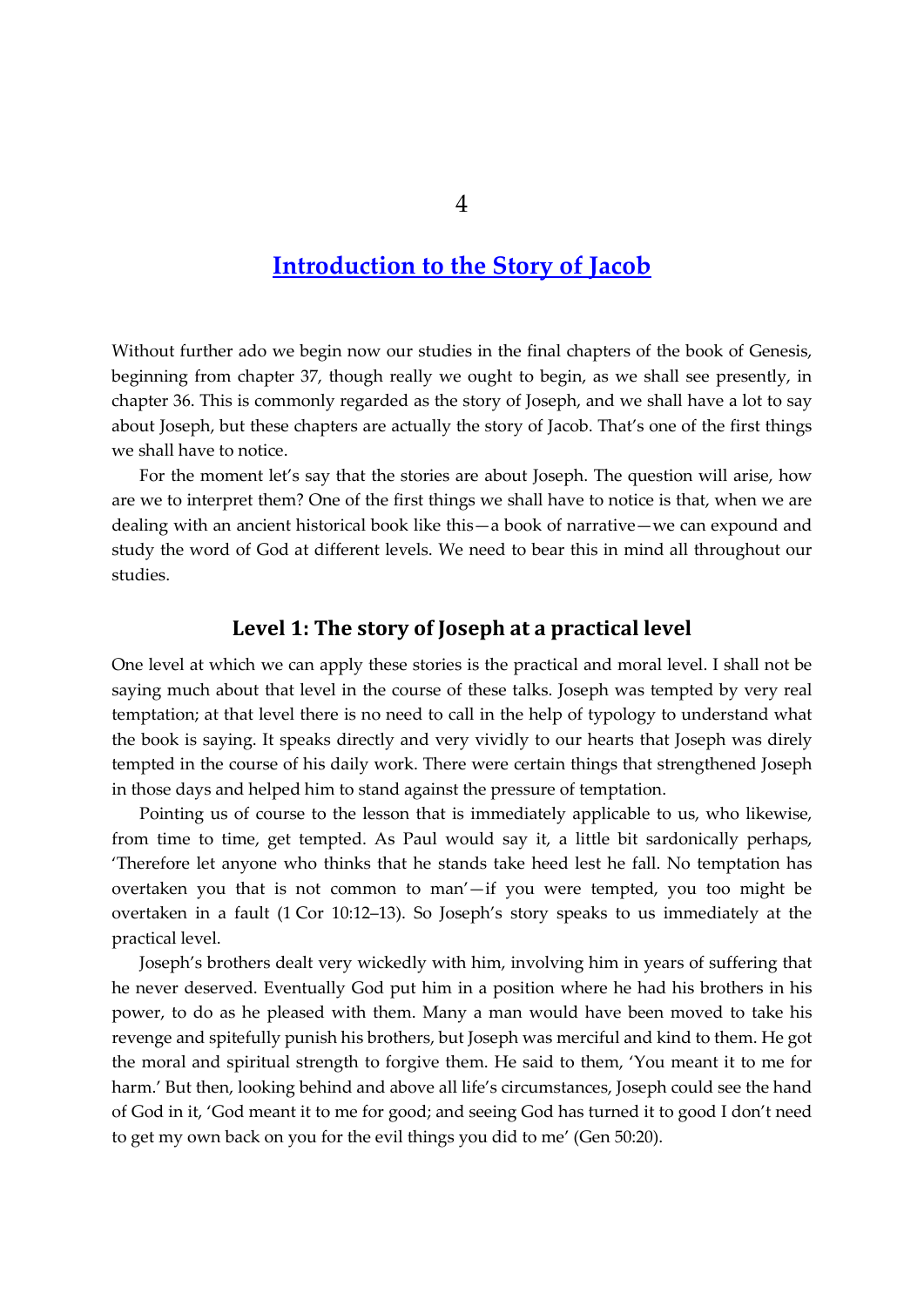# 4

## Introduction to the Story of Jacob

Without further ado we begin now our studies in the final chapters of the book of Genesis, beginning from chapter 37, though really we ought to begin, as we shall see presently, in chapter 36. This is commonly regarded as the story of Joseph, and we shall have a lot to say about Joseph, but these chapters are actually the story of Jacob. That's one of the first things we shall have to notice.

For the moment let's say that the stories are about Joseph. The question will arise, how are we to interpret them? One of the first things we shall have to notice is that, when we are dealing with an ancient historical book like this—a book of narrative—we can expound and study the word of God at different levels. We need to bear this in mind all throughout our studies.

### Level 1: The story of Joseph at a practical level

One level at which we can apply these stories is the practical and moral level. I shall not be saying much about that level in the course of these talks. Joseph was tempted by very real temptation; at that level there is no need to call in the help of typology to understand what the book is saying. It speaks directly and very vividly to our hearts that Joseph was direly tempted in the course of his daily work. There were certain things that strengthened Joseph in those days and helped him to stand against the pressure of temptation.

Pointing us of course to the lesson that is immediately applicable to us, who likewise, from time to time, get tempted. As Paul would say it, a little bit sardonically perhaps, 'Therefore let anyone who thinks that he stands take heed lest he fall. No temptation has overtaken you that is not common to man'—if you were tempted, you too might be overtaken in a fault (1 Cor 10:12–13). So Joseph's story speaks to us immediately at the practical level.

Joseph's brothers dealt very wickedly with him, involving him in years of suffering that he never deserved. Eventually God put him in a position where he had his brothers in his power, to do as he pleased with them. Many a man would have been moved to take his revenge and spitefully punish his brothers, but Joseph was merciful and kind to them. He got the moral and spiritual strength to forgive them. He said to them, 'You meant it to me for harm.' But then, looking behind and above all life's circumstances, Joseph could see the hand of God in it, 'God meant it to me for good; and seeing God has turned it to good I don't need to get my own back on you for the evil things you did to me' (Gen 50:20).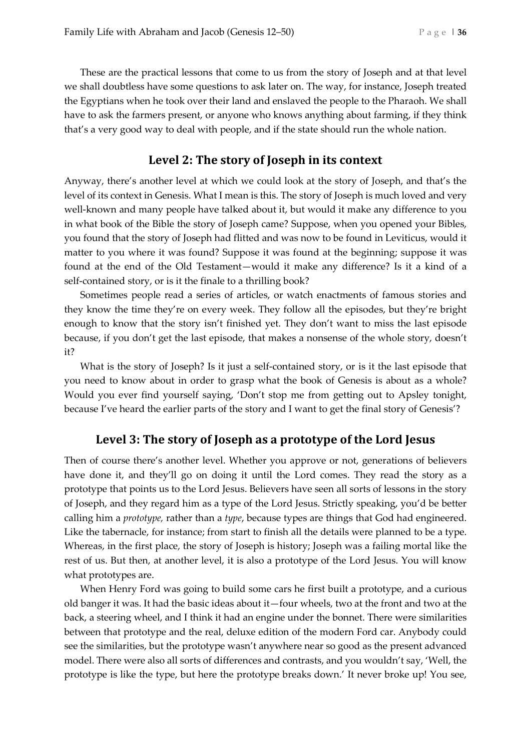These are the practical lessons that come to us from the story of Joseph and at that level we shall doubtless have some questions to ask later on. The way, for instance, Joseph treated the Egyptians when he took over their land and enslaved the people to the Pharaoh. We shall have to ask the farmers present, or anyone who knows anything about farming, if they think that's a very good way to deal with people, and if the state should run the whole nation.

## Level 2: The story of Joseph in its context

Anyway, there's another level at which we could look at the story of Joseph, and that's the level of its context in Genesis. What I mean is this. The story of Joseph is much loved and very well-known and many people have talked about it, but would it make any difference to you in what book of the Bible the story of Joseph came? Suppose, when you opened your Bibles, you found that the story of Joseph had flitted and was now to be found in Leviticus, would it matter to you where it was found? Suppose it was found at the beginning; suppose it was found at the end of the Old Testament—would it make any difference? Is it a kind of a self-contained story, or is it the finale to a thrilling book?

Sometimes people read a series of articles, or watch enactments of famous stories and they know the time they're on every week. They follow all the episodes, but they're bright enough to know that the story isn't finished yet. They don't want to miss the last episode because, if you don't get the last episode, that makes a nonsense of the whole story, doesn't it?

What is the story of Joseph? Is it just a self-contained story, or is it the last episode that you need to know about in order to grasp what the book of Genesis is about as a whole? Would you ever find yourself saying, 'Don't stop me from getting out to Apsley tonight, because I've heard the earlier parts of the story and I want to get the final story of Genesis'?

## Level 3: The story of Joseph as a prototype of the Lord Jesus

Then of course there's another level. Whether you approve or not, generations of believers have done it, and they'll go on doing it until the Lord comes. They read the story as a prototype that points us to the Lord Jesus. Believers have seen all sorts of lessons in the story of Joseph, and they regard him as a type of the Lord Jesus. Strictly speaking, you'd be better calling him a *prototype,* rather than a *type*, because types are things that God had engineered. Like the tabernacle, for instance; from start to finish all the details were planned to be a type. Whereas, in the first place, the story of Joseph is history; Joseph was a failing mortal like the rest of us. But then, at another level, it is also a prototype of the Lord Jesus. You will know what prototypes are.

When Henry Ford was going to build some cars he first built a prototype, and a curious old banger it was. It had the basic ideas about it—four wheels, two at the front and two at the back, a steering wheel, and I think it had an engine under the bonnet. There were similarities between that prototype and the real, deluxe edition of the modern Ford car. Anybody could see the similarities, but the prototype wasn't anywhere near so good as the present advanced model. There were also all sorts of differences and contrasts, and you wouldn't say, 'Well, the prototype is like the type, but here the prototype breaks down.' It never broke up! You see,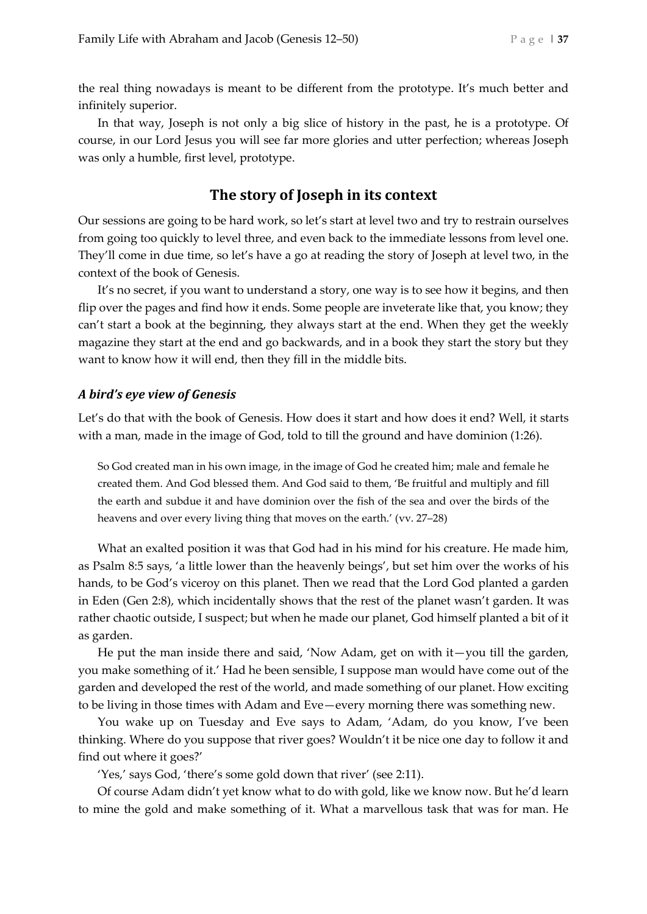the real thing nowadays is meant to be different from the prototype. It's much better and infinitely superior.

In that way, Joseph is not only a big slice of history in the past, he is a prototype. Of course, in our Lord Jesus you will see far more glories and utter perfection; whereas Joseph was only a humble, first level, prototype.

## The story of Joseph in its context

Our sessions are going to be hard work, so let's start at level two and try to restrain ourselves from going too quickly to level three, and even back to the immediate lessons from level one. They'll come in due time, so let's have a go at reading the story of Joseph at level two, in the context of the book of Genesis.

It's no secret, if you want to understand a story, one way is to see how it begins, and then flip over the pages and find how it ends. Some people are inveterate like that, you know; they can't start a book at the beginning, they always start at the end. When they get the weekly magazine they start at the end and go backwards, and in a book they start the story but they want to know how it will end, then they fill in the middle bits.

### *A bird's eye view of Genesis*

Let's do that with the book of Genesis. How does it start and how does it end? Well, it starts with a man, made in the image of God, told to till the ground and have dominion (1:26).

> So God created man in his own image, in the image of God he created him; male and female he created them. And God blessed them. And God said to them, 'Be fruitful and multiply and fill the earth and subdue it and have dominion over the fish of the sea and over the birds of the heavens and over every living thing that moves on the earth.' (vv. 27–28)

What an exalted position it was that God had in his mind for his creature. He made him, as Psalm 8:5 says, 'a little lower than the heavenly beings', but set him over the works of his hands, to be God's viceroy on this planet. Then we read that the Lord God planted a garden in Eden (Gen 2:8), which incidentally shows that the rest of the planet wasn't garden. It was rather chaotic outside, I suspect; but when he made our planet, God himself planted a bit of it as garden.

He put the man inside there and said, 'Now Adam, get on with it—you till the garden, you make something of it.' Had he been sensible, I suppose man would have come out of the garden and developed the rest of the world, and made something of our planet. How exciting to be living in those times with Adam and Eve—every morning there was something new.

You wake up on Tuesday and Eve says to Adam, 'Adam, do you know, I've been thinking. Where do you suppose that river goes? Wouldn't it be nice one day to follow it and find out where it goes?'

'Yes,' says God, 'there's some gold down that river' (see 2:11).

Of course Adam didn't yet know what to do with gold, like we know now. But he'd learn to mine the gold and make something of it. What a marvellous task that was for man. He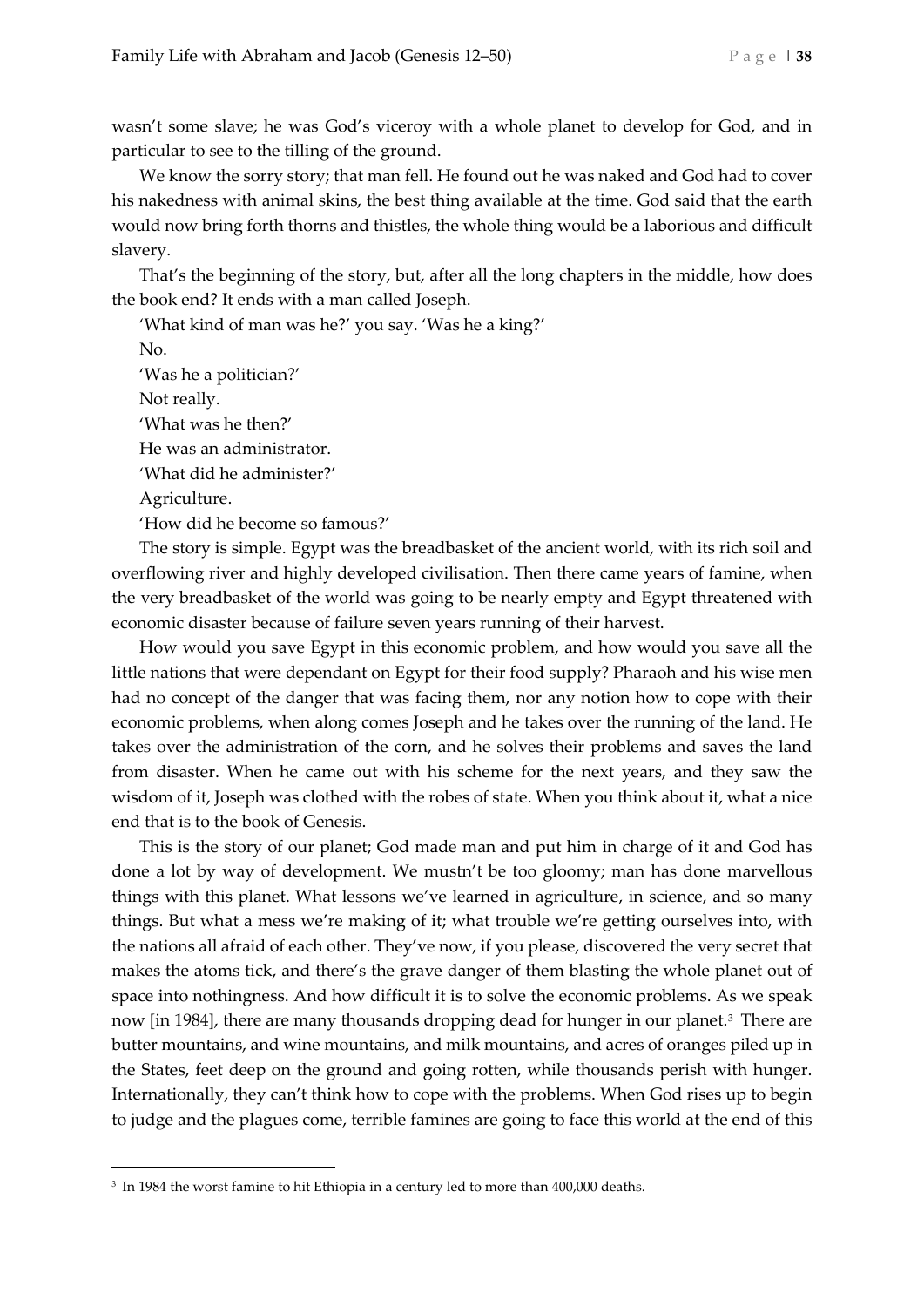wasn't some slave; he was God's viceroy with a whole planet to develop for God, and in particular to see to the tilling of the ground.

We know the sorry story; that man fell. He found out he was naked and God had to cover his nakedness with animal skins, the best thing available at the time. God said that the earth would now bring forth thorns and thistles, the whole thing would be a laborious and difficult slavery.

That's the beginning of the story, but, after all the long chapters in the middle, how does the book end? It ends with a man called Joseph.

'What kind of man was he?' you say. 'Was he a king?'

No.

'Was he a politician?'

Not really.

'What was he then?'

He was an administrator.

'What did he administer?'

Agriculture.

'How did he become so famous?'

The story is simple. Egypt was the breadbasket of the ancient world, with its rich soil and overflowing river and highly developed civilisation. Then there came years of famine, when the very breadbasket of the world was going to be nearly empty and Egypt threatened with economic disaster because of failure seven years running of their harvest.

How would you save Egypt in this economic problem, and how would you save all the little nations that were dependant on Egypt for their food supply? Pharaoh and his wise men had no concept of the danger that was facing them, nor any notion how to cope with their economic problems, when along comes Joseph and he takes over the running of the land. He takes over the administration of the corn, and he solves their problems and saves the land from disaster. When he came out with his scheme for the next years, and they saw the wisdom of it, Joseph was clothed with the robes of state. When you think about it, what a nice end that is to the book of Genesis.

This is the story of our planet; God made man and put him in charge of it and God has done a lot by way of development. We mustn't be too gloomy; man has done marvellous things with this planet. What lessons we've learned in agriculture, in science, and so many things. But what a mess we're making of it; what trouble we're getting ourselves into, with the nations all afraid of each other. They've now, if you please, discovered the very secret that makes the atoms tick, and there's the grave danger of them blasting the whole planet out of space into nothingness. And how difficult it is to solve the economic problems. As we speak now [in 1984], there are many thousands dropping dead for hunger in our planet.[3] There are butter mountains, and wine mountains, and milk mountains, and acres of oranges piled up in the States, feet deep on the ground and going rotten, while thousands perish with hunger. Internationally, they can't think how to cope with the problems. When God rises up to begin to judge and the plagues come, terrible famines are going to face this world at the end of this

[3] In 1984 the worst famine to hit Ethiopia in a century led to more than 400,000 deaths.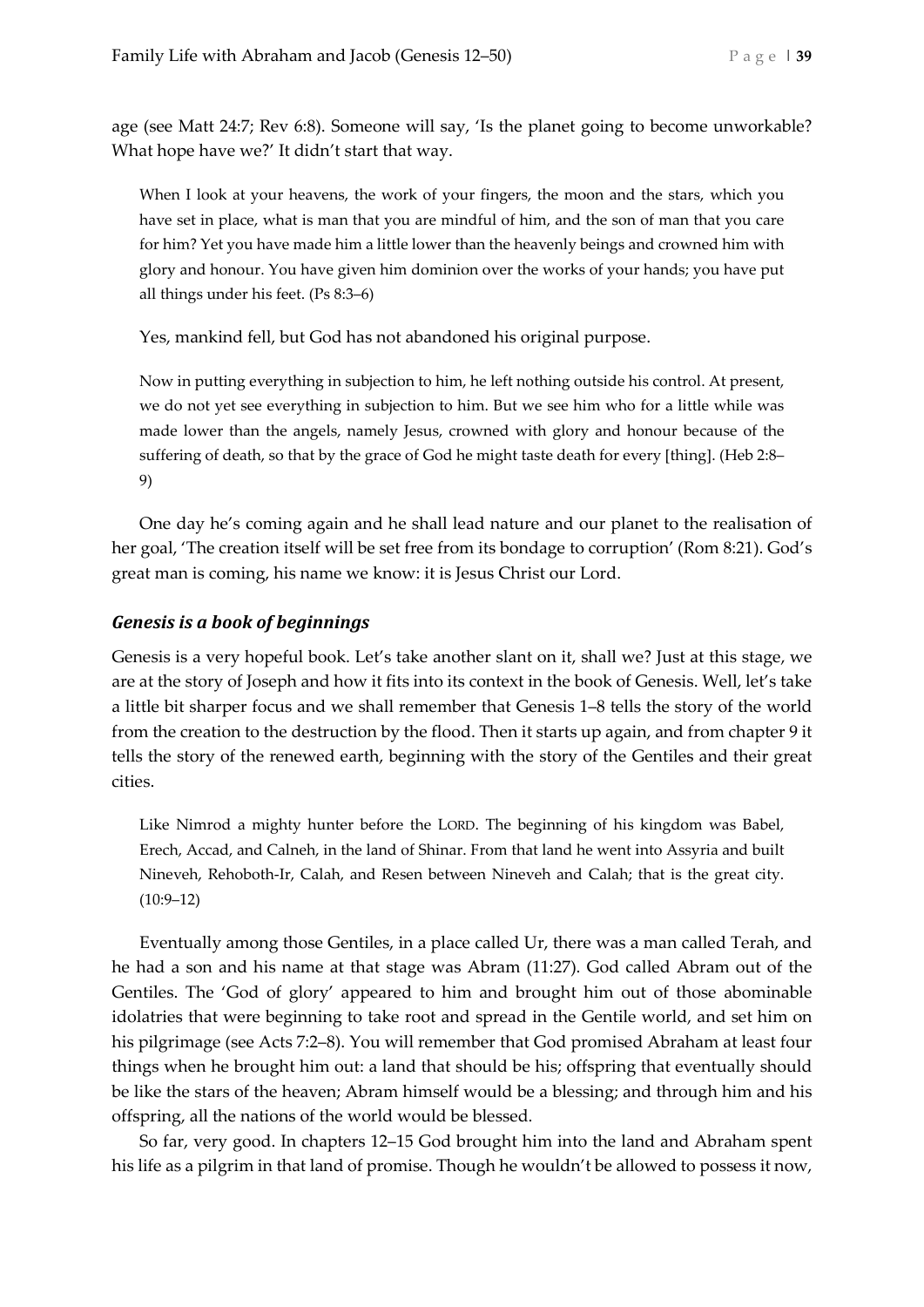age (see Matt 24:7; Rev 6:8). Someone will say, 'Is the planet going to become unworkable? What hope have we?' It didn't start that way.

> When I look at your heavens, the work of your fingers, the moon and the stars, which you have set in place, what is man that you are mindful of him, and the son of man that you care for him? Yet you have made him a little lower than the heavenly beings and crowned him with glory and honour. You have given him dominion over the works of your hands; you have put all things under his feet. (Ps 8:3–6)

Yes, mankind fell, but God has not abandoned his original purpose.

> Now in putting everything in subjection to him, he left nothing outside his control. At present, we do not yet see everything in subjection to him. But we see him who for a little while was made lower than the angels, namely Jesus, crowned with glory and honour because of the suffering of death, so that by the grace of God he might taste death for every [thing]. (Heb 2:8–9)

One day he's coming again and he shall lead nature and our planet to the realisation of her goal, 'The creation itself will be set free from its bondage to corruption' (Rom 8:21). God's great man is coming, his name we know: it is Jesus Christ our Lord.

### *Genesis is a book of beginnings*

Genesis is a very hopeful book. Let's take another slant on it, shall we? Just at this stage, we are at the story of Joseph and how it fits into its context in the book of Genesis. Well, let's take a little bit sharper focus and we shall remember that Genesis 1–8 tells the story of the world from the creation to the destruction by the flood. Then it starts up again, and from chapter 9 it tells the story of the renewed earth, beginning with the story of the Gentiles and their great cities.

> Like Nimrod a mighty hunter before the LORD. The beginning of his kingdom was Babel, Erech, Accad, and Calneh, in the land of Shinar. From that land he went into Assyria and built Nineveh, Rehoboth-Ir, Calah, and Resen between Nineveh and Calah; that is the great city. (10:9–12)

Eventually among those Gentiles, in a place called Ur, there was a man called Terah, and he had a son and his name at that stage was Abram (11:27). God called Abram out of the Gentiles. The 'God of glory' appeared to him and brought him out of those abominable idolatries that were beginning to take root and spread in the Gentile world, and set him on his pilgrimage (see Acts 7:2–8). You will remember that God promised Abraham at least four things when he brought him out: a land that should be his; offspring that eventually should be like the stars of the heaven; Abram himself would be a blessing; and through him and his offspring, all the nations of the world would be blessed.

So far, very good. In chapters 12–15 God brought him into the land and Abraham spent his life as a pilgrim in that land of promise. Though he wouldn't be allowed to possess it now,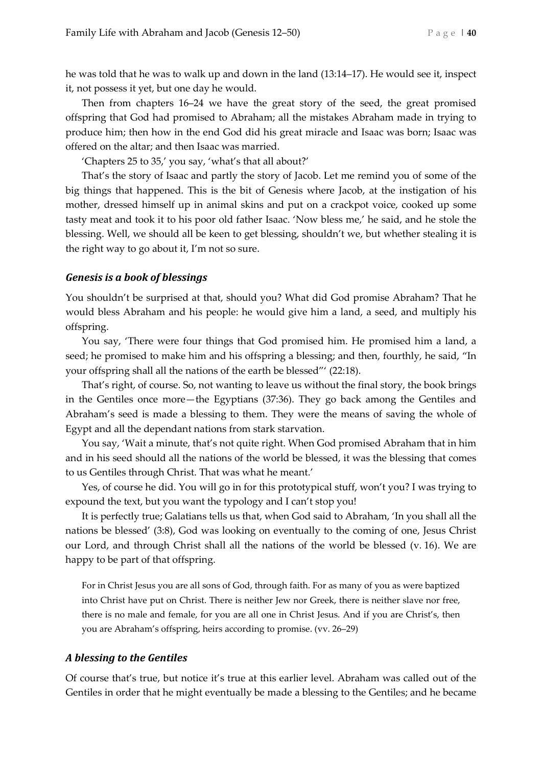he was told that he was to walk up and down in the land (13:14–17). He would see it, inspect it, not possess it yet, but one day he would.

Then from chapters 16–24 we have the great story of the seed, the great promised offspring that God had promised to Abraham; all the mistakes Abraham made in trying to produce him; then how in the end God did his great miracle and Isaac was born; Isaac was offered on the altar; and then Isaac was married.

'Chapters 25 to 35,' you say, 'what's that all about?'

That's the story of Isaac and partly the story of Jacob. Let me remind you of some of the big things that happened. This is the bit of Genesis where Jacob, at the instigation of his mother, dressed himself up in animal skins and put on a crackpot voice, cooked up some tasty meat and took it to his poor old father Isaac. 'Now bless me,' he said, and he stole the blessing. Well, we should all be keen to get blessing, shouldn't we, but whether stealing it is the right way to go about it, I'm not so sure.

### *Genesis is a book of blessings*

You shouldn't be surprised at that, should you? What did God promise Abraham? That he would bless Abraham and his people: he would give him a land, a seed, and multiply his offspring.

You say, 'There were four things that God promised him. He promised him a land, a seed; he promised to make him and his offspring a blessing; and then, fourthly, he said, "In your offspring shall all the nations of the earth be blessed"' (22:18).

That's right, of course. So, not wanting to leave us without the final story, the book brings in the Gentiles once more—the Egyptians (37:36). They go back among the Gentiles and Abraham's seed is made a blessing to them. They were the means of saving the whole of Egypt and all the dependant nations from stark starvation.

You say, 'Wait a minute, that's not quite right. When God promised Abraham that in him and in his seed should all the nations of the world be blessed, it was the blessing that comes to us Gentiles through Christ. That was what he meant.'

Yes, of course he did. You will go in for this prototypical stuff, won't you? I was trying to expound the text, but you want the typology and I can't stop you!

It is perfectly true; Galatians tells us that, when God said to Abraham, 'In you shall all the nations be blessed' (3:8), God was looking on eventually to the coming of one, Jesus Christ our Lord, and through Christ shall all the nations of the world be blessed (v. 16). We are happy to be part of that offspring.

> For in Christ Jesus you are all sons of God, through faith. For as many of you as were baptized into Christ have put on Christ. There is neither Jew nor Greek, there is neither slave nor free, there is no male and female, for you are all one in Christ Jesus. And if you are Christ's, then you are Abraham's offspring, heirs according to promise. (vv. 26–29)

### *A blessing to the Gentiles*

Of course that's true, but notice it's true at this earlier level. Abraham was called out of the Gentiles in order that he might eventually be made a blessing to the Gentiles; and he became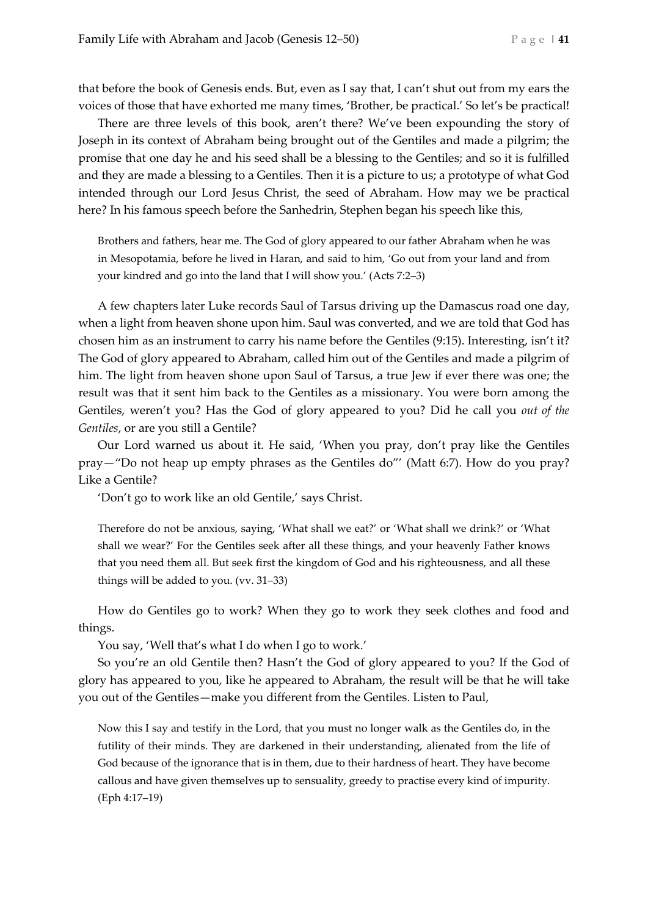that before the book of Genesis ends. But, even as I say that, I can't shut out from my ears the voices of those that have exhorted me many times, 'Brother, be practical.' So let's be practical!

There are three levels of this book, aren't there? We've been expounding the story of Joseph in its context of Abraham being brought out of the Gentiles and made a pilgrim; the promise that one day he and his seed shall be a blessing to the Gentiles; and so it is fulfilled and they are made a blessing to a Gentiles. Then it is a picture to us; a prototype of what God intended through our Lord Jesus Christ, the seed of Abraham. How may we be practical here? In his famous speech before the Sanhedrin, Stephen began his speech like this,

> Brothers and fathers, hear me. The God of glory appeared to our father Abraham when he was in Mesopotamia, before he lived in Haran, and said to him, 'Go out from your land and from your kindred and go into the land that I will show you.' (Acts 7:2–3)

A few chapters later Luke records Saul of Tarsus driving up the Damascus road one day, when a light from heaven shone upon him. Saul was converted, and we are told that God has chosen him as an instrument to carry his name before the Gentiles (9:15). Interesting, isn't it? The God of glory appeared to Abraham, called him out of the Gentiles and made a pilgrim of him. The light from heaven shone upon Saul of Tarsus, a true Jew if ever there was one; the result was that it sent him back to the Gentiles as a missionary. You were born among the Gentiles, weren't you? Has the God of glory appeared to you? Did he call you *out of the Gentiles*, or are you still a Gentile?

Our Lord warned us about it. He said, 'When you pray, don't pray like the Gentiles pray—"Do not heap up empty phrases as the Gentiles do"' (Matt 6:7). How do you pray? Like a Gentile?

'Don't go to work like an old Gentile,' says Christ.

> Therefore do not be anxious, saying, 'What shall we eat?' or 'What shall we drink?' or 'What shall we wear?' For the Gentiles seek after all these things, and your heavenly Father knows that you need them all. But seek first the kingdom of God and his righteousness, and all these things will be added to you. (vv. 31–33)

How do Gentiles go to work? When they go to work they seek clothes and food and things.

You say, 'Well that's what I do when I go to work.'

So you're an old Gentile then? Hasn't the God of glory appeared to you? If the God of glory has appeared to you, like he appeared to Abraham, the result will be that he will take you out of the Gentiles—make you different from the Gentiles. Listen to Paul,

> Now this I say and testify in the Lord, that you must no longer walk as the Gentiles do, in the futility of their minds. They are darkened in their understanding, alienated from the life of God because of the ignorance that is in them, due to their hardness of heart. They have become callous and have given themselves up to sensuality, greedy to practise every kind of impurity. (Eph 4:17–19)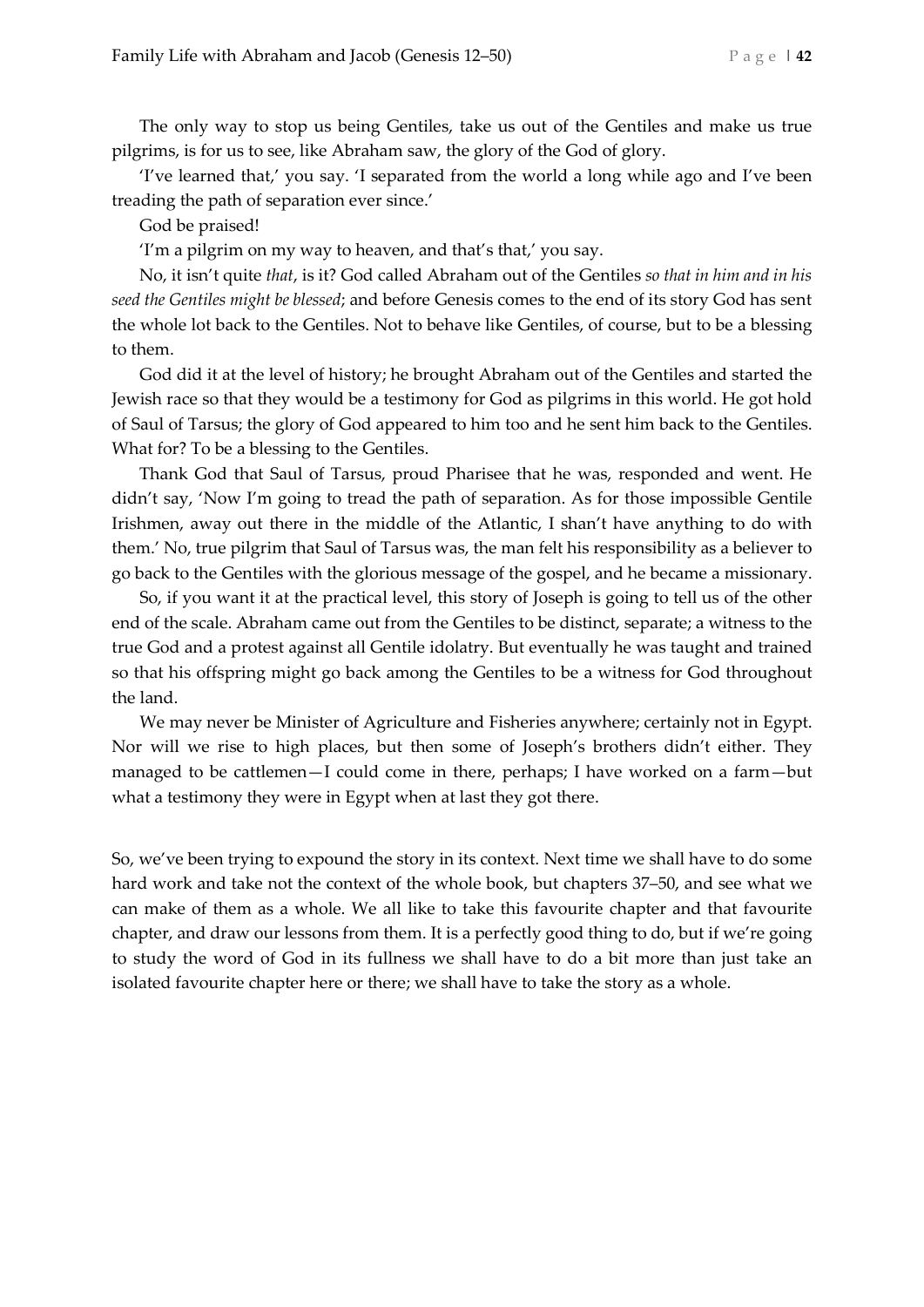The only way to stop us being Gentiles, take us out of the Gentiles and make us true pilgrims, is for us to see, like Abraham saw, the glory of the God of glory.

'I've learned that,' you say. 'I separated from the world a long while ago and I've been treading the path of separation ever since.'

God be praised!

'I'm a pilgrim on my way to heaven, and that's that,' you say.

No, it isn't quite *that*, is it? God called Abraham out of the Gentiles *so that in him and in his seed the Gentiles might be blessed*; and before Genesis comes to the end of its story God has sent the whole lot back to the Gentiles. Not to behave like Gentiles, of course, but to be a blessing to them.

God did it at the level of history; he brought Abraham out of the Gentiles and started the Jewish race so that they would be a testimony for God as pilgrims in this world. He got hold of Saul of Tarsus; the glory of God appeared to him too and he sent him back to the Gentiles. What for? To be a blessing to the Gentiles.

Thank God that Saul of Tarsus, proud Pharisee that he was, responded and went. He didn't say, 'Now I'm going to tread the path of separation. As for those impossible Gentile Irishmen, away out there in the middle of the Atlantic, I shan't have anything to do with them.' No, true pilgrim that Saul of Tarsus was, the man felt his responsibility as a believer to go back to the Gentiles with the glorious message of the gospel, and he became a missionary.

So, if you want it at the practical level, this story of Joseph is going to tell us of the other end of the scale. Abraham came out from the Gentiles to be distinct, separate; a witness to the true God and a protest against all Gentile idolatry. But eventually he was taught and trained so that his offspring might go back among the Gentiles to be a witness for God throughout the land.

We may never be Minister of Agriculture and Fisheries anywhere; certainly not in Egypt. Nor will we rise to high places, but then some of Joseph's brothers didn't either. They managed to be cattlemen—I could come in there, perhaps; I have worked on a farm—but what a testimony they were in Egypt when at last they got there.

So, we've been trying to expound the story in its context. Next time we shall have to do some hard work and take not the context of the whole book, but chapters 37–50, and see what we can make of them as a whole. We all like to take this favourite chapter and that favourite chapter, and draw our lessons from them. It is a perfectly good thing to do, but if we're going to study the word of God in its fullness we shall have to do a bit more than just take an isolated favourite chapter here or there; we shall have to take the story as a whole.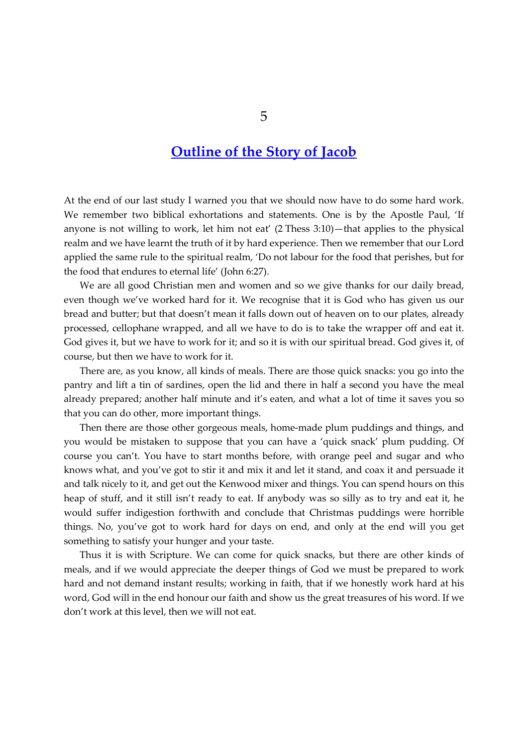# 5

## Outline of the Story of Jacob

At the end of our last study I warned you that we should now have to do some hard work. We remember two biblical exhortations and statements. One is by the Apostle Paul, 'If anyone is not willing to work, let him not eat' (2 Thess 3:10)—that applies to the physical realm and we have learnt the truth of it by hard experience. Then we remember that our Lord applied the same rule to the spiritual realm, 'Do not labour for the food that perishes, but for the food that endures to eternal life' (John 6:27).

We are all good Christian men and women and so we give thanks for our daily bread, even though we've worked hard for it. We recognise that it is God who has given us our bread and butter; but that doesn't mean it falls down out of heaven on to our plates, already processed, cellophane wrapped, and all we have to do is to take the wrapper off and eat it. God gives it, but we have to work for it; and so it is with our spiritual bread. God gives it, of course, but then we have to work for it.

There are, as you know, all kinds of meals. There are those quick snacks: you go into the pantry and lift a tin of sardines, open the lid and there in half a second you have the meal already prepared; another half minute and it's eaten, and what a lot of time it saves you so that you can do other, more important things.

Then there are those other gorgeous meals, home-made plum puddings and things, and you would be mistaken to suppose that you can have a 'quick snack' plum pudding. Of course you can't. You have to start months before, with orange peel and sugar and who knows what, and you've got to stir it and mix it and let it stand, and coax it and persuade it and talk nicely to it, and get out the Kenwood mixer and things. You can spend hours on this heap of stuff, and it still isn't ready to eat. If anybody was so silly as to try and eat it, he would suffer indigestion forthwith and conclude that Christmas puddings were horrible things. No, you've got to work hard for days on end, and only at the end will you get something to satisfy your hunger and your taste.

Thus it is with Scripture. We can come for quick snacks, but there are other kinds of meals, and if we would appreciate the deeper things of God we must be prepared to work hard and not demand instant results; working in faith, that if we honestly work hard at his word, God will in the end honour our faith and show us the great treasures of his word. If we don't work at this level, then we will not eat.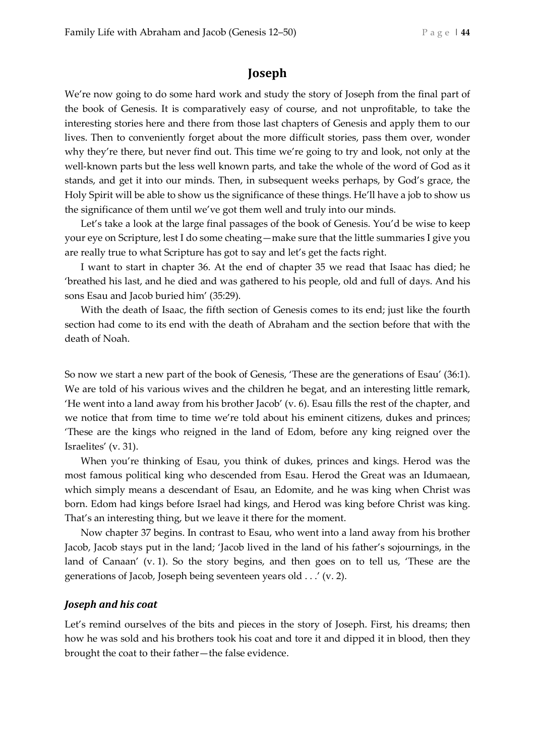## Joseph

We're now going to do some hard work and study the story of Joseph from the final part of the book of Genesis. It is comparatively easy of course, and not unprofitable, to take the interesting stories here and there from those last chapters of Genesis and apply them to our lives. Then to conveniently forget about the more difficult stories, pass them over, wonder why they're there, but never find out. This time we're going to try and look, not only at the well-known parts but the less well known parts, and take the whole of the word of God as it stands, and get it into our minds. Then, in subsequent weeks perhaps, by God's grace, the Holy Spirit will be able to show us the significance of these things. He'll have a job to show us the significance of them until we've got them well and truly into our minds.

Let's take a look at the large final passages of the book of Genesis. You'd be wise to keep your eye on Scripture, lest I do some cheating—make sure that the little summaries I give you are really true to what Scripture has got to say and let's get the facts right.

I want to start in chapter 36. At the end of chapter 35 we read that Isaac has died; he 'breathed his last, and he died and was gathered to his people, old and full of days. And his sons Esau and Jacob buried him' (35:29).

With the death of Isaac, the fifth section of Genesis comes to its end; just like the fourth section had come to its end with the death of Abraham and the section before that with the death of Noah.

So now we start a new part of the book of Genesis, 'These are the generations of Esau' (36:1). We are told of his various wives and the children he begat, and an interesting little remark, 'He went into a land away from his brother Jacob' (v. 6). Esau fills the rest of the chapter, and we notice that from time to time we're told about his eminent citizens, dukes and princes; 'These are the kings who reigned in the land of Edom, before any king reigned over the Israelites' (v. 31).

When you're thinking of Esau, you think of dukes, princes and kings. Herod was the most famous political king who descended from Esau. Herod the Great was an Idumaean, which simply means a descendant of Esau, an Edomite, and he was king when Christ was born. Edom had kings before Israel had kings, and Herod was king before Christ was king. That's an interesting thing, but we leave it there for the moment.

Now chapter 37 begins. In contrast to Esau, who went into a land away from his brother Jacob, Jacob stays put in the land; 'Jacob lived in the land of his father's sojournings, in the land of Canaan' (v. 1). So the story begins, and then goes on to tell us, 'These are the generations of Jacob, Joseph being seventeen years old . . .' (v. 2).

### *Joseph and his coat*

Let's remind ourselves of the bits and pieces in the story of Joseph. First, his dreams; then how he was sold and his brothers took his coat and tore it and dipped it in blood, then they brought the coat to their father—the false evidence.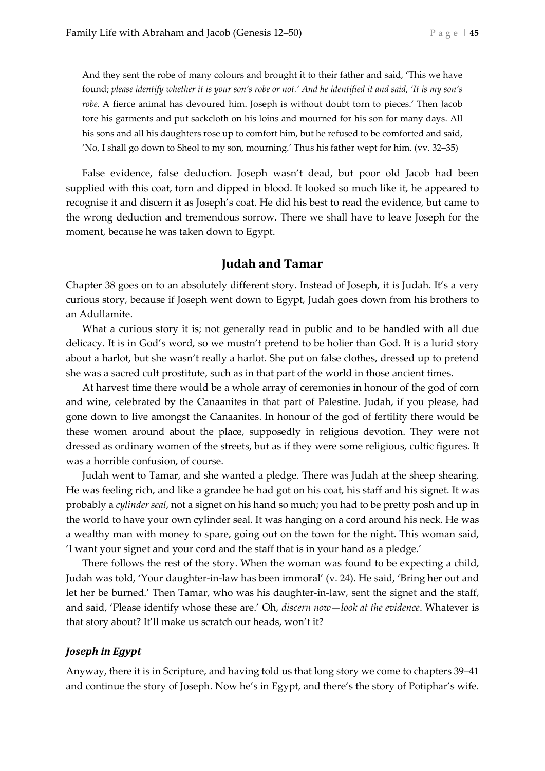> And they sent the robe of many colours and brought it to their father and said, 'This we have found; *please identify whether it is your son's robe or not.' And he identified it and said, 'It is my son's robe.* A fierce animal has devoured him. Joseph is without doubt torn to pieces.' Then Jacob tore his garments and put sackcloth on his loins and mourned for his son for many days. All his sons and all his daughters rose up to comfort him, but he refused to be comforted and said, 'No, I shall go down to Sheol to my son, mourning.' Thus his father wept for him. (vv. 32–35)

False evidence, false deduction. Joseph wasn't dead, but poor old Jacob had been supplied with this coat, torn and dipped in blood. It looked so much like it, he appeared to recognise it and discern it as Joseph's coat. He did his best to read the evidence, but came to the wrong deduction and tremendous sorrow. There we shall have to leave Joseph for the moment, because he was taken down to Egypt.

## Judah and Tamar

Chapter 38 goes on to an absolutely different story. Instead of Joseph, it is Judah. It's a very curious story, because if Joseph went down to Egypt, Judah goes down from his brothers to an Adullamite.

What a curious story it is; not generally read in public and to be handled with all due delicacy. It is in God's word, so we mustn't pretend to be holier than God. It is a lurid story about a harlot, but she wasn't really a harlot. She put on false clothes, dressed up to pretend she was a sacred cult prostitute, such as in that part of the world in those ancient times.

At harvest time there would be a whole array of ceremonies in honour of the god of corn and wine, celebrated by the Canaanites in that part of Palestine. Judah, if you please, had gone down to live amongst the Canaanites. In honour of the god of fertility there would be these women around about the place, supposedly in religious devotion. They were not dressed as ordinary women of the streets, but as if they were some religious, cultic figures. It was a horrible confusion, of course.

Judah went to Tamar, and she wanted a pledge. There was Judah at the sheep shearing. He was feeling rich, and like a grandee he had got on his coat, his staff and his signet. It was probably a *cylinder seal*, not a signet on his hand so much; you had to be pretty posh and up in the world to have your own cylinder seal. It was hanging on a cord around his neck. He was a wealthy man with money to spare, going out on the town for the night. This woman said, 'I want your signet and your cord and the staff that is in your hand as a pledge.'

There follows the rest of the story. When the woman was found to be expecting a child, Judah was told, 'Your daughter-in-law has been immoral' (v. 24). He said, 'Bring her out and let her be burned.' Then Tamar, who was his daughter-in-law, sent the signet and the staff, and said, 'Please identify whose these are.' Oh, *discern now—look at the evidence*. Whatever is that story about? It'll make us scratch our heads, won't it?

### *Joseph in Egypt*

Anyway, there it is in Scripture, and having told us that long story we come to chapters 39–41 and continue the story of Joseph. Now he's in Egypt, and there's the story of Potiphar's wife.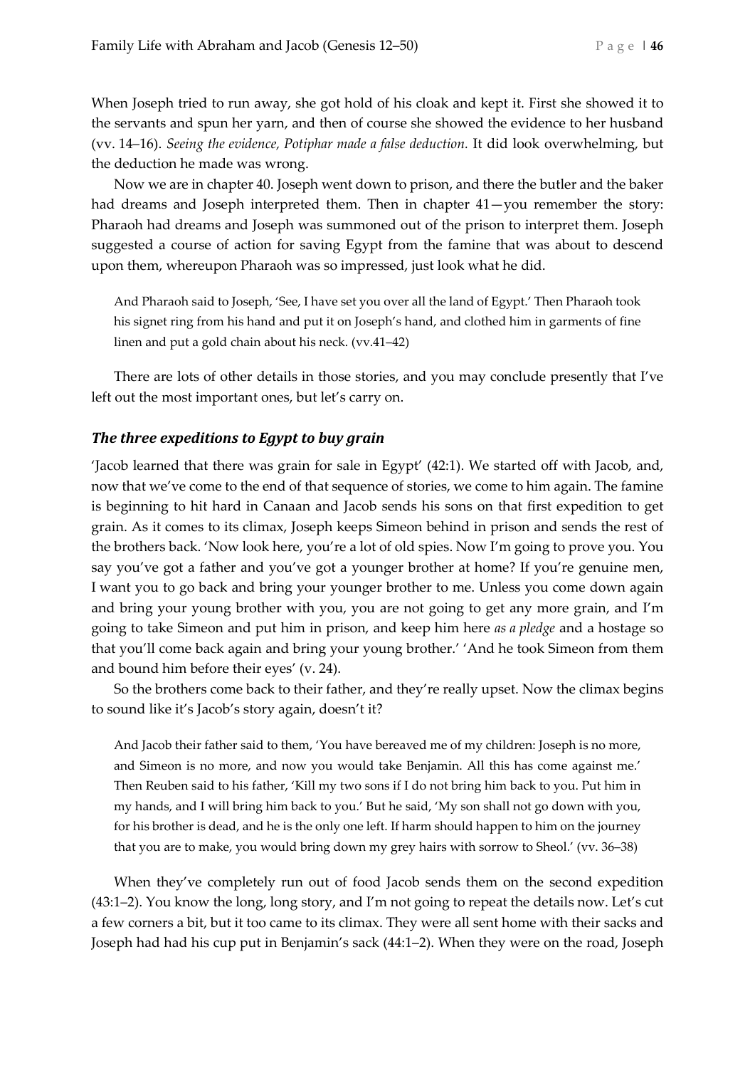When Joseph tried to run away, she got hold of his cloak and kept it. First she showed it to the servants and spun her yarn, and then of course she showed the evidence to her husband (vv. 14–16). *Seeing the evidence, Potiphar made a false deduction.* It did look overwhelming, but the deduction he made was wrong.

Now we are in chapter 40. Joseph went down to prison, and there the butler and the baker had dreams and Joseph interpreted them. Then in chapter 41—you remember the story: Pharaoh had dreams and Joseph was summoned out of the prison to interpret them. Joseph suggested a course of action for saving Egypt from the famine that was about to descend upon them, whereupon Pharaoh was so impressed, just look what he did.

> And Pharaoh said to Joseph, 'See, I have set you over all the land of Egypt.' Then Pharaoh took his signet ring from his hand and put it on Joseph's hand, and clothed him in garments of fine linen and put a gold chain about his neck. (vv.41–42)

There are lots of other details in those stories, and you may conclude presently that I've left out the most important ones, but let's carry on.

### *The three expeditions to Egypt to buy grain*

'Jacob learned that there was grain for sale in Egypt' (42:1). We started off with Jacob, and, now that we've come to the end of that sequence of stories, we come to him again. The famine is beginning to hit hard in Canaan and Jacob sends his sons on that first expedition to get grain. As it comes to its climax, Joseph keeps Simeon behind in prison and sends the rest of the brothers back. 'Now look here, you're a lot of old spies. Now I'm going to prove you. You say you've got a father and you've got a younger brother at home? If you're genuine men, I want you to go back and bring your younger brother to me. Unless you come down again and bring your young brother with you, you are not going to get any more grain, and I'm going to take Simeon and put him in prison, and keep him here *as a pledge* and a hostage so that you'll come back again and bring your young brother.' 'And he took Simeon from them and bound him before their eyes' (v. 24).

So the brothers come back to their father, and they're really upset. Now the climax begins to sound like it's Jacob's story again, doesn't it?

> And Jacob their father said to them, 'You have bereaved me of my children: Joseph is no more, and Simeon is no more, and now you would take Benjamin. All this has come against me.' Then Reuben said to his father, 'Kill my two sons if I do not bring him back to you. Put him in my hands, and I will bring him back to you.' But he said, 'My son shall not go down with you, for his brother is dead, and he is the only one left. If harm should happen to him on the journey that you are to make, you would bring down my grey hairs with sorrow to Sheol.' (vv. 36–38)

When they've completely run out of food Jacob sends them on the second expedition (43:1–2). You know the long, long story, and I'm not going to repeat the details now. Let's cut a few corners a bit, but it too came to its climax. They were all sent home with their sacks and Joseph had had his cup put in Benjamin's sack (44:1–2). When they were on the road, Joseph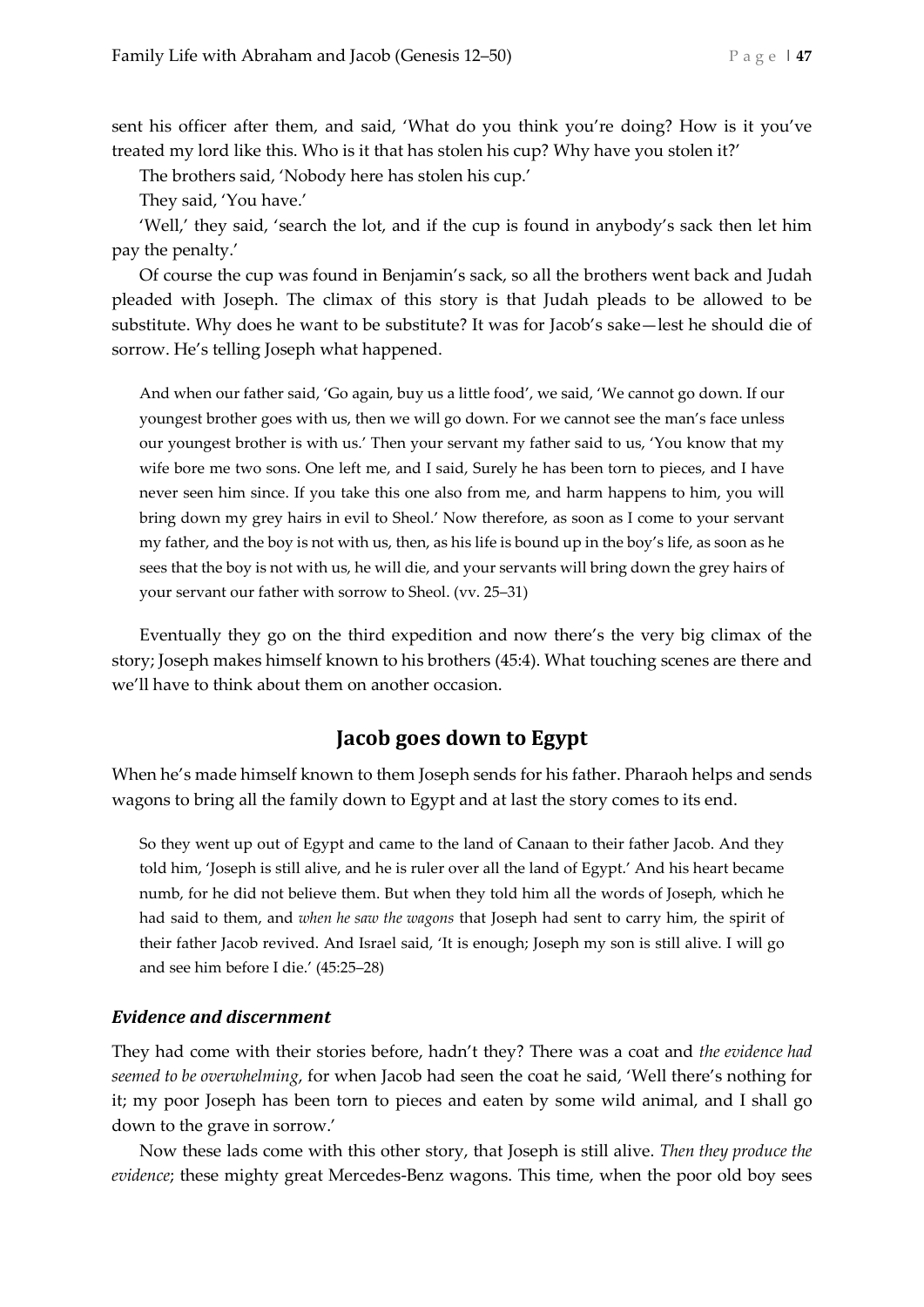sent his officer after them, and said, 'What do you think you're doing? How is it you've treated my lord like this. Who is it that has stolen his cup? Why have you stolen it?'

The brothers said, 'Nobody here has stolen his cup.'

They said, 'You have.'

'Well,' they said, 'search the lot, and if the cup is found in anybody's sack then let him pay the penalty.'

Of course the cup was found in Benjamin's sack, so all the brothers went back and Judah pleaded with Joseph. The climax of this story is that Judah pleads to be allowed to be substitute. Why does he want to be substitute? It was for Jacob's sake—lest he should die of sorrow. He's telling Joseph what happened.

> And when our father said, 'Go again, buy us a little food', we said, 'We cannot go down. If our youngest brother goes with us, then we will go down. For we cannot see the man's face unless our youngest brother is with us.' Then your servant my father said to us, 'You know that my wife bore me two sons. One left me, and I said, Surely he has been torn to pieces, and I have never seen him since. If you take this one also from me, and harm happens to him, you will bring down my grey hairs in evil to Sheol.' Now therefore, as soon as I come to your servant my father, and the boy is not with us, then, as his life is bound up in the boy's life, as soon as he sees that the boy is not with us, he will die, and your servants will bring down the grey hairs of your servant our father with sorrow to Sheol. (vv. 25–31)

Eventually they go on the third expedition and now there's the very big climax of the story; Joseph makes himself known to his brothers (45:4). What touching scenes are there and we'll have to think about them on another occasion.

## Jacob goes down to Egypt

When he's made himself known to them Joseph sends for his father. Pharaoh helps and sends wagons to bring all the family down to Egypt and at last the story comes to its end.

> So they went up out of Egypt and came to the land of Canaan to their father Jacob. And they told him, 'Joseph is still alive, and he is ruler over all the land of Egypt.' And his heart became numb, for he did not believe them. But when they told him all the words of Joseph, which he had said to them, and *when he saw the wagons* that Joseph had sent to carry him, the spirit of their father Jacob revived. And Israel said, 'It is enough; Joseph my son is still alive. I will go and see him before I die.' (45:25–28)

### *Evidence and discernment*

They had come with their stories before, hadn't they? There was a coat and *the evidence had seemed to be overwhelming*, for when Jacob had seen the coat he said, 'Well there's nothing for it; my poor Joseph has been torn to pieces and eaten by some wild animal, and I shall go down to the grave in sorrow.'

Now these lads come with this other story, that Joseph is still alive. *Then they produce the evidence*; these mighty great Mercedes-Benz wagons. This time, when the poor old boy sees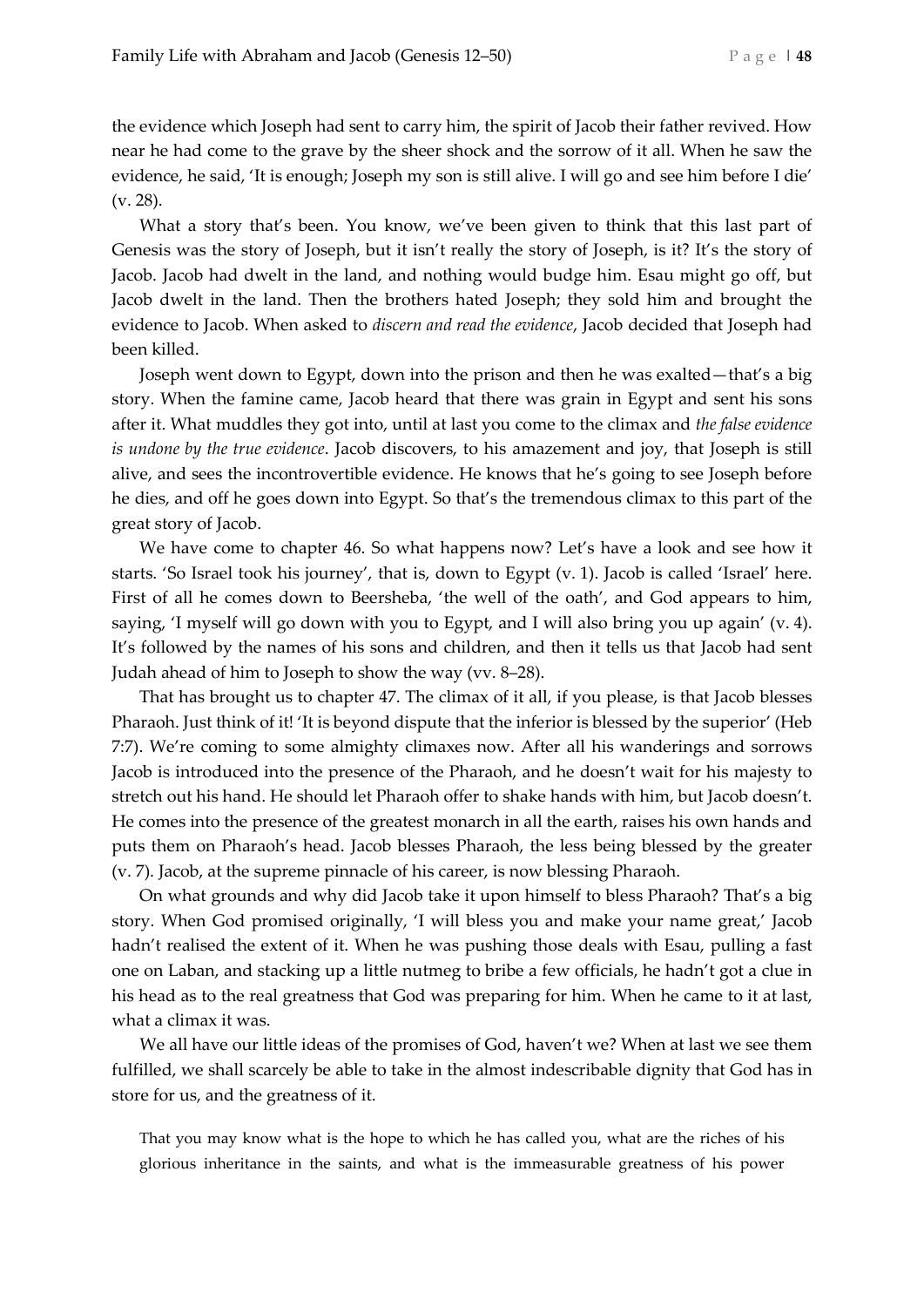the evidence which Joseph had sent to carry him, the spirit of Jacob their father revived. How near he had come to the grave by the sheer shock and the sorrow of it all. When he saw the evidence, he said, 'It is enough; Joseph my son is still alive. I will go and see him before I die' (v. 28).

What a story that's been. You know, we've been given to think that this last part of Genesis was the story of Joseph, but it isn't really the story of Joseph, is it? It's the story of Jacob. Jacob had dwelt in the land, and nothing would budge him. Esau might go off, but Jacob dwelt in the land. Then the brothers hated Joseph; they sold him and brought the evidence to Jacob. When asked to *discern and read the evidence*, Jacob decided that Joseph had been killed.

Joseph went down to Egypt, down into the prison and then he was exalted—that's a big story. When the famine came, Jacob heard that there was grain in Egypt and sent his sons after it. What muddles they got into, until at last you come to the climax and *the false evidence is undone by the true evidence*. Jacob discovers, to his amazement and joy, that Joseph is still alive, and sees the incontrovertible evidence. He knows that he's going to see Joseph before he dies, and off he goes down into Egypt. So that's the tremendous climax to this part of the great story of Jacob.

We have come to chapter 46. So what happens now? Let's have a look and see how it starts. 'So Israel took his journey', that is, down to Egypt (v. 1). Jacob is called 'Israel' here. First of all he comes down to Beersheba, 'the well of the oath', and God appears to him, saying, 'I myself will go down with you to Egypt, and I will also bring you up again' (v. 4). It's followed by the names of his sons and children, and then it tells us that Jacob had sent Judah ahead of him to Joseph to show the way (vv. 8–28).

That has brought us to chapter 47. The climax of it all, if you please, is that Jacob blesses Pharaoh. Just think of it! 'It is beyond dispute that the inferior is blessed by the superior' (Heb 7:7). We're coming to some almighty climaxes now. After all his wanderings and sorrows Jacob is introduced into the presence of the Pharaoh, and he doesn't wait for his majesty to stretch out his hand. He should let Pharaoh offer to shake hands with him, but Jacob doesn't. He comes into the presence of the greatest monarch in all the earth, raises his own hands and puts them on Pharaoh's head. Jacob blesses Pharaoh, the less being blessed by the greater (v. 7). Jacob, at the supreme pinnacle of his career, is now blessing Pharaoh.

On what grounds and why did Jacob take it upon himself to bless Pharaoh? That's a big story. When God promised originally, 'I will bless you and make your name great,' Jacob hadn't realised the extent of it. When he was pushing those deals with Esau, pulling a fast one on Laban, and stacking up a little nutmeg to bribe a few officials, he hadn't got a clue in his head as to the real greatness that God was preparing for him. When he came to it at last, what a climax it was.

We all have our little ideas of the promises of God, haven't we? When at last we see them fulfilled, we shall scarcely be able to take in the almost indescribable dignity that God has in store for us, and the greatness of it.

> That you may know what is the hope to which he has called you, what are the riches of his glorious inheritance in the saints, and what is the immeasurable greatness of his power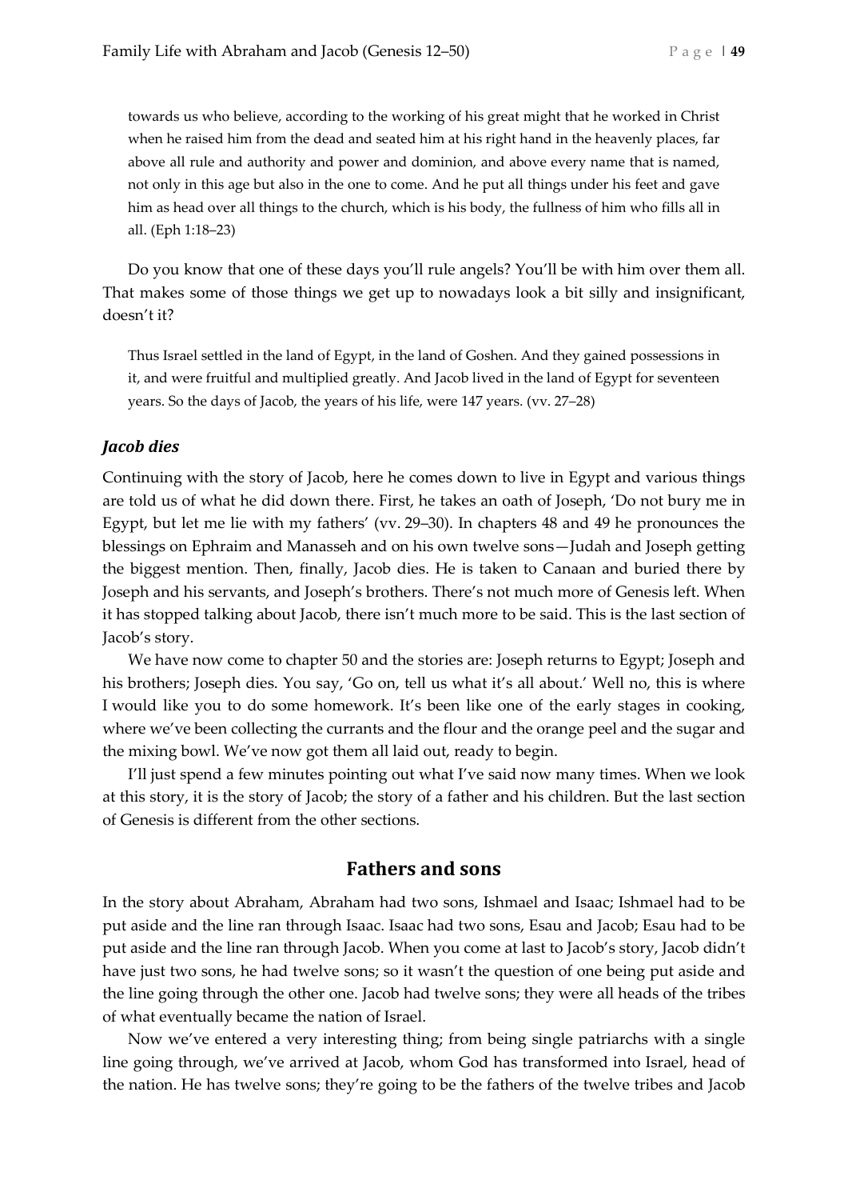> towards us who believe, according to the working of his great might that he worked in Christ when he raised him from the dead and seated him at his right hand in the heavenly places, far above all rule and authority and power and dominion, and above every name that is named, not only in this age but also in the one to come. And he put all things under his feet and gave him as head over all things to the church, which is his body, the fullness of him who fills all in all. (Eph 1:18–23)

Do you know that one of these days you'll rule angels? You'll be with him over them all. That makes some of those things we get up to nowadays look a bit silly and insignificant, doesn't it?

> Thus Israel settled in the land of Egypt, in the land of Goshen. And they gained possessions in it, and were fruitful and multiplied greatly. And Jacob lived in the land of Egypt for seventeen years. So the days of Jacob, the years of his life, were 147 years. (vv. 27–28)

### *Jacob dies*

Continuing with the story of Jacob, here he comes down to live in Egypt and various things are told us of what he did down there. First, he takes an oath of Joseph, 'Do not bury me in Egypt, but let me lie with my fathers' (vv. 29–30). In chapters 48 and 49 he pronounces the blessings on Ephraim and Manasseh and on his own twelve sons—Judah and Joseph getting the biggest mention. Then, finally, Jacob dies. He is taken to Canaan and buried there by Joseph and his servants, and Joseph's brothers. There's not much more of Genesis left. When it has stopped talking about Jacob, there isn't much more to be said. This is the last section of Jacob's story.

We have now come to chapter 50 and the stories are: Joseph returns to Egypt; Joseph and his brothers; Joseph dies. You say, 'Go on, tell us what it's all about.' Well no, this is where I would like you to do some homework. It's been like one of the early stages in cooking, where we've been collecting the currants and the flour and the orange peel and the sugar and the mixing bowl. We've now got them all laid out, ready to begin.

I'll just spend a few minutes pointing out what I've said now many times. When we look at this story, it is the story of Jacob; the story of a father and his children. But the last section of Genesis is different from the other sections.

## Fathers and sons

In the story about Abraham, Abraham had two sons, Ishmael and Isaac; Ishmael had to be put aside and the line ran through Isaac. Isaac had two sons, Esau and Jacob; Esau had to be put aside and the line ran through Jacob. When you come at last to Jacob's story, Jacob didn't have just two sons, he had twelve sons; so it wasn't the question of one being put aside and the line going through the other one. Jacob had twelve sons; they were all heads of the tribes of what eventually became the nation of Israel.

Now we've entered a very interesting thing; from being single patriarchs with a single line going through, we've arrived at Jacob, whom God has transformed into Israel, head of the nation. He has twelve sons; they're going to be the fathers of the twelve tribes and Jacob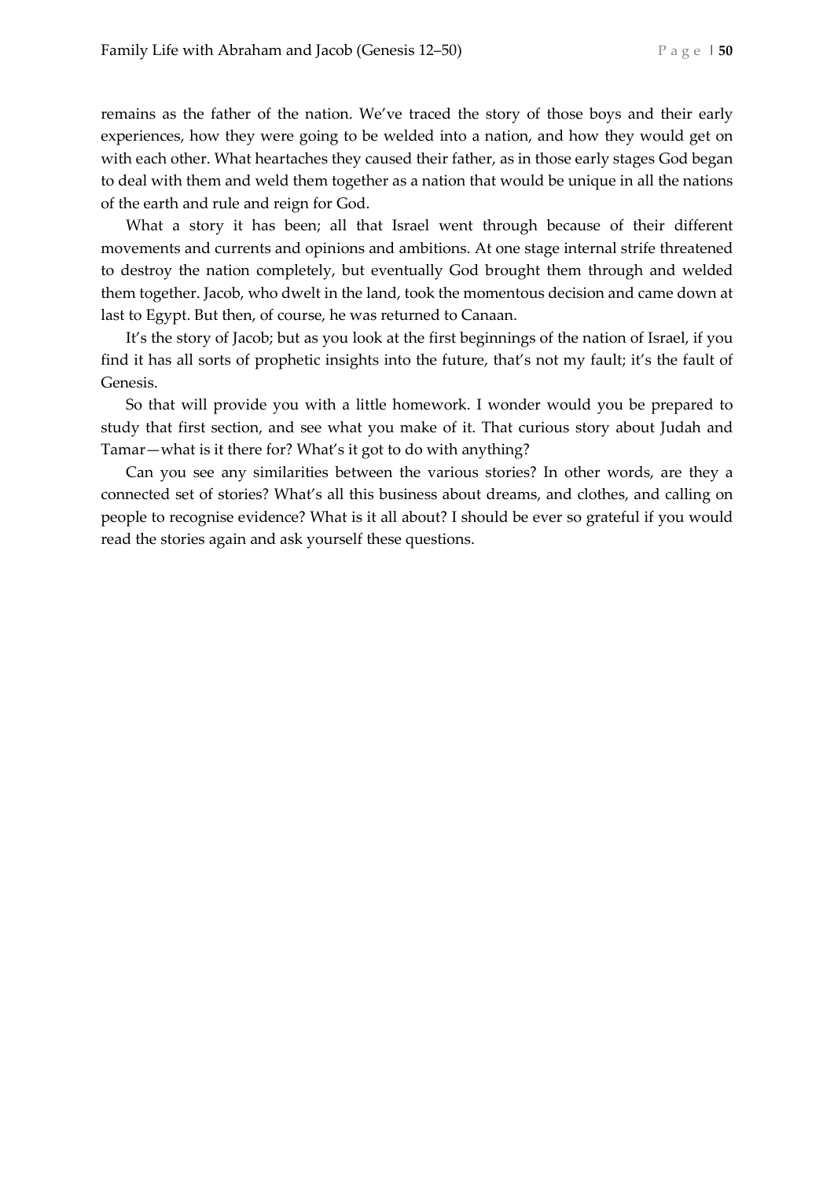remains as the father of the nation. We've traced the story of those boys and their early experiences, how they were going to be welded into a nation, and how they would get on with each other. What heartaches they caused their father, as in those early stages God began to deal with them and weld them together as a nation that would be unique in all the nations of the earth and rule and reign for God.

What a story it has been; all that Israel went through because of their different movements and currents and opinions and ambitions. At one stage internal strife threatened to destroy the nation completely, but eventually God brought them through and welded them together. Jacob, who dwelt in the land, took the momentous decision and came down at last to Egypt. But then, of course, he was returned to Canaan.

It's the story of Jacob; but as you look at the first beginnings of the nation of Israel, if you find it has all sorts of prophetic insights into the future, that's not my fault; it's the fault of Genesis.

So that will provide you with a little homework. I wonder would you be prepared to study that first section, and see what you make of it. That curious story about Judah and Tamar—what is it there for? What's it got to do with anything?

Can you see any similarities between the various stories? In other words, are they a connected set of stories? What's all this business about dreams, and clothes, and calling on people to recognise evidence? What is it all about? I should be ever so grateful if you would read the stories again and ask yourself these questions.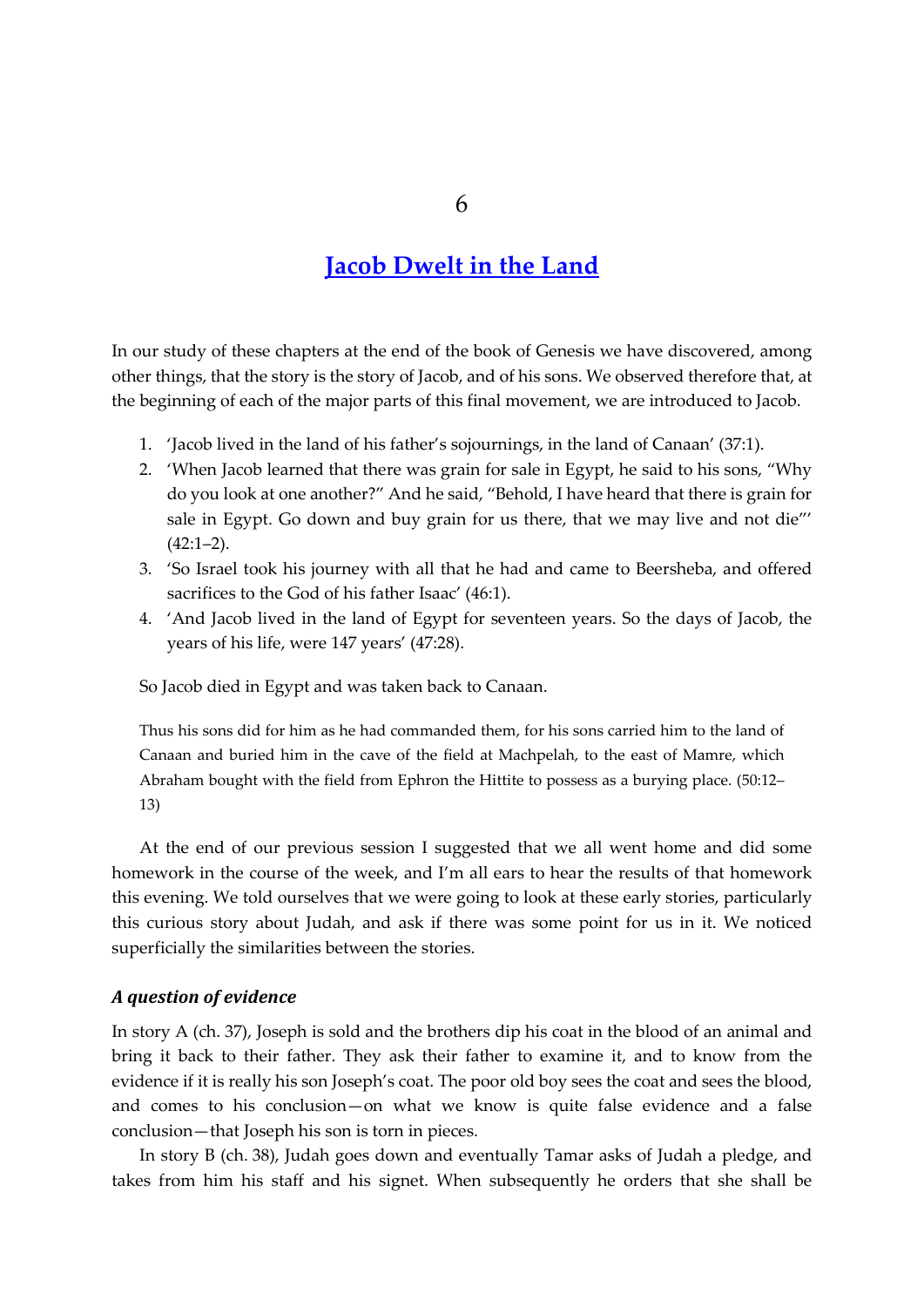6

# Jacob Dwelt in the Land

In our study of these chapters at the end of the book of Genesis we have discovered, among other things, that the story is the story of Jacob, and of his sons. We observed therefore that, at the beginning of each of the major parts of this final movement, we are introduced to Jacob.

1. 'Jacob lived in the land of his father's sojournings, in the land of Canaan' (37:1).
2. 'When Jacob learned that there was grain for sale in Egypt, he said to his sons, "Why do you look at one another?" And he said, "Behold, I have heard that there is grain for sale in Egypt. Go down and buy grain for us there, that we may live and not die"' (42:1–2).
3. 'So Israel took his journey with all that he had and came to Beersheba, and offered sacrifices to the God of his father Isaac' (46:1).
4. 'And Jacob lived in the land of Egypt for seventeen years. So the days of Jacob, the years of his life, were 147 years' (47:28).

So Jacob died in Egypt and was taken back to Canaan.

> Thus his sons did for him as he had commanded them, for his sons carried him to the land of Canaan and buried him in the cave of the field at Machpelah, to the east of Mamre, which Abraham bought with the field from Ephron the Hittite to possess as a burying place. (50:12–13)

At the end of our previous session I suggested that we all went home and did some homework in the course of the week, and I'm all ears to hear the results of that homework this evening. We told ourselves that we were going to look at these early stories, particularly this curious story about Judah, and ask if there was some point for us in it. We noticed superficially the similarities between the stories.

### *A question of evidence*

In story A (ch. 37), Joseph is sold and the brothers dip his coat in the blood of an animal and bring it back to their father. They ask their father to examine it, and to know from the evidence if it is really his son Joseph's coat. The poor old boy sees the coat and sees the blood, and comes to his conclusion—on what we know is quite false evidence and a false conclusion—that Joseph his son is torn in pieces.

In story B (ch. 38), Judah goes down and eventually Tamar asks of Judah a pledge, and takes from him his staff and his signet. When subsequently he orders that she shall be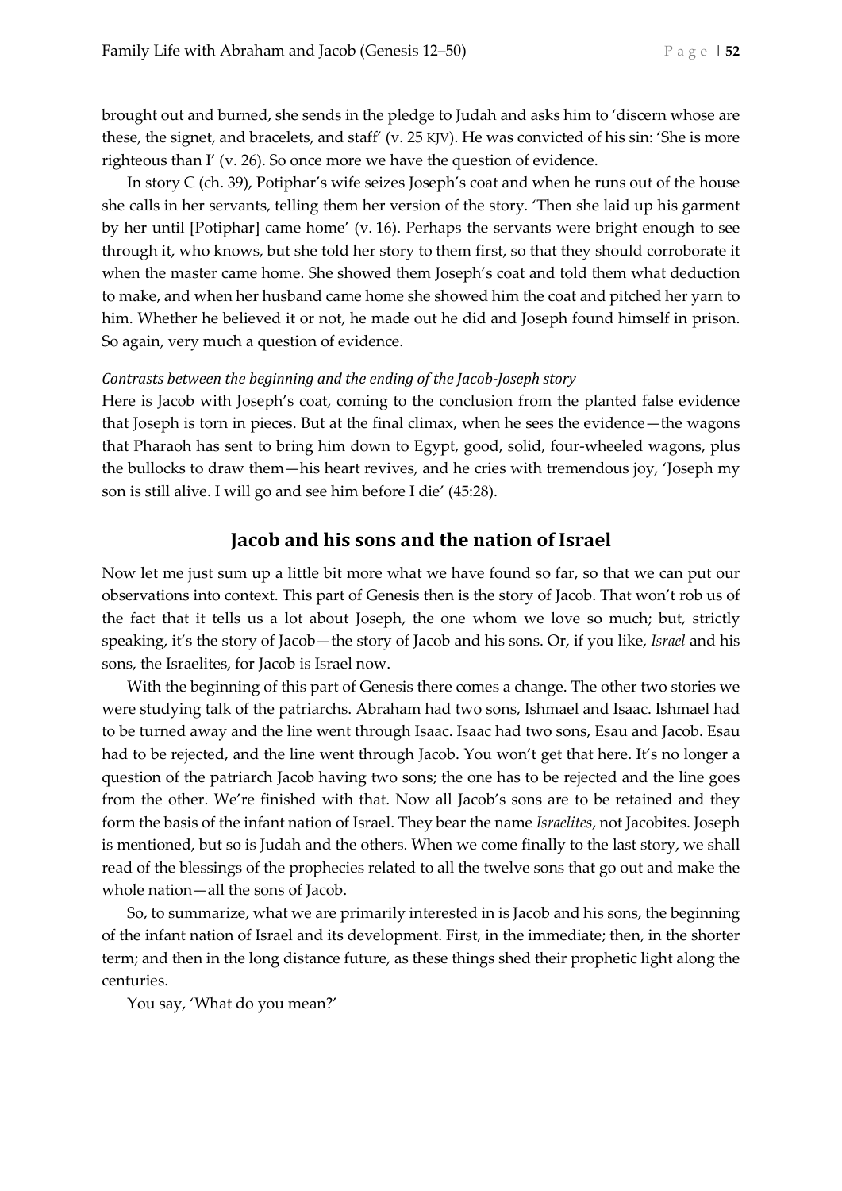brought out and burned, she sends in the pledge to Judah and asks him to 'discern whose are these, the signet, and bracelets, and staff' (v. 25 KJV). He was convicted of his sin: 'She is more righteous than I' (v. 26). So once more we have the question of evidence.

In story C (ch. 39), Potiphar's wife seizes Joseph's coat and when he runs out of the house she calls in her servants, telling them her version of the story. 'Then she laid up his garment by her until [Potiphar] came home' (v. 16). Perhaps the servants were bright enough to see through it, who knows, but she told her story to them first, so that they should corroborate it when the master came home. She showed them Joseph's coat and told them what deduction to make, and when her husband came home she showed him the coat and pitched her yarn to him. Whether he believed it or not, he made out he did and Joseph found himself in prison. So again, very much a question of evidence.

*Contrasts between the beginning and the ending of the Jacob-Joseph story*

Here is Jacob with Joseph's coat, coming to the conclusion from the planted false evidence that Joseph is torn in pieces. But at the final climax, when he sees the evidence—the wagons that Pharaoh has sent to bring him down to Egypt, good, solid, four-wheeled wagons, plus the bullocks to draw them—his heart revives, and he cries with tremendous joy, 'Joseph my son is still alive. I will go and see him before I die' (45:28).

## Jacob and his sons and the nation of Israel

Now let me just sum up a little bit more what we have found so far, so that we can put our observations into context. This part of Genesis then is the story of Jacob. That won't rob us of the fact that it tells us a lot about Joseph, the one whom we love so much; but, strictly speaking, it's the story of Jacob—the story of Jacob and his sons. Or, if you like, *Israel* and his sons, the Israelites, for Jacob is Israel now.

With the beginning of this part of Genesis there comes a change. The other two stories we were studying talk of the patriarchs. Abraham had two sons, Ishmael and Isaac. Ishmael had to be turned away and the line went through Isaac. Isaac had two sons, Esau and Jacob. Esau had to be rejected, and the line went through Jacob. You won't get that here. It's no longer a question of the patriarch Jacob having two sons; the one has to be rejected and the line goes from the other. We're finished with that. Now all Jacob's sons are to be retained and they form the basis of the infant nation of Israel. They bear the name *Israelites*, not Jacobites. Joseph is mentioned, but so is Judah and the others. When we come finally to the last story, we shall read of the blessings of the prophecies related to all the twelve sons that go out and make the whole nation—all the sons of Jacob.

So, to summarize, what we are primarily interested in is Jacob and his sons, the beginning of the infant nation of Israel and its development. First, in the immediate; then, in the shorter term; and then in the long distance future, as these things shed their prophetic light along the centuries.

You say, 'What do you mean?'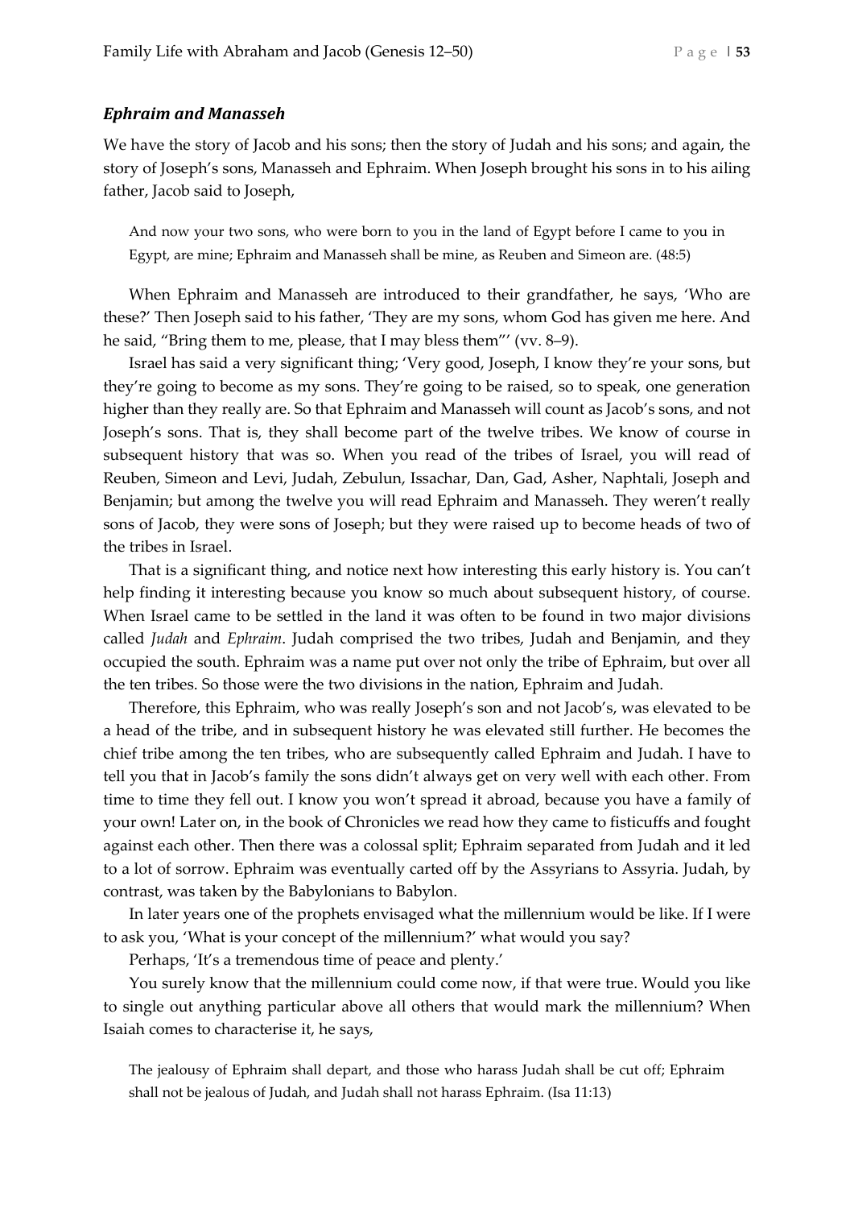### *Ephraim and Manasseh*

We have the story of Jacob and his sons; then the story of Judah and his sons; and again, the story of Joseph's sons, Manasseh and Ephraim. When Joseph brought his sons in to his ailing father, Jacob said to Joseph,

> And now your two sons, who were born to you in the land of Egypt before I came to you in Egypt, are mine; Ephraim and Manasseh shall be mine, as Reuben and Simeon are. (48:5)

When Ephraim and Manasseh are introduced to their grandfather, he says, 'Who are these?' Then Joseph said to his father, 'They are my sons, whom God has given me here. And he said, "Bring them to me, please, that I may bless them"' (vv. 8–9).

Israel has said a very significant thing; 'Very good, Joseph, I know they're your sons, but they're going to become as my sons. They're going to be raised, so to speak, one generation higher than they really are. So that Ephraim and Manasseh will count as Jacob's sons, and not Joseph's sons. That is, they shall become part of the twelve tribes. We know of course in subsequent history that was so. When you read of the tribes of Israel, you will read of Reuben, Simeon and Levi, Judah, Zebulun, Issachar, Dan, Gad, Asher, Naphtali, Joseph and Benjamin; but among the twelve you will read Ephraim and Manasseh. They weren't really sons of Jacob, they were sons of Joseph; but they were raised up to become heads of two of the tribes in Israel.

That is a significant thing, and notice next how interesting this early history is. You can't help finding it interesting because you know so much about subsequent history, of course. When Israel came to be settled in the land it was often to be found in two major divisions called *Judah* and *Ephraim*. Judah comprised the two tribes, Judah and Benjamin, and they occupied the south. Ephraim was a name put over not only the tribe of Ephraim, but over all the ten tribes. So those were the two divisions in the nation, Ephraim and Judah.

Therefore, this Ephraim, who was really Joseph's son and not Jacob's, was elevated to be a head of the tribe, and in subsequent history he was elevated still further. He becomes the chief tribe among the ten tribes, who are subsequently called Ephraim and Judah. I have to tell you that in Jacob's family the sons didn't always get on very well with each other. From time to time they fell out. I know you won't spread it abroad, because you have a family of your own! Later on, in the book of Chronicles we read how they came to fisticuffs and fought against each other. Then there was a colossal split; Ephraim separated from Judah and it led to a lot of sorrow. Ephraim was eventually carted off by the Assyrians to Assyria. Judah, by contrast, was taken by the Babylonians to Babylon.

In later years one of the prophets envisaged what the millennium would be like. If I were to ask you, 'What is your concept of the millennium?' what would you say?

Perhaps, 'It's a tremendous time of peace and plenty.'

You surely know that the millennium could come now, if that were true. Would you like to single out anything particular above all others that would mark the millennium? When Isaiah comes to characterise it, he says,

> The jealousy of Ephraim shall depart, and those who harass Judah shall be cut off; Ephraim shall not be jealous of Judah, and Judah shall not harass Ephraim. (Isa 11:13)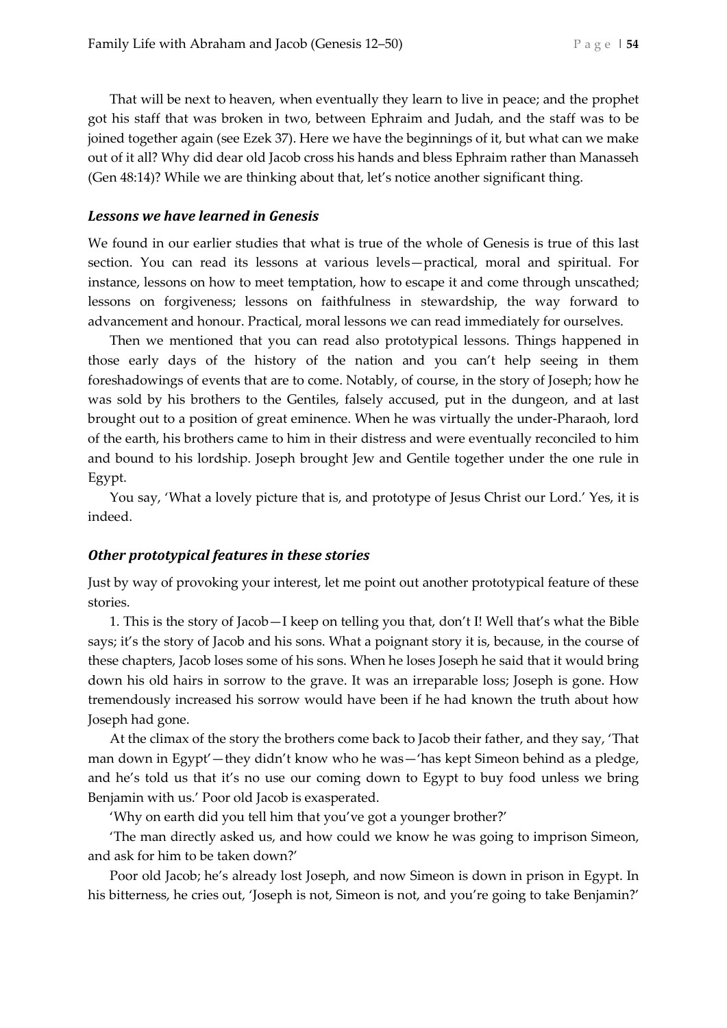That will be next to heaven, when eventually they learn to live in peace; and the prophet got his staff that was broken in two, between Ephraim and Judah, and the staff was to be joined together again (see Ezek 37). Here we have the beginnings of it, but what can we make out of it all? Why did dear old Jacob cross his hands and bless Ephraim rather than Manasseh (Gen 48:14)? While we are thinking about that, let's notice another significant thing.

### *Lessons we have learned in Genesis*

We found in our earlier studies that what is true of the whole of Genesis is true of this last section. You can read its lessons at various levels—practical, moral and spiritual. For instance, lessons on how to meet temptation, how to escape it and come through unscathed; lessons on forgiveness; lessons on faithfulness in stewardship, the way forward to advancement and honour. Practical, moral lessons we can read immediately for ourselves.

Then we mentioned that you can read also prototypical lessons. Things happened in those early days of the history of the nation and you can't help seeing in them foreshadowings of events that are to come. Notably, of course, in the story of Joseph; how he was sold by his brothers to the Gentiles, falsely accused, put in the dungeon, and at last brought out to a position of great eminence. When he was virtually the under-Pharaoh, lord of the earth, his brothers came to him in their distress and were eventually reconciled to him and bound to his lordship. Joseph brought Jew and Gentile together under the one rule in Egypt.

You say, 'What a lovely picture that is, and prototype of Jesus Christ our Lord.' Yes, it is indeed.

### *Other prototypical features in these stories*

Just by way of provoking your interest, let me point out another prototypical feature of these stories.

1. This is the story of Jacob—I keep on telling you that, don't I! Well that's what the Bible says; it's the story of Jacob and his sons. What a poignant story it is, because, in the course of these chapters, Jacob loses some of his sons. When he loses Joseph he said that it would bring down his old hairs in sorrow to the grave. It was an irreparable loss; Joseph is gone. How tremendously increased his sorrow would have been if he had known the truth about how Joseph had gone.

At the climax of the story the brothers come back to Jacob their father, and they say, 'That man down in Egypt'—they didn't know who he was—'has kept Simeon behind as a pledge, and he's told us that it's no use our coming down to Egypt to buy food unless we bring Benjamin with us.' Poor old Jacob is exasperated.

'Why on earth did you tell him that you've got a younger brother?'

'The man directly asked us, and how could we know he was going to imprison Simeon, and ask for him to be taken down?'

Poor old Jacob; he's already lost Joseph, and now Simeon is down in prison in Egypt. In his bitterness, he cries out, 'Joseph is not, Simeon is not, and you're going to take Benjamin?'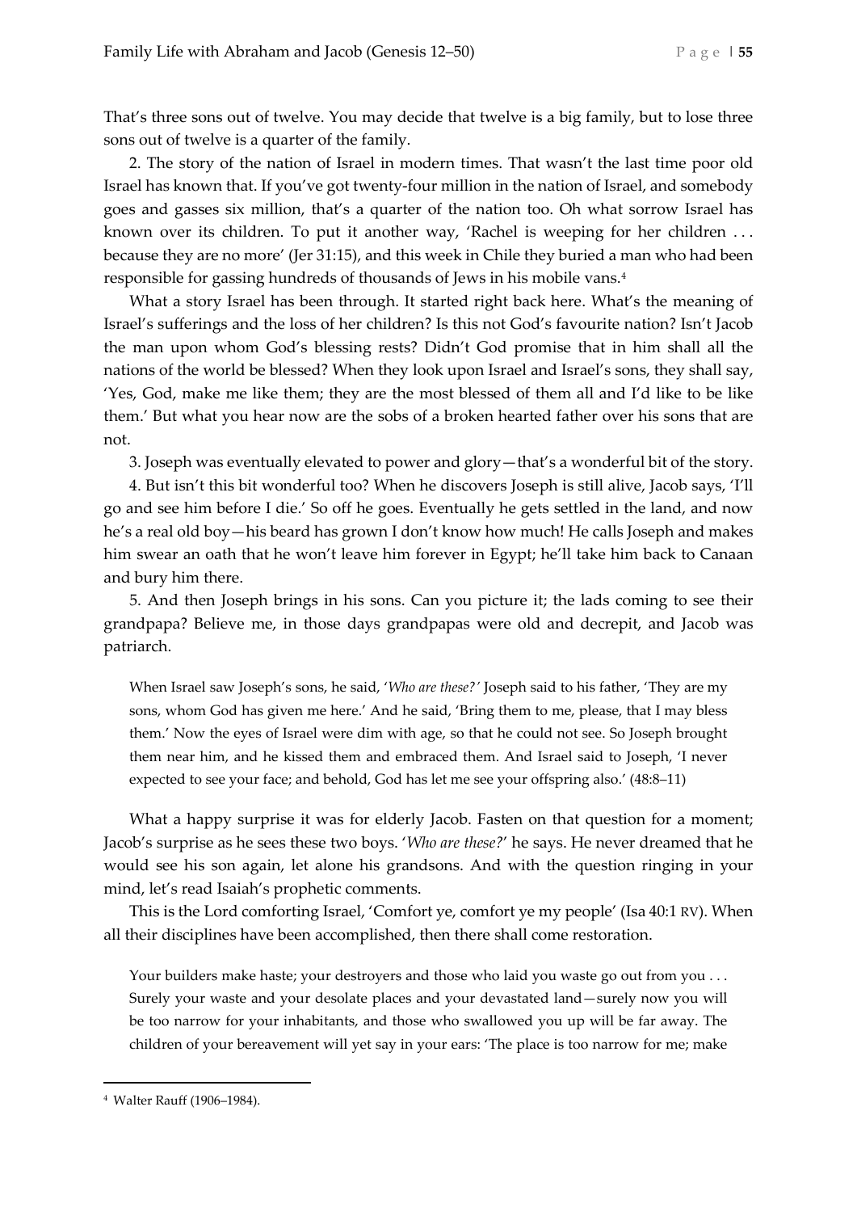That's three sons out of twelve. You may decide that twelve is a big family, but to lose three sons out of twelve is a quarter of the family.

2. The story of the nation of Israel in modern times. That wasn't the last time poor old Israel has known that. If you've got twenty-four million in the nation of Israel, and somebody goes and gasses six million, that's a quarter of the nation too. Oh what sorrow Israel has known over its children. To put it another way, 'Rachel is weeping for her children . . . because they are no more' (Jer 31:15), and this week in Chile they buried a man who had been responsible for gassing hundreds of thousands of Jews in his mobile vans.[4]

What a story Israel has been through. It started right back here. What's the meaning of Israel's sufferings and the loss of her children? Is this not God's favourite nation? Isn't Jacob the man upon whom God's blessing rests? Didn't God promise that in him shall all the nations of the world be blessed? When they look upon Israel and Israel's sons, they shall say, 'Yes, God, make me like them; they are the most blessed of them all and I'd like to be like them.' But what you hear now are the sobs of a broken hearted father over his sons that are not.

3. Joseph was eventually elevated to power and glory—that's a wonderful bit of the story.

4. But isn't this bit wonderful too? When he discovers Joseph is still alive, Jacob says, 'I'll go and see him before I die.' So off he goes. Eventually he gets settled in the land, and now he's a real old boy—his beard has grown I don't know how much! He calls Joseph and makes him swear an oath that he won't leave him forever in Egypt; he'll take him back to Canaan and bury him there.

5. And then Joseph brings in his sons. Can you picture it; the lads coming to see their grandpapa? Believe me, in those days grandpapas were old and decrepit, and Jacob was patriarch.

> When Israel saw Joseph's sons, he said, '*Who are these?*' Joseph said to his father, 'They are my sons, whom God has given me here.' And he said, 'Bring them to me, please, that I may bless them.' Now the eyes of Israel were dim with age, so that he could not see. So Joseph brought them near him, and he kissed them and embraced them. And Israel said to Joseph, 'I never expected to see your face; and behold, God has let me see your offspring also.' (48:8–11)

What a happy surprise it was for elderly Jacob. Fasten on that question for a moment; Jacob's surprise as he sees these two boys. '*Who are these?*' he says. He never dreamed that he would see his son again, let alone his grandsons. And with the question ringing in your mind, let's read Isaiah's prophetic comments.

This is the Lord comforting Israel, 'Comfort ye, comfort ye my people' (Isa 40:1 RV). When all their disciplines have been accomplished, then there shall come restoration.

> Your builders make haste; your destroyers and those who laid you waste go out from you . . . Surely your waste and your desolate places and your devastated land—surely now you will be too narrow for your inhabitants, and those who swallowed you up will be far away. The children of your bereavement will yet say in your ears: 'The place is too narrow for me; make

---

[4] Walter Rauff (1906–1984).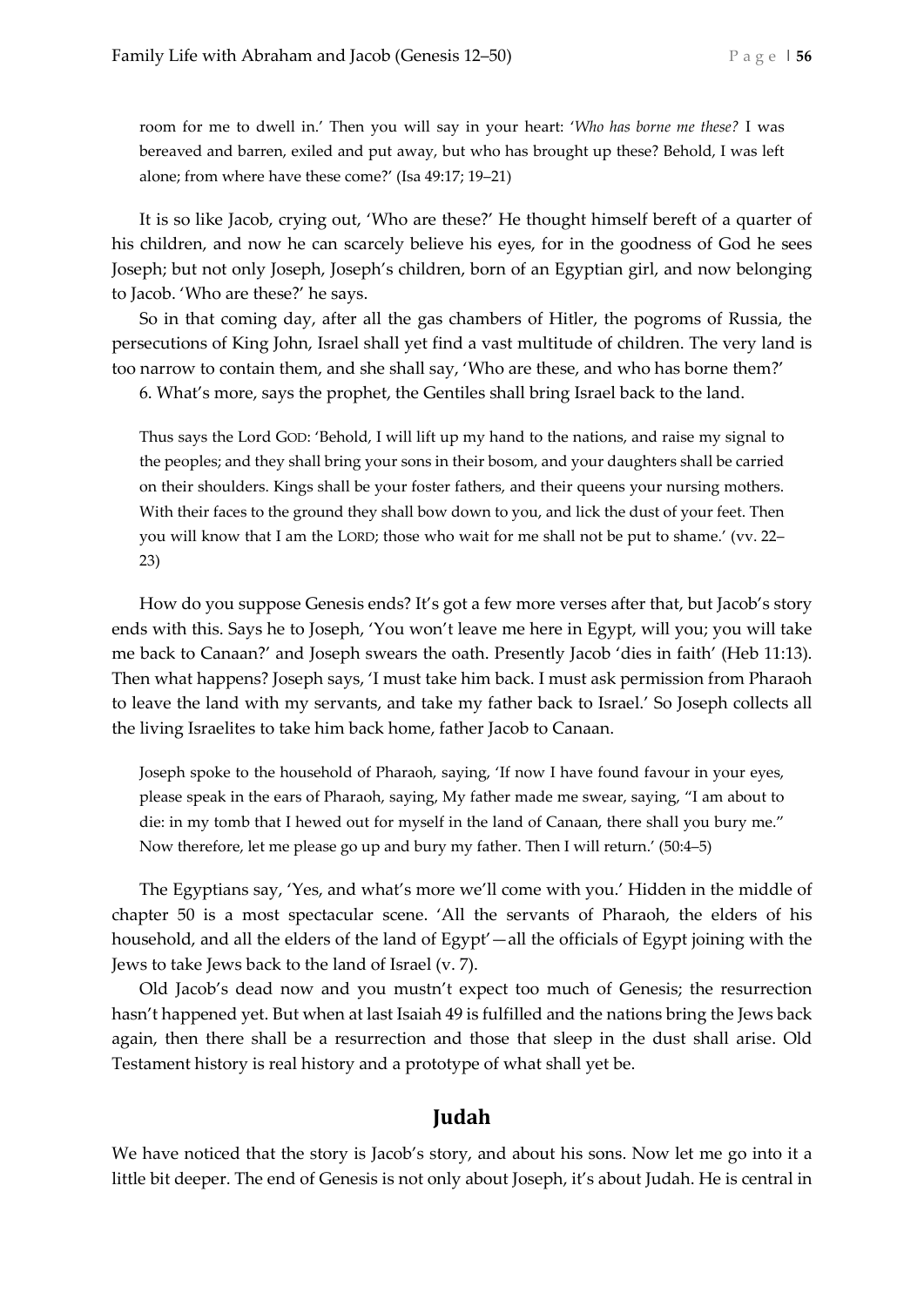> room for me to dwell in.' Then you will say in your heart: '*Who has borne me these?* I was bereaved and barren, exiled and put away, but who has brought up these? Behold, I was left alone; from where have these come?' (Isa 49:17; 19–21)

It is so like Jacob, crying out, 'Who are these?' He thought himself bereft of a quarter of his children, and now he can scarcely believe his eyes, for in the goodness of God he sees Joseph; but not only Joseph, Joseph's children, born of an Egyptian girl, and now belonging to Jacob. 'Who are these?' he says.

So in that coming day, after all the gas chambers of Hitler, the pogroms of Russia, the persecutions of King John, Israel shall yet find a vast multitude of children. The very land is too narrow to contain them, and she shall say, 'Who are these, and who has borne them?'

6. What's more, says the prophet, the Gentiles shall bring Israel back to the land.

> Thus says the Lord GOD: 'Behold, I will lift up my hand to the nations, and raise my signal to the peoples; and they shall bring your sons in their bosom, and your daughters shall be carried on their shoulders. Kings shall be your foster fathers, and their queens your nursing mothers. With their faces to the ground they shall bow down to you, and lick the dust of your feet. Then you will know that I am the LORD; those who wait for me shall not be put to shame.' (vv. 22–23)

How do you suppose Genesis ends? It's got a few more verses after that, but Jacob's story ends with this. Says he to Joseph, 'You won't leave me here in Egypt, will you; you will take me back to Canaan?' and Joseph swears the oath. Presently Jacob 'dies in faith' (Heb 11:13). Then what happens? Joseph says, 'I must take him back. I must ask permission from Pharaoh to leave the land with my servants, and take my father back to Israel.' So Joseph collects all the living Israelites to take him back home, father Jacob to Canaan.

> Joseph spoke to the household of Pharaoh, saying, 'If now I have found favour in your eyes, please speak in the ears of Pharaoh, saying, My father made me swear, saying, "I am about to die: in my tomb that I hewed out for myself in the land of Canaan, there shall you bury me." Now therefore, let me please go up and bury my father. Then I will return.' (50:4–5)

The Egyptians say, 'Yes, and what's more we'll come with you.' Hidden in the middle of chapter 50 is a most spectacular scene. 'All the servants of Pharaoh, the elders of his household, and all the elders of the land of Egypt'—all the officials of Egypt joining with the Jews to take Jews back to the land of Israel (v. 7).

Old Jacob's dead now and you mustn't expect too much of Genesis; the resurrection hasn't happened yet. But when at last Isaiah 49 is fulfilled and the nations bring the Jews back again, then there shall be a resurrection and those that sleep in the dust shall arise. Old Testament history is real history and a prototype of what shall yet be.

## Judah

We have noticed that the story is Jacob's story, and about his sons. Now let me go into it a little bit deeper. The end of Genesis is not only about Joseph, it's about Judah. He is central in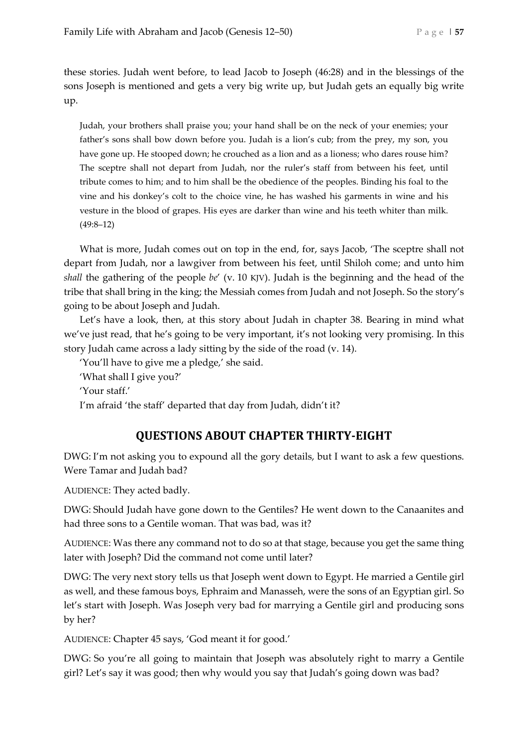these stories. Judah went before, to lead Jacob to Joseph (46:28) and in the blessings of the sons Joseph is mentioned and gets a very big write up, but Judah gets an equally big write up.

> Judah, your brothers shall praise you; your hand shall be on the neck of your enemies; your father's sons shall bow down before you. Judah is a lion's cub; from the prey, my son, you have gone up. He stooped down; he crouched as a lion and as a lioness; who dares rouse him? The sceptre shall not depart from Judah, nor the ruler's staff from between his feet, until tribute comes to him; and to him shall be the obedience of the peoples. Binding his foal to the vine and his donkey's colt to the choice vine, he has washed his garments in wine and his vesture in the blood of grapes. His eyes are darker than wine and his teeth whiter than milk. (49:8–12)

What is more, Judah comes out on top in the end, for, says Jacob, 'The sceptre shall not depart from Judah, nor a lawgiver from between his feet, until Shiloh come; and unto him *shall* the gathering of the people *be*' (v. 10 KJV). Judah is the beginning and the head of the tribe that shall bring in the king; the Messiah comes from Judah and not Joseph. So the story's going to be about Joseph and Judah.

Let's have a look, then, at this story about Judah in chapter 38. Bearing in mind what we've just read, that he's going to be very important, it's not looking very promising. In this story Judah came across a lady sitting by the side of the road (v. 14).

'You'll have to give me a pledge,' she said.

'What shall I give you?'

'Your staff.'

I'm afraid 'the staff' departed that day from Judah, didn't it?

## QUESTIONS ABOUT CHAPTER THIRTY-EIGHT

DWG: I'm not asking you to expound all the gory details, but I want to ask a few questions. Were Tamar and Judah bad?

AUDIENCE: They acted badly.

DWG: Should Judah have gone down to the Gentiles? He went down to the Canaanites and had three sons to a Gentile woman. That was bad, was it?

AUDIENCE: Was there any command not to do so at that stage, because you get the same thing later with Joseph? Did the command not come until later?

DWG: The very next story tells us that Joseph went down to Egypt. He married a Gentile girl as well, and these famous boys, Ephraim and Manasseh, were the sons of an Egyptian girl. So let's start with Joseph. Was Joseph very bad for marrying a Gentile girl and producing sons by her?

AUDIENCE: Chapter 45 says, 'God meant it for good.'

DWG: So you're all going to maintain that Joseph was absolutely right to marry a Gentile girl? Let's say it was good; then why would you say that Judah's going down was bad?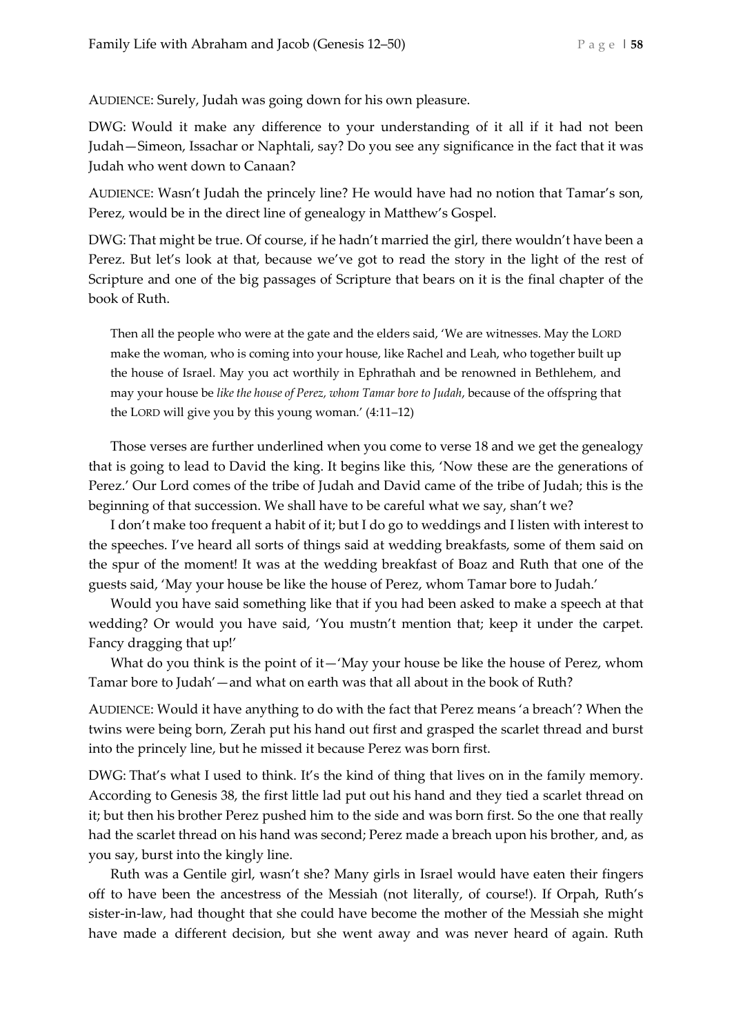AUDIENCE: Surely, Judah was going down for his own pleasure.

DWG: Would it make any difference to your understanding of it all if it had not been Judah—Simeon, Issachar or Naphtali, say? Do you see any significance in the fact that it was Judah who went down to Canaan?

AUDIENCE: Wasn't Judah the princely line? He would have had no notion that Tamar's son, Perez, would be in the direct line of genealogy in Matthew's Gospel.

DWG: That might be true. Of course, if he hadn't married the girl, there wouldn't have been a Perez. But let's look at that, because we've got to read the story in the light of the rest of Scripture and one of the big passages of Scripture that bears on it is the final chapter of the book of Ruth.

> Then all the people who were at the gate and the elders said, 'We are witnesses. May the LORD make the woman, who is coming into your house, like Rachel and Leah, who together built up the house of Israel. May you act worthily in Ephrathah and be renowned in Bethlehem, and may your house be *like the house of Perez, whom Tamar bore to Judah*, because of the offspring that the LORD will give you by this young woman.' (4:11–12)

Those verses are further underlined when you come to verse 18 and we get the genealogy that is going to lead to David the king. It begins like this, 'Now these are the generations of Perez.' Our Lord comes of the tribe of Judah and David came of the tribe of Judah; this is the beginning of that succession. We shall have to be careful what we say, shan't we?

I don't make too frequent a habit of it; but I do go to weddings and I listen with interest to the speeches. I've heard all sorts of things said at wedding breakfasts, some of them said on the spur of the moment! It was at the wedding breakfast of Boaz and Ruth that one of the guests said, 'May your house be like the house of Perez, whom Tamar bore to Judah.'

Would you have said something like that if you had been asked to make a speech at that wedding? Or would you have said, 'You mustn't mention that; keep it under the carpet. Fancy dragging that up!'

What do you think is the point of it—'May your house be like the house of Perez, whom Tamar bore to Judah'—and what on earth was that all about in the book of Ruth?

AUDIENCE: Would it have anything to do with the fact that Perez means 'a breach'? When the twins were being born, Zerah put his hand out first and grasped the scarlet thread and burst into the princely line, but he missed it because Perez was born first.

DWG: That's what I used to think. It's the kind of thing that lives on in the family memory. According to Genesis 38, the first little lad put out his hand and they tied a scarlet thread on it; but then his brother Perez pushed him to the side and was born first. So the one that really had the scarlet thread on his hand was second; Perez made a breach upon his brother, and, as you say, burst into the kingly line.

Ruth was a Gentile girl, wasn't she? Many girls in Israel would have eaten their fingers off to have been the ancestress of the Messiah (not literally, of course!). If Orpah, Ruth's sister-in-law, had thought that she could have become the mother of the Messiah she might have made a different decision, but she went away and was never heard of again. Ruth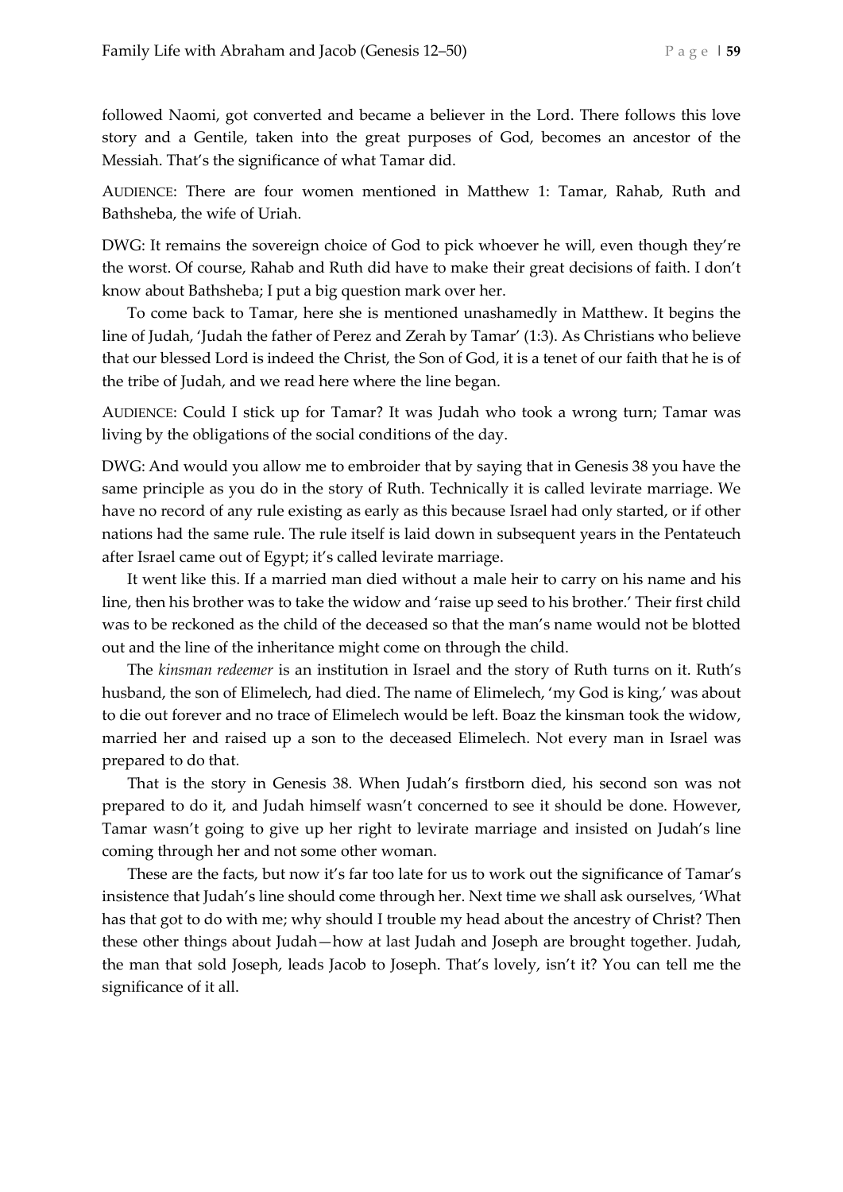followed Naomi, got converted and became a believer in the Lord. There follows this love story and a Gentile, taken into the great purposes of God, becomes an ancestor of the Messiah. That's the significance of what Tamar did.

AUDIENCE: There are four women mentioned in Matthew 1: Tamar, Rahab, Ruth and Bathsheba, the wife of Uriah.

DWG: It remains the sovereign choice of God to pick whoever he will, even though they're the worst. Of course, Rahab and Ruth did have to make their great decisions of faith. I don't know about Bathsheba; I put a big question mark over her.

To come back to Tamar, here she is mentioned unashamedly in Matthew. It begins the line of Judah, 'Judah the father of Perez and Zerah by Tamar' (1:3). As Christians who believe that our blessed Lord is indeed the Christ, the Son of God, it is a tenet of our faith that he is of the tribe of Judah, and we read here where the line began.

AUDIENCE: Could I stick up for Tamar? It was Judah who took a wrong turn; Tamar was living by the obligations of the social conditions of the day.

DWG: And would you allow me to embroider that by saying that in Genesis 38 you have the same principle as you do in the story of Ruth. Technically it is called levirate marriage. We have no record of any rule existing as early as this because Israel had only started, or if other nations had the same rule. The rule itself is laid down in subsequent years in the Pentateuch after Israel came out of Egypt; it's called levirate marriage.

It went like this. If a married man died without a male heir to carry on his name and his line, then his brother was to take the widow and 'raise up seed to his brother.' Their first child was to be reckoned as the child of the deceased so that the man's name would not be blotted out and the line of the inheritance might come on through the child.

The *kinsman redeemer* is an institution in Israel and the story of Ruth turns on it. Ruth's husband, the son of Elimelech, had died. The name of Elimelech, 'my God is king,' was about to die out forever and no trace of Elimelech would be left. Boaz the kinsman took the widow, married her and raised up a son to the deceased Elimelech. Not every man in Israel was prepared to do that.

That is the story in Genesis 38. When Judah's firstborn died, his second son was not prepared to do it, and Judah himself wasn't concerned to see it should be done. However, Tamar wasn't going to give up her right to levirate marriage and insisted on Judah's line coming through her and not some other woman.

These are the facts, but now it's far too late for us to work out the significance of Tamar's insistence that Judah's line should come through her. Next time we shall ask ourselves, 'What has that got to do with me; why should I trouble my head about the ancestry of Christ? Then these other things about Judah—how at last Judah and Joseph are brought together. Judah, the man that sold Joseph, leads Jacob to Joseph. That's lovely, isn't it? You can tell me the significance of it all.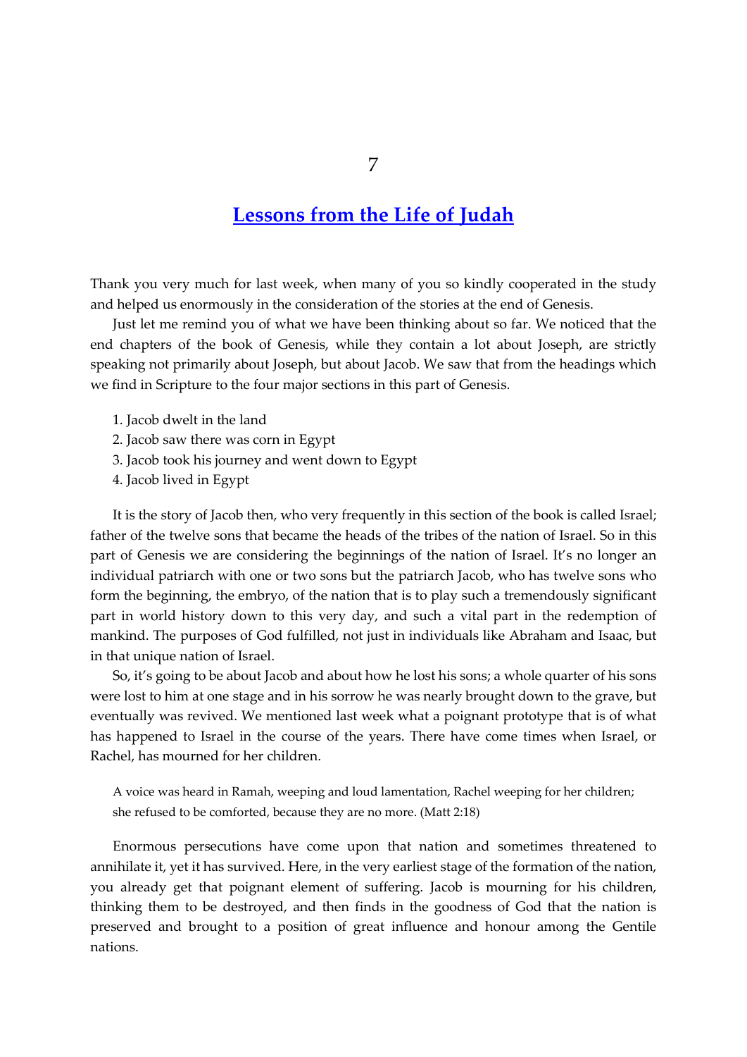# 7

## Lessons from the Life of Judah

Thank you very much for last week, when many of you so kindly cooperated in the study and helped us enormously in the consideration of the stories at the end of Genesis.

Just let me remind you of what we have been thinking about so far. We noticed that the end chapters of the book of Genesis, while they contain a lot about Joseph, are strictly speaking not primarily about Joseph, but about Jacob. We saw that from the headings which we find in Scripture to the four major sections in this part of Genesis.

1. Jacob dwelt in the land
2. Jacob saw there was corn in Egypt
3. Jacob took his journey and went down to Egypt
4. Jacob lived in Egypt

It is the story of Jacob then, who very frequently in this section of the book is called Israel; father of the twelve sons that became the heads of the tribes of the nation of Israel. So in this part of Genesis we are considering the beginnings of the nation of Israel. It's no longer an individual patriarch with one or two sons but the patriarch Jacob, who has twelve sons who form the beginning, the embryo, of the nation that is to play such a tremendously significant part in world history down to this very day, and such a vital part in the redemption of mankind. The purposes of God fulfilled, not just in individuals like Abraham and Isaac, but in that unique nation of Israel.

So, it's going to be about Jacob and about how he lost his sons; a whole quarter of his sons were lost to him at one stage and in his sorrow he was nearly brought down to the grave, but eventually was revived. We mentioned last week what a poignant prototype that is of what has happened to Israel in the course of the years. There have come times when Israel, or Rachel, has mourned for her children.

> A voice was heard in Ramah, weeping and loud lamentation, Rachel weeping for her children; she refused to be comforted, because they are no more. (Matt 2:18)

Enormous persecutions have come upon that nation and sometimes threatened to annihilate it, yet it has survived. Here, in the very earliest stage of the formation of the nation, you already get that poignant element of suffering. Jacob is mourning for his children, thinking them to be destroyed, and then finds in the goodness of God that the nation is preserved and brought to a position of great influence and honour among the Gentile nations.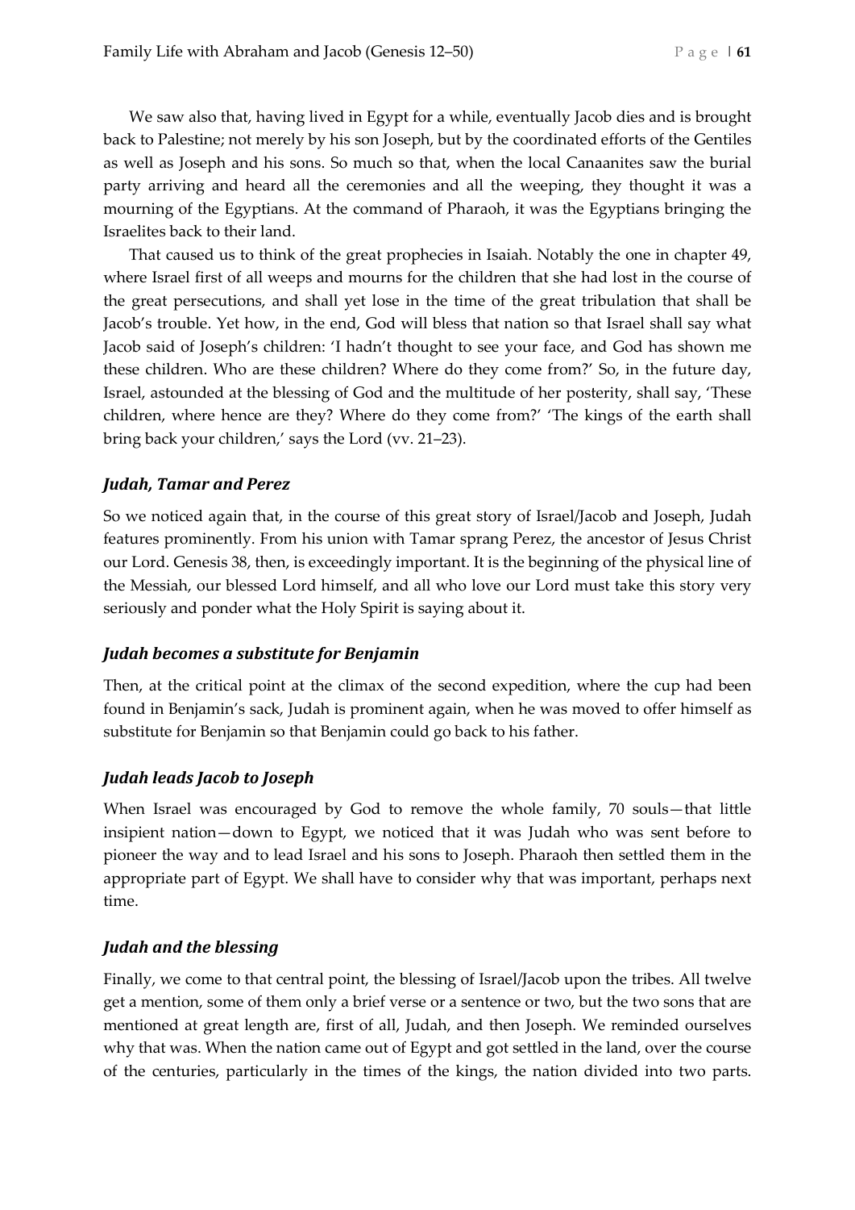We saw also that, having lived in Egypt for a while, eventually Jacob dies and is brought back to Palestine; not merely by his son Joseph, but by the coordinated efforts of the Gentiles as well as Joseph and his sons. So much so that, when the local Canaanites saw the burial party arriving and heard all the ceremonies and all the weeping, they thought it was a mourning of the Egyptians. At the command of Pharaoh, it was the Egyptians bringing the Israelites back to their land.

That caused us to think of the great prophecies in Isaiah. Notably the one in chapter 49, where Israel first of all weeps and mourns for the children that she had lost in the course of the great persecutions, and shall yet lose in the time of the great tribulation that shall be Jacob's trouble. Yet how, in the end, God will bless that nation so that Israel shall say what Jacob said of Joseph's children: 'I hadn't thought to see your face, and God has shown me these children. Who are these children? Where do they come from?' So, in the future day, Israel, astounded at the blessing of God and the multitude of her posterity, shall say, 'These children, where hence are they? Where do they come from?' 'The kings of the earth shall bring back your children,' says the Lord (vv. 21–23).

### *Judah, Tamar and Perez*

So we noticed again that, in the course of this great story of Israel/Jacob and Joseph, Judah features prominently. From his union with Tamar sprang Perez, the ancestor of Jesus Christ our Lord. Genesis 38, then, is exceedingly important. It is the beginning of the physical line of the Messiah, our blessed Lord himself, and all who love our Lord must take this story very seriously and ponder what the Holy Spirit is saying about it.

### *Judah becomes a substitute for Benjamin*

Then, at the critical point at the climax of the second expedition, where the cup had been found in Benjamin's sack, Judah is prominent again, when he was moved to offer himself as substitute for Benjamin so that Benjamin could go back to his father.

### *Judah leads Jacob to Joseph*

When Israel was encouraged by God to remove the whole family, 70 souls—that little insipient nation—down to Egypt, we noticed that it was Judah who was sent before to pioneer the way and to lead Israel and his sons to Joseph. Pharaoh then settled them in the appropriate part of Egypt. We shall have to consider why that was important, perhaps next time.

### *Judah and the blessing*

Finally, we come to that central point, the blessing of Israel/Jacob upon the tribes. All twelve get a mention, some of them only a brief verse or a sentence or two, but the two sons that are mentioned at great length are, first of all, Judah, and then Joseph. We reminded ourselves why that was. When the nation came out of Egypt and got settled in the land, over the course of the centuries, particularly in the times of the kings, the nation divided into two parts.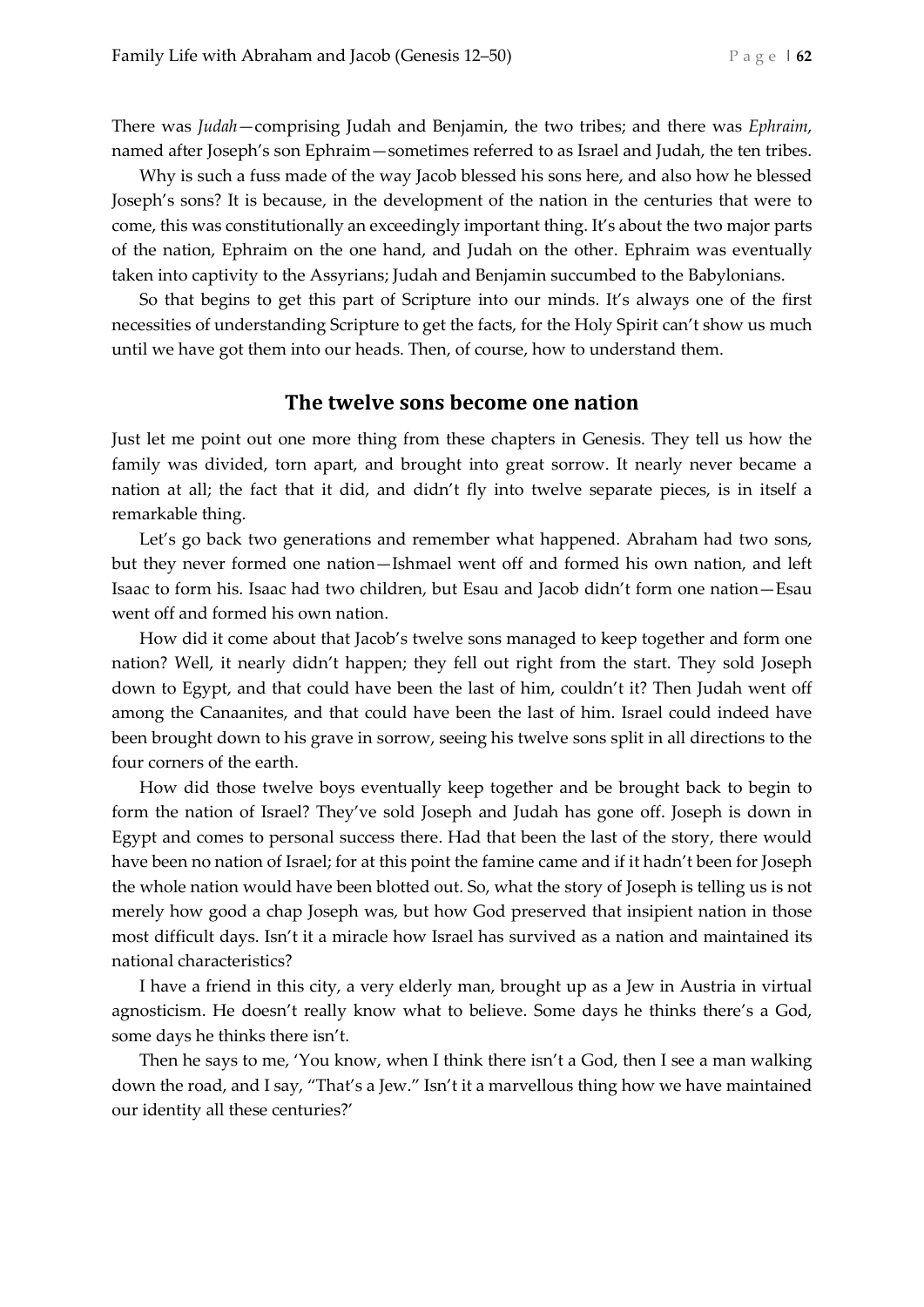There was *Judah*—comprising Judah and Benjamin, the two tribes; and there was *Ephraim*, named after Joseph's son Ephraim—sometimes referred to as Israel and Judah, the ten tribes.

Why is such a fuss made of the way Jacob blessed his sons here, and also how he blessed Joseph's sons? It is because, in the development of the nation in the centuries that were to come, this was constitutionally an exceedingly important thing. It's about the two major parts of the nation, Ephraim on the one hand, and Judah on the other. Ephraim was eventually taken into captivity to the Assyrians; Judah and Benjamin succumbed to the Babylonians.

So that begins to get this part of Scripture into our minds. It's always one of the first necessities of understanding Scripture to get the facts, for the Holy Spirit can't show us much until we have got them into our heads. Then, of course, how to understand them.

## The twelve sons become one nation

Just let me point out one more thing from these chapters in Genesis. They tell us how the family was divided, torn apart, and brought into great sorrow. It nearly never became a nation at all; the fact that it did, and didn't fly into twelve separate pieces, is in itself a remarkable thing.

Let's go back two generations and remember what happened. Abraham had two sons, but they never formed one nation—Ishmael went off and formed his own nation, and left Isaac to form his. Isaac had two children, but Esau and Jacob didn't form one nation—Esau went off and formed his own nation.

How did it come about that Jacob's twelve sons managed to keep together and form one nation? Well, it nearly didn't happen; they fell out right from the start. They sold Joseph down to Egypt, and that could have been the last of him, couldn't it? Then Judah went off among the Canaanites, and that could have been the last of him. Israel could indeed have been brought down to his grave in sorrow, seeing his twelve sons split in all directions to the four corners of the earth.

How did those twelve boys eventually keep together and be brought back to begin to form the nation of Israel? They've sold Joseph and Judah has gone off. Joseph is down in Egypt and comes to personal success there. Had that been the last of the story, there would have been no nation of Israel; for at this point the famine came and if it hadn't been for Joseph the whole nation would have been blotted out. So, what the story of Joseph is telling us is not merely how good a chap Joseph was, but how God preserved that insipient nation in those most difficult days. Isn't it a miracle how Israel has survived as a nation and maintained its national characteristics?

I have a friend in this city, a very elderly man, brought up as a Jew in Austria in virtual agnosticism. He doesn't really know what to believe. Some days he thinks there's a God, some days he thinks there isn't.

Then he says to me, 'You know, when I think there isn't a God, then I see a man walking down the road, and I say, "That's a Jew." Isn't it a marvellous thing how we have maintained our identity all these centuries?'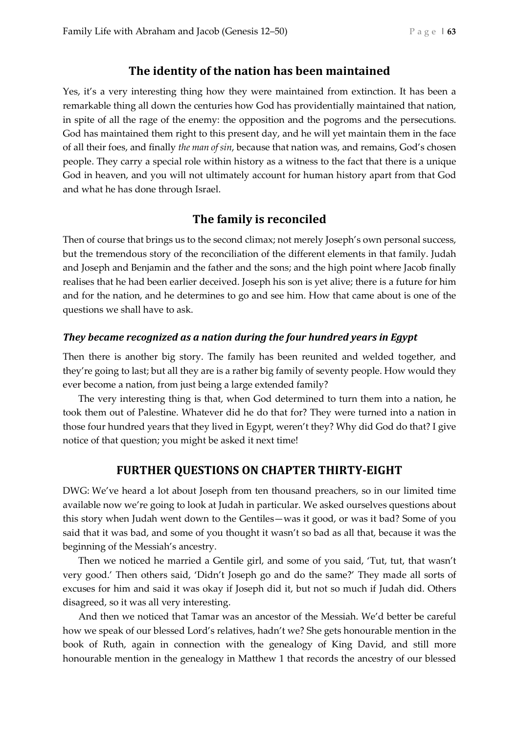## The identity of the nation has been maintained

Yes, it's a very interesting thing how they were maintained from extinction. It has been a remarkable thing all down the centuries how God has providentially maintained that nation, in spite of all the rage of the enemy: the opposition and the pogroms and the persecutions. God has maintained them right to this present day, and he will yet maintain them in the face of all their foes, and finally *the man of sin*, because that nation was, and remains, God's chosen people. They carry a special role within history as a witness to the fact that there is a unique God in heaven, and you will not ultimately account for human history apart from that God and what he has done through Israel.

## The family is reconciled

Then of course that brings us to the second climax; not merely Joseph's own personal success, but the tremendous story of the reconciliation of the different elements in that family. Judah and Joseph and Benjamin and the father and the sons; and the high point where Jacob finally realises that he had been earlier deceived. Joseph his son is yet alive; there is a future for him and for the nation, and he determines to go and see him. How that came about is one of the questions we shall have to ask.

### *They became recognized as a nation during the four hundred years in Egypt*

Then there is another big story. The family has been reunited and welded together, and they're going to last; but all they are is a rather big family of seventy people. How would they ever become a nation, from just being a large extended family?

The very interesting thing is that, when God determined to turn them into a nation, he took them out of Palestine. Whatever did he do that for? They were turned into a nation in those four hundred years that they lived in Egypt, weren't they? Why did God do that? I give notice of that question; you might be asked it next time!

## FURTHER QUESTIONS ON CHAPTER THIRTY-EIGHT

DWG: We've heard a lot about Joseph from ten thousand preachers, so in our limited time available now we're going to look at Judah in particular. We asked ourselves questions about this story when Judah went down to the Gentiles—was it good, or was it bad? Some of you said that it was bad, and some of you thought it wasn't so bad as all that, because it was the beginning of the Messiah's ancestry.

Then we noticed he married a Gentile girl, and some of you said, 'Tut, tut, that wasn't very good.' Then others said, 'Didn't Joseph go and do the same?' They made all sorts of excuses for him and said it was okay if Joseph did it, but not so much if Judah did. Others disagreed, so it was all very interesting.

And then we noticed that Tamar was an ancestor of the Messiah. We'd better be careful how we speak of our blessed Lord's relatives, hadn't we? She gets honourable mention in the book of Ruth, again in connection with the genealogy of King David, and still more honourable mention in the genealogy in Matthew 1 that records the ancestry of our blessed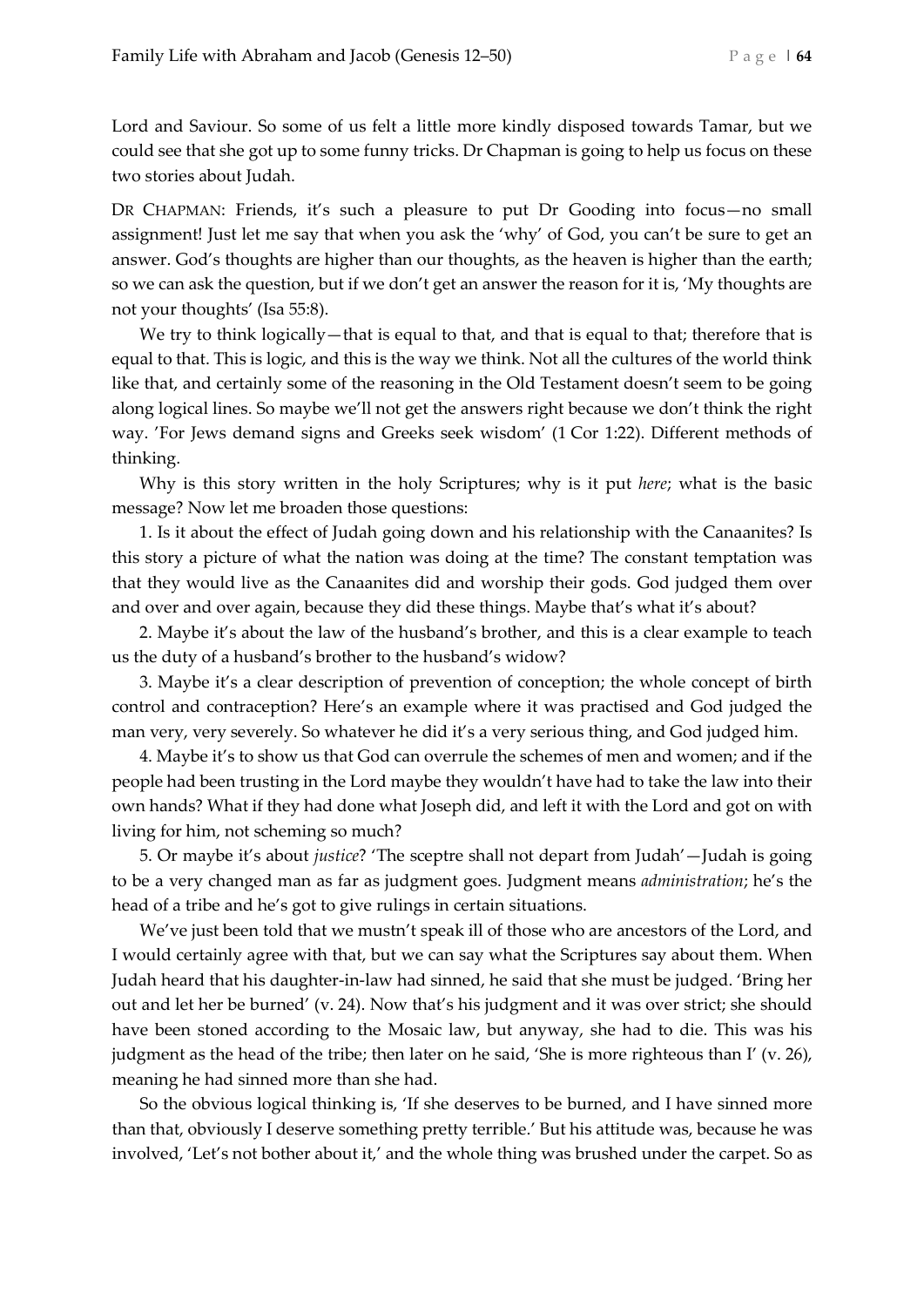Lord and Saviour. So some of us felt a little more kindly disposed towards Tamar, but we could see that she got up to some funny tricks. Dr Chapman is going to help us focus on these two stories about Judah.

DR CHAPMAN: Friends, it's such a pleasure to put Dr Gooding into focus—no small assignment! Just let me say that when you ask the 'why' of God, you can't be sure to get an answer. God's thoughts are higher than our thoughts, as the heaven is higher than the earth; so we can ask the question, but if we don't get an answer the reason for it is, 'My thoughts are not your thoughts' (Isa 55:8).

We try to think logically—that is equal to that, and that is equal to that; therefore that is equal to that. This is logic, and this is the way we think. Not all the cultures of the world think like that, and certainly some of the reasoning in the Old Testament doesn't seem to be going along logical lines. So maybe we'll not get the answers right because we don't think the right way. 'For Jews demand signs and Greeks seek wisdom' (1 Cor 1:22). Different methods of thinking.

Why is this story written in the holy Scriptures; why is it put *here*; what is the basic message? Now let me broaden those questions:

1. Is it about the effect of Judah going down and his relationship with the Canaanites? Is this story a picture of what the nation was doing at the time? The constant temptation was that they would live as the Canaanites did and worship their gods. God judged them over and over and over again, because they did these things. Maybe that's what it's about?

2. Maybe it's about the law of the husband's brother, and this is a clear example to teach us the duty of a husband's brother to the husband's widow?

3. Maybe it's a clear description of prevention of conception; the whole concept of birth control and contraception? Here's an example where it was practised and God judged the man very, very severely. So whatever he did it's a very serious thing, and God judged him.

4. Maybe it's to show us that God can overrule the schemes of men and women; and if the people had been trusting in the Lord maybe they wouldn't have had to take the law into their own hands? What if they had done what Joseph did, and left it with the Lord and got on with living for him, not scheming so much?

5. Or maybe it's about *justice*? 'The sceptre shall not depart from Judah'—Judah is going to be a very changed man as far as judgment goes. Judgment means *administration*; he's the head of a tribe and he's got to give rulings in certain situations.

We've just been told that we mustn't speak ill of those who are ancestors of the Lord, and I would certainly agree with that, but we can say what the Scriptures say about them. When Judah heard that his daughter-in-law had sinned, he said that she must be judged. 'Bring her out and let her be burned' (v. 24). Now that's his judgment and it was over strict; she should have been stoned according to the Mosaic law, but anyway, she had to die. This was his judgment as the head of the tribe; then later on he said, 'She is more righteous than I' (v. 26), meaning he had sinned more than she had.

So the obvious logical thinking is, 'If she deserves to be burned, and I have sinned more than that, obviously I deserve something pretty terrible.' But his attitude was, because he was involved, 'Let's not bother about it,' and the whole thing was brushed under the carpet. So as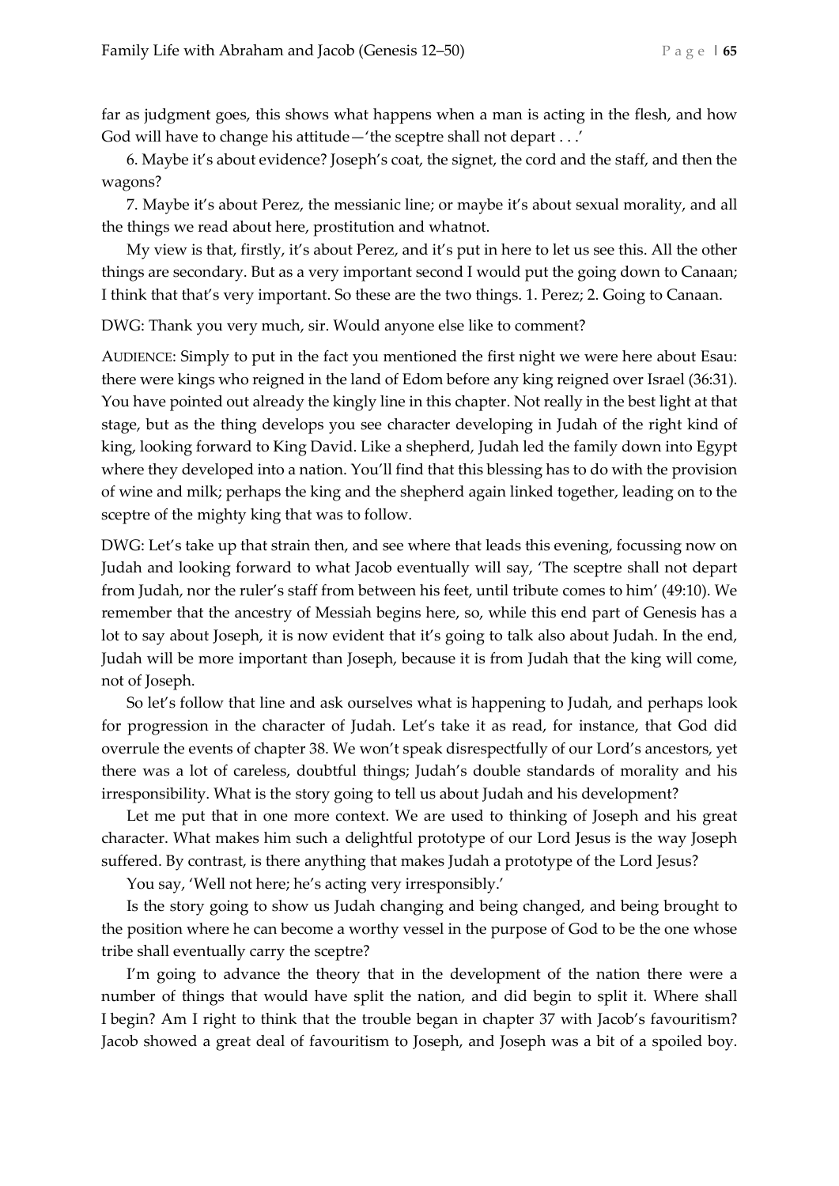far as judgment goes, this shows what happens when a man is acting in the flesh, and how God will have to change his attitude—'the sceptre shall not depart . . .'

6. Maybe it's about evidence? Joseph's coat, the signet, the cord and the staff, and then the wagons?

7. Maybe it's about Perez, the messianic line; or maybe it's about sexual morality, and all the things we read about here, prostitution and whatnot.

My view is that, firstly, it's about Perez, and it's put in here to let us see this. All the other things are secondary. But as a very important second I would put the going down to Canaan; I think that that's very important. So these are the two things. 1. Perez; 2. Going to Canaan.

DWG: Thank you very much, sir. Would anyone else like to comment?

AUDIENCE: Simply to put in the fact you mentioned the first night we were here about Esau: there were kings who reigned in the land of Edom before any king reigned over Israel (36:31). You have pointed out already the kingly line in this chapter. Not really in the best light at that stage, but as the thing develops you see character developing in Judah of the right kind of king, looking forward to King David. Like a shepherd, Judah led the family down into Egypt where they developed into a nation. You'll find that this blessing has to do with the provision of wine and milk; perhaps the king and the shepherd again linked together, leading on to the sceptre of the mighty king that was to follow.

DWG: Let's take up that strain then, and see where that leads this evening, focussing now on Judah and looking forward to what Jacob eventually will say, 'The sceptre shall not depart from Judah, nor the ruler's staff from between his feet, until tribute comes to him' (49:10). We remember that the ancestry of Messiah begins here, so, while this end part of Genesis has a lot to say about Joseph, it is now evident that it's going to talk also about Judah. In the end, Judah will be more important than Joseph, because it is from Judah that the king will come, not of Joseph.

So let's follow that line and ask ourselves what is happening to Judah, and perhaps look for progression in the character of Judah. Let's take it as read, for instance, that God did overrule the events of chapter 38. We won't speak disrespectfully of our Lord's ancestors, yet there was a lot of careless, doubtful things; Judah's double standards of morality and his irresponsibility. What is the story going to tell us about Judah and his development?

Let me put that in one more context. We are used to thinking of Joseph and his great character. What makes him such a delightful prototype of our Lord Jesus is the way Joseph suffered. By contrast, is there anything that makes Judah a prototype of the Lord Jesus?

You say, 'Well not here; he's acting very irresponsibly.'

Is the story going to show us Judah changing and being changed, and being brought to the position where he can become a worthy vessel in the purpose of God to be the one whose tribe shall eventually carry the sceptre?

I'm going to advance the theory that in the development of the nation there were a number of things that would have split the nation, and did begin to split it. Where shall I begin? Am I right to think that the trouble began in chapter 37 with Jacob's favouritism? Jacob showed a great deal of favouritism to Joseph, and Joseph was a bit of a spoiled boy.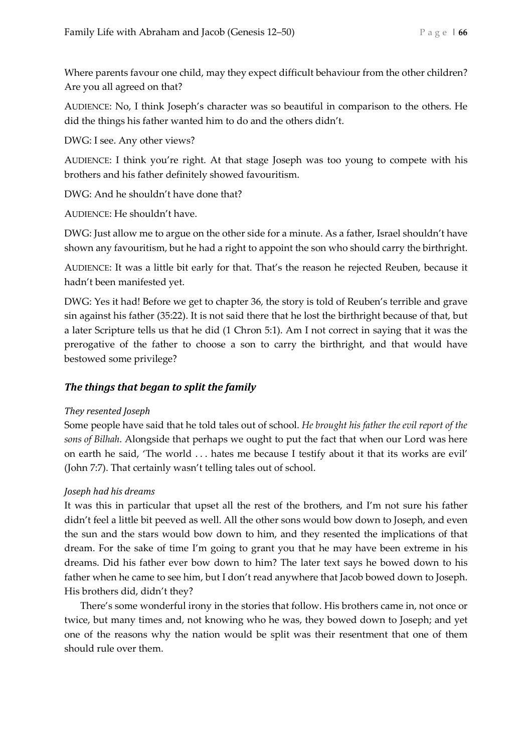Where parents favour one child, may they expect difficult behaviour from the other children? Are you all agreed on that?

AUDIENCE: No, I think Joseph's character was so beautiful in comparison to the others. He did the things his father wanted him to do and the others didn't.

DWG: I see. Any other views?

AUDIENCE: I think you're right. At that stage Joseph was too young to compete with his brothers and his father definitely showed favouritism.

DWG: And he shouldn't have done that?

AUDIENCE: He shouldn't have.

DWG: Just allow me to argue on the other side for a minute. As a father, Israel shouldn't have shown any favouritism, but he had a right to appoint the son who should carry the birthright.

AUDIENCE: It was a little bit early for that. That's the reason he rejected Reuben, because it hadn't been manifested yet.

DWG: Yes it had! Before we get to chapter 36, the story is told of Reuben's terrible and grave sin against his father (35:22). It is not said there that he lost the birthright because of that, but a later Scripture tells us that he did (1 Chron 5:1). Am I not correct in saying that it was the prerogative of the father to choose a son to carry the birthright, and that would have bestowed some privilege?

## *The things that began to split the family*

### *They resented Joseph*

Some people have said that he told tales out of school. *He brought his father the evil report of the sons of Bilhah.* Alongside that perhaps we ought to put the fact that when our Lord was here on earth he said, 'The world . . . hates me because I testify about it that its works are evil' (John 7:7). That certainly wasn't telling tales out of school.

### *Joseph had his dreams*

It was this in particular that upset all the rest of the brothers, and I'm not sure his father didn't feel a little bit peeved as well. All the other sons would bow down to Joseph, and even the sun and the stars would bow down to him, and they resented the implications of that dream. For the sake of time I'm going to grant you that he may have been extreme in his dreams. Did his father ever bow down to him? The later text says he bowed down to his father when he came to see him, but I don't read anywhere that Jacob bowed down to Joseph. His brothers did, didn't they?

There's some wonderful irony in the stories that follow. His brothers came in, not once or twice, but many times and, not knowing who he was, they bowed down to Joseph; and yet one of the reasons why the nation would be split was their resentment that one of them should rule over them.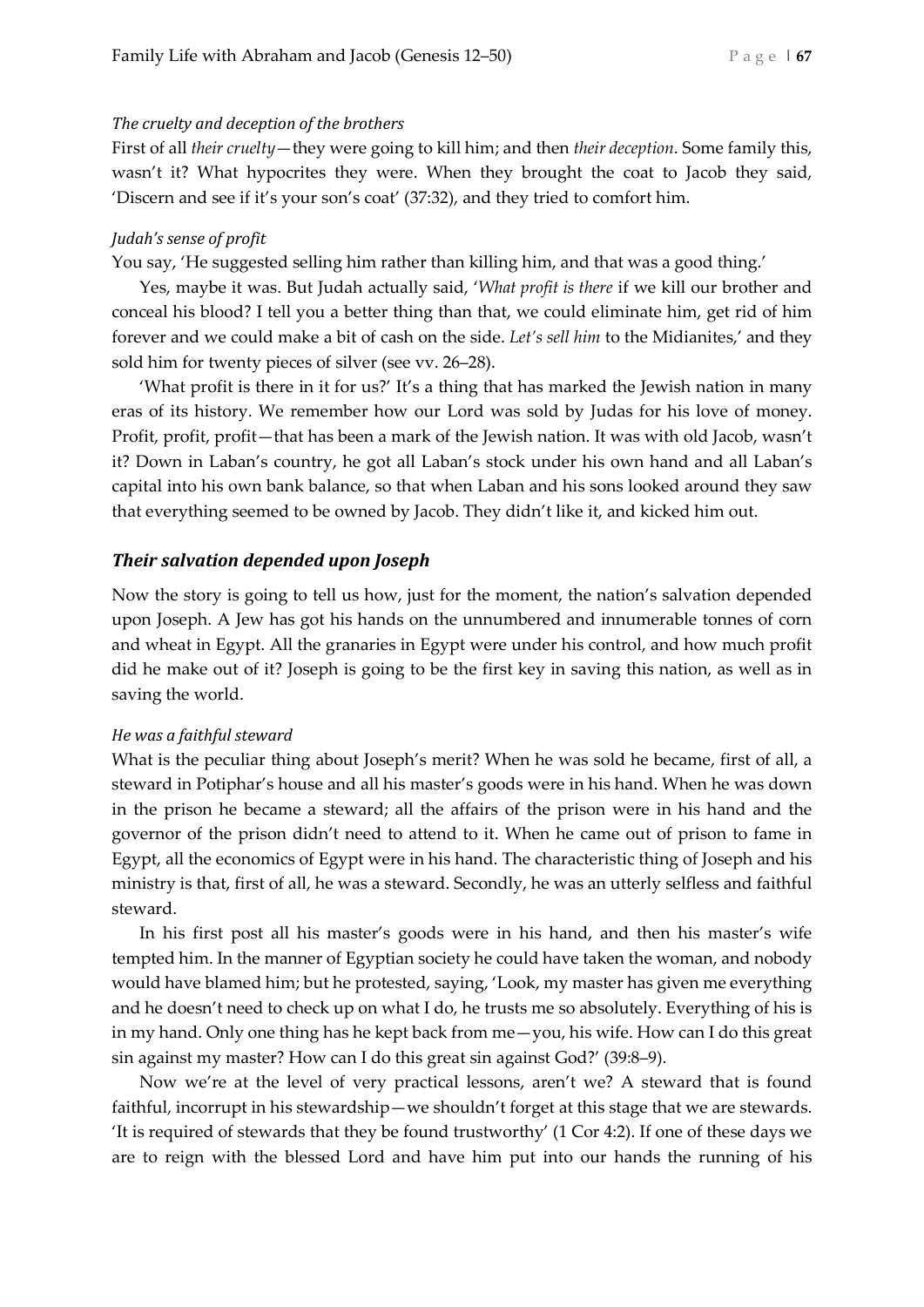*The cruelty and deception of the brothers*

First of all *their cruelty*—they were going to kill him; and then *their deception*. Some family this, wasn't it? What hypocrites they were. When they brought the coat to Jacob they said, 'Discern and see if it's your son's coat' (37:32), and they tried to comfort him.

*Judah's sense of profit*

You say, 'He suggested selling him rather than killing him, and that was a good thing.'

Yes, maybe it was. But Judah actually said, '*What profit is there* if we kill our brother and conceal his blood? I tell you a better thing than that, we could eliminate him, get rid of him forever and we could make a bit of cash on the side. *Let's sell him* to the Midianites,' and they sold him for twenty pieces of silver (see vv. 26–28).

'What profit is there in it for us?' It's a thing that has marked the Jewish nation in many eras of its history. We remember how our Lord was sold by Judas for his love of money. Profit, profit, profit—that has been a mark of the Jewish nation. It was with old Jacob, wasn't it? Down in Laban's country, he got all Laban's stock under his own hand and all Laban's capital into his own bank balance, so that when Laban and his sons looked around they saw that everything seemed to be owned by Jacob. They didn't like it, and kicked him out.

## *Their salvation depended upon Joseph*

Now the story is going to tell us how, just for the moment, the nation's salvation depended upon Joseph. A Jew has got his hands on the unnumbered and innumerable tonnes of corn and wheat in Egypt. All the granaries in Egypt were under his control, and how much profit did he make out of it? Joseph is going to be the first key in saving this nation, as well as in saving the world.

*He was a faithful steward*

What is the peculiar thing about Joseph's merit? When he was sold he became, first of all, a steward in Potiphar's house and all his master's goods were in his hand. When he was down in the prison he became a steward; all the affairs of the prison were in his hand and the governor of the prison didn't need to attend to it. When he came out of prison to fame in Egypt, all the economics of Egypt were in his hand. The characteristic thing of Joseph and his ministry is that, first of all, he was a steward. Secondly, he was an utterly selfless and faithful steward.

In his first post all his master's goods were in his hand, and then his master's wife tempted him. In the manner of Egyptian society he could have taken the woman, and nobody would have blamed him; but he protested, saying, 'Look, my master has given me everything and he doesn't need to check up on what I do, he trusts me so absolutely. Everything of his is in my hand. Only one thing has he kept back from me—you, his wife. How can I do this great sin against my master? How can I do this great sin against God?' (39:8–9).

Now we're at the level of very practical lessons, aren't we? A steward that is found faithful, incorrupt in his stewardship—we shouldn't forget at this stage that we are stewards. 'It is required of stewards that they be found trustworthy' (1 Cor 4:2). If one of these days we are to reign with the blessed Lord and have him put into our hands the running of his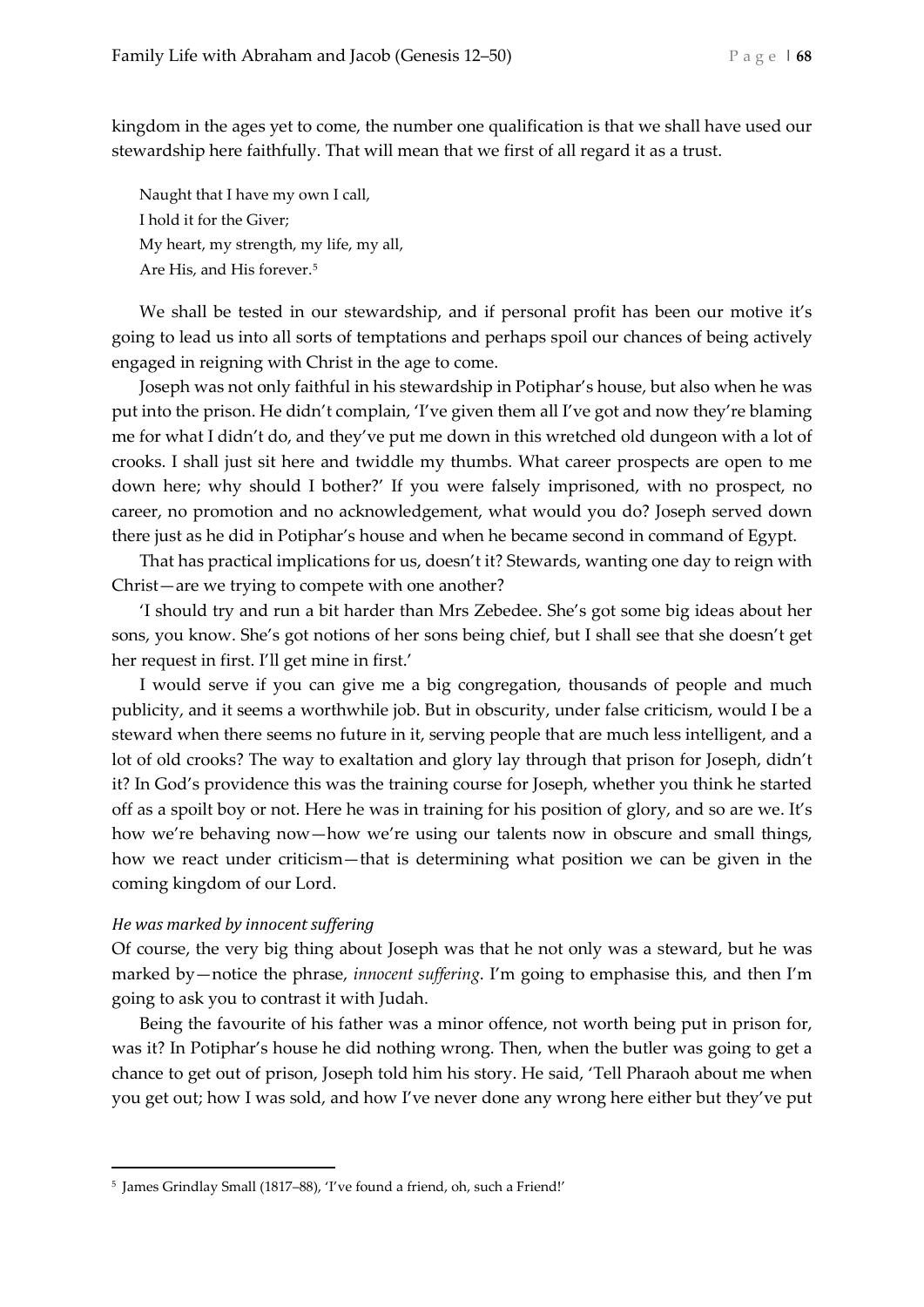kingdom in the ages yet to come, the number one qualification is that we shall have used our stewardship here faithfully. That will mean that we first of all regard it as a trust.

> Naught that I have my own I call,
> I hold it for the Giver;
> My heart, my strength, my life, my all,
> Are His, and His forever.[5]

We shall be tested in our stewardship, and if personal profit has been our motive it's going to lead us into all sorts of temptations and perhaps spoil our chances of being actively engaged in reigning with Christ in the age to come.

Joseph was not only faithful in his stewardship in Potiphar's house, but also when he was put into the prison. He didn't complain, 'I've given them all I've got and now they're blaming me for what I didn't do, and they've put me down in this wretched old dungeon with a lot of crooks. I shall just sit here and twiddle my thumbs. What career prospects are open to me down here; why should I bother?' If you were falsely imprisoned, with no prospect, no career, no promotion and no acknowledgement, what would you do? Joseph served down there just as he did in Potiphar's house and when he became second in command of Egypt.

That has practical implications for us, doesn't it? Stewards, wanting one day to reign with Christ—are we trying to compete with one another?

'I should try and run a bit harder than Mrs Zebedee. She's got some big ideas about her sons, you know. She's got notions of her sons being chief, but I shall see that she doesn't get her request in first. I'll get mine in first.'

I would serve if you can give me a big congregation, thousands of people and much publicity, and it seems a worthwhile job. But in obscurity, under false criticism, would I be a steward when there seems no future in it, serving people that are much less intelligent, and a lot of old crooks? The way to exaltation and glory lay through that prison for Joseph, didn't it? In God's providence this was the training course for Joseph, whether you think he started off as a spoilt boy or not. Here he was in training for his position of glory, and so are we. It's how we're behaving now—how we're using our talents now in obscure and small things, how we react under criticism—that is determining what position we can be given in the coming kingdom of our Lord.

#### *He was marked by innocent suffering*

Of course, the very big thing about Joseph was that he not only was a steward, but he was marked by—notice the phrase, *innocent suffering*. I'm going to emphasise this, and then I'm going to ask you to contrast it with Judah.

Being the favourite of his father was a minor offence, not worth being put in prison for, was it? In Potiphar's house he did nothing wrong. Then, when the butler was going to get a chance to get out of prison, Joseph told him his story. He said, 'Tell Pharaoh about me when you get out; how I was sold, and how I've never done any wrong here either but they've put

---

[5] James Grindlay Small (1817–88), 'I've found a friend, oh, such a Friend!'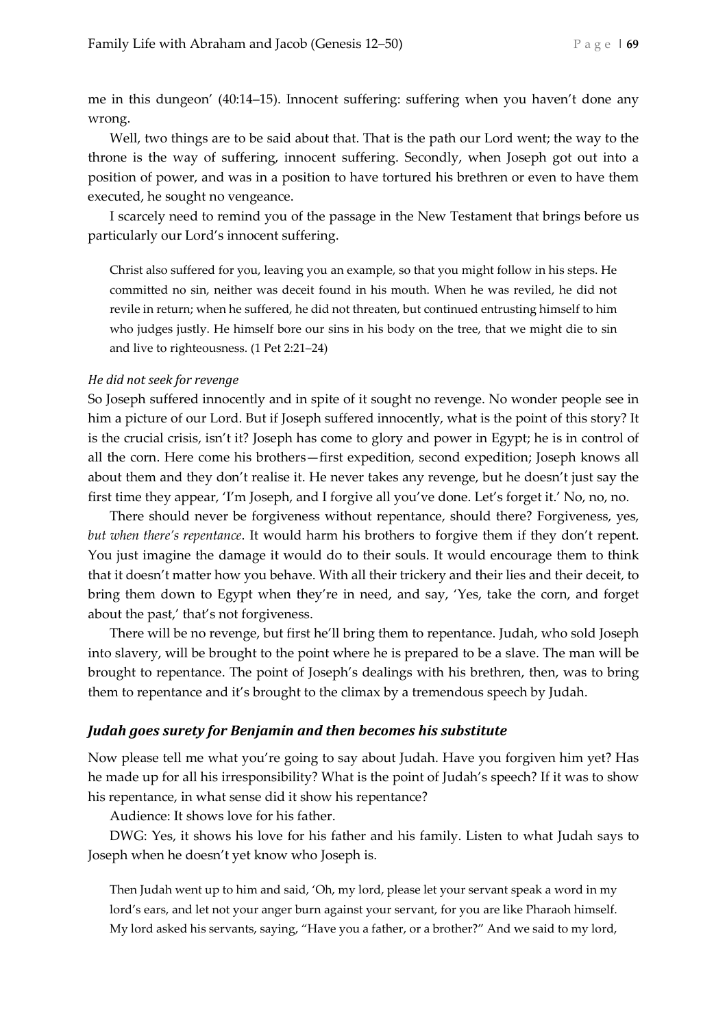me in this dungeon' (40:14–15). Innocent suffering: suffering when you haven't done any wrong.

Well, two things are to be said about that. That is the path our Lord went; the way to the throne is the way of suffering, innocent suffering. Secondly, when Joseph got out into a position of power, and was in a position to have tortured his brethren or even to have them executed, he sought no vengeance.

I scarcely need to remind you of the passage in the New Testament that brings before us particularly our Lord's innocent suffering.

> Christ also suffered for you, leaving you an example, so that you might follow in his steps. He committed no sin, neither was deceit found in his mouth. When he was reviled, he did not revile in return; when he suffered, he did not threaten, but continued entrusting himself to him who judges justly. He himself bore our sins in his body on the tree, that we might die to sin and live to righteousness. (1 Pet 2:21–24)

*He did not seek for revenge*

So Joseph suffered innocently and in spite of it sought no revenge. No wonder people see in him a picture of our Lord. But if Joseph suffered innocently, what is the point of this story? It is the crucial crisis, isn't it? Joseph has come to glory and power in Egypt; he is in control of all the corn. Here come his brothers—first expedition, second expedition; Joseph knows all about them and they don't realise it. He never takes any revenge, but he doesn't just say the first time they appear, 'I'm Joseph, and I forgive all you've done. Let's forget it.' No, no, no.

There should never be forgiveness without repentance, should there? Forgiveness, yes, *but when there's repentance*. It would harm his brothers to forgive them if they don't repent. You just imagine the damage it would do to their souls. It would encourage them to think that it doesn't matter how you behave. With all their trickery and their lies and their deceit, to bring them down to Egypt when they're in need, and say, 'Yes, take the corn, and forget about the past,' that's not forgiveness.

There will be no revenge, but first he'll bring them to repentance. Judah, who sold Joseph into slavery, will be brought to the point where he is prepared to be a slave. The man will be brought to repentance. The point of Joseph's dealings with his brethren, then, was to bring them to repentance and it's brought to the climax by a tremendous speech by Judah.

## *Judah goes surety for Benjamin and then becomes his substitute*

Now please tell me what you're going to say about Judah. Have you forgiven him yet? Has he made up for all his irresponsibility? What is the point of Judah's speech? If it was to show his repentance, in what sense did it show his repentance?

Audience: It shows love for his father.

DWG: Yes, it shows his love for his father and his family. Listen to what Judah says to Joseph when he doesn't yet know who Joseph is.

> Then Judah went up to him and said, 'Oh, my lord, please let your servant speak a word in my lord's ears, and let not your anger burn against your servant, for you are like Pharaoh himself. My lord asked his servants, saying, "Have you a father, or a brother?" And we said to my lord,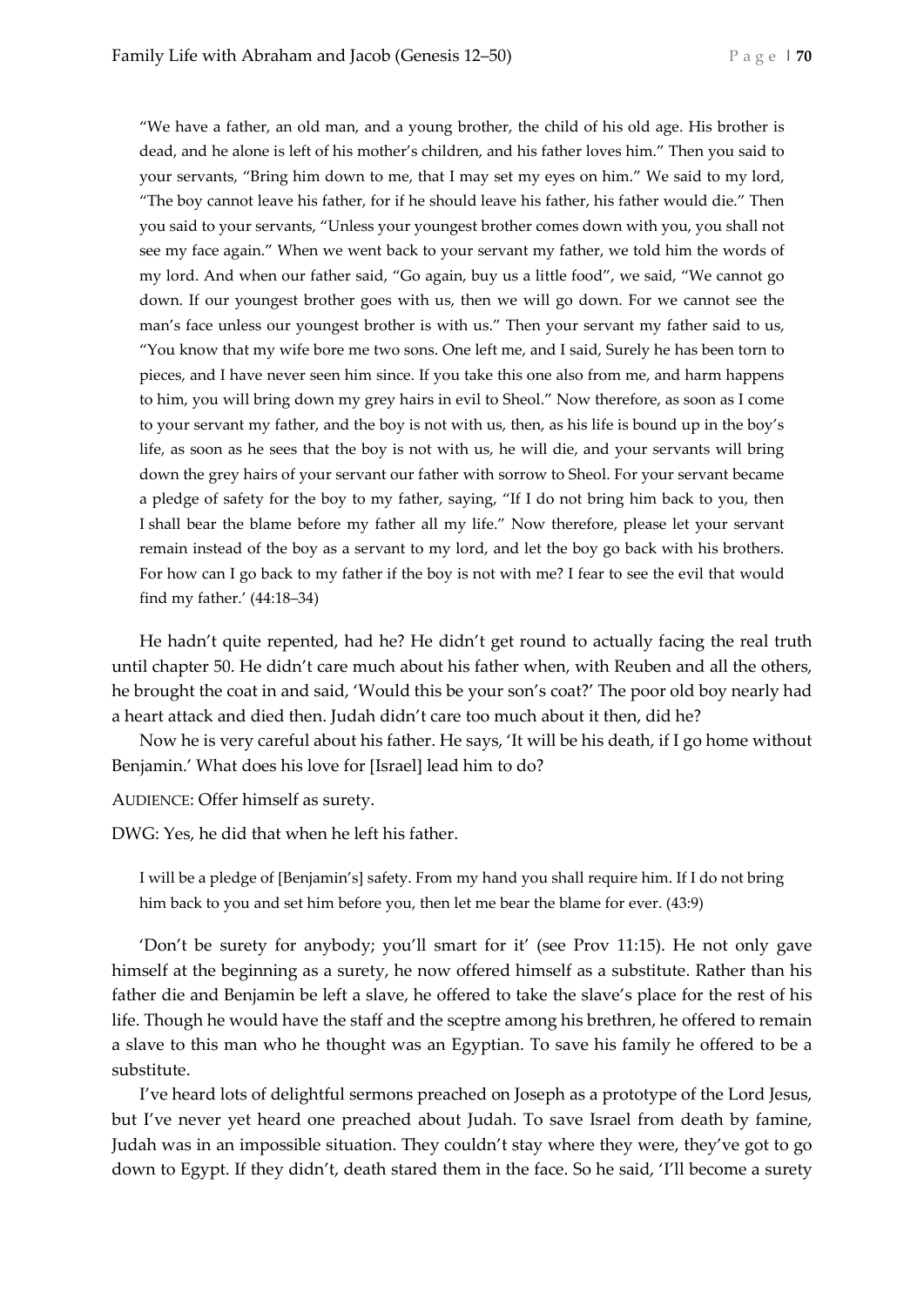> "We have a father, an old man, and a young brother, the child of his old age. His brother is dead, and he alone is left of his mother's children, and his father loves him." Then you said to your servants, "Bring him down to me, that I may set my eyes on him." We said to my lord, "The boy cannot leave his father, for if he should leave his father, his father would die." Then you said to your servants, "Unless your youngest brother comes down with you, you shall not see my face again." When we went back to your servant my father, we told him the words of my lord. And when our father said, "Go again, buy us a little food", we said, "We cannot go down. If our youngest brother goes with us, then we will go down. For we cannot see the man's face unless our youngest brother is with us." Then your servant my father said to us, "You know that my wife bore me two sons. One left me, and I said, Surely he has been torn to pieces, and I have never seen him since. If you take this one also from me, and harm happens to him, you will bring down my grey hairs in evil to Sheol." Now therefore, as soon as I come to your servant my father, and the boy is not with us, then, as his life is bound up in the boy's life, as soon as he sees that the boy is not with us, he will die, and your servants will bring down the grey hairs of your servant our father with sorrow to Sheol. For your servant became a pledge of safety for the boy to my father, saying, "If I do not bring him back to you, then I shall bear the blame before my father all my life." Now therefore, please let your servant remain instead of the boy as a servant to my lord, and let the boy go back with his brothers. For how can I go back to my father if the boy is not with me? I fear to see the evil that would find my father.' (44:18–34)

He hadn't quite repented, had he? He didn't get round to actually facing the real truth until chapter 50. He didn't care much about his father when, with Reuben and all the others, he brought the coat in and said, 'Would this be your son's coat?' The poor old boy nearly had a heart attack and died then. Judah didn't care too much about it then, did he?

Now he is very careful about his father. He says, 'It will be his death, if I go home without Benjamin.' What does his love for [Israel] lead him to do?

AUDIENCE: Offer himself as surety.

DWG: Yes, he did that when he left his father.

> I will be a pledge of [Benjamin's] safety. From my hand you shall require him. If I do not bring him back to you and set him before you, then let me bear the blame for ever. (43:9)

'Don't be surety for anybody; you'll smart for it' (see Prov 11:15). He not only gave himself at the beginning as a surety, he now offered himself as a substitute. Rather than his father die and Benjamin be left a slave, he offered to take the slave's place for the rest of his life. Though he would have the staff and the sceptre among his brethren, he offered to remain a slave to this man who he thought was an Egyptian. To save his family he offered to be a substitute.

I've heard lots of delightful sermons preached on Joseph as a prototype of the Lord Jesus, but I've never yet heard one preached about Judah. To save Israel from death by famine, Judah was in an impossible situation. They couldn't stay where they were, they've got to go down to Egypt. If they didn't, death stared them in the face. So he said, 'I'll become a surety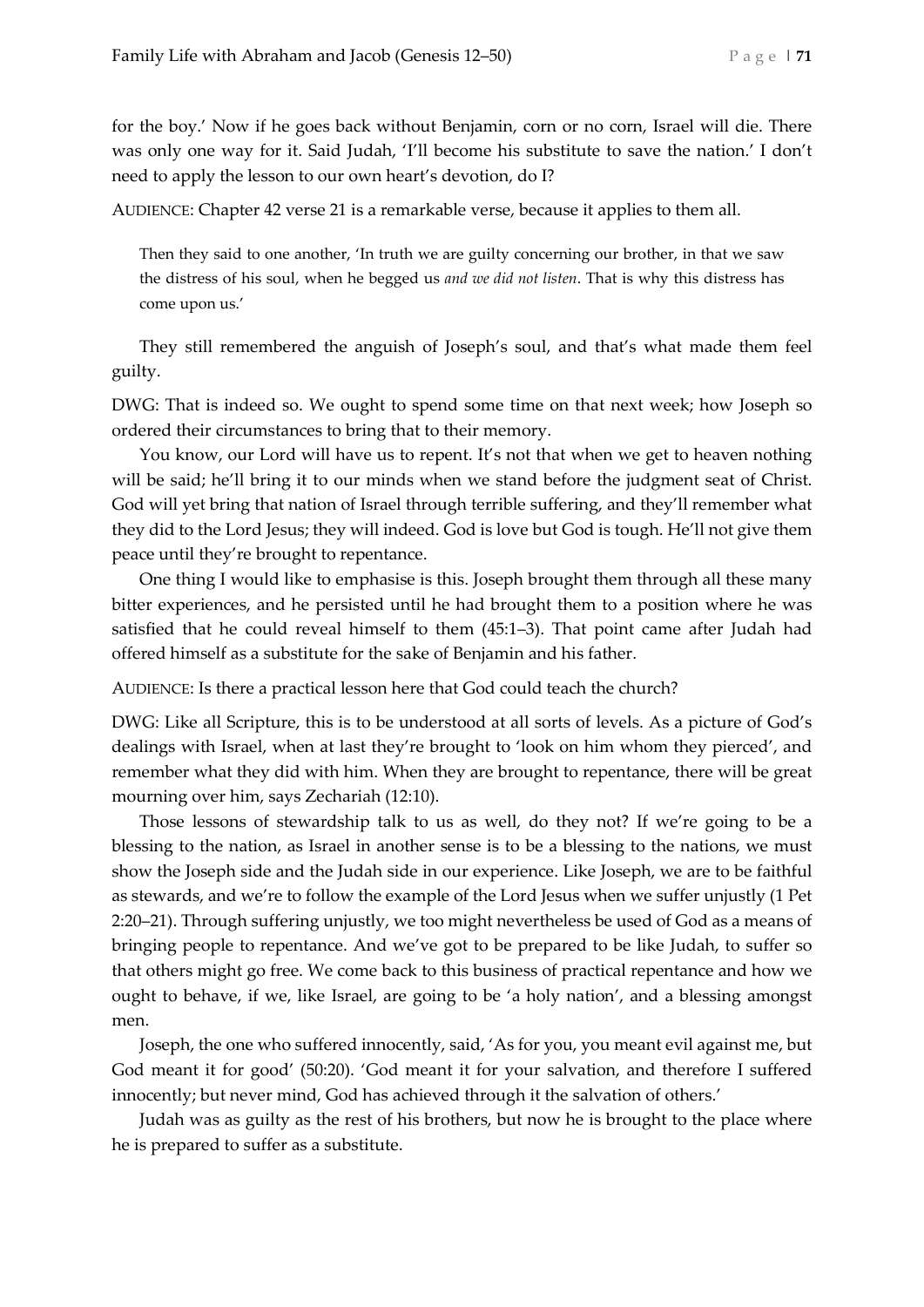for the boy.' Now if he goes back without Benjamin, corn or no corn, Israel will die. There was only one way for it. Said Judah, 'I'll become his substitute to save the nation.' I don't need to apply the lesson to our own heart's devotion, do I?

AUDIENCE: Chapter 42 verse 21 is a remarkable verse, because it applies to them all.

> Then they said to one another, 'In truth we are guilty concerning our brother, in that we saw the distress of his soul, when he begged us *and we did not listen*. That is why this distress has come upon us.'

They still remembered the anguish of Joseph's soul, and that's what made them feel guilty.

DWG: That is indeed so. We ought to spend some time on that next week; how Joseph so ordered their circumstances to bring that to their memory.

You know, our Lord will have us to repent. It's not that when we get to heaven nothing will be said; he'll bring it to our minds when we stand before the judgment seat of Christ. God will yet bring that nation of Israel through terrible suffering, and they'll remember what they did to the Lord Jesus; they will indeed. God is love but God is tough. He'll not give them peace until they're brought to repentance.

One thing I would like to emphasise is this. Joseph brought them through all these many bitter experiences, and he persisted until he had brought them to a position where he was satisfied that he could reveal himself to them (45:1–3). That point came after Judah had offered himself as a substitute for the sake of Benjamin and his father.

AUDIENCE: Is there a practical lesson here that God could teach the church?

DWG: Like all Scripture, this is to be understood at all sorts of levels. As a picture of God's dealings with Israel, when at last they're brought to 'look on him whom they pierced', and remember what they did with him. When they are brought to repentance, there will be great mourning over him, says Zechariah (12:10).

Those lessons of stewardship talk to us as well, do they not? If we're going to be a blessing to the nation, as Israel in another sense is to be a blessing to the nations, we must show the Joseph side and the Judah side in our experience. Like Joseph, we are to be faithful as stewards, and we're to follow the example of the Lord Jesus when we suffer unjustly (1 Pet 2:20–21). Through suffering unjustly, we too might nevertheless be used of God as a means of bringing people to repentance. And we've got to be prepared to be like Judah, to suffer so that others might go free. We come back to this business of practical repentance and how we ought to behave, if we, like Israel, are going to be 'a holy nation', and a blessing amongst men.

Joseph, the one who suffered innocently, said, 'As for you, you meant evil against me, but God meant it for good' (50:20). 'God meant it for your salvation, and therefore I suffered innocently; but never mind, God has achieved through it the salvation of others.'

Judah was as guilty as the rest of his brothers, but now he is brought to the place where he is prepared to suffer as a substitute.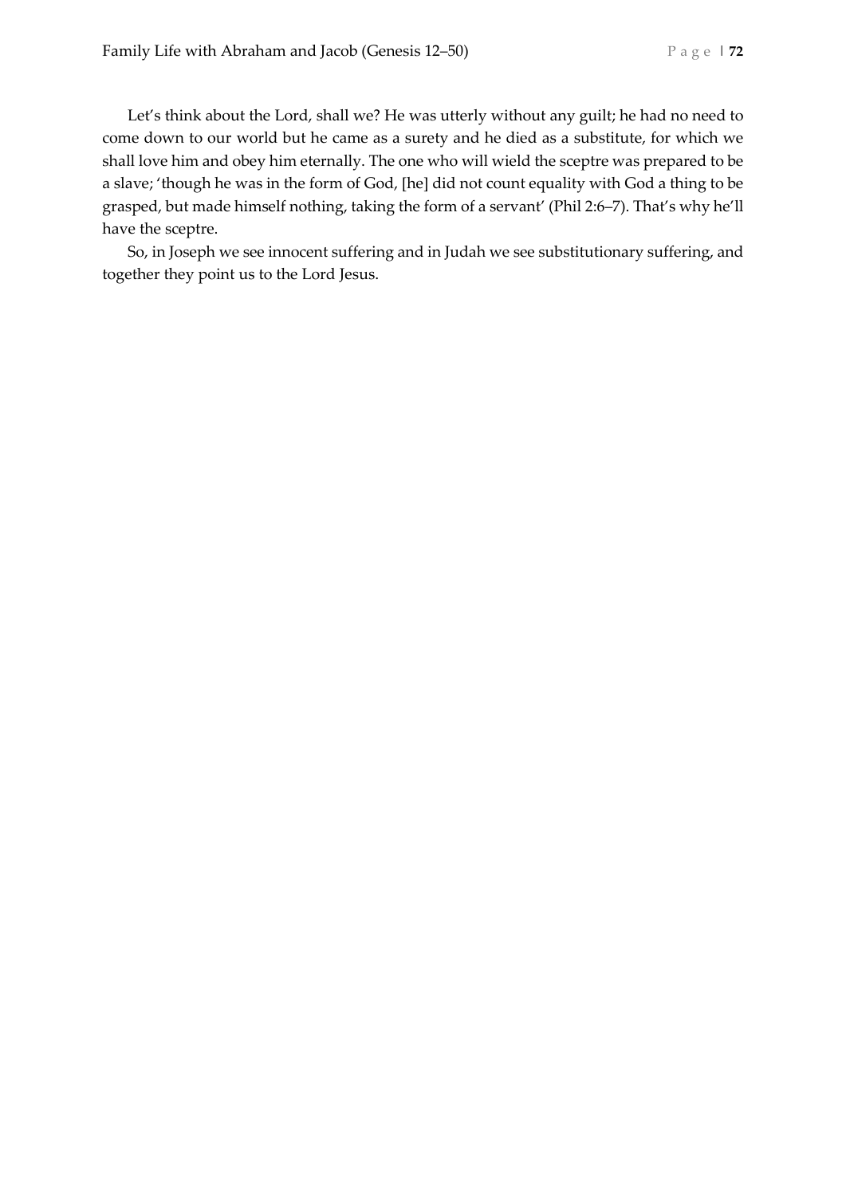Let's think about the Lord, shall we? He was utterly without any guilt; he had no need to come down to our world but he came as a surety and he died as a substitute, for which we shall love him and obey him eternally. The one who will wield the sceptre was prepared to be a slave; 'though he was in the form of God, [he] did not count equality with God a thing to be grasped, but made himself nothing, taking the form of a servant' (Phil 2:6–7). That's why he'll have the sceptre.

So, in Joseph we see innocent suffering and in Judah we see substitutionary suffering, and together they point us to the Lord Jesus.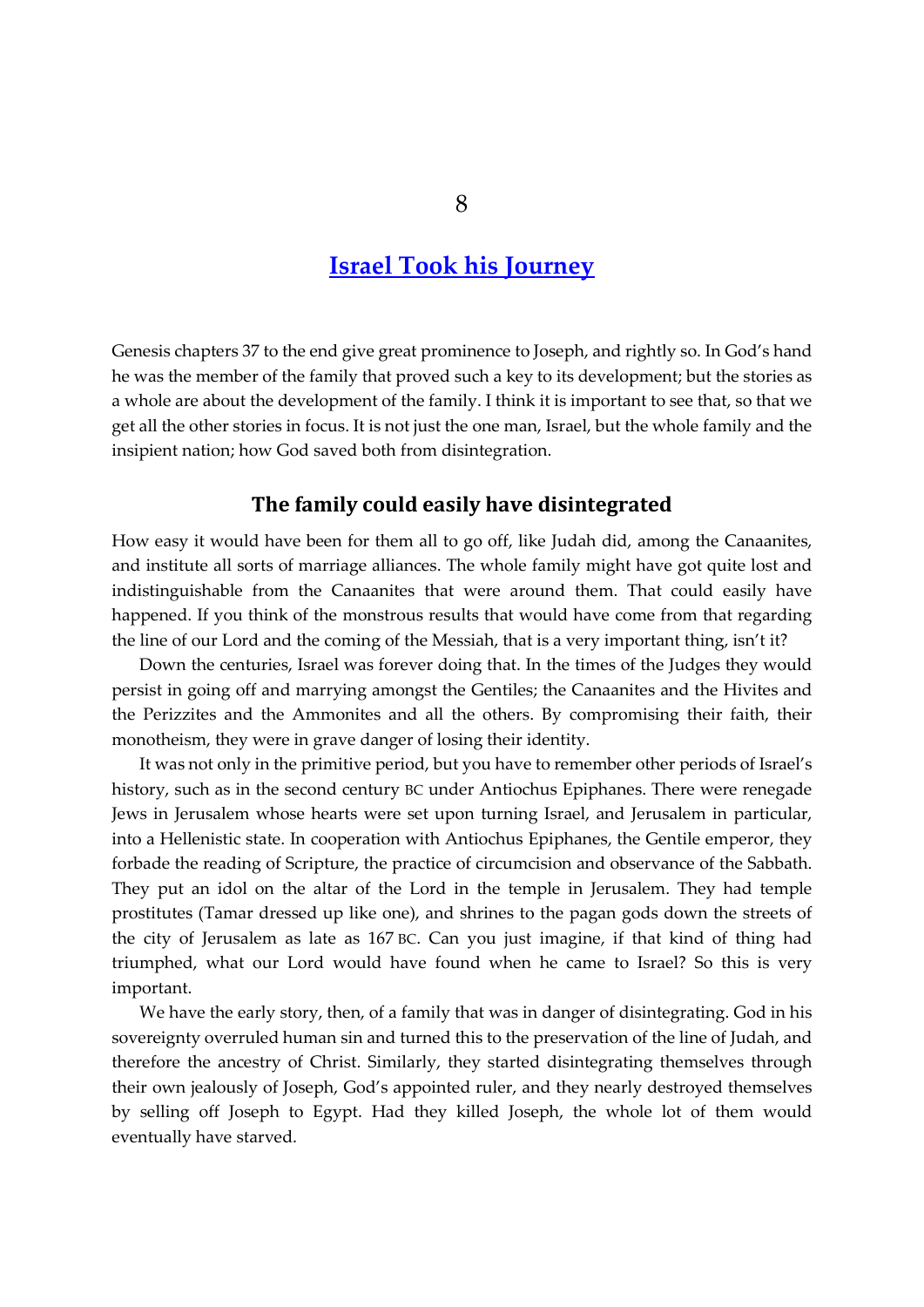# 8

## Israel Took his Journey

Genesis chapters 37 to the end give great prominence to Joseph, and rightly so. In God's hand he was the member of the family that proved such a key to its development; but the stories as a whole are about the development of the family. I think it is important to see that, so that we get all the other stories in focus. It is not just the one man, Israel, but the whole family and the insipient nation; how God saved both from disintegration.

### The family could easily have disintegrated

How easy it would have been for them all to go off, like Judah did, among the Canaanites, and institute all sorts of marriage alliances. The whole family might have got quite lost and indistinguishable from the Canaanites that were around them. That could easily have happened. If you think of the monstrous results that would have come from that regarding the line of our Lord and the coming of the Messiah, that is a very important thing, isn't it?

Down the centuries, Israel was forever doing that. In the times of the Judges they would persist in going off and marrying amongst the Gentiles; the Canaanites and the Hivites and the Perizzites and the Ammonites and all the others. By compromising their faith, their monotheism, they were in grave danger of losing their identity.

It was not only in the primitive period, but you have to remember other periods of Israel's history, such as in the second century BC under Antiochus Epiphanes. There were renegade Jews in Jerusalem whose hearts were set upon turning Israel, and Jerusalem in particular, into a Hellenistic state. In cooperation with Antiochus Epiphanes, the Gentile emperor, they forbade the reading of Scripture, the practice of circumcision and observance of the Sabbath. They put an idol on the altar of the Lord in the temple in Jerusalem. They had temple prostitutes (Tamar dressed up like one), and shrines to the pagan gods down the streets of the city of Jerusalem as late as 167 BC. Can you just imagine, if that kind of thing had triumphed, what our Lord would have found when he came to Israel? So this is very important.

We have the early story, then, of a family that was in danger of disintegrating. God in his sovereignty overruled human sin and turned this to the preservation of the line of Judah, and therefore the ancestry of Christ. Similarly, they started disintegrating themselves through their own jealously of Joseph, God's appointed ruler, and they nearly destroyed themselves by selling off Joseph to Egypt. Had they killed Joseph, the whole lot of them would eventually have starved.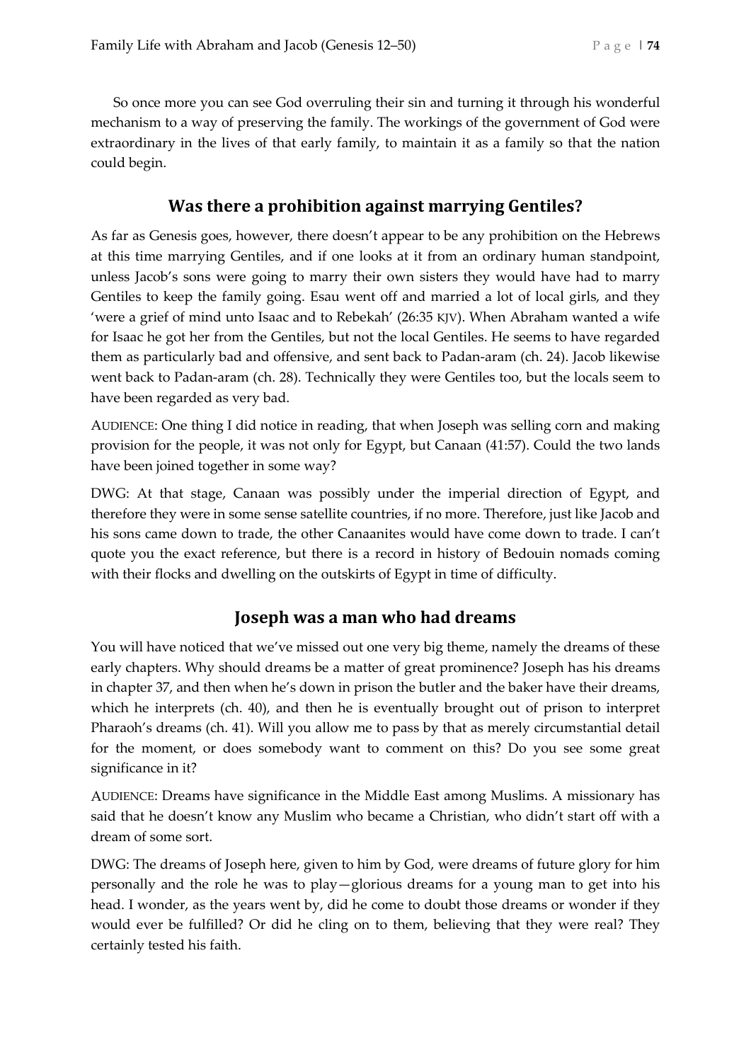So once more you can see God overruling their sin and turning it through his wonderful mechanism to a way of preserving the family. The workings of the government of God were extraordinary in the lives of that early family, to maintain it as a family so that the nation could begin.

## Was there a prohibition against marrying Gentiles?

As far as Genesis goes, however, there doesn't appear to be any prohibition on the Hebrews at this time marrying Gentiles, and if one looks at it from an ordinary human standpoint, unless Jacob's sons were going to marry their own sisters they would have had to marry Gentiles to keep the family going. Esau went off and married a lot of local girls, and they 'were a grief of mind unto Isaac and to Rebekah' (26:35 KJV). When Abraham wanted a wife for Isaac he got her from the Gentiles, but not the local Gentiles. He seems to have regarded them as particularly bad and offensive, and sent back to Padan-aram (ch. 24). Jacob likewise went back to Padan-aram (ch. 28). Technically they were Gentiles too, but the locals seem to have been regarded as very bad.

AUDIENCE: One thing I did notice in reading, that when Joseph was selling corn and making provision for the people, it was not only for Egypt, but Canaan (41:57). Could the two lands have been joined together in some way?

DWG: At that stage, Canaan was possibly under the imperial direction of Egypt, and therefore they were in some sense satellite countries, if no more. Therefore, just like Jacob and his sons came down to trade, the other Canaanites would have come down to trade. I can't quote you the exact reference, but there is a record in history of Bedouin nomads coming with their flocks and dwelling on the outskirts of Egypt in time of difficulty.

## Joseph was a man who had dreams

You will have noticed that we've missed out one very big theme, namely the dreams of these early chapters. Why should dreams be a matter of great prominence? Joseph has his dreams in chapter 37, and then when he's down in prison the butler and the baker have their dreams, which he interprets (ch. 40), and then he is eventually brought out of prison to interpret Pharaoh's dreams (ch. 41). Will you allow me to pass by that as merely circumstantial detail for the moment, or does somebody want to comment on this? Do you see some great significance in it?

AUDIENCE: Dreams have significance in the Middle East among Muslims. A missionary has said that he doesn't know any Muslim who became a Christian, who didn't start off with a dream of some sort.

DWG: The dreams of Joseph here, given to him by God, were dreams of future glory for him personally and the role he was to play—glorious dreams for a young man to get into his head. I wonder, as the years went by, did he come to doubt those dreams or wonder if they would ever be fulfilled? Or did he cling on to them, believing that they were real? They certainly tested his faith.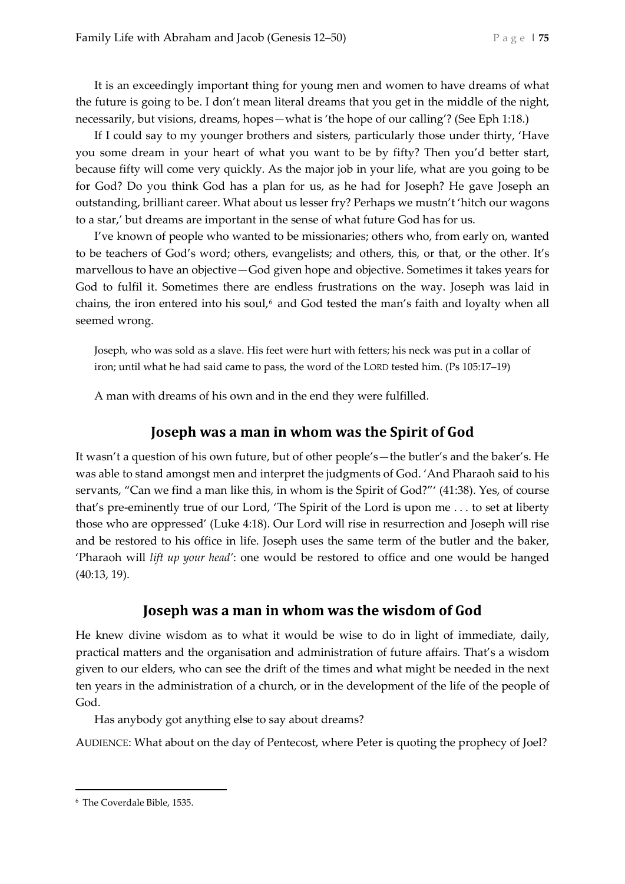It is an exceedingly important thing for young men and women to have dreams of what the future is going to be. I don't mean literal dreams that you get in the middle of the night, necessarily, but visions, dreams, hopes—what is 'the hope of our calling'? (See Eph 1:18.)

If I could say to my younger brothers and sisters, particularly those under thirty, 'Have you some dream in your heart of what you want to be by fifty? Then you'd better start, because fifty will come very quickly. As the major job in your life, what are you going to be for God? Do you think God has a plan for us, as he had for Joseph? He gave Joseph an outstanding, brilliant career. What about us lesser fry? Perhaps we mustn't 'hitch our wagons to a star,' but dreams are important in the sense of what future God has for us.

I've known of people who wanted to be missionaries; others who, from early on, wanted to be teachers of God's word; others, evangelists; and others, this, or that, or the other. It's marvellous to have an objective—God given hope and objective. Sometimes it takes years for God to fulfil it. Sometimes there are endless frustrations on the way. Joseph was laid in chains, the iron entered into his soul,[6] and God tested the man's faith and loyalty when all seemed wrong.

> Joseph, who was sold as a slave. His feet were hurt with fetters; his neck was put in a collar of iron; until what he had said came to pass, the word of the LORD tested him. (Ps 105:17–19)

A man with dreams of his own and in the end they were fulfilled.

## Joseph was a man in whom was the Spirit of God

It wasn't a question of his own future, but of other people's—the butler's and the baker's. He was able to stand amongst men and interpret the judgments of God. 'And Pharaoh said to his servants, "Can we find a man like this, in whom is the Spirit of God?"' (41:38). Yes, of course that's pre-eminently true of our Lord, 'The Spirit of the Lord is upon me . . . to set at liberty those who are oppressed' (Luke 4:18). Our Lord will rise in resurrection and Joseph will rise and be restored to his office in life. Joseph uses the same term of the butler and the baker, 'Pharaoh will *lift up your head'*: one would be restored to office and one would be hanged (40:13, 19).

## Joseph was a man in whom was the wisdom of God

He knew divine wisdom as to what it would be wise to do in light of immediate, daily, practical matters and the organisation and administration of future affairs. That's a wisdom given to our elders, who can see the drift of the times and what might be needed in the next ten years in the administration of a church, or in the development of the life of the people of God.

Has anybody got anything else to say about dreams?

AUDIENCE: What about on the day of Pentecost, where Peter is quoting the prophecy of Joel?

---

[6] The Coverdale Bible, 1535.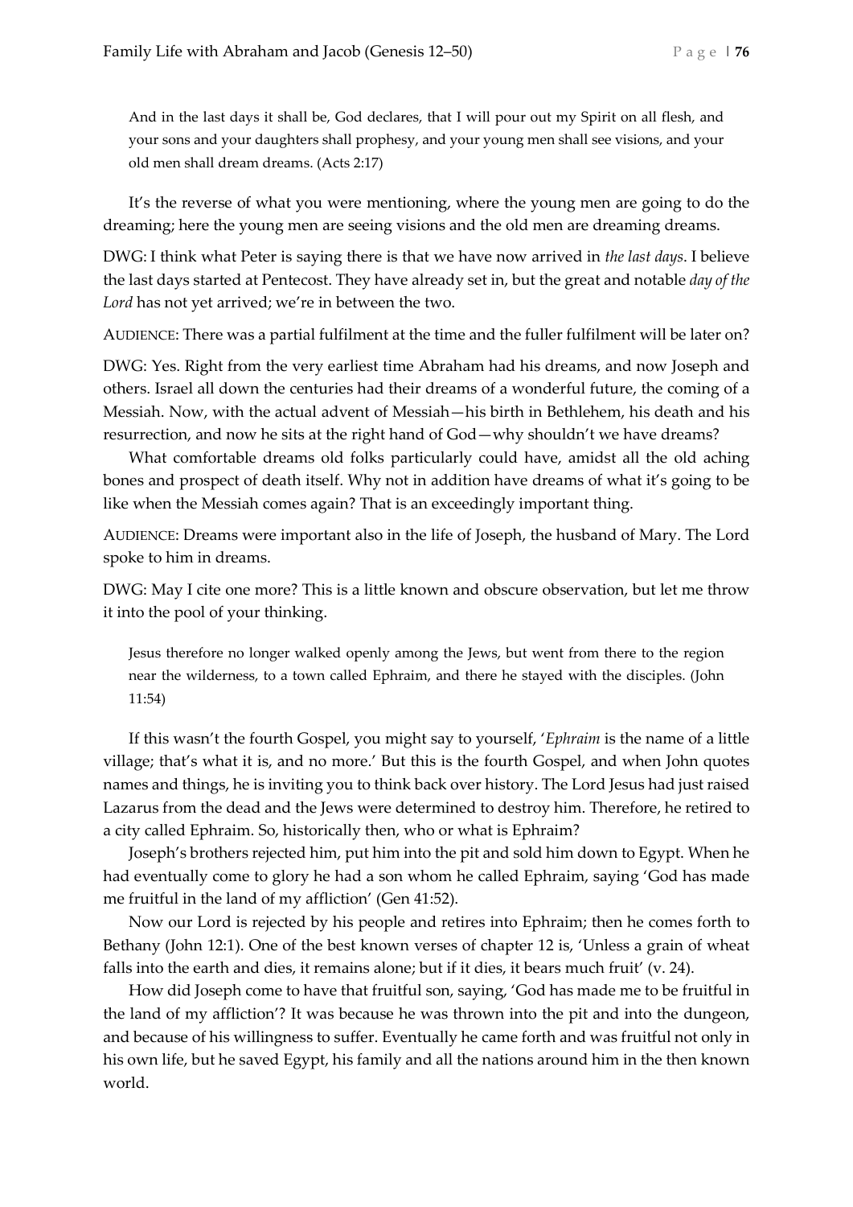> And in the last days it shall be, God declares, that I will pour out my Spirit on all flesh, and your sons and your daughters shall prophesy, and your young men shall see visions, and your old men shall dream dreams. (Acts 2:17)

It's the reverse of what you were mentioning, where the young men are going to do the dreaming; here the young men are seeing visions and the old men are dreaming dreams.

DWG: I think what Peter is saying there is that we have now arrived in *the last days*. I believe the last days started at Pentecost. They have already set in, but the great and notable *day of the Lord* has not yet arrived; we're in between the two.

AUDIENCE: There was a partial fulfilment at the time and the fuller fulfilment will be later on?

DWG: Yes. Right from the very earliest time Abraham had his dreams, and now Joseph and others. Israel all down the centuries had their dreams of a wonderful future, the coming of a Messiah. Now, with the actual advent of Messiah—his birth in Bethlehem, his death and his resurrection, and now he sits at the right hand of God—why shouldn't we have dreams?

What comfortable dreams old folks particularly could have, amidst all the old aching bones and prospect of death itself. Why not in addition have dreams of what it's going to be like when the Messiah comes again? That is an exceedingly important thing.

AUDIENCE: Dreams were important also in the life of Joseph, the husband of Mary. The Lord spoke to him in dreams.

DWG: May I cite one more? This is a little known and obscure observation, but let me throw it into the pool of your thinking.

> Jesus therefore no longer walked openly among the Jews, but went from there to the region near the wilderness, to a town called Ephraim, and there he stayed with the disciples. (John 11:54)

If this wasn't the fourth Gospel, you might say to yourself, '*Ephraim* is the name of a little village; that's what it is, and no more.' But this is the fourth Gospel, and when John quotes names and things, he is inviting you to think back over history. The Lord Jesus had just raised Lazarus from the dead and the Jews were determined to destroy him. Therefore, he retired to a city called Ephraim. So, historically then, who or what is Ephraim?

Joseph's brothers rejected him, put him into the pit and sold him down to Egypt. When he had eventually come to glory he had a son whom he called Ephraim, saying 'God has made me fruitful in the land of my affliction' (Gen 41:52).

Now our Lord is rejected by his people and retires into Ephraim; then he comes forth to Bethany (John 12:1). One of the best known verses of chapter 12 is, 'Unless a grain of wheat falls into the earth and dies, it remains alone; but if it dies, it bears much fruit' (v. 24).

How did Joseph come to have that fruitful son, saying, 'God has made me to be fruitful in the land of my affliction'? It was because he was thrown into the pit and into the dungeon, and because of his willingness to suffer. Eventually he came forth and was fruitful not only in his own life, but he saved Egypt, his family and all the nations around him in the then known world.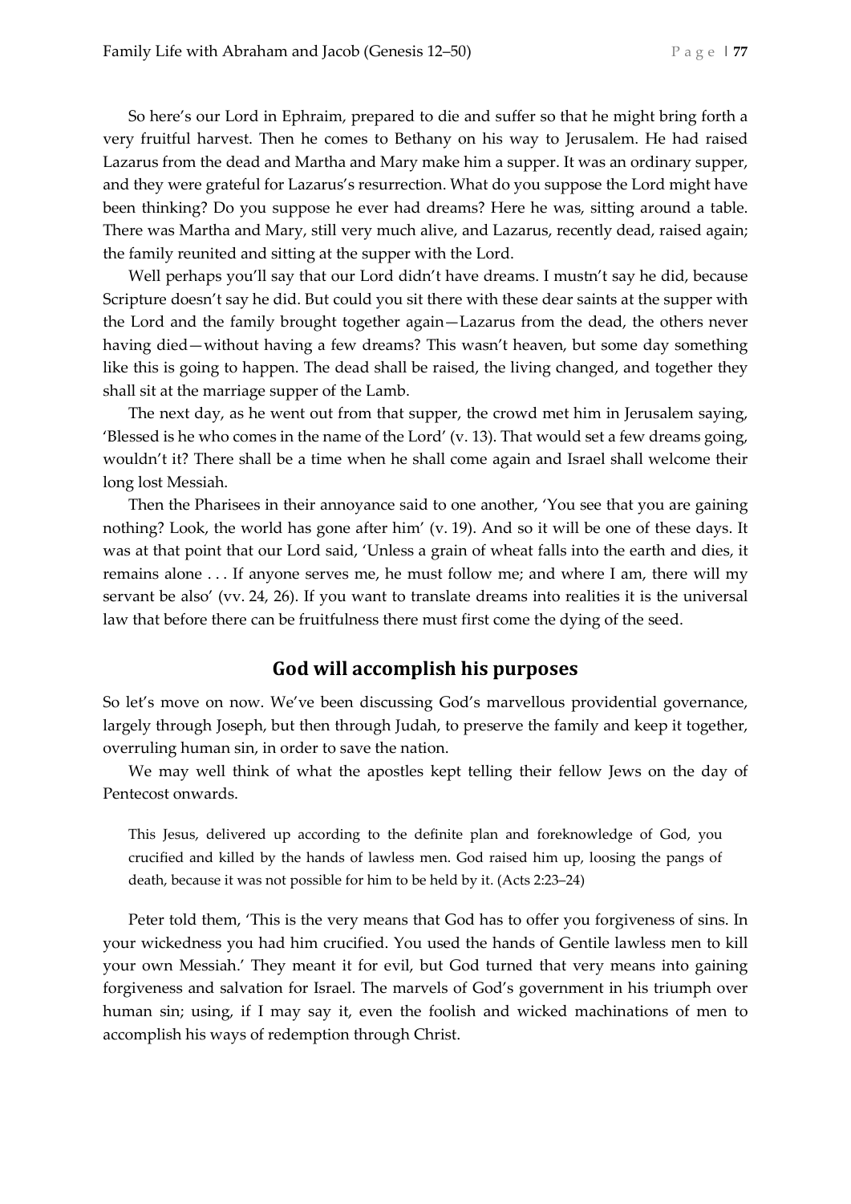So here's our Lord in Ephraim, prepared to die and suffer so that he might bring forth a very fruitful harvest. Then he comes to Bethany on his way to Jerusalem. He had raised Lazarus from the dead and Martha and Mary make him a supper. It was an ordinary supper, and they were grateful for Lazarus's resurrection. What do you suppose the Lord might have been thinking? Do you suppose he ever had dreams? Here he was, sitting around a table. There was Martha and Mary, still very much alive, and Lazarus, recently dead, raised again; the family reunited and sitting at the supper with the Lord.

Well perhaps you'll say that our Lord didn't have dreams. I mustn't say he did, because Scripture doesn't say he did. But could you sit there with these dear saints at the supper with the Lord and the family brought together again—Lazarus from the dead, the others never having died—without having a few dreams? This wasn't heaven, but some day something like this is going to happen. The dead shall be raised, the living changed, and together they shall sit at the marriage supper of the Lamb.

The next day, as he went out from that supper, the crowd met him in Jerusalem saying, 'Blessed is he who comes in the name of the Lord' (v. 13). That would set a few dreams going, wouldn't it? There shall be a time when he shall come again and Israel shall welcome their long lost Messiah.

Then the Pharisees in their annoyance said to one another, 'You see that you are gaining nothing? Look, the world has gone after him' (v. 19). And so it will be one of these days. It was at that point that our Lord said, 'Unless a grain of wheat falls into the earth and dies, it remains alone . . . If anyone serves me, he must follow me; and where I am, there will my servant be also' (vv. 24, 26). If you want to translate dreams into realities it is the universal law that before there can be fruitfulness there must first come the dying of the seed.

## God will accomplish his purposes

So let's move on now. We've been discussing God's marvellous providential governance, largely through Joseph, but then through Judah, to preserve the family and keep it together, overruling human sin, in order to save the nation.

We may well think of what the apostles kept telling their fellow Jews on the day of Pentecost onwards.

> This Jesus, delivered up according to the definite plan and foreknowledge of God, you crucified and killed by the hands of lawless men. God raised him up, loosing the pangs of death, because it was not possible for him to be held by it. (Acts 2:23–24)

Peter told them, 'This is the very means that God has to offer you forgiveness of sins. In your wickedness you had him crucified. You used the hands of Gentile lawless men to kill your own Messiah.' They meant it for evil, but God turned that very means into gaining forgiveness and salvation for Israel. The marvels of God's government in his triumph over human sin; using, if I may say it, even the foolish and wicked machinations of men to accomplish his ways of redemption through Christ.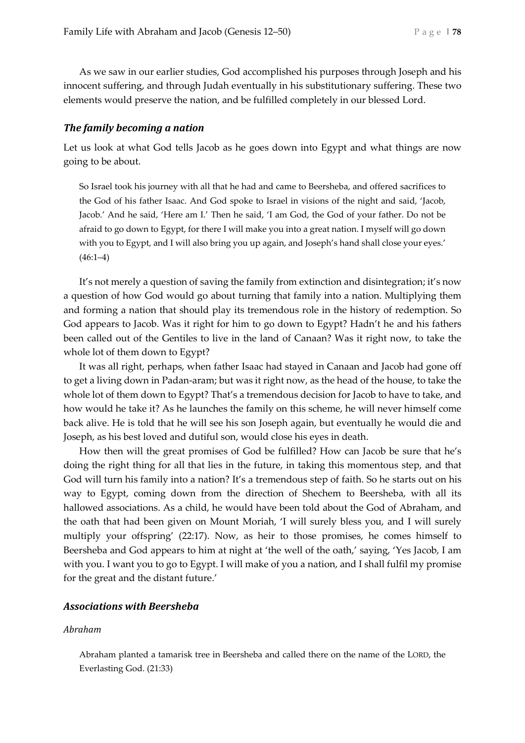As we saw in our earlier studies, God accomplished his purposes through Joseph and his innocent suffering, and through Judah eventually in his substitutionary suffering. These two elements would preserve the nation, and be fulfilled completely in our blessed Lord.

### *The family becoming a nation*

Let us look at what God tells Jacob as he goes down into Egypt and what things are now going to be about.

> So Israel took his journey with all that he had and came to Beersheba, and offered sacrifices to the God of his father Isaac. And God spoke to Israel in visions of the night and said, 'Jacob, Jacob.' And he said, 'Here am I.' Then he said, 'I am God, the God of your father. Do not be afraid to go down to Egypt, for there I will make you into a great nation. I myself will go down with you to Egypt, and I will also bring you up again, and Joseph's hand shall close your eyes.' (46:1–4)

It's not merely a question of saving the family from extinction and disintegration; it's now a question of how God would go about turning that family into a nation. Multiplying them and forming a nation that should play its tremendous role in the history of redemption. So God appears to Jacob. Was it right for him to go down to Egypt? Hadn't he and his fathers been called out of the Gentiles to live in the land of Canaan? Was it right now, to take the whole lot of them down to Egypt?

It was all right, perhaps, when father Isaac had stayed in Canaan and Jacob had gone off to get a living down in Padan-aram; but was it right now, as the head of the house, to take the whole lot of them down to Egypt? That's a tremendous decision for Jacob to have to take, and how would he take it? As he launches the family on this scheme, he will never himself come back alive. He is told that he will see his son Joseph again, but eventually he would die and Joseph, as his best loved and dutiful son, would close his eyes in death.

How then will the great promises of God be fulfilled? How can Jacob be sure that he's doing the right thing for all that lies in the future, in taking this momentous step, and that God will turn his family into a nation? It's a tremendous step of faith. So he starts out on his way to Egypt, coming down from the direction of Shechem to Beersheba, with all its hallowed associations. As a child, he would have been told about the God of Abraham, and the oath that had been given on Mount Moriah, 'I will surely bless you, and I will surely multiply your offspring' (22:17). Now, as heir to those promises, he comes himself to Beersheba and God appears to him at night at 'the well of the oath,' saying, 'Yes Jacob, I am with you. I want you to go to Egypt. I will make of you a nation, and I shall fulfil my promise for the great and the distant future.'

### *Associations with Beersheba*

#### *Abraham*

> Abraham planted a tamarisk tree in Beersheba and called there on the name of the LORD, the Everlasting God. (21:33)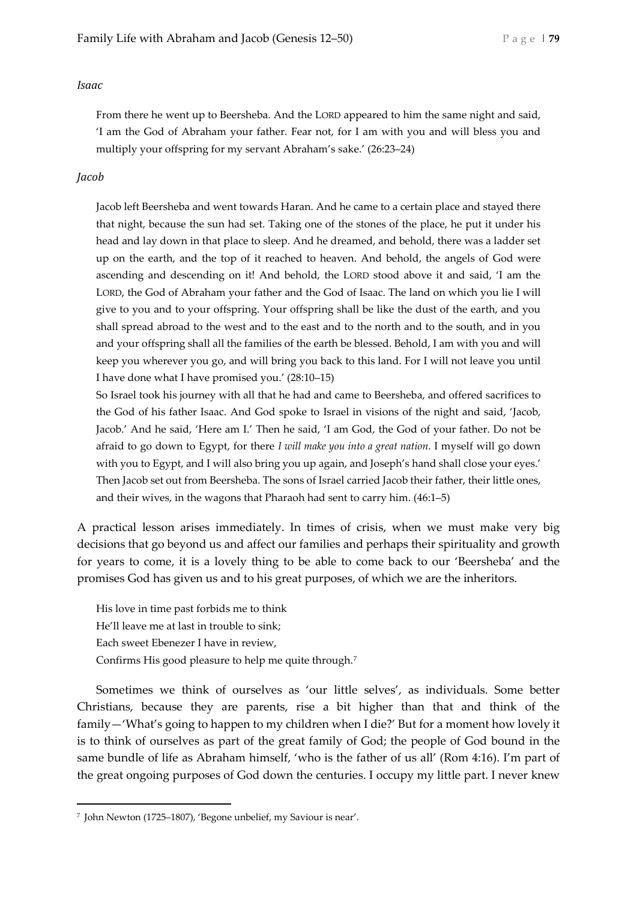*Isaac*

> From there he went up to Beersheba. And the LORD appeared to him the same night and said, 'I am the God of Abraham your father. Fear not, for I am with you and will bless you and multiply your offspring for my servant Abraham's sake.' (26:23–24)

*Jacob*

> Jacob left Beersheba and went towards Haran. And he came to a certain place and stayed there that night, because the sun had set. Taking one of the stones of the place, he put it under his head and lay down in that place to sleep. And he dreamed, and behold, there was a ladder set up on the earth, and the top of it reached to heaven. And behold, the angels of God were ascending and descending on it! And behold, the LORD stood above it and said, 'I am the LORD, the God of Abraham your father and the God of Isaac. The land on which you lie I will give to you and to your offspring. Your offspring shall be like the dust of the earth, and you shall spread abroad to the west and to the east and to the north and to the south, and in you and your offspring shall all the families of the earth be blessed. Behold, I am with you and will keep you wherever you go, and will bring you back to this land. For I will not leave you until I have done what I have promised you.' (28:10–15)
>
> So Israel took his journey with all that he had and came to Beersheba, and offered sacrifices to the God of his father Isaac. And God spoke to Israel in visions of the night and said, 'Jacob, Jacob.' And he said, 'Here am I.' Then he said, 'I am God, the God of your father. Do not be afraid to go down to Egypt, for there *I will make you into a great nation*. I myself will go down with you to Egypt, and I will also bring you up again, and Joseph's hand shall close your eyes.' Then Jacob set out from Beersheba. The sons of Israel carried Jacob their father, their little ones, and their wives, in the wagons that Pharaoh had sent to carry him. (46:1–5)

A practical lesson arises immediately. In times of crisis, when we must make very big decisions that go beyond us and affect our families and perhaps their spirituality and growth for years to come, it is a lovely thing to be able to come back to our 'Beersheba' and the promises God has given us and to his great purposes, of which we are the inheritors.

> His love in time past forbids me to think
> He'll leave me at last in trouble to sink;
> Each sweet Ebenezer I have in review,
> Confirms His good pleasure to help me quite through.[7]

Sometimes we think of ourselves as 'our little selves', as individuals. Some better Christians, because they are parents, rise a bit higher than that and think of the family—'What's going to happen to my children when I die?' But for a moment how lovely it is to think of ourselves as part of the great family of God; the people of God bound in the same bundle of life as Abraham himself, 'who is the father of us all' (Rom 4:16). I'm part of the great ongoing purposes of God down the centuries. I occupy my little part. I never knew

[7] John Newton (1725–1807), 'Begone unbelief, my Saviour is near'.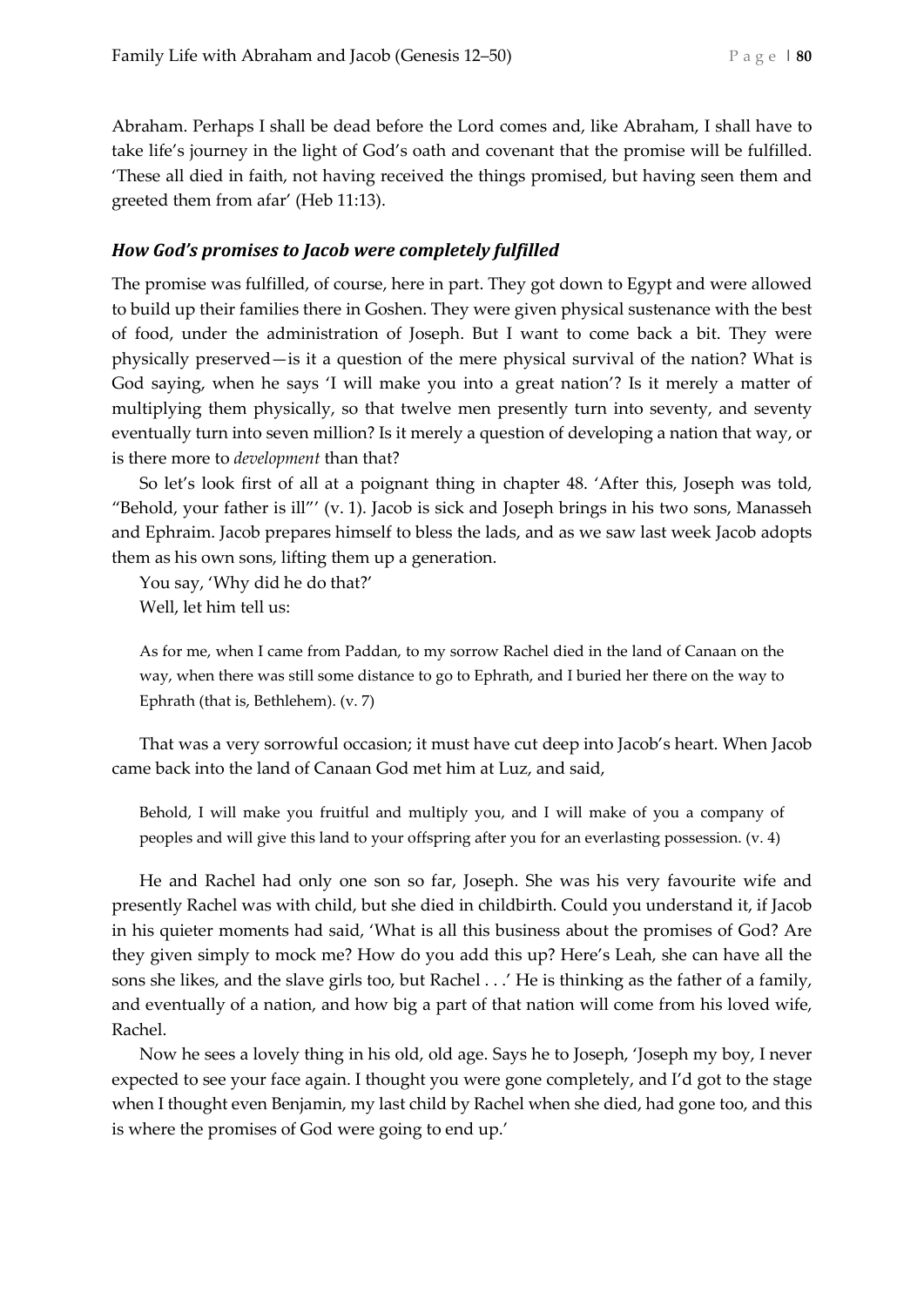Abraham. Perhaps I shall be dead before the Lord comes and, like Abraham, I shall have to take life's journey in the light of God's oath and covenant that the promise will be fulfilled. 'These all died in faith, not having received the things promised, but having seen them and greeted them from afar' (Heb 11:13).

### *How God's promises to Jacob were completely fulfilled*

The promise was fulfilled, of course, here in part. They got down to Egypt and were allowed to build up their families there in Goshen. They were given physical sustenance with the best of food, under the administration of Joseph. But I want to come back a bit. They were physically preserved—is it a question of the mere physical survival of the nation? What is God saying, when he says 'I will make you into a great nation'? Is it merely a matter of multiplying them physically, so that twelve men presently turn into seventy, and seventy eventually turn into seven million? Is it merely a question of developing a nation that way, or is there more to *development* than that?

So let's look first of all at a poignant thing in chapter 48. 'After this, Joseph was told, "Behold, your father is ill"' (v. 1). Jacob is sick and Joseph brings in his two sons, Manasseh and Ephraim. Jacob prepares himself to bless the lads, and as we saw last week Jacob adopts them as his own sons, lifting them up a generation.

You say, 'Why did he do that?'

Well, let him tell us:

> As for me, when I came from Paddan, to my sorrow Rachel died in the land of Canaan on the way, when there was still some distance to go to Ephrath, and I buried her there on the way to Ephrath (that is, Bethlehem). (v. 7)

That was a very sorrowful occasion; it must have cut deep into Jacob's heart. When Jacob came back into the land of Canaan God met him at Luz, and said,

> Behold, I will make you fruitful and multiply you, and I will make of you a company of peoples and will give this land to your offspring after you for an everlasting possession. (v. 4)

He and Rachel had only one son so far, Joseph. She was his very favourite wife and presently Rachel was with child, but she died in childbirth. Could you understand it, if Jacob in his quieter moments had said, 'What is all this business about the promises of God? Are they given simply to mock me? How do you add this up? Here's Leah, she can have all the sons she likes, and the slave girls too, but Rachel . . .' He is thinking as the father of a family, and eventually of a nation, and how big a part of that nation will come from his loved wife, Rachel.

Now he sees a lovely thing in his old, old age. Says he to Joseph, 'Joseph my boy, I never expected to see your face again. I thought you were gone completely, and I'd got to the stage when I thought even Benjamin, my last child by Rachel when she died, had gone too, and this is where the promises of God were going to end up.'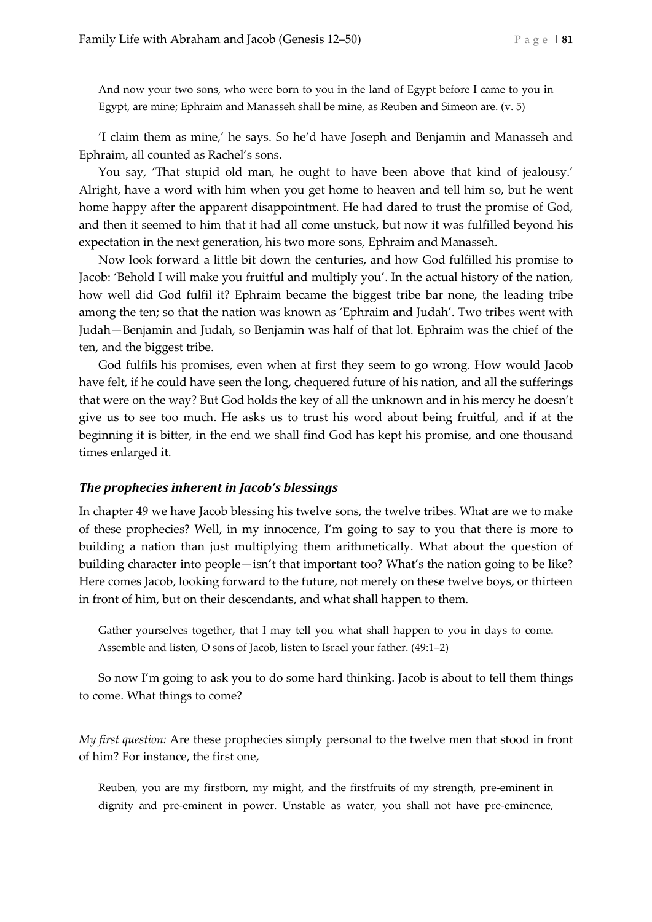> And now your two sons, who were born to you in the land of Egypt before I came to you in Egypt, are mine; Ephraim and Manasseh shall be mine, as Reuben and Simeon are. (v. 5)

'I claim them as mine,' he says. So he'd have Joseph and Benjamin and Manasseh and Ephraim, all counted as Rachel's sons.

You say, 'That stupid old man, he ought to have been above that kind of jealousy.' Alright, have a word with him when you get home to heaven and tell him so, but he went home happy after the apparent disappointment. He had dared to trust the promise of God, and then it seemed to him that it had all come unstuck, but now it was fulfilled beyond his expectation in the next generation, his two more sons, Ephraim and Manasseh.

Now look forward a little bit down the centuries, and how God fulfilled his promise to Jacob: 'Behold I will make you fruitful and multiply you'. In the actual history of the nation, how well did God fulfil it? Ephraim became the biggest tribe bar none, the leading tribe among the ten; so that the nation was known as 'Ephraim and Judah'. Two tribes went with Judah—Benjamin and Judah, so Benjamin was half of that lot. Ephraim was the chief of the ten, and the biggest tribe.

God fulfils his promises, even when at first they seem to go wrong. How would Jacob have felt, if he could have seen the long, chequered future of his nation, and all the sufferings that were on the way? But God holds the key of all the unknown and in his mercy he doesn't give us to see too much. He asks us to trust his word about being fruitful, and if at the beginning it is bitter, in the end we shall find God has kept his promise, and one thousand times enlarged it.

### *The prophecies inherent in Jacob's blessings*

In chapter 49 we have Jacob blessing his twelve sons, the twelve tribes. What are we to make of these prophecies? Well, in my innocence, I'm going to say to you that there is more to building a nation than just multiplying them arithmetically. What about the question of building character into people—isn't that important too? What's the nation going to be like? Here comes Jacob, looking forward to the future, not merely on these twelve boys, or thirteen in front of him, but on their descendants, and what shall happen to them.

> Gather yourselves together, that I may tell you what shall happen to you in days to come. Assemble and listen, O sons of Jacob, listen to Israel your father. (49:1–2)

So now I'm going to ask you to do some hard thinking. Jacob is about to tell them things to come. What things to come?

*My first question:* Are these prophecies simply personal to the twelve men that stood in front of him? For instance, the first one,

> Reuben, you are my firstborn, my might, and the firstfruits of my strength, pre-eminent in dignity and pre-eminent in power. Unstable as water, you shall not have pre-eminence,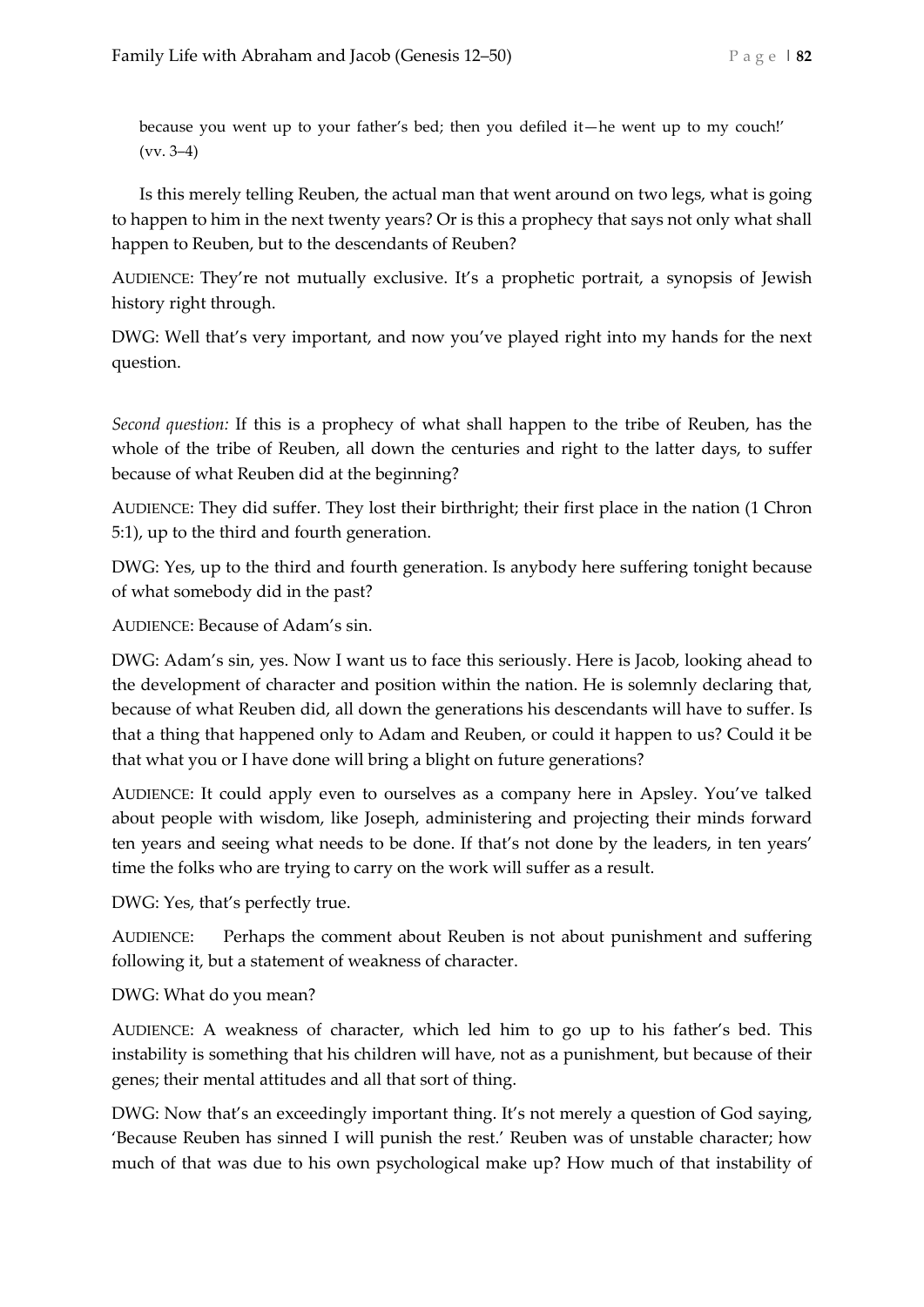> because you went up to your father's bed; then you defiled it—he went up to my couch!' (vv. 3–4)

Is this merely telling Reuben, the actual man that went around on two legs, what is going to happen to him in the next twenty years? Or is this a prophecy that says not only what shall happen to Reuben, but to the descendants of Reuben?

AUDIENCE: They're not mutually exclusive. It's a prophetic portrait, a synopsis of Jewish history right through.

DWG: Well that's very important, and now you've played right into my hands for the next question.

*Second question:* If this is a prophecy of what shall happen to the tribe of Reuben, has the whole of the tribe of Reuben, all down the centuries and right to the latter days, to suffer because of what Reuben did at the beginning?

AUDIENCE: They did suffer. They lost their birthright; their first place in the nation (1 Chron 5:1), up to the third and fourth generation.

DWG: Yes, up to the third and fourth generation. Is anybody here suffering tonight because of what somebody did in the past?

AUDIENCE: Because of Adam's sin.

DWG: Adam's sin, yes. Now I want us to face this seriously. Here is Jacob, looking ahead to the development of character and position within the nation. He is solemnly declaring that, because of what Reuben did, all down the generations his descendants will have to suffer. Is that a thing that happened only to Adam and Reuben, or could it happen to us? Could it be that what you or I have done will bring a blight on future generations?

AUDIENCE: It could apply even to ourselves as a company here in Apsley. You've talked about people with wisdom, like Joseph, administering and projecting their minds forward ten years and seeing what needs to be done. If that's not done by the leaders, in ten years' time the folks who are trying to carry on the work will suffer as a result.

DWG: Yes, that's perfectly true.

AUDIENCE: Perhaps the comment about Reuben is not about punishment and suffering following it, but a statement of weakness of character.

DWG: What do you mean?

AUDIENCE: A weakness of character, which led him to go up to his father's bed. This instability is something that his children will have, not as a punishment, but because of their genes; their mental attitudes and all that sort of thing.

DWG: Now that's an exceedingly important thing. It's not merely a question of God saying, 'Because Reuben has sinned I will punish the rest.' Reuben was of unstable character; how much of that was due to his own psychological make up? How much of that instability of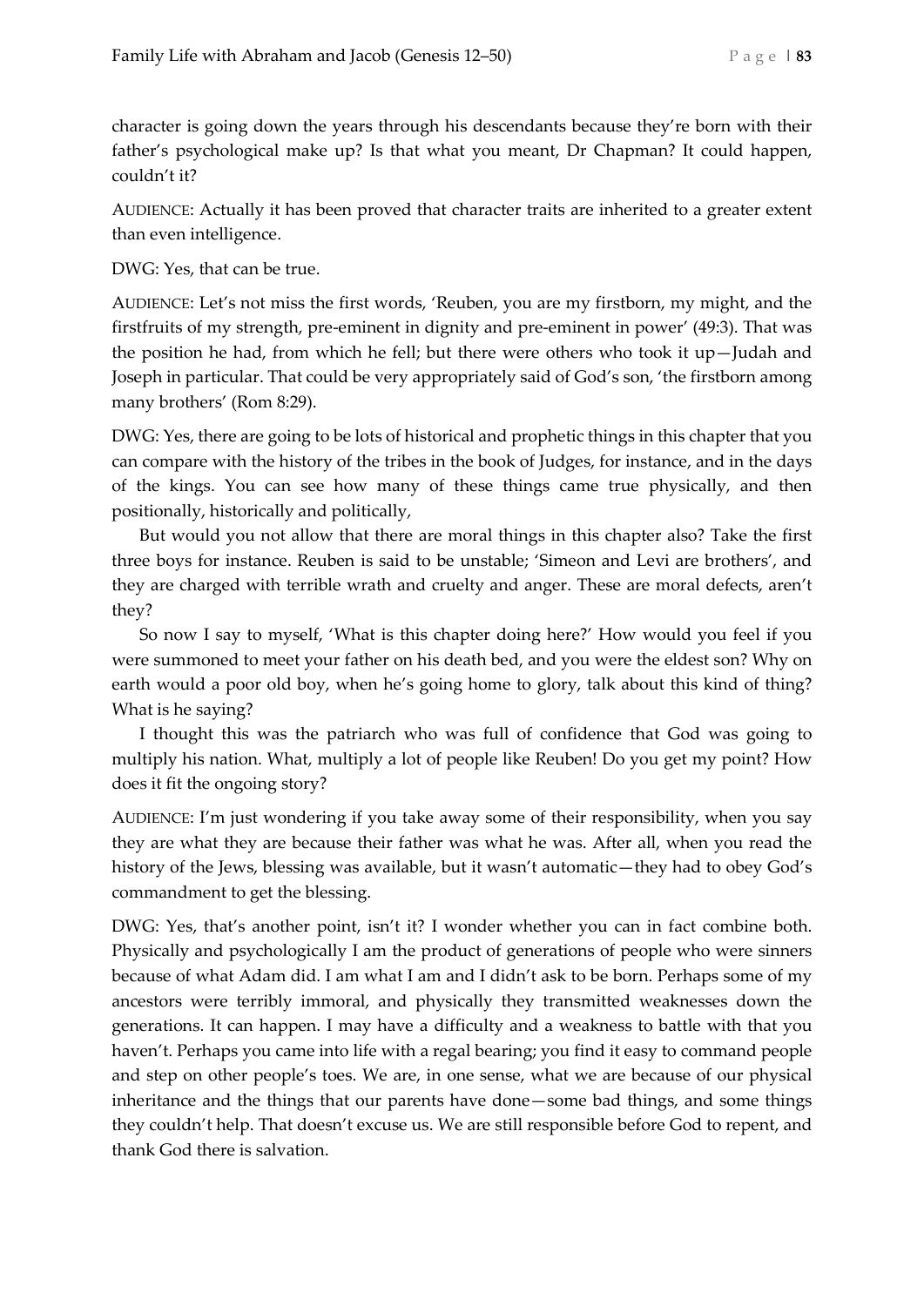character is going down the years through his descendants because they're born with their father's psychological make up? Is that what you meant, Dr Chapman? It could happen, couldn't it?

AUDIENCE: Actually it has been proved that character traits are inherited to a greater extent than even intelligence.

DWG: Yes, that can be true.

AUDIENCE: Let's not miss the first words, 'Reuben, you are my firstborn, my might, and the firstfruits of my strength, pre-eminent in dignity and pre-eminent in power' (49:3). That was the position he had, from which he fell; but there were others who took it up—Judah and Joseph in particular. That could be very appropriately said of God's son, 'the firstborn among many brothers' (Rom 8:29).

DWG: Yes, there are going to be lots of historical and prophetic things in this chapter that you can compare with the history of the tribes in the book of Judges, for instance, and in the days of the kings. You can see how many of these things came true physically, and then positionally, historically and politically,

But would you not allow that there are moral things in this chapter also? Take the first three boys for instance. Reuben is said to be unstable; 'Simeon and Levi are brothers', and they are charged with terrible wrath and cruelty and anger. These are moral defects, aren't they?

So now I say to myself, 'What is this chapter doing here?' How would you feel if you were summoned to meet your father on his death bed, and you were the eldest son? Why on earth would a poor old boy, when he's going home to glory, talk about this kind of thing? What is he saying?

I thought this was the patriarch who was full of confidence that God was going to multiply his nation. What, multiply a lot of people like Reuben! Do you get my point? How does it fit the ongoing story?

AUDIENCE: I'm just wondering if you take away some of their responsibility, when you say they are what they are because their father was what he was. After all, when you read the history of the Jews, blessing was available, but it wasn't automatic—they had to obey God's commandment to get the blessing.

DWG: Yes, that's another point, isn't it? I wonder whether you can in fact combine both. Physically and psychologically I am the product of generations of people who were sinners because of what Adam did. I am what I am and I didn't ask to be born. Perhaps some of my ancestors were terribly immoral, and physically they transmitted weaknesses down the generations. It can happen. I may have a difficulty and a weakness to battle with that you haven't. Perhaps you came into life with a regal bearing; you find it easy to command people and step on other people's toes. We are, in one sense, what we are because of our physical inheritance and the things that our parents have done—some bad things, and some things they couldn't help. That doesn't excuse us. We are still responsible before God to repent, and thank God there is salvation.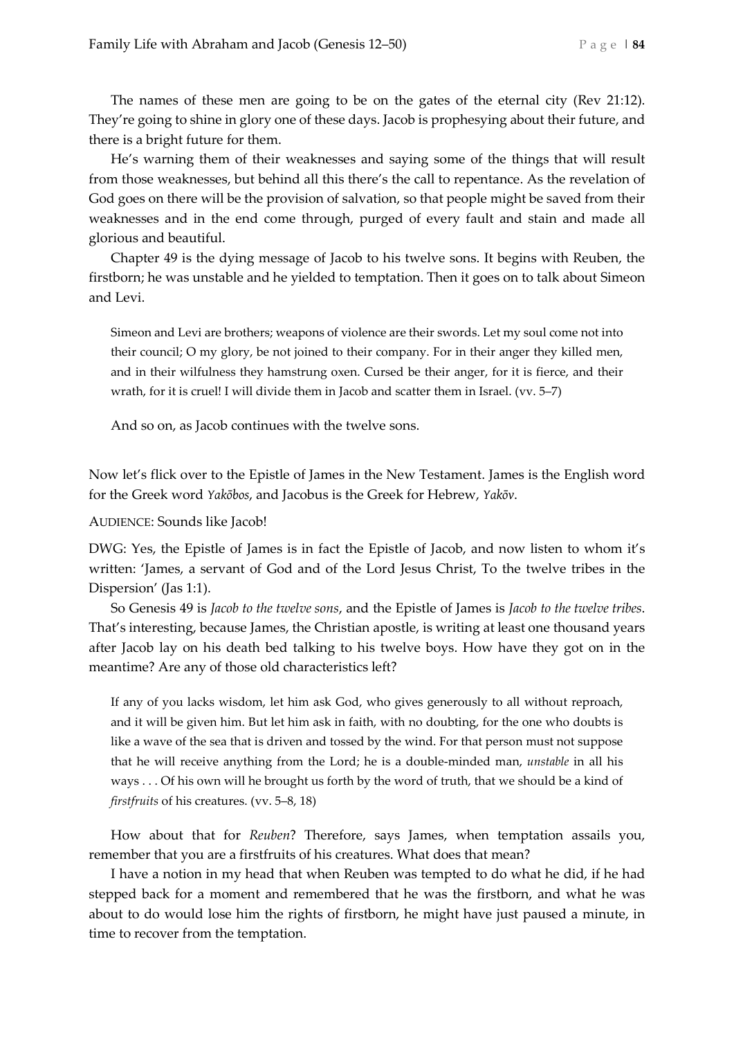The names of these men are going to be on the gates of the eternal city (Rev 21:12). They're going to shine in glory one of these days. Jacob is prophesying about their future, and there is a bright future for them.

He's warning them of their weaknesses and saying some of the things that will result from those weaknesses, but behind all this there's the call to repentance. As the revelation of God goes on there will be the provision of salvation, so that people might be saved from their weaknesses and in the end come through, purged of every fault and stain and made all glorious and beautiful.

Chapter 49 is the dying message of Jacob to his twelve sons. It begins with Reuben, the firstborn; he was unstable and he yielded to temptation. Then it goes on to talk about Simeon and Levi.

> Simeon and Levi are brothers; weapons of violence are their swords. Let my soul come not into their council; O my glory, be not joined to their company. For in their anger they killed men, and in their wilfulness they hamstrung oxen. Cursed be their anger, for it is fierce, and their wrath, for it is cruel! I will divide them in Jacob and scatter them in Israel. (vv. 5–7)

And so on, as Jacob continues with the twelve sons.

Now let's flick over to the Epistle of James in the New Testament. James is the English word for the Greek word *Yakōbos*, and Jacobus is the Greek for Hebrew, *Yakōv*.

AUDIENCE: Sounds like Jacob!

DWG: Yes, the Epistle of James is in fact the Epistle of Jacob, and now listen to whom it's written: 'James, a servant of God and of the Lord Jesus Christ, To the twelve tribes in the Dispersion' (Jas 1:1).

So Genesis 49 is *Jacob to the twelve sons*, and the Epistle of James is *Jacob to the twelve tribes*. That's interesting, because James, the Christian apostle, is writing at least one thousand years after Jacob lay on his death bed talking to his twelve boys. How have they got on in the meantime? Are any of those old characteristics left?

> If any of you lacks wisdom, let him ask God, who gives generously to all without reproach, and it will be given him. But let him ask in faith, with no doubting, for the one who doubts is like a wave of the sea that is driven and tossed by the wind. For that person must not suppose that he will receive anything from the Lord; he is a double-minded man, *unstable* in all his ways . . . Of his own will he brought us forth by the word of truth, that we should be a kind of *firstfruits* of his creatures. (vv. 5–8, 18)

How about that for *Reuben*? Therefore, says James, when temptation assails you, remember that you are a firstfruits of his creatures. What does that mean?

I have a notion in my head that when Reuben was tempted to do what he did, if he had stepped back for a moment and remembered that he was the firstborn, and what he was about to do would lose him the rights of firstborn, he might have just paused a minute, in time to recover from the temptation.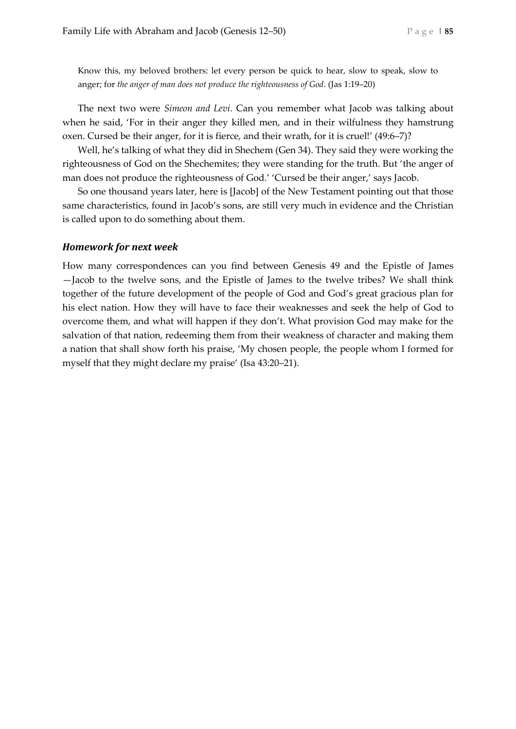> Know this, my beloved brothers: let every person be quick to hear, slow to speak, slow to anger; for *the anger of man does not produce the righteousness of God*. (Jas 1:19–20)

The next two were *Simeon and Levi*. Can you remember what Jacob was talking about when he said, 'For in their anger they killed men, and in their wilfulness they hamstrung oxen. Cursed be their anger, for it is fierce, and their wrath, for it is cruel!' (49:6–7)?

Well, he's talking of what they did in Shechem (Gen 34). They said they were working the righteousness of God on the Shechemites; they were standing for the truth. But 'the anger of man does not produce the righteousness of God.' 'Cursed be their anger,' says Jacob.

So one thousand years later, here is [Jacob] of the New Testament pointing out that those same characteristics, found in Jacob's sons, are still very much in evidence and the Christian is called upon to do something about them.

### *Homework for next week*

How many correspondences can you find between Genesis 49 and the Epistle of James—Jacob to the twelve sons, and the Epistle of James to the twelve tribes? We shall think together of the future development of the people of God and God's great gracious plan for his elect nation. How they will have to face their weaknesses and seek the help of God to overcome them, and what will happen if they don't. What provision God may make for the salvation of that nation, redeeming them from their weakness of character and making them a nation that shall show forth his praise, 'My chosen people, the people whom I formed for myself that they might declare my praise' (Isa 43:20–21).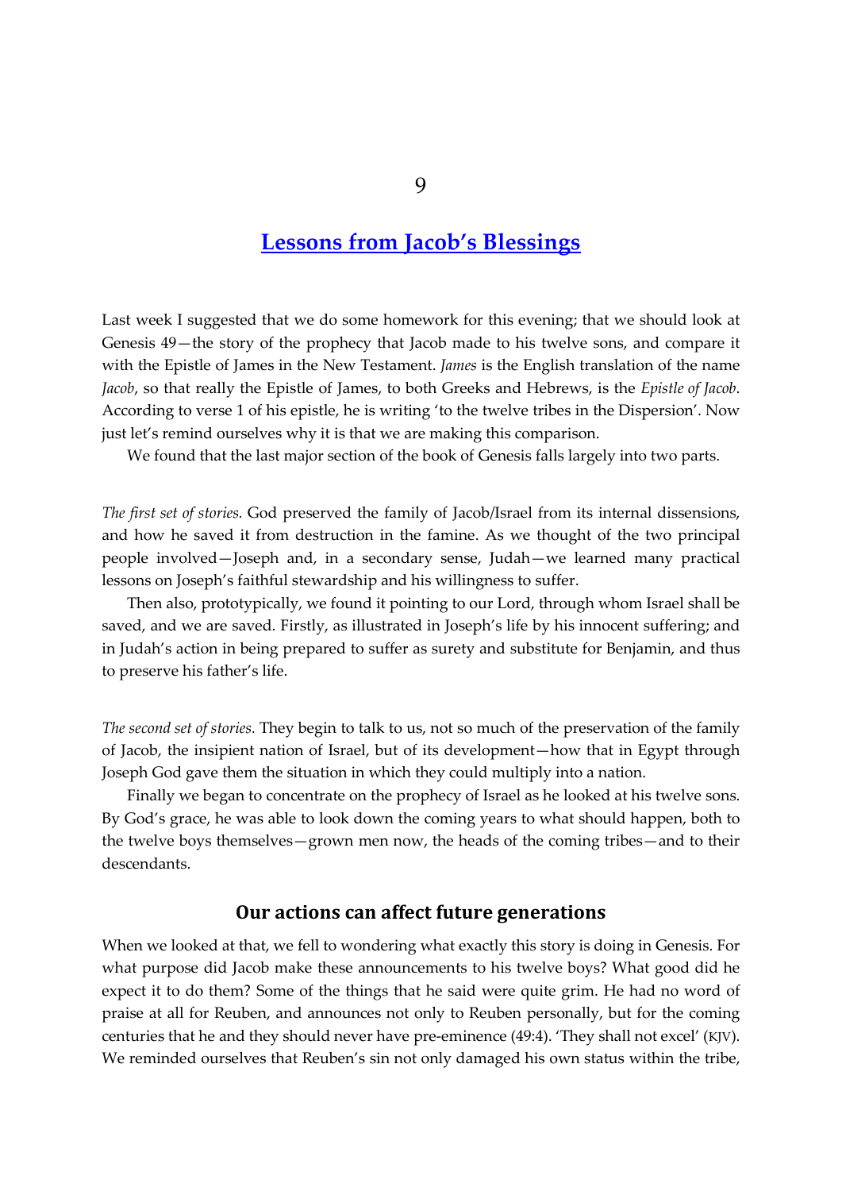# 9

## Lessons from Jacob's Blessings

Last week I suggested that we do some homework for this evening; that we should look at Genesis 49—the story of the prophecy that Jacob made to his twelve sons, and compare it with the Epistle of James in the New Testament. *James* is the English translation of the name *Jacob*, so that really the Epistle of James, to both Greeks and Hebrews, is the *Epistle of Jacob*. According to verse 1 of his epistle, he is writing 'to the twelve tribes in the Dispersion'. Now just let's remind ourselves why it is that we are making this comparison.

We found that the last major section of the book of Genesis falls largely into two parts.

*The first set of stories.* God preserved the family of Jacob/Israel from its internal dissensions, and how he saved it from destruction in the famine. As we thought of the two principal people involved—Joseph and, in a secondary sense, Judah—we learned many practical lessons on Joseph's faithful stewardship and his willingness to suffer.

Then also, prototypically, we found it pointing to our Lord, through whom Israel shall be saved, and we are saved. Firstly, as illustrated in Joseph's life by his innocent suffering; and in Judah's action in being prepared to suffer as surety and substitute for Benjamin, and thus to preserve his father's life.

*The second set of stories.* They begin to talk to us, not so much of the preservation of the family of Jacob, the insipient nation of Israel, but of its development—how that in Egypt through Joseph God gave them the situation in which they could multiply into a nation.

Finally we began to concentrate on the prophecy of Israel as he looked at his twelve sons. By God's grace, he was able to look down the coming years to what should happen, both to the twelve boys themselves—grown men now, the heads of the coming tribes—and to their descendants.

### Our actions can affect future generations

When we looked at that, we fell to wondering what exactly this story is doing in Genesis. For what purpose did Jacob make these announcements to his twelve boys? What good did he expect it to do them? Some of the things that he said were quite grim. He had no word of praise at all for Reuben, and announces not only to Reuben personally, but for the coming centuries that he and they should never have pre-eminence (49:4). 'They shall not excel' (KJV). We reminded ourselves that Reuben's sin not only damaged his own status within the tribe,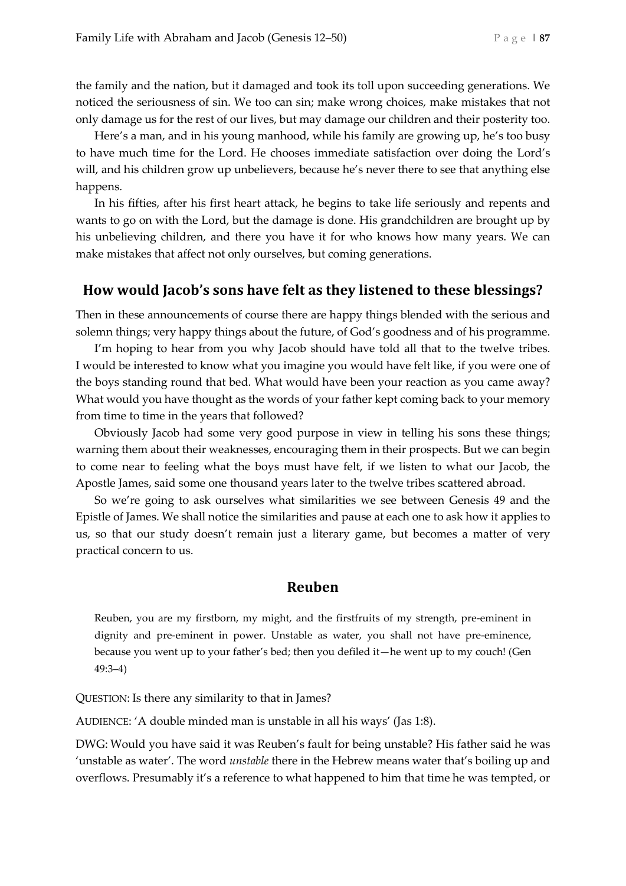the family and the nation, but it damaged and took its toll upon succeeding generations. We noticed the seriousness of sin. We too can sin; make wrong choices, make mistakes that not only damage us for the rest of our lives, but may damage our children and their posterity too.

Here's a man, and in his young manhood, while his family are growing up, he's too busy to have much time for the Lord. He chooses immediate satisfaction over doing the Lord's will, and his children grow up unbelievers, because he's never there to see that anything else happens.

In his fifties, after his first heart attack, he begins to take life seriously and repents and wants to go on with the Lord, but the damage is done. His grandchildren are brought up by his unbelieving children, and there you have it for who knows how many years. We can make mistakes that affect not only ourselves, but coming generations.

## How would Jacob's sons have felt as they listened to these blessings?

Then in these announcements of course there are happy things blended with the serious and solemn things; very happy things about the future, of God's goodness and of his programme.

I'm hoping to hear from you why Jacob should have told all that to the twelve tribes. I would be interested to know what you imagine you would have felt like, if you were one of the boys standing round that bed. What would have been your reaction as you came away? What would you have thought as the words of your father kept coming back to your memory from time to time in the years that followed?

Obviously Jacob had some very good purpose in view in telling his sons these things; warning them about their weaknesses, encouraging them in their prospects. But we can begin to come near to feeling what the boys must have felt, if we listen to what our Jacob, the Apostle James, said some one thousand years later to the twelve tribes scattered abroad.

So we're going to ask ourselves what similarities we see between Genesis 49 and the Epistle of James. We shall notice the similarities and pause at each one to ask how it applies to us, so that our study doesn't remain just a literary game, but becomes a matter of very practical concern to us.

### Reuben

> Reuben, you are my firstborn, my might, and the firstfruits of my strength, pre-eminent in dignity and pre-eminent in power. Unstable as water, you shall not have pre-eminence, because you went up to your father's bed; then you defiled it—he went up to my couch! (Gen 49:3–4)

QUESTION: Is there any similarity to that in James?

AUDIENCE: 'A double minded man is unstable in all his ways' (Jas 1:8).

DWG: Would you have said it was Reuben's fault for being unstable? His father said he was 'unstable as water'. The word *unstable* there in the Hebrew means water that's boiling up and overflows. Presumably it's a reference to what happened to him that time he was tempted, or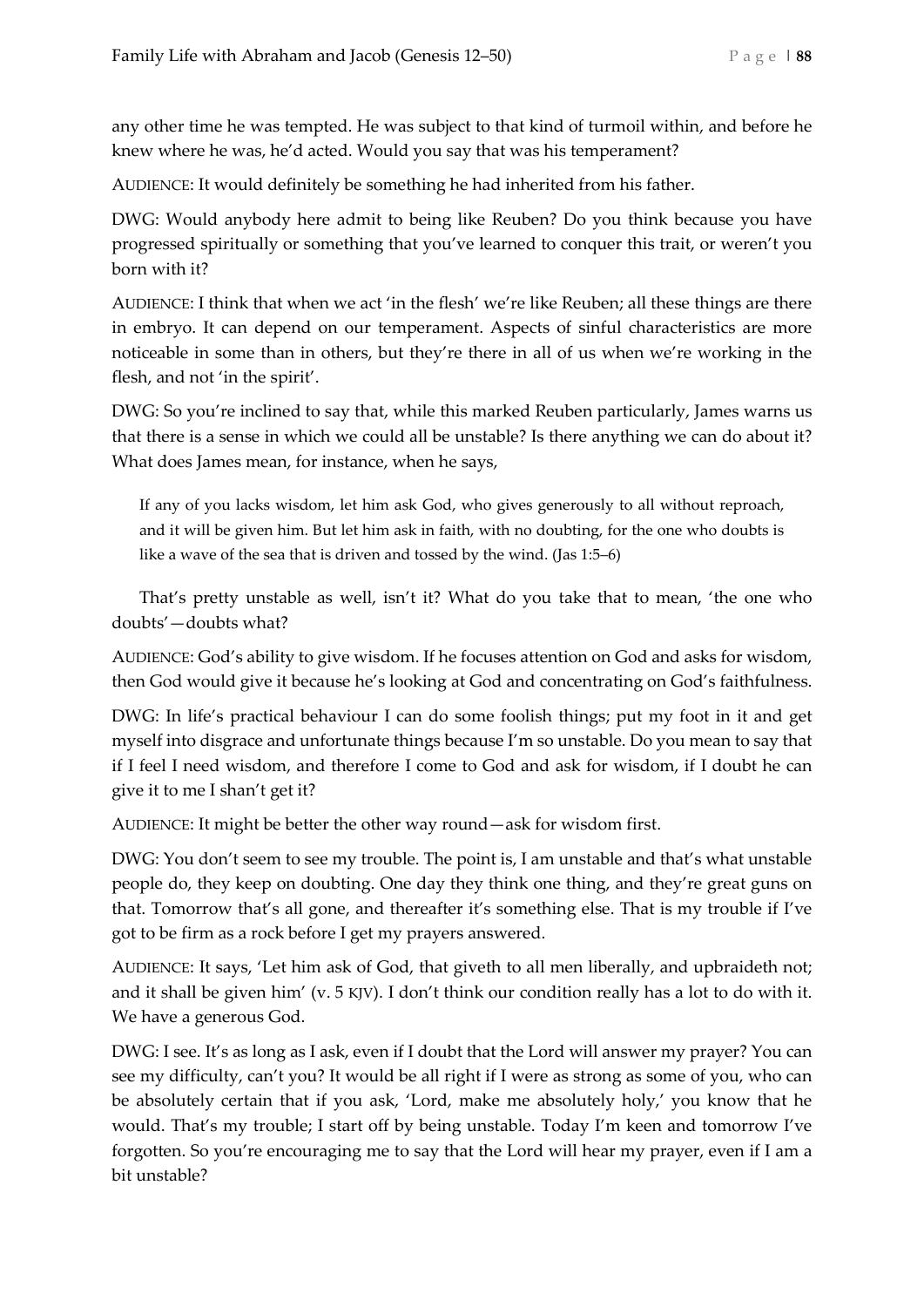any other time he was tempted. He was subject to that kind of turmoil within, and before he knew where he was, he'd acted. Would you say that was his temperament?

AUDIENCE: It would definitely be something he had inherited from his father.

DWG: Would anybody here admit to being like Reuben? Do you think because you have progressed spiritually or something that you've learned to conquer this trait, or weren't you born with it?

AUDIENCE: I think that when we act 'in the flesh' we're like Reuben; all these things are there in embryo. It can depend on our temperament. Aspects of sinful characteristics are more noticeable in some than in others, but they're there in all of us when we're working in the flesh, and not 'in the spirit'.

DWG: So you're inclined to say that, while this marked Reuben particularly, James warns us that there is a sense in which we could all be unstable? Is there anything we can do about it? What does James mean, for instance, when he says,

> If any of you lacks wisdom, let him ask God, who gives generously to all without reproach, and it will be given him. But let him ask in faith, with no doubting, for the one who doubts is like a wave of the sea that is driven and tossed by the wind. (Jas 1:5–6)

That's pretty unstable as well, isn't it? What do you take that to mean, 'the one who doubts'—doubts what?

AUDIENCE: God's ability to give wisdom. If he focuses attention on God and asks for wisdom, then God would give it because he's looking at God and concentrating on God's faithfulness.

DWG: In life's practical behaviour I can do some foolish things; put my foot in it and get myself into disgrace and unfortunate things because I'm so unstable. Do you mean to say that if I feel I need wisdom, and therefore I come to God and ask for wisdom, if I doubt he can give it to me I shan't get it?

AUDIENCE: It might be better the other way round—ask for wisdom first.

DWG: You don't seem to see my trouble. The point is, I am unstable and that's what unstable people do, they keep on doubting. One day they think one thing, and they're great guns on that. Tomorrow that's all gone, and thereafter it's something else. That is my trouble if I've got to be firm as a rock before I get my prayers answered.

AUDIENCE: It says, 'Let him ask of God, that giveth to all men liberally, and upbraideth not; and it shall be given him' (v. 5 KJV). I don't think our condition really has a lot to do with it. We have a generous God.

DWG: I see. It's as long as I ask, even if I doubt that the Lord will answer my prayer? You can see my difficulty, can't you? It would be all right if I were as strong as some of you, who can be absolutely certain that if you ask, 'Lord, make me absolutely holy,' you know that he would. That's my trouble; I start off by being unstable. Today I'm keen and tomorrow I've forgotten. So you're encouraging me to say that the Lord will hear my prayer, even if I am a bit unstable?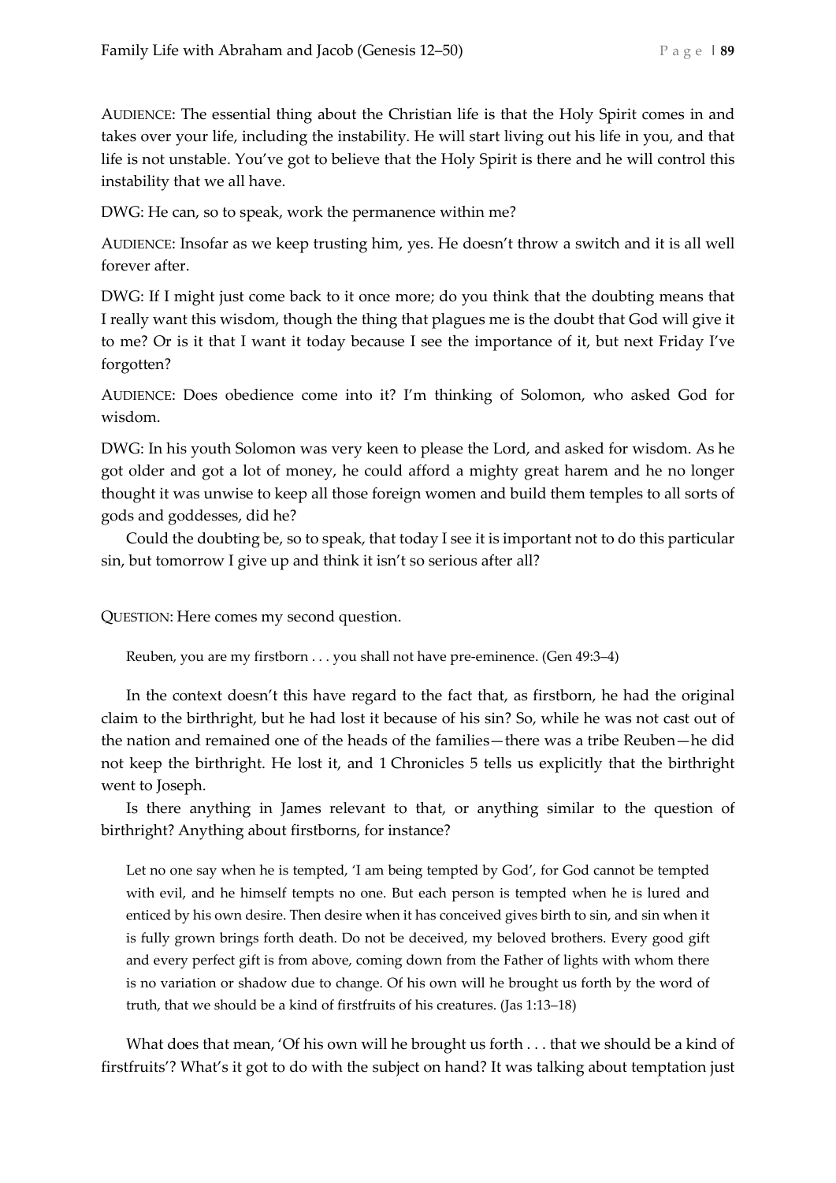AUDIENCE: The essential thing about the Christian life is that the Holy Spirit comes in and takes over your life, including the instability. He will start living out his life in you, and that life is not unstable. You've got to believe that the Holy Spirit is there and he will control this instability that we all have.

DWG: He can, so to speak, work the permanence within me?

AUDIENCE: Insofar as we keep trusting him, yes. He doesn't throw a switch and it is all well forever after.

DWG: If I might just come back to it once more; do you think that the doubting means that I really want this wisdom, though the thing that plagues me is the doubt that God will give it to me? Or is it that I want it today because I see the importance of it, but next Friday I've forgotten?

AUDIENCE: Does obedience come into it? I'm thinking of Solomon, who asked God for wisdom.

DWG: In his youth Solomon was very keen to please the Lord, and asked for wisdom. As he got older and got a lot of money, he could afford a mighty great harem and he no longer thought it was unwise to keep all those foreign women and build them temples to all sorts of gods and goddesses, did he?

Could the doubting be, so to speak, that today I see it is important not to do this particular sin, but tomorrow I give up and think it isn't so serious after all?

QUESTION: Here comes my second question.

> Reuben, you are my firstborn . . . you shall not have pre-eminence. (Gen 49:3–4)

In the context doesn't this have regard to the fact that, as firstborn, he had the original claim to the birthright, but he had lost it because of his sin? So, while he was not cast out of the nation and remained one of the heads of the families—there was a tribe Reuben—he did not keep the birthright. He lost it, and 1 Chronicles 5 tells us explicitly that the birthright went to Joseph.

Is there anything in James relevant to that, or anything similar to the question of birthright? Anything about firstborns, for instance?

> Let no one say when he is tempted, 'I am being tempted by God', for God cannot be tempted with evil, and he himself tempts no one. But each person is tempted when he is lured and enticed by his own desire. Then desire when it has conceived gives birth to sin, and sin when it is fully grown brings forth death. Do not be deceived, my beloved brothers. Every good gift and every perfect gift is from above, coming down from the Father of lights with whom there is no variation or shadow due to change. Of his own will he brought us forth by the word of truth, that we should be a kind of firstfruits of his creatures. (Jas 1:13–18)

What does that mean, 'Of his own will he brought us forth . . . that we should be a kind of firstfruits'? What's it got to do with the subject on hand? It was talking about temptation just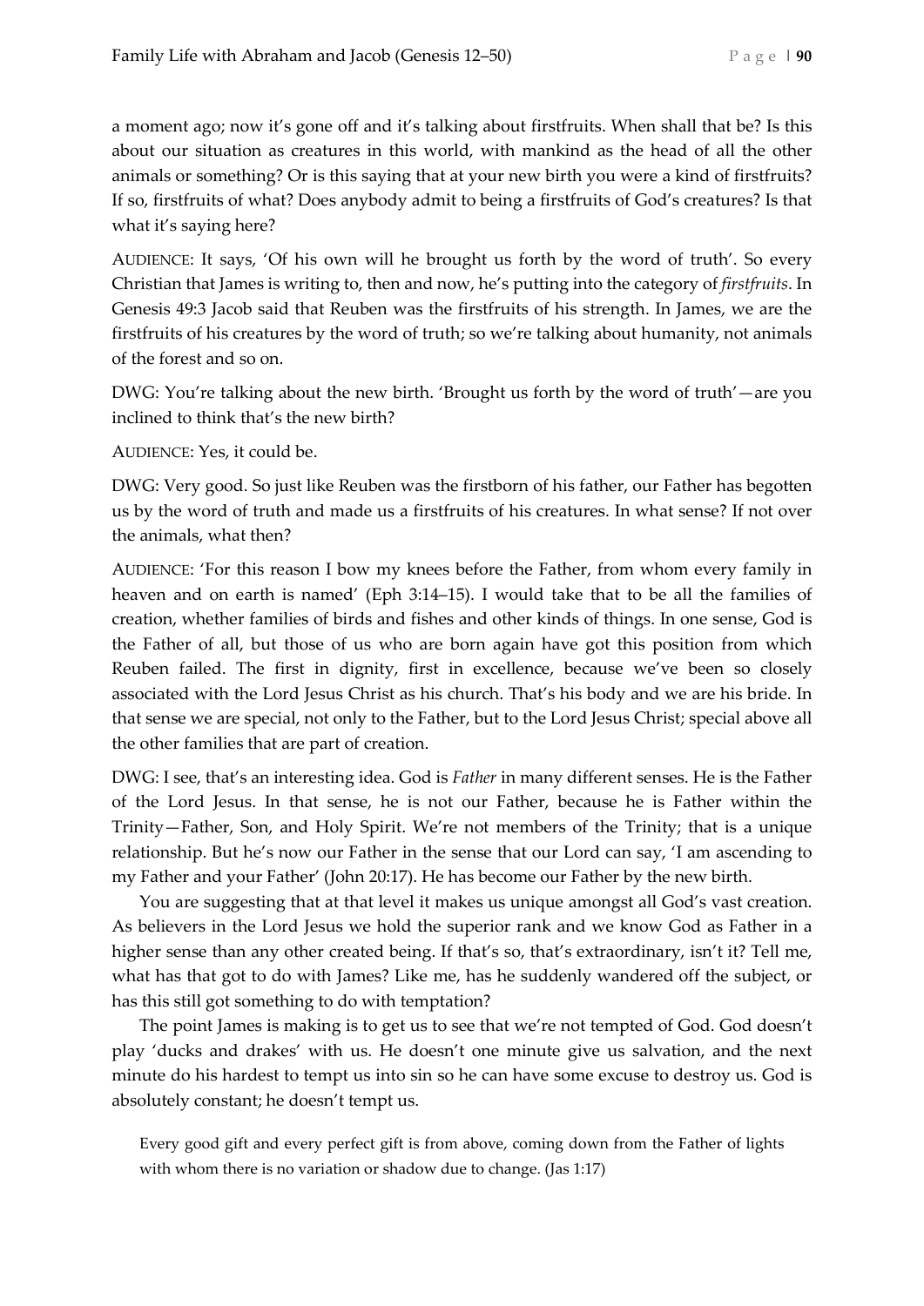a moment ago; now it's gone off and it's talking about firstfruits. When shall that be? Is this about our situation as creatures in this world, with mankind as the head of all the other animals or something? Or is this saying that at your new birth you were a kind of firstfruits? If so, firstfruits of what? Does anybody admit to being a firstfruits of God's creatures? Is that what it's saying here?

AUDIENCE: It says, 'Of his own will he brought us forth by the word of truth'. So every Christian that James is writing to, then and now, he's putting into the category of *firstfruits*. In Genesis 49:3 Jacob said that Reuben was the firstfruits of his strength. In James, we are the firstfruits of his creatures by the word of truth; so we're talking about humanity, not animals of the forest and so on.

DWG: You're talking about the new birth. 'Brought us forth by the word of truth'—are you inclined to think that's the new birth?

AUDIENCE: Yes, it could be.

DWG: Very good. So just like Reuben was the firstborn of his father, our Father has begotten us by the word of truth and made us a firstfruits of his creatures. In what sense? If not over the animals, what then?

AUDIENCE: 'For this reason I bow my knees before the Father, from whom every family in heaven and on earth is named' (Eph 3:14–15). I would take that to be all the families of creation, whether families of birds and fishes and other kinds of things. In one sense, God is the Father of all, but those of us who are born again have got this position from which Reuben failed. The first in dignity, first in excellence, because we've been so closely associated with the Lord Jesus Christ as his church. That's his body and we are his bride. In that sense we are special, not only to the Father, but to the Lord Jesus Christ; special above all the other families that are part of creation.

DWG: I see, that's an interesting idea. God is *Father* in many different senses. He is the Father of the Lord Jesus. In that sense, he is not our Father, because he is Father within the Trinity—Father, Son, and Holy Spirit. We're not members of the Trinity; that is a unique relationship. But he's now our Father in the sense that our Lord can say, 'I am ascending to my Father and your Father' (John 20:17). He has become our Father by the new birth.

You are suggesting that at that level it makes us unique amongst all God's vast creation. As believers in the Lord Jesus we hold the superior rank and we know God as Father in a higher sense than any other created being. If that's so, that's extraordinary, isn't it? Tell me, what has that got to do with James? Like me, has he suddenly wandered off the subject, or has this still got something to do with temptation?

The point James is making is to get us to see that we're not tempted of God. God doesn't play 'ducks and drakes' with us. He doesn't one minute give us salvation, and the next minute do his hardest to tempt us into sin so he can have some excuse to destroy us. God is absolutely constant; he doesn't tempt us.

> Every good gift and every perfect gift is from above, coming down from the Father of lights with whom there is no variation or shadow due to change. (Jas 1:17)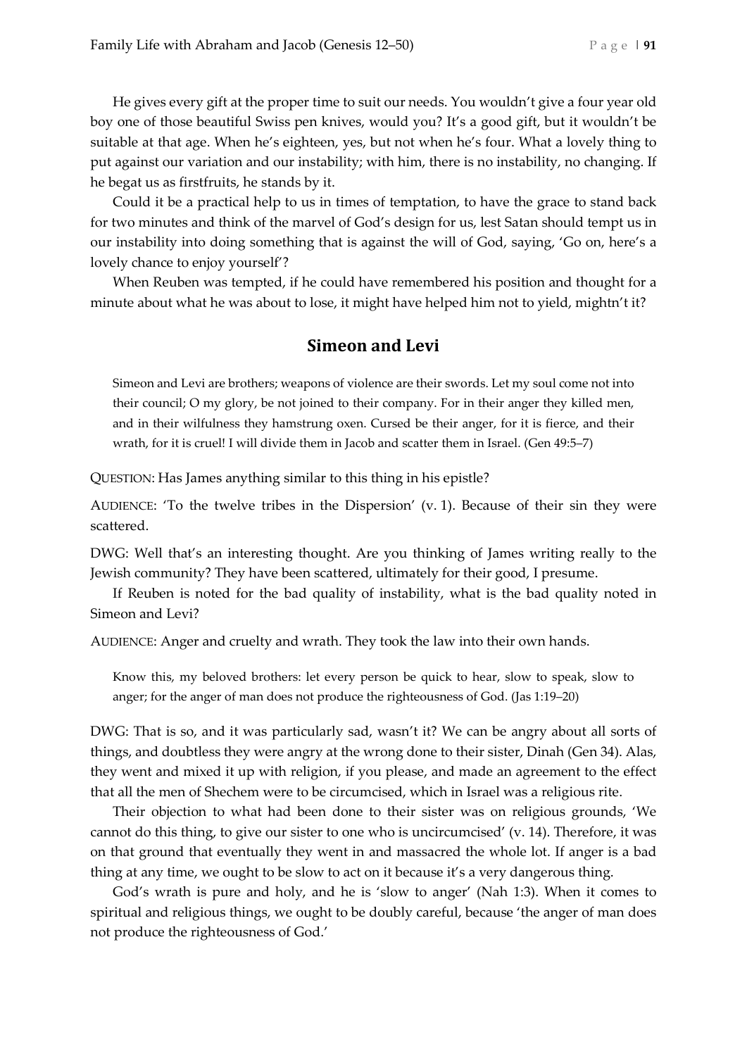He gives every gift at the proper time to suit our needs. You wouldn't give a four year old boy one of those beautiful Swiss pen knives, would you? It's a good gift, but it wouldn't be suitable at that age. When he's eighteen, yes, but not when he's four. What a lovely thing to put against our variation and our instability; with him, there is no instability, no changing. If he begat us as firstfruits, he stands by it.

Could it be a practical help to us in times of temptation, to have the grace to stand back for two minutes and think of the marvel of God's design for us, lest Satan should tempt us in our instability into doing something that is against the will of God, saying, 'Go on, here's a lovely chance to enjoy yourself'?

When Reuben was tempted, if he could have remembered his position and thought for a minute about what he was about to lose, it might have helped him not to yield, mightn't it?

## Simeon and Levi

> Simeon and Levi are brothers; weapons of violence are their swords. Let my soul come not into their council; O my glory, be not joined to their company. For in their anger they killed men, and in their wilfulness they hamstrung oxen. Cursed be their anger, for it is fierce, and their wrath, for it is cruel! I will divide them in Jacob and scatter them in Israel. (Gen 49:5–7)

QUESTION: Has James anything similar to this thing in his epistle?

AUDIENCE: 'To the twelve tribes in the Dispersion' (v. 1). Because of their sin they were scattered.

DWG: Well that's an interesting thought. Are you thinking of James writing really to the Jewish community? They have been scattered, ultimately for their good, I presume.

If Reuben is noted for the bad quality of instability, what is the bad quality noted in Simeon and Levi?

AUDIENCE: Anger and cruelty and wrath. They took the law into their own hands.

> Know this, my beloved brothers: let every person be quick to hear, slow to speak, slow to anger; for the anger of man does not produce the righteousness of God. (Jas 1:19–20)

DWG: That is so, and it was particularly sad, wasn't it? We can be angry about all sorts of things, and doubtless they were angry at the wrong done to their sister, Dinah (Gen 34). Alas, they went and mixed it up with religion, if you please, and made an agreement to the effect that all the men of Shechem were to be circumcised, which in Israel was a religious rite.

Their objection to what had been done to their sister was on religious grounds, 'We cannot do this thing, to give our sister to one who is uncircumcised' (v. 14). Therefore, it was on that ground that eventually they went in and massacred the whole lot. If anger is a bad thing at any time, we ought to be slow to act on it because it's a very dangerous thing.

God's wrath is pure and holy, and he is 'slow to anger' (Nah 1:3). When it comes to spiritual and religious things, we ought to be doubly careful, because 'the anger of man does not produce the righteousness of God.'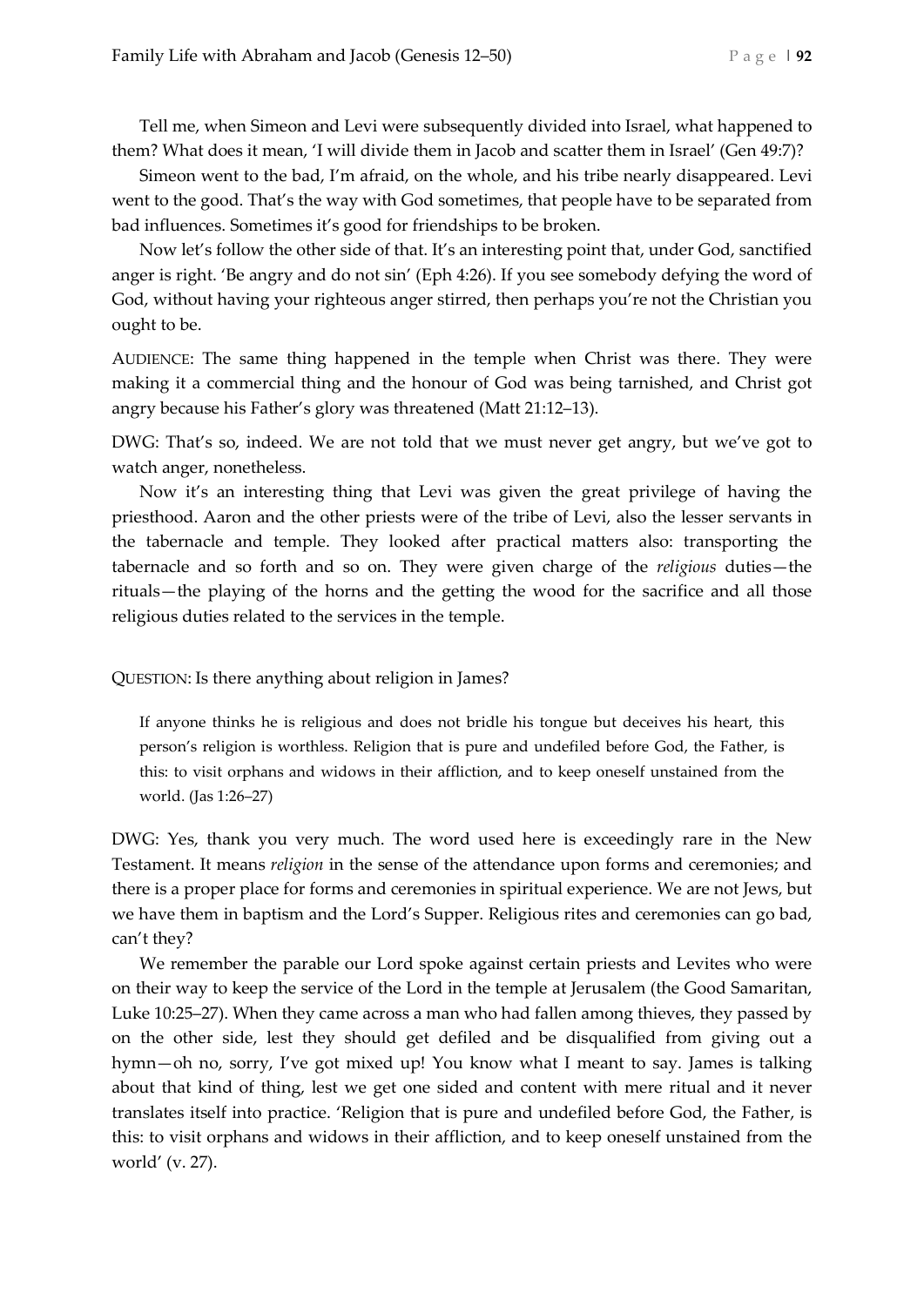Tell me, when Simeon and Levi were subsequently divided into Israel, what happened to them? What does it mean, 'I will divide them in Jacob and scatter them in Israel' (Gen 49:7)?

Simeon went to the bad, I'm afraid, on the whole, and his tribe nearly disappeared. Levi went to the good. That's the way with God sometimes, that people have to be separated from bad influences. Sometimes it's good for friendships to be broken.

Now let's follow the other side of that. It's an interesting point that, under God, sanctified anger is right. 'Be angry and do not sin' (Eph 4:26). If you see somebody defying the word of God, without having your righteous anger stirred, then perhaps you're not the Christian you ought to be.

AUDIENCE: The same thing happened in the temple when Christ was there. They were making it a commercial thing and the honour of God was being tarnished, and Christ got angry because his Father's glory was threatened (Matt 21:12–13).

DWG: That's so, indeed. We are not told that we must never get angry, but we've got to watch anger, nonetheless.

Now it's an interesting thing that Levi was given the great privilege of having the priesthood. Aaron and the other priests were of the tribe of Levi, also the lesser servants in the tabernacle and temple. They looked after practical matters also: transporting the tabernacle and so forth and so on. They were given charge of the *religious* duties—the rituals—the playing of the horns and the getting the wood for the sacrifice and all those religious duties related to the services in the temple.

QUESTION: Is there anything about religion in James?

> If anyone thinks he is religious and does not bridle his tongue but deceives his heart, this person's religion is worthless. Religion that is pure and undefiled before God, the Father, is this: to visit orphans and widows in their affliction, and to keep oneself unstained from the world. (Jas 1:26–27)

DWG: Yes, thank you very much. The word used here is exceedingly rare in the New Testament. It means *religion* in the sense of the attendance upon forms and ceremonies; and there is a proper place for forms and ceremonies in spiritual experience. We are not Jews, but we have them in baptism and the Lord's Supper. Religious rites and ceremonies can go bad, can't they?

We remember the parable our Lord spoke against certain priests and Levites who were on their way to keep the service of the Lord in the temple at Jerusalem (the Good Samaritan, Luke 10:25–27). When they came across a man who had fallen among thieves, they passed by on the other side, lest they should get defiled and be disqualified from giving out a hymn—oh no, sorry, I've got mixed up! You know what I meant to say. James is talking about that kind of thing, lest we get one sided and content with mere ritual and it never translates itself into practice. 'Religion that is pure and undefiled before God, the Father, is this: to visit orphans and widows in their affliction, and to keep oneself unstained from the world' (v. 27).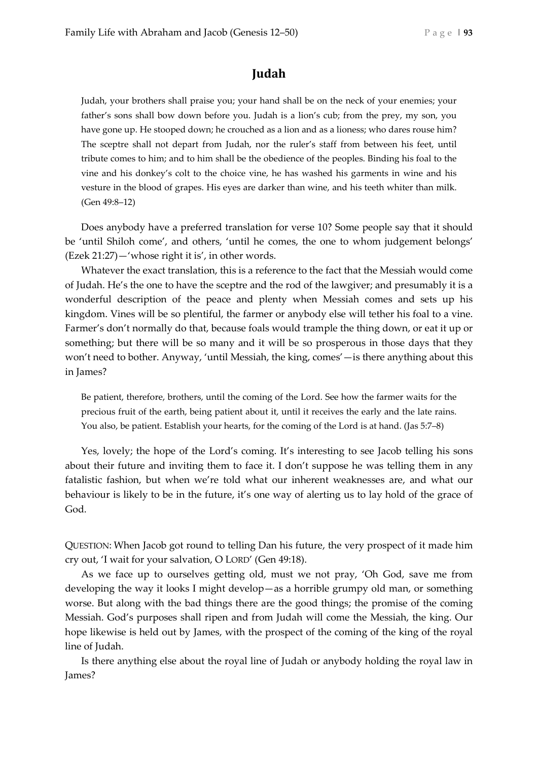## Judah

> Judah, your brothers shall praise you; your hand shall be on the neck of your enemies; your father's sons shall bow down before you. Judah is a lion's cub; from the prey, my son, you have gone up. He stooped down; he crouched as a lion and as a lioness; who dares rouse him? The sceptre shall not depart from Judah, nor the ruler's staff from between his feet, until tribute comes to him; and to him shall be the obedience of the peoples. Binding his foal to the vine and his donkey's colt to the choice vine, he has washed his garments in wine and his vesture in the blood of grapes. His eyes are darker than wine, and his teeth whiter than milk. (Gen 49:8–12)

Does anybody have a preferred translation for verse 10? Some people say that it should be 'until Shiloh come', and others, 'until he comes, the one to whom judgement belongs' (Ezek 21:27)—'whose right it is', in other words.

Whatever the exact translation, this is a reference to the fact that the Messiah would come of Judah. He's the one to have the sceptre and the rod of the lawgiver; and presumably it is a wonderful description of the peace and plenty when Messiah comes and sets up his kingdom. Vines will be so plentiful, the farmer or anybody else will tether his foal to a vine. Farmer's don't normally do that, because foals would trample the thing down, or eat it up or something; but there will be so many and it will be so prosperous in those days that they won't need to bother. Anyway, 'until Messiah, the king, comes'—is there anything about this in James?

> Be patient, therefore, brothers, until the coming of the Lord. See how the farmer waits for the precious fruit of the earth, being patient about it, until it receives the early and the late rains. You also, be patient. Establish your hearts, for the coming of the Lord is at hand. (Jas 5:7–8)

Yes, lovely; the hope of the Lord's coming. It's interesting to see Jacob telling his sons about their future and inviting them to face it. I don't suppose he was telling them in any fatalistic fashion, but when we're told what our inherent weaknesses are, and what our behaviour is likely to be in the future, it's one way of alerting us to lay hold of the grace of God.

QUESTION: When Jacob got round to telling Dan his future, the very prospect of it made him cry out, 'I wait for your salvation, O LORD' (Gen 49:18).

As we face up to ourselves getting old, must we not pray, 'Oh God, save me from developing the way it looks I might develop—as a horrible grumpy old man, or something worse. But along with the bad things there are the good things; the promise of the coming Messiah. God's purposes shall ripen and from Judah will come the Messiah, the king. Our hope likewise is held out by James, with the prospect of the coming of the king of the royal line of Judah.

Is there anything else about the royal line of Judah or anybody holding the royal law in James?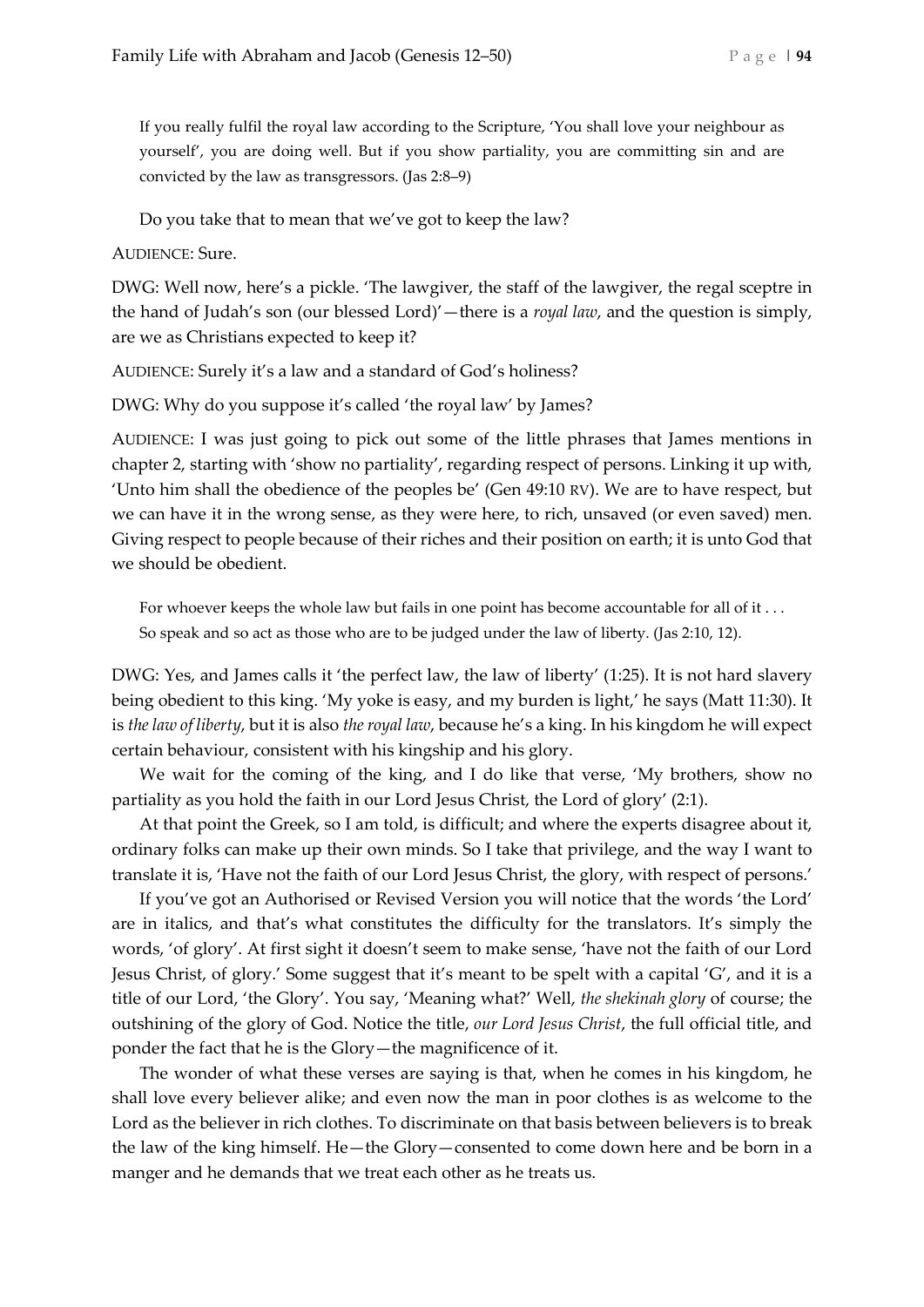> If you really fulfil the royal law according to the Scripture, 'You shall love your neighbour as yourself', you are doing well. But if you show partiality, you are committing sin and are convicted by the law as transgressors. (Jas 2:8–9)

Do you take that to mean that we've got to keep the law?

AUDIENCE: Sure.

DWG: Well now, here's a pickle. 'The lawgiver, the staff of the lawgiver, the regal sceptre in the hand of Judah's son (our blessed Lord)'—there is a *royal law*, and the question is simply, are we as Christians expected to keep it?

AUDIENCE: Surely it's a law and a standard of God's holiness?

DWG: Why do you suppose it's called 'the royal law' by James?

AUDIENCE: I was just going to pick out some of the little phrases that James mentions in chapter 2, starting with 'show no partiality', regarding respect of persons. Linking it up with, 'Unto him shall the obedience of the peoples be' (Gen 49:10 RV). We are to have respect, but we can have it in the wrong sense, as they were here, to rich, unsaved (or even saved) men. Giving respect to people because of their riches and their position on earth; it is unto God that we should be obedient.

> For whoever keeps the whole law but fails in one point has become accountable for all of it . . .
> So speak and so act as those who are to be judged under the law of liberty. (Jas 2:10, 12).

DWG: Yes, and James calls it 'the perfect law, the law of liberty' (1:25). It is not hard slavery being obedient to this king. 'My yoke is easy, and my burden is light,' he says (Matt 11:30). It is *the law of liberty*, but it is also *the royal law*, because he's a king. In his kingdom he will expect certain behaviour, consistent with his kingship and his glory.

We wait for the coming of the king, and I do like that verse, 'My brothers, show no partiality as you hold the faith in our Lord Jesus Christ, the Lord of glory' (2:1).

At that point the Greek, so I am told, is difficult; and where the experts disagree about it, ordinary folks can make up their own minds. So I take that privilege, and the way I want to translate it is, 'Have not the faith of our Lord Jesus Christ, the glory, with respect of persons.'

If you've got an Authorised or Revised Version you will notice that the words 'the Lord' are in italics, and that's what constitutes the difficulty for the translators. It's simply the words, 'of glory'. At first sight it doesn't seem to make sense, 'have not the faith of our Lord Jesus Christ, of glory.' Some suggest that it's meant to be spelt with a capital 'G', and it is a title of our Lord, 'the Glory'. You say, 'Meaning what?' Well, *the shekinah glory* of course; the outshining of the glory of God. Notice the title, *our Lord Jesus Christ*, the full official title, and ponder the fact that he is the Glory—the magnificence of it.

The wonder of what these verses are saying is that, when he comes in his kingdom, he shall love every believer alike; and even now the man in poor clothes is as welcome to the Lord as the believer in rich clothes. To discriminate on that basis between believers is to break the law of the king himself. He—the Glory—consented to come down here and be born in a manger and he demands that we treat each other as he treats us.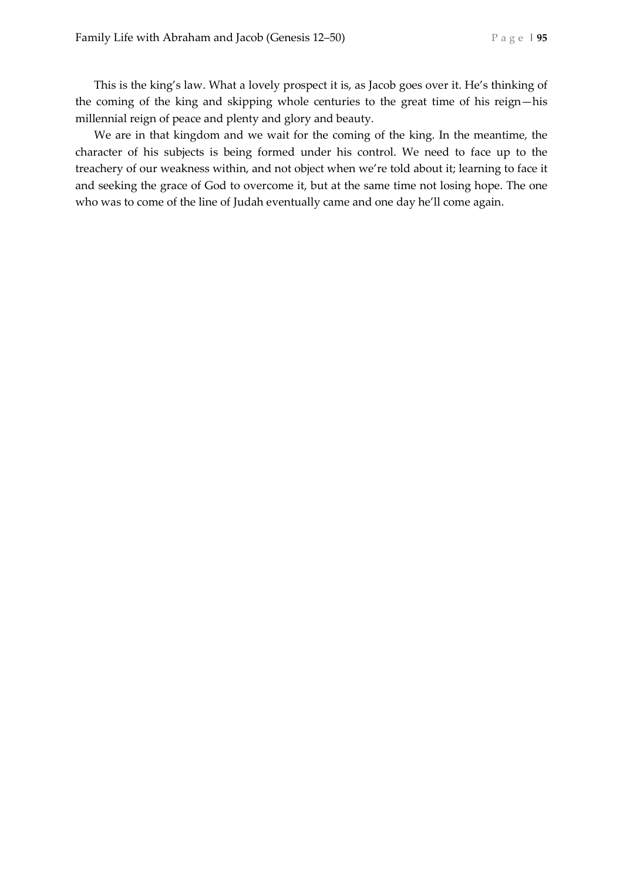This is the king's law. What a lovely prospect it is, as Jacob goes over it. He's thinking of the coming of the king and skipping whole centuries to the great time of his reign—his millennial reign of peace and plenty and glory and beauty.

We are in that kingdom and we wait for the coming of the king. In the meantime, the character of his subjects is being formed under his control. We need to face up to the treachery of our weakness within, and not object when we're told about it; learning to face it and seeking the grace of God to overcome it, but at the same time not losing hope. The one who was to come of the line of Judah eventually came and one day he'll come again.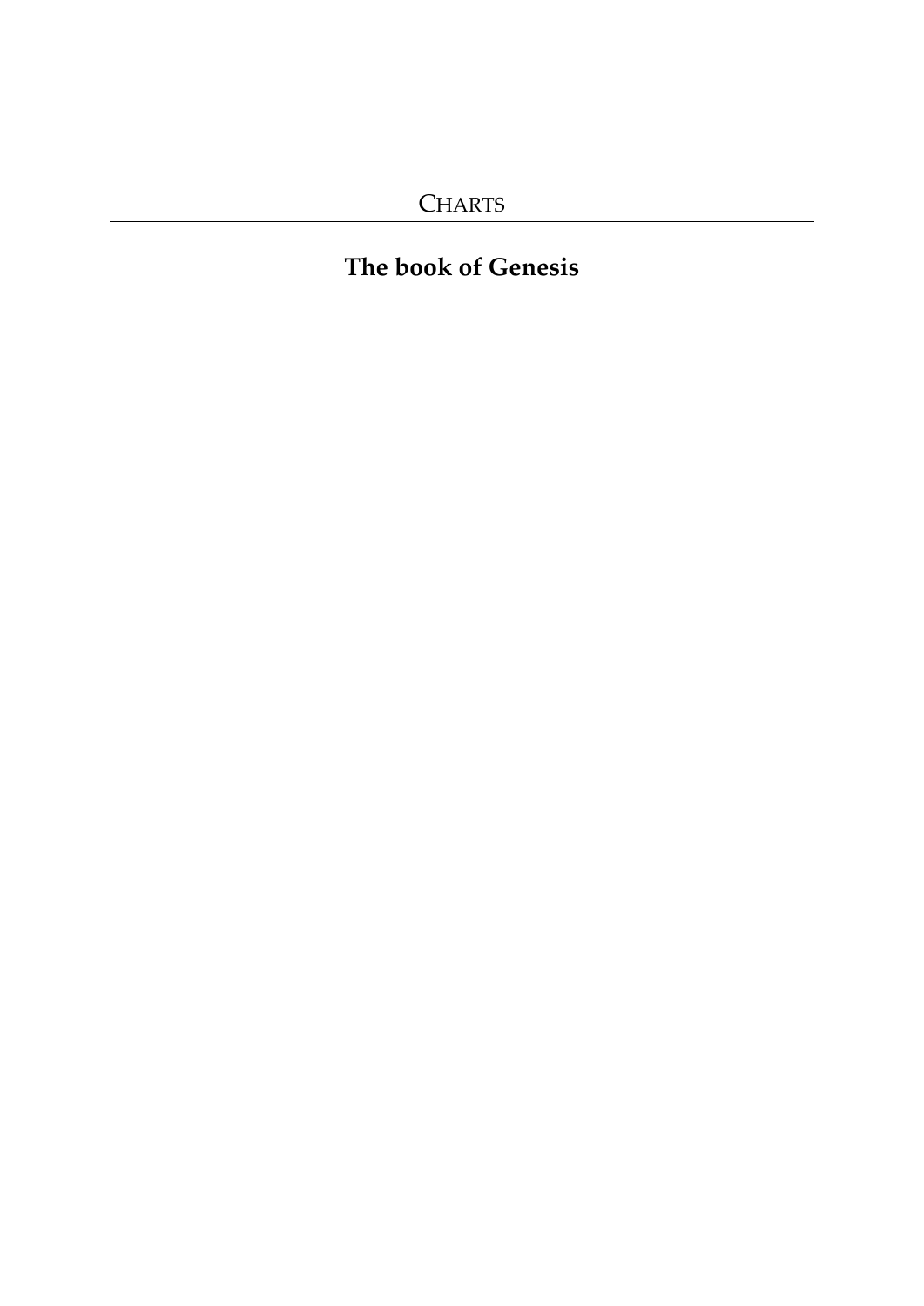# CHARTS

## The book of Genesis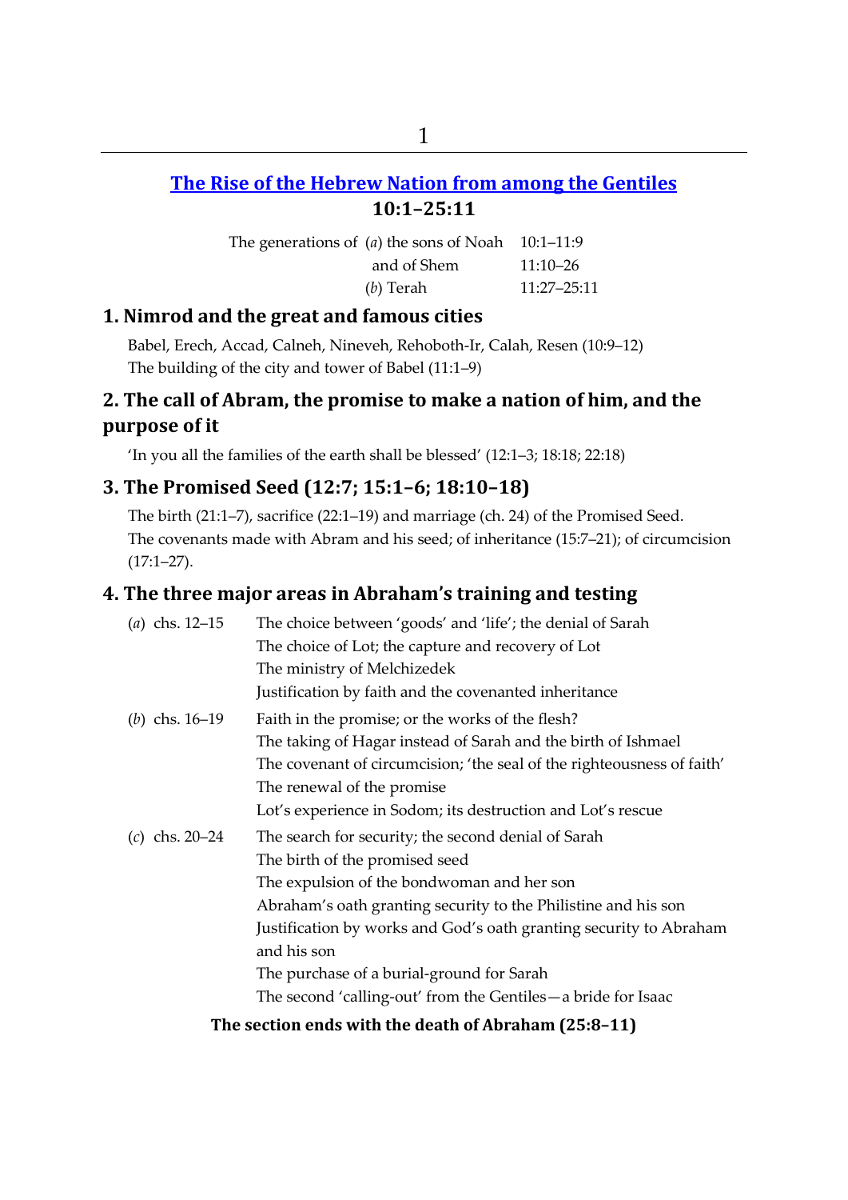# 1

## [The Rise of the Hebrew Nation from among the Gentiles](#)
## 10:1–25:11

| | | |
|---|---|---|
| The generations of | (*a*) the sons of Noah | 10:1–11:9 |
| | and of Shem | 11:10–26 |
| | (*b*) Terah | 11:27–25:11 |

### 1. Nimrod and the great and famous cities

Babel, Erech, Accad, Calneh, Nineveh, Rehoboth-Ir, Calah, Resen (10:9–12)
The building of the city and tower of Babel (11:1–9)

### 2. The call of Abram, the promise to make a nation of him, and the purpose of it

'In you all the families of the earth shall be blessed' (12:1–3; 18:18; 22:18)

### 3. The Promised Seed (12:7; 15:1–6; 18:10–18)

The birth (21:1–7), sacrifice (22:1–19) and marriage (ch. 24) of the Promised Seed.
The covenants made with Abram and his seed; of inheritance (15:7–21); of circumcision (17:1–27).

### 4. The three major areas in Abraham's training and testing

| | |
|---|---|
| (*a*) chs. 12–15 | The choice between 'goods' and 'life'; the denial of Sarah<br>The choice of Lot; the capture and recovery of Lot<br>The ministry of Melchizedek<br>Justification by faith and the covenanted inheritance |
| (*b*) chs. 16–19 | Faith in the promise; or the works of the flesh?<br>The taking of Hagar instead of Sarah and the birth of Ishmael<br>The covenant of circumcision; 'the seal of the righteousness of faith'<br>The renewal of the promise<br>Lot's experience in Sodom; its destruction and Lot's rescue |
| (*c*) chs. 20–24 | The search for security; the second denial of Sarah<br>The birth of the promised seed<br>The expulsion of the bondwoman and her son<br>Abraham's oath granting security to the Philistine and his son<br>Justification by works and God's oath granting security to Abraham and his son<br>The purchase of a burial-ground for Sarah<br>The second 'calling-out' from the Gentiles—a bride for Isaac |

**The section ends with the death of Abraham (25:8–11)**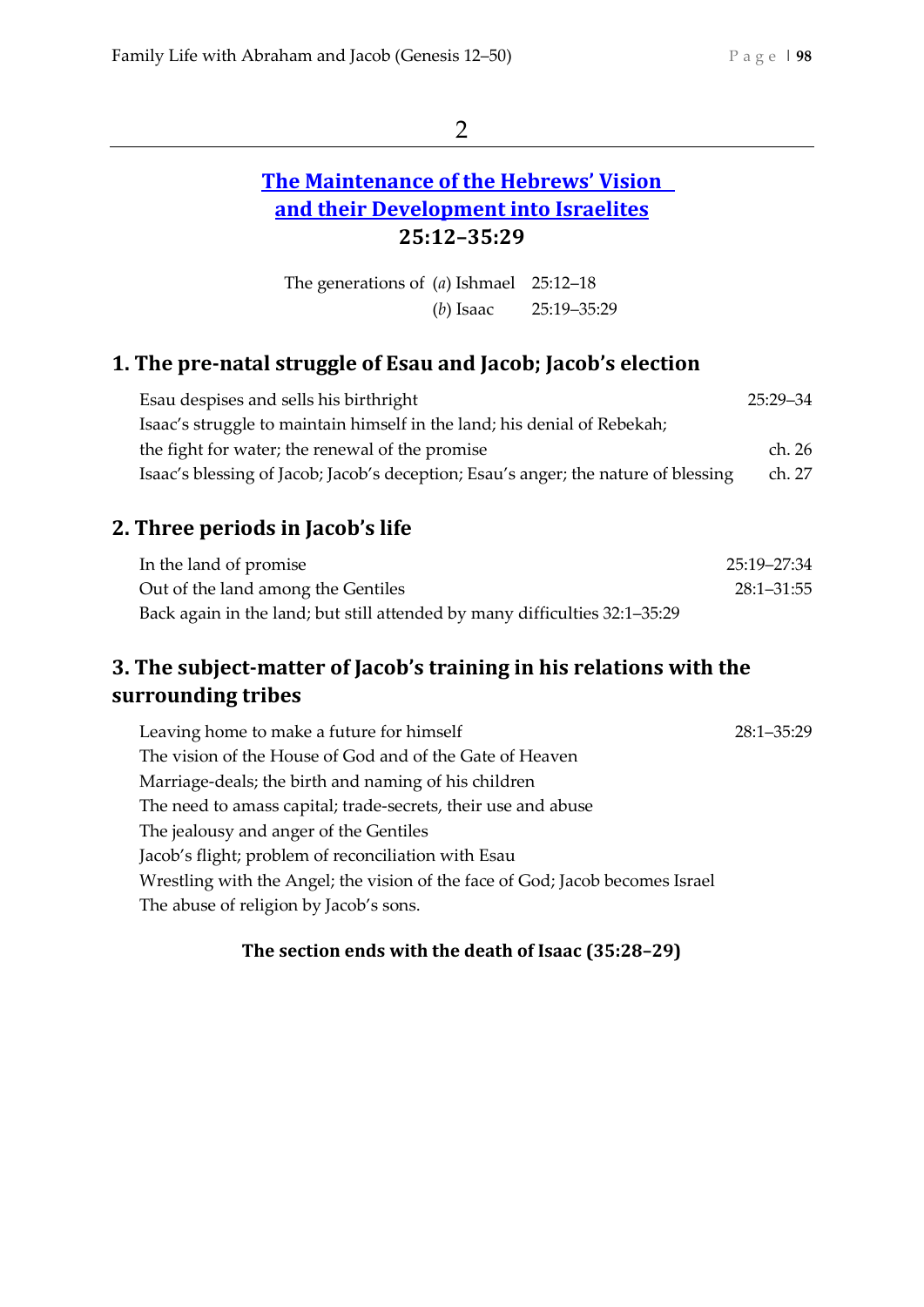2

## [The Maintenance of the Hebrews' Vision and their Development into Israelites]
## 25:12–35:29

| The generations of | Person | Reference |
|---|---|---|
| | (*a*) Ishmael | 25:12–18 |
| | (*b*) Isaac | 25:19–35:29 |

### 1. The pre-natal struggle of Esau and Jacob; Jacob's election

| | |
|---|---|
| Esau despises and sells his birthright | 25:29–34 |
| Isaac's struggle to maintain himself in the land; his denial of Rebekah; the fight for water; the renewal of the promise | ch. 26 |
| Isaac's blessing of Jacob; Jacob's deception; Esau's anger; the nature of blessing | ch. 27 |

### 2. Three periods in Jacob's life

| | |
|---|---|
| In the land of promise | 25:19–27:34 |
| Out of the land among the Gentiles | 28:1–31:55 |
| Back again in the land; but still attended by many difficulties | 32:1–35:29 |

### 3. The subject-matter of Jacob's training in his relations with the surrounding tribes

Leaving home to make a future for himself — 28:1–35:29
The vision of the House of God and of the Gate of Heaven
Marriage-deals; the birth and naming of his children
The need to amass capital; trade-secrets, their use and abuse
The jealousy and anger of the Gentiles
Jacob's flight; problem of reconciliation with Esau
Wrestling with the Angel; the vision of the face of God; Jacob becomes Israel
The abuse of religion by Jacob's sons.

**The section ends with the death of Isaac (35:28–29)**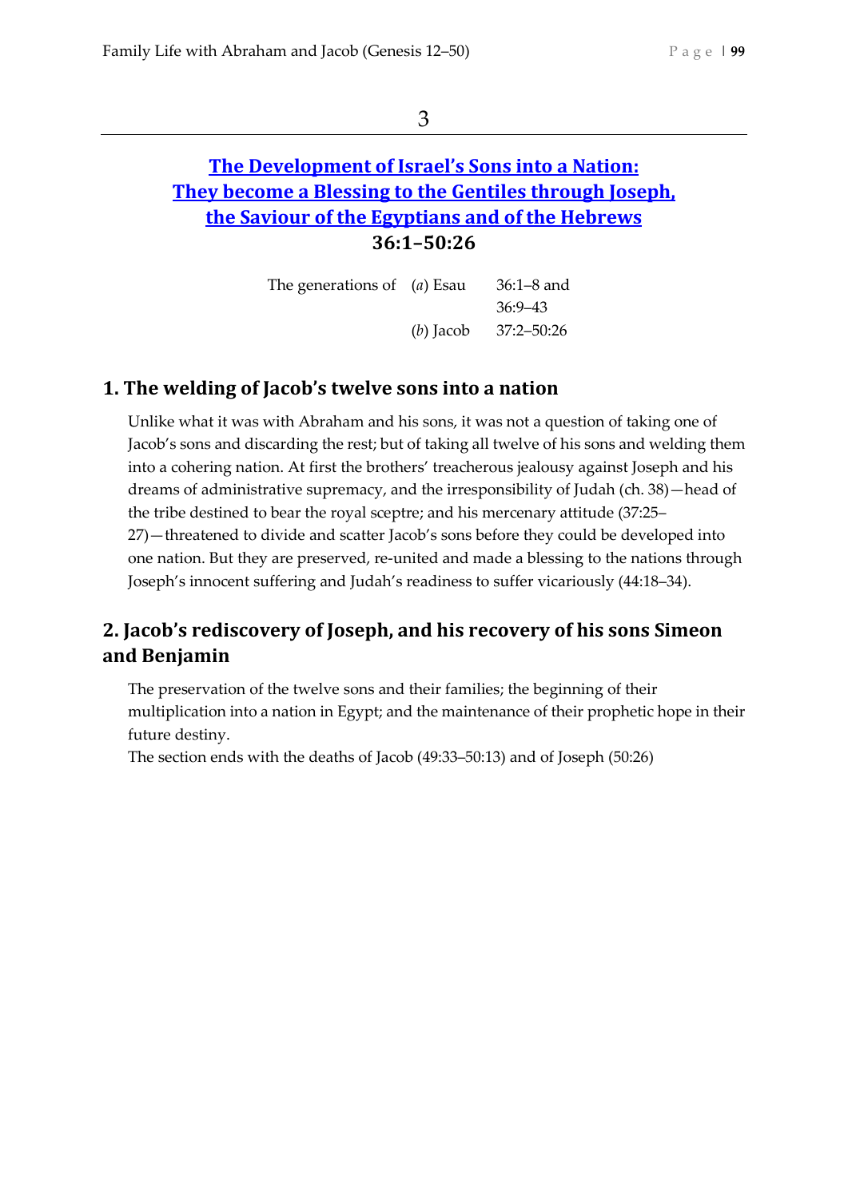3

## [The Development of Israel's Sons into a Nation: They become a Blessing to the Gentiles through Joseph, the Saviour of the Egyptians and of the Hebrews]

**36:1–50:26**

| The generations of | (*a*) Esau | 36:1–8 and 36:9–43 |
|---|---|---|
| | (*b*) Jacob | 37:2–50:26 |

### 1. The welding of Jacob's twelve sons into a nation

Unlike what it was with Abraham and his sons, it was not a question of taking one of Jacob's sons and discarding the rest; but of taking all twelve of his sons and welding them into a cohering nation. At first the brothers' treacherous jealousy against Joseph and his dreams of administrative supremacy, and the irresponsibility of Judah (ch. 38)—head of the tribe destined to bear the royal sceptre; and his mercenary attitude (37:25–27)—threatened to divide and scatter Jacob's sons before they could be developed into one nation. But they are preserved, re-united and made a blessing to the nations through Joseph's innocent suffering and Judah's readiness to suffer vicariously (44:18–34).

### 2. Jacob's rediscovery of Joseph, and his recovery of his sons Simeon and Benjamin

The preservation of the twelve sons and their families; the beginning of their multiplication into a nation in Egypt; and the maintenance of their prophetic hope in their future destiny.

The section ends with the deaths of Jacob (49:33–50:13) and of Joseph (50:26)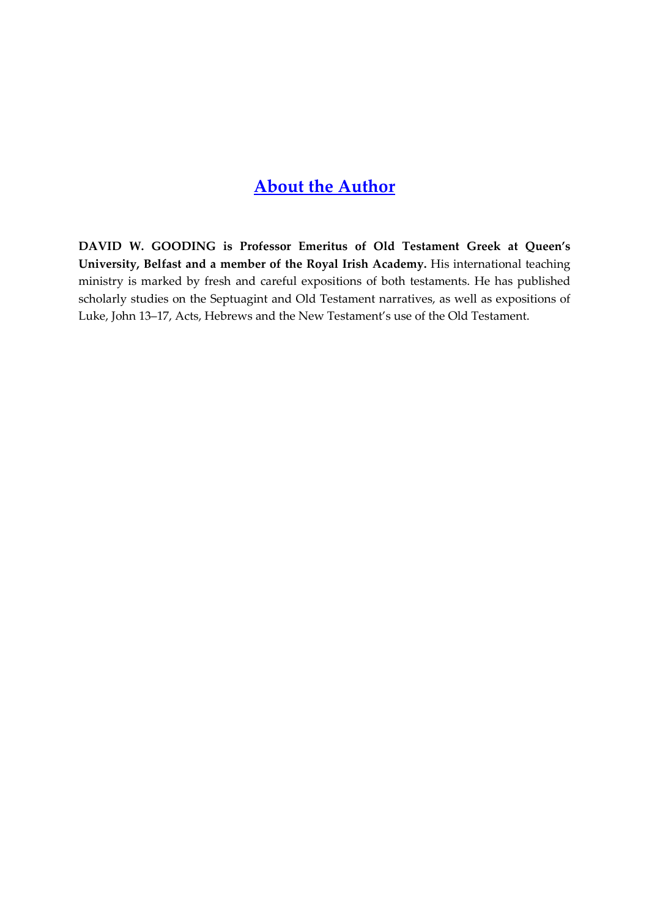## About the Author

**DAVID W. GOODING is Professor Emeritus of Old Testament Greek at Queen's University, Belfast and a member of the Royal Irish Academy.** His international teaching ministry is marked by fresh and careful expositions of both testaments. He has published scholarly studies on the Septuagint and Old Testament narratives, as well as expositions of Luke, John 13–17, Acts, Hebrews and the New Testament's use of the Old Testament.